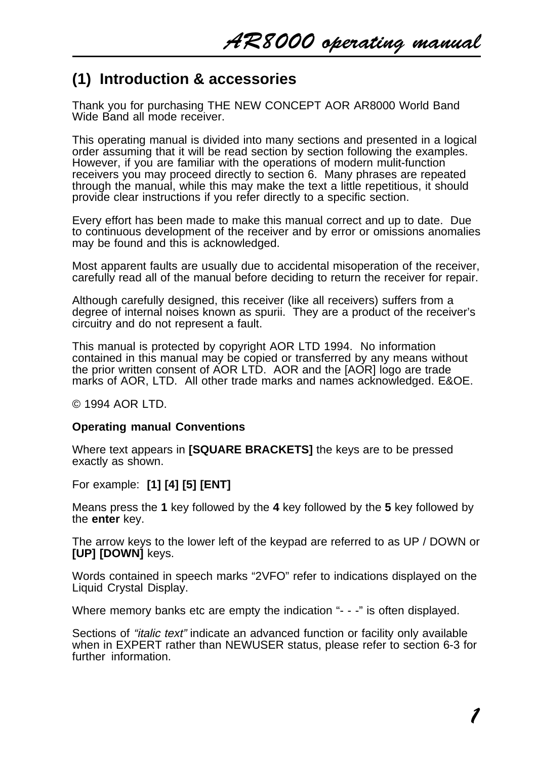# (1) Introduction & accessories

Thank you for purchasing THE NEW CONCEPT AOR AR8000 World Band Wide Band all mode receiver.

This operating manual is divided into many sections and presented in a logical order assuming that it will be read section by section following the examples. However, if you are familiar with the operations of modern mulit-function receivers you may proceed directly to section 6. Many phrases are repeated through the manual, while this may make the text a little repetitious, it should provide clear instructions if you refer directly to a specific section.

Every effort has been made to make this manual correct and up to date. Due to continuous development of the receiver and by error or omissions anomalies may be found and this is acknowledged.

Most apparent faults are usually due to accidental misoperation of the receiver, carefully read all of the manual before deciding to return the receiver for repair.

Although carefully designed, this receiver (like all receivers) suffers from a degree of internal noises known as spurii. They are a product of the receiver's circuitry and do not represent a fault.

This manual is protected by copyright AOR LTD 1994. No information contained in this manual may be copied or transferred by any means without the prior written consent of AOR LTD. AOR and the [AOR] logo are trade marks of AOR, LTD. All other trade marks and names acknowledged. E&OE.

© 1994 AOR LTD.

**Operating manual Conventions**

Where text appears in **[SQUARE BRACKETS]** the keys are to be pressed exactly as shown.

For example: **[1] [4] [5] [ENT]**

Means press the **1** key followed by the **4** key followed by the **5** key followed by the **enter** key.

The arrow keys to the lower left of the keypad are referred to as UP / DOWN or **[UP] [DOWN]** keys.

Words contained in speech marks "2VFO" refer to indications displayed on the Liquid Crystal Display.

Where memory banks etc are empty the indication "- - -" is often displayed.

Sections of *"italic text"* indicate an advanced function or facility only available when in EXPERT rather than NEWUSER status, please refer to section 6-3 for further information.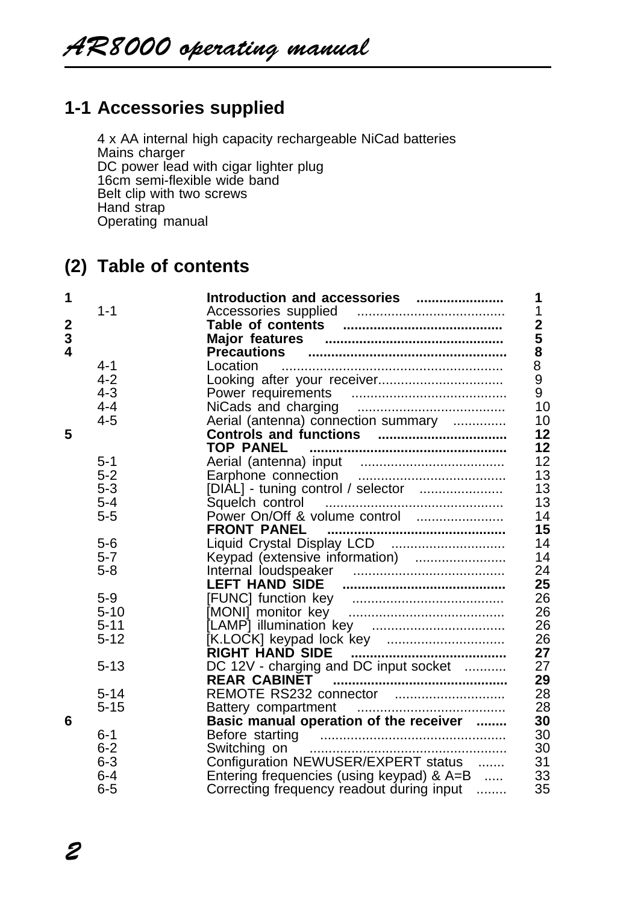## 1-1 Accessories supplied

4 x AA internal high capacity rechargeable NiCad batteries
Mains charger
DC power lead with cigar lighter plug
16cm semi-flexible wide band
Belt clip with two screws
Hand strap
Operating manual

## (2) Table of contents

| | | | |
|---|---|---|---|
| **1** | | **Introduction and accessories** | **1** |
| | 1-1 | Accessories supplied | 1 |
| **2** | | **Table of contents** | **2** |
| **3** | | **Major features** | **5** |
| **4** | | **Precautions** | **8** |
| | 4-1 | Location | 8 |
| | 4-2 | Looking after your receiver | 9 |
| | 4-3 | Power requirements | 9 |
| | 4-4 | NiCads and charging | 10 |
| | 4-5 | Aerial (antenna) connection summary | 10 |
| **5** | | **Controls and functions** | **12** |
| | | **TOP PANEL** | **12** |
| | 5-1 | Aerial (antenna) input | 12 |
| | 5-2 | Earphone connection | 13 |
| | 5-3 | [DIAL] - tuning control / selector | 13 |
| | 5-4 | Squelch control | 13 |
| | 5-5 | Power On/Off & volume control | 14 |
| | | **FRONT PANEL** | **15** |
| | 5-6 | Liquid Crystal Display LCD | 14 |
| | 5-7 | Keypad (extensive information) | 14 |
| | 5-8 | Internal loudspeaker | 24 |
| | | **LEFT HAND SIDE** | **25** |
| | 5-9 | [FUNC] function key | 26 |
| | 5-10 | [MONI] monitor key | 26 |
| | 5-11 | [LAMP] illumination key | 26 |
| | 5-12 | [K.LOCK] keypad lock key | 26 |
| | | **RIGHT HAND SIDE** | **27** |
| | 5-13 | DC 12V - charging and DC input socket | 27 |
| | | **REAR CABINET** | **29** |
| | 5-14 | REMOTE RS232 connector | 28 |
| | 5-15 | Battery compartment | 28 |
| **6** | | **Basic manual operation of the receiver** | **30** |
| | 6-1 | Before starting | 30 |
| | 6-2 | Switching on | 30 |
| | 6-3 | Configuration NEWUSER/EXPERT status | 31 |
| | 6-4 | Entering frequencies (using keypad) & A=B | 33 |
| | 6-5 | Correcting frequency readout during input | 35 |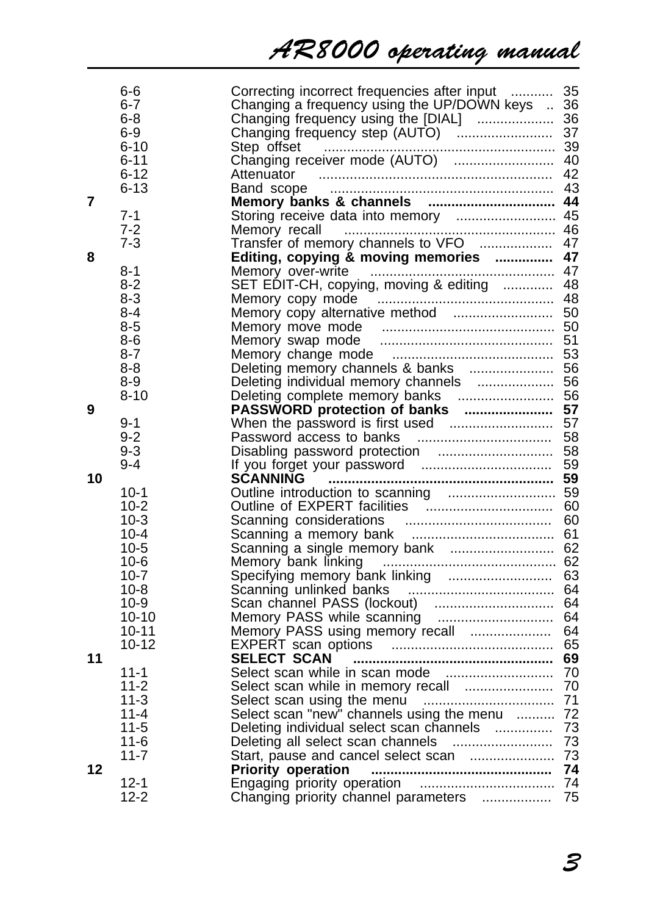| | | | |
|---|---|---|---|
| | 6-6 | Correcting incorrect frequencies after input | 35 |
| | 6-7 | Changing a frequency using the UP/DOWN keys | 36 |
| | 6-8 | Changing frequency using the [DIAL] | 36 |
| | 6-9 | Changing frequency step (AUTO) | 37 |
| | 6-10 | Step offset | 39 |
| | 6-11 | Changing receiver mode (AUTO) | 40 |
| | 6-12 | Attenuator | 42 |
| | 6-13 | Band scope | 43 |
| **7** | | **Memory banks & channels** | **44** |
| | 7-1 | Storing receive data into memory | 45 |
| | 7-2 | Memory recall | 46 |
| | 7-3 | Transfer of memory channels to VFO | 47 |
| **8** | | **Editing, copying & moving memories** | **47** |
| | 8-1 | Memory over-write | 47 |
| | 8-2 | SET EDIT-CH, copying, moving & editing | 48 |
| | 8-3 | Memory copy mode | 48 |
| | 8-4 | Memory copy alternative method | 50 |
| | 8-5 | Memory move mode | 50 |
| | 8-6 | Memory swap mode | 51 |
| | 8-7 | Memory change mode | 53 |
| | 8-8 | Deleting memory channels & banks | 56 |
| | 8-9 | Deleting individual memory channels | 56 |
| | 8-10 | Deleting complete memory banks | 56 |
| **9** | | **PASSWORD protection of banks** | **57** |
| | 9-1 | When the password is first used | 57 |
| | 9-2 | Password access to banks | 58 |
| | 9-3 | Disabling password protection | 58 |
| | 9-4 | If you forget your password | 59 |
| **10** | | **SCANNING** | **59** |
| | 10-1 | Outline introduction to scanning | 59 |
| | 10-2 | Outline of EXPERT facilities | 60 |
| | 10-3 | Scanning considerations | 60 |
| | 10-4 | Scanning a memory bank | 61 |
| | 10-5 | Scanning a single memory bank | 62 |
| | 10-6 | Memory bank linking | 62 |
| | 10-7 | Specifying memory bank linking | 63 |
| | 10-8 | Scanning unlinked banks | 64 |
| | 10-9 | Scan channel PASS (lockout) | 64 |
| | 10-10 | Memory PASS while scanning | 64 |
| | 10-11 | Memory PASS using memory recall | 64 |
| | 10-12 | EXPERT scan options | 65 |
| **11** | | **SELECT SCAN** | **69** |
| | 11-1 | Select scan while in scan mode | 70 |
| | 11-2 | Select scan while in memory recall | 70 |
| | 11-3 | Select scan using the menu | 71 |
| | 11-4 | Select scan "new" channels using the menu | 72 |
| | 11-5 | Deleting individual select scan channels | 73 |
| | 11-6 | Deleting all select scan channels | 73 |
| | 11-7 | Start, pause and cancel select scan | 73 |
| **12** | | **Priority operation** | **74** |
| | 12-1 | Engaging priority operation | 74 |
| | 12-2 | Changing priority channel parameters | 75 |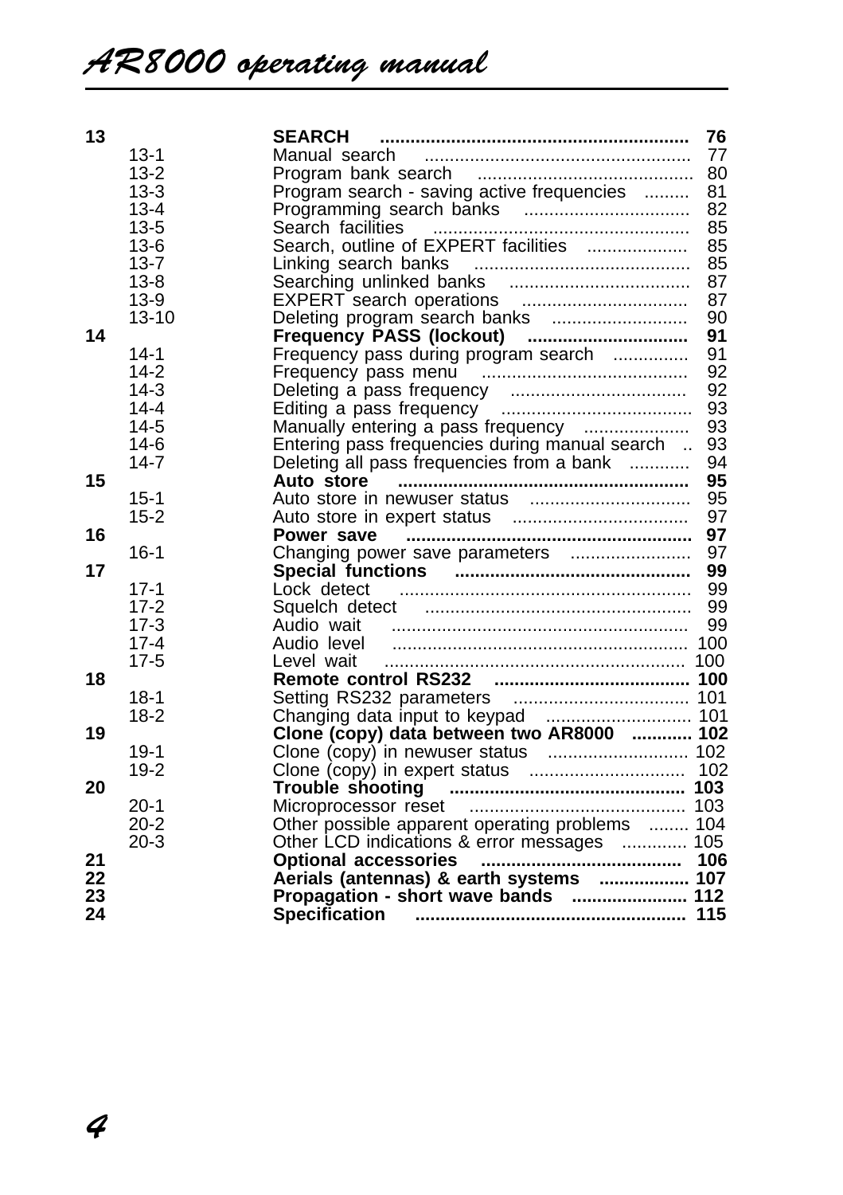| | | | |
|---|---|---|---|
| **13** | | **SEARCH** | **76** |
| | 13-1 | Manual search | 77 |
| | 13-2 | Program bank search | 80 |
| | 13-3 | Program search - saving active frequencies | 81 |
| | 13-4 | Programming search banks | 82 |
| | 13-5 | Search facilities | 85 |
| | 13-6 | Search, outline of EXPERT facilities | 85 |
| | 13-7 | Linking search banks | 85 |
| | 13-8 | Searching unlinked banks | 87 |
| | 13-9 | EXPERT search operations | 87 |
| | 13-10 | Deleting program search banks | 90 |
| **14** | | **Frequency PASS (lockout)** | **91** |
| | 14-1 | Frequency pass during program search | 91 |
| | 14-2 | Frequency pass menu | 92 |
| | 14-3 | Deleting a pass frequency | 92 |
| | 14-4 | Editing a pass frequency | 93 |
| | 14-5 | Manually entering a pass frequency | 93 |
| | 14-6 | Entering pass frequencies during manual search | 93 |
| | 14-7 | Deleting all pass frequencies from a bank | 94 |
| **15** | | **Auto store** | **95** |
| | 15-1 | Auto store in newuser status | 95 |
| | 15-2 | Auto store in expert status | 97 |
| **16** | | **Power save** | **97** |
| | 16-1 | Changing power save parameters | 97 |
| **17** | | **Special functions** | **99** |
| | 17-1 | Lock detect | 99 |
| | 17-2 | Squelch detect | 99 |
| | 17-3 | Audio wait | 99 |
| | 17-4 | Audio level | 100 |
| | 17-5 | Level wait | 100 |
| **18** | | **Remote control RS232** | **100** |
| | 18-1 | Setting RS232 parameters | 101 |
| | 18-2 | Changing data input to keypad | 101 |
| **19** | | **Clone (copy) data between two AR8000** | **102** |
| | 19-1 | Clone (copy) in newuser status | 102 |
| | 19-2 | Clone (copy) in expert status | 102 |
| **20** | | **Trouble shooting** | **103** |
| | 20-1 | Microprocessor reset | 103 |
| | 20-2 | Other possible apparent operating problems | 104 |
| | 20-3 | Other LCD indications & error messages | 105 |
| **21** | | **Optional accessories** | **106** |
| **22** | | **Aerials (antennas) & earth systems** | **107** |
| **23** | | **Propagation - short wave bands** | **112** |
| **24** | | **Specification** | **115** |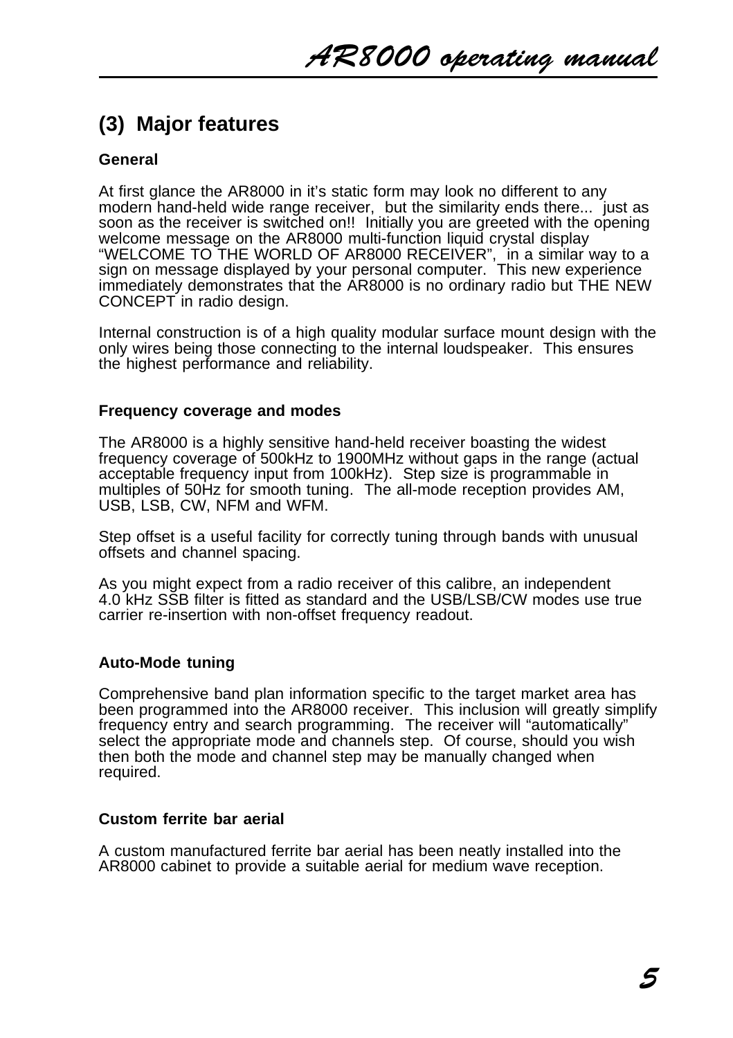## (3) Major features

### General

At first glance the AR8000 in it's static form may look no different to any modern hand-held wide range receiver, but the similarity ends there... just as soon as the receiver is switched on!! Initially you are greeted with the opening welcome message on the AR8000 multi-function liquid crystal display "WELCOME TO THE WORLD OF AR8000 RECEIVER", in a similar way to a sign on message displayed by your personal computer. This new experience immediately demonstrates that the AR8000 is no ordinary radio but THE NEW CONCEPT in radio design.

Internal construction is of a high quality modular surface mount design with the only wires being those connecting to the internal loudspeaker. This ensures the highest performance and reliability.

### Frequency coverage and modes

The AR8000 is a highly sensitive hand-held receiver boasting the widest frequency coverage of 500kHz to 1900MHz without gaps in the range (actual acceptable frequency input from 100kHz). Step size is programmable in multiples of 50Hz for smooth tuning. The all-mode reception provides AM, USB, LSB, CW, NFM and WFM.

Step offset is a useful facility for correctly tuning through bands with unusual offsets and channel spacing.

As you might expect from a radio receiver of this calibre, an independent 4.0 kHz SSB filter is fitted as standard and the USB/LSB/CW modes use true carrier re-insertion with non-offset frequency readout.

### Auto-Mode tuning

Comprehensive band plan information specific to the target market area has been programmed into the AR8000 receiver. This inclusion will greatly simplify frequency entry and search programming. The receiver will "automatically" select the appropriate mode and channels step. Of course, should you wish then both the mode and channel step may be manually changed when required.

### Custom ferrite bar aerial

A custom manufactured ferrite bar aerial has been neatly installed into the AR8000 cabinet to provide a suitable aerial for medium wave reception.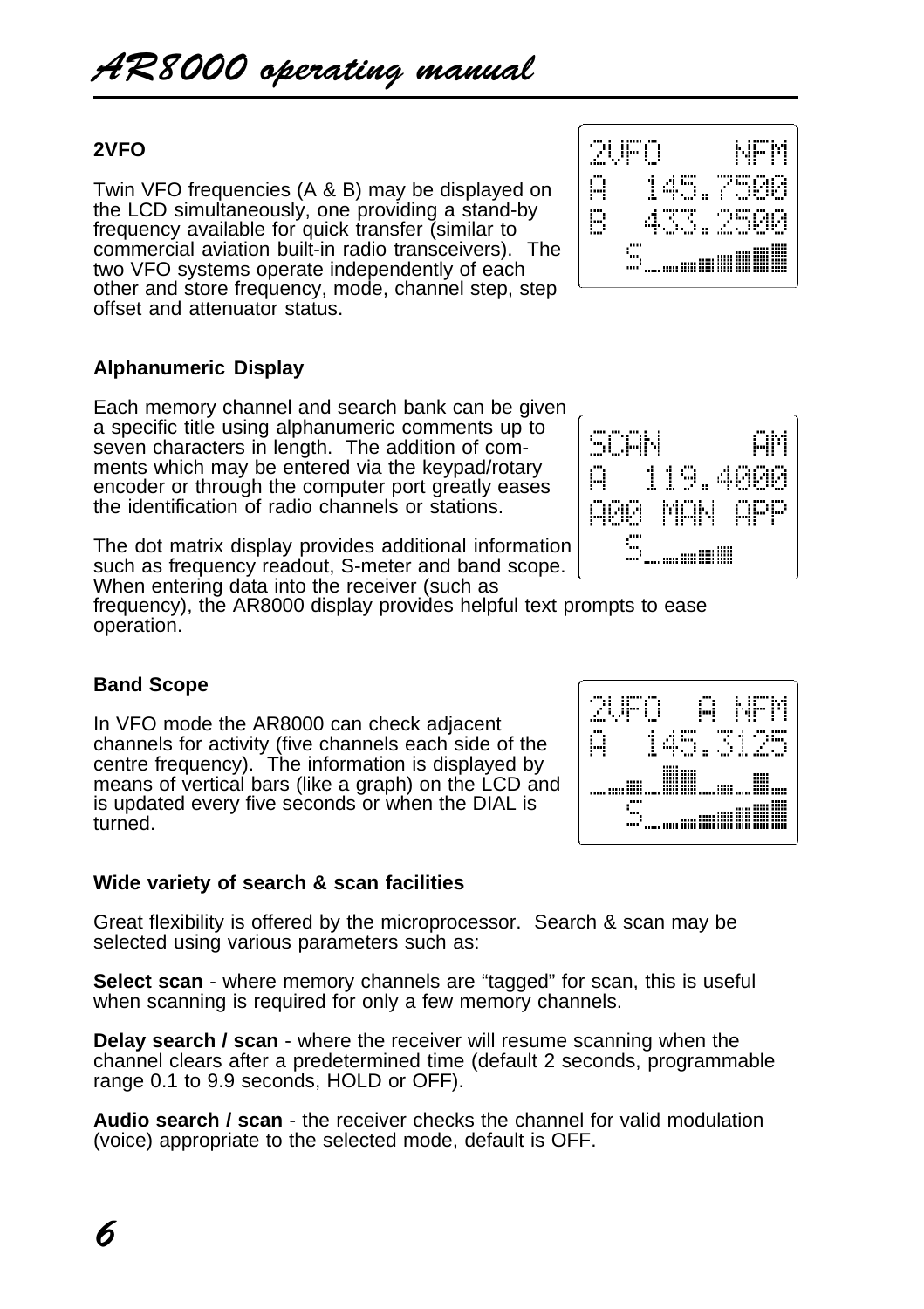## 2VFO

Twin VFO frequencies (A & B) may be displayed on the LCD simultaneously, one providing a stand-by frequency available for quick transfer (similar to commercial aviation built-in radio transceivers). The two VFO systems operate independently of each other and store frequency, mode, channel step, step offset and attenuator status.

## Alphanumeric Display

Each memory channel and search bank can be given a specific title using alphanumeric comments up to seven characters in length. The addition of comments which may be entered via the keypad/rotary encoder or through the computer port greatly eases the identification of radio channels or stations.

The dot matrix display provides additional information such as frequency readout, S-meter and band scope. When entering data into the receiver (such as frequency), the AR8000 display provides helpful text prompts to ease operation.

## Band Scope

In VFO mode the AR8000 can check adjacent channels for activity (five channels each side of the centre frequency). The information is displayed by means of vertical bars (like a graph) on the LCD and is updated every five seconds or when the DIAL is turned.

## Wide variety of search & scan facilities

Great flexibility is offered by the microprocessor. Search & scan may be selected using various parameters such as:

**Select scan** - where memory channels are "tagged" for scan, this is useful when scanning is required for only a few memory channels.

**Delay search / scan** - where the receiver will resume scanning when the channel clears after a predetermined time (default 2 seconds, programmable range 0.1 to 9.9 seconds, HOLD or OFF).

**Audio search / scan** - the receiver checks the channel for valid modulation (voice) appropriate to the selected mode, default is OFF.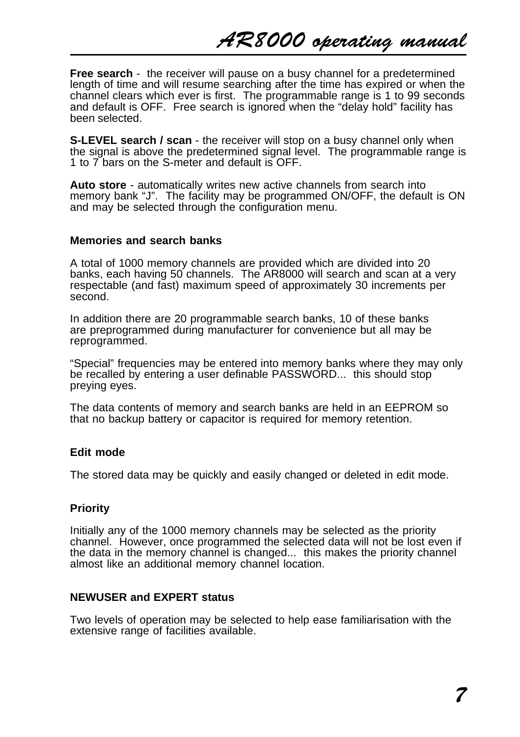**Free search** - the receiver will pause on a busy channel for a predetermined length of time and will resume searching after the time has expired or when the channel clears which ever is first. The programmable range is 1 to 99 seconds and default is OFF. Free search is ignored when the “delay hold” facility has been selected.

**S-LEVEL search / scan** - the receiver will stop on a busy channel only when the signal is above the predetermined signal level. The programmable range is 1 to 7 bars on the S-meter and default is OFF.

**Auto store** - automatically writes new active channels from search into memory bank “J”. The facility may be programmed ON/OFF, the default is ON and may be selected through the configuration menu.

### Memories and search banks

A total of 1000 memory channels are provided which are divided into 20 banks, each having 50 channels. The AR8000 will search and scan at a very respectable (and fast) maximum speed of approximately 30 increments per second.

In addition there are 20 programmable search banks, 10 of these banks are preprogrammed during manufacturer for convenience but all may be reprogrammed.

“Special” frequencies may be entered into memory banks where they may only be recalled by entering a user definable PASSWORD... this should stop preying eyes.

The data contents of memory and search banks are held in an EEPROM so that no backup battery or capacitor is required for memory retention.

### Edit mode

The stored data may be quickly and easily changed or deleted in edit mode.

### Priority

Initially any of the 1000 memory channels may be selected as the priority channel. However, once programmed the selected data will not be lost even if the data in the memory channel is changed... this makes the priority channel almost like an additional memory channel location.

### NEWUSER and EXPERT status

Two levels of operation may be selected to help ease familiarisation with the extensive range of facilities available.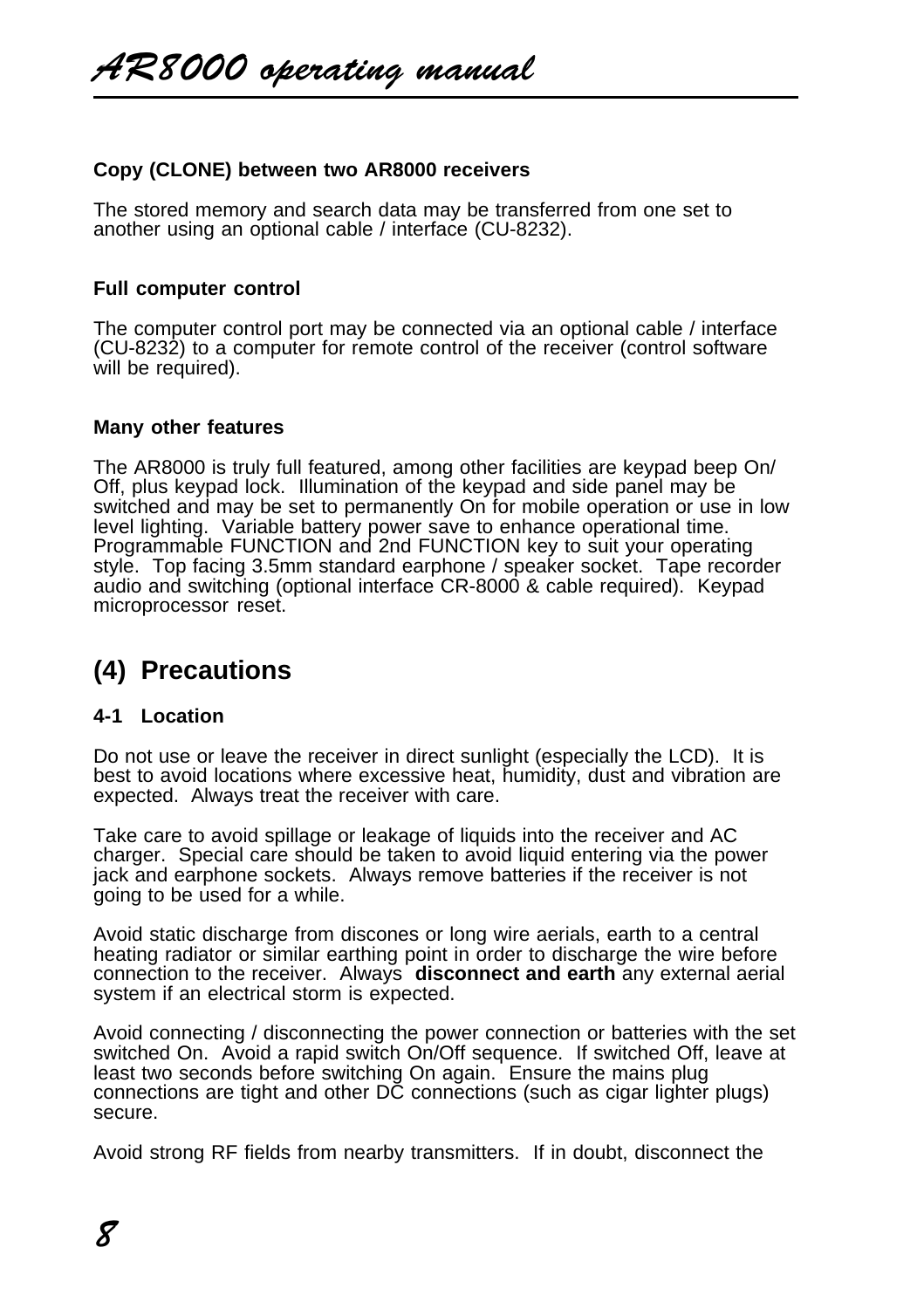**Copy (CLONE) between two AR8000 receivers**

The stored memory and search data may be transferred from one set to another using an optional cable / interface (CU-8232).

**Full computer control**

The computer control port may be connected via an optional cable / interface (CU-8232) to a computer for remote control of the receiver (control software will be required).

**Many other features**

The AR8000 is truly full featured, among other facilities are keypad beep On/Off, plus keypad lock. Illumination of the keypad and side panel may be switched and may be set to permanently On for mobile operation or use in low level lighting. Variable battery power save to enhance operational time. Programmable FUNCTION and 2nd FUNCTION key to suit your operating style. Top facing 3.5mm standard earphone / speaker socket. Tape recorder audio and switching (optional interface CR-8000 & cable required). Keypad microprocessor reset.

## (4) Precautions

### 4-1 Location

Do not use or leave the receiver in direct sunlight (especially the LCD). It is best to avoid locations where excessive heat, humidity, dust and vibration are expected. Always treat the receiver with care.

Take care to avoid spillage or leakage of liquids into the receiver and AC charger. Special care should be taken to avoid liquid entering via the power jack and earphone sockets. Always remove batteries if the receiver is not going to be used for a while.

Avoid static discharge from discones or long wire aerials, earth to a central heating radiator or similar earthing point in order to discharge the wire before connection to the receiver. Always **disconnect and earth** any external aerial system if an electrical storm is expected.

Avoid connecting / disconnecting the power connection or batteries with the set switched On. Avoid a rapid switch On/Off sequence. If switched Off, leave at least two seconds before switching On again. Ensure the mains plug connections are tight and other DC connections (such as cigar lighter plugs) secure.

Avoid strong RF fields from nearby transmitters. If in doubt, disconnect the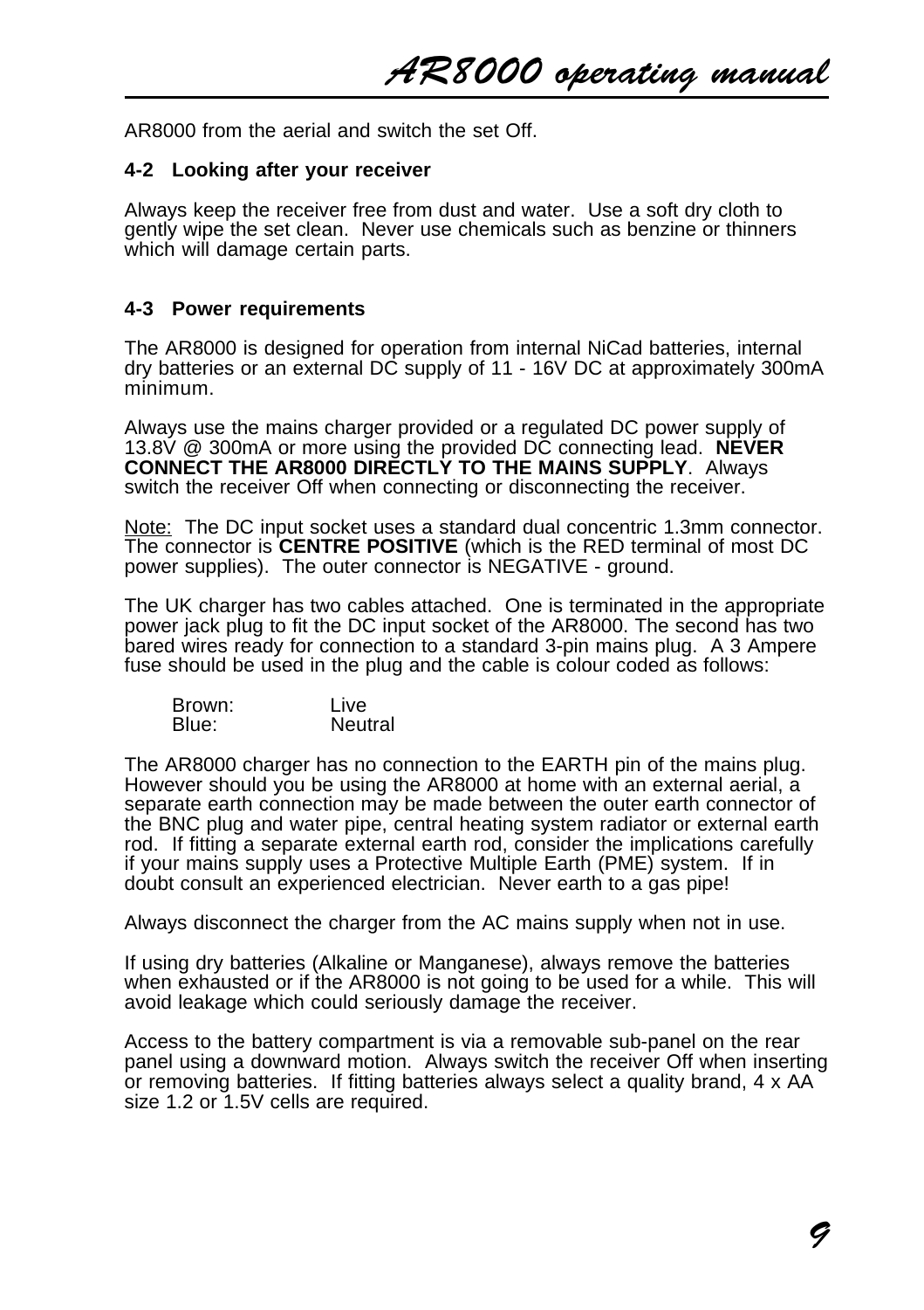AR8000 from the aerial and switch the set Off.

### 4-2 Looking after your receiver

Always keep the receiver free from dust and water. Use a soft dry cloth to gently wipe the set clean. Never use chemicals such as benzine or thinners which will damage certain parts.

### 4-3 Power requirements

The AR8000 is designed for operation from internal NiCad batteries, internal dry batteries or an external DC supply of 11 - 16V DC at approximately 300mA minimum.

Always use the mains charger provided or a regulated DC power supply of 13.8V @ 300mA or more using the provided DC connecting lead. **NEVER CONNECT THE AR8000 DIRECTLY TO THE MAINS SUPPLY**. Always switch the receiver Off when connecting or disconnecting the receiver.

Note: The DC input socket uses a standard dual concentric 1.3mm connector. The connector is **CENTRE POSITIVE** (which is the RED terminal of most DC power supplies). The outer connector is NEGATIVE - ground.

The UK charger has two cables attached. One is terminated in the appropriate power jack plug to fit the DC input socket of the AR8000. The second has two bared wires ready for connection to a standard 3-pin mains plug. A 3 Ampere fuse should be used in the plug and the cable is colour coded as follows:

| | |
|---|---|
| Brown: | Live |
| Blue: | Neutral |

The AR8000 charger has no connection to the EARTH pin of the mains plug. However should you be using the AR8000 at home with an external aerial, a separate earth connection may be made between the outer earth connector of the BNC plug and water pipe, central heating system radiator or external earth rod. If fitting a separate external earth rod, consider the implications carefully if your mains supply uses a Protective Multiple Earth (PME) system. If in doubt consult an experienced electrician. Never earth to a gas pipe!

Always disconnect the charger from the AC mains supply when not in use.

If using dry batteries (Alkaline or Manganese), always remove the batteries when exhausted or if the AR8000 is not going to be used for a while. This will avoid leakage which could seriously damage the receiver.

Access to the battery compartment is via a removable sub-panel on the rear panel using a downward motion. Always switch the receiver Off when inserting or removing batteries. If fitting batteries always select a quality brand, 4 x AA size 1.2 or 1.5V cells are required.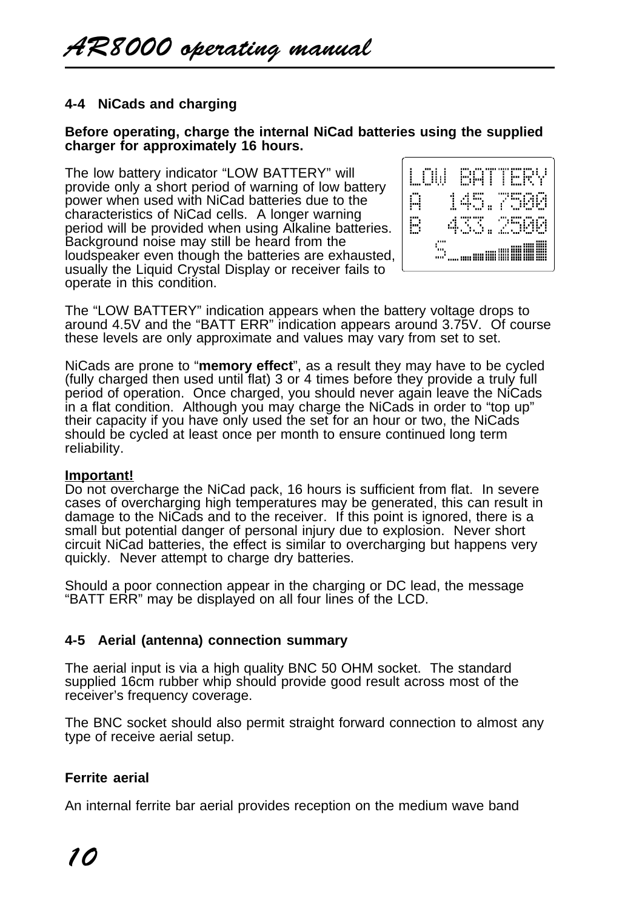## 4-4 NiCads and charging

**Before operating, charge the internal NiCad batteries using the supplied charger for approximately 16 hours.**

The low battery indicator "LOW BATTERY" will provide only a short period of warning of low battery power when used with NiCad batteries due to the characteristics of NiCad cells. A longer warning period will be provided when using Alkaline batteries. Background noise may still be heard from the loudspeaker even though the batteries are exhausted, usually the Liquid Crystal Display or receiver fails to operate in this condition.

```
LOW BATTERY
A  145.7500
B  433.2500
  S
```

The "LOW BATTERY" indication appears when the battery voltage drops to around 4.5V and the "BATT ERR" indication appears around 3.75V. Of course these levels are only approximate and values may vary from set to set.

NiCads are prone to "**memory effect**", as a result they may have to be cycled (fully charged then used until flat) 3 or 4 times before they provide a truly full period of operation. Once charged, you should never again leave the NiCads in a flat condition. Although you may charge the NiCads in order to "top up" their capacity if you have only used the set for an hour or two, the NiCads should be cycled at least once per month to ensure continued long term reliability.

**Important!**
Do not overcharge the NiCad pack, 16 hours is sufficient from flat. In severe cases of overcharging high temperatures may be generated, this can result in damage to the NiCads and to the receiver. If this point is ignored, there is a small but potential danger of personal injury due to explosion. Never short circuit NiCad batteries, the effect is similar to overcharging but happens very quickly. Never attempt to charge dry batteries.

Should a poor connection appear in the charging or DC lead, the message "BATT ERR" may be displayed on all four lines of the LCD.

## 4-5 Aerial (antenna) connection summary

The aerial input is via a high quality BNC 50 OHM socket. The standard supplied 16cm rubber whip should provide good result across most of the receiver's frequency coverage.

The BNC socket should also permit straight forward connection to almost any type of receive aerial setup.

### Ferrite aerial

An internal ferrite bar aerial provides reception on the medium wave band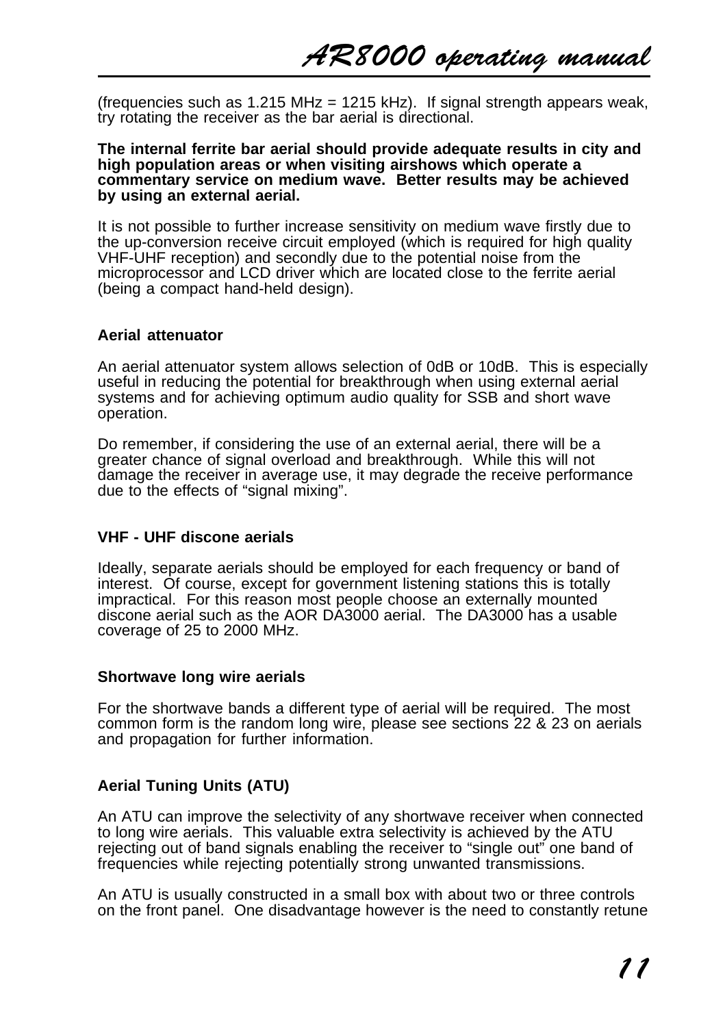(frequencies such as 1.215 MHz = 1215 kHz). If signal strength appears weak, try rotating the receiver as the bar aerial is directional.

**The internal ferrite bar aerial should provide adequate results in city and high population areas or when visiting airshows which operate a commentary service on medium wave. Better results may be achieved by using an external aerial.**

It is not possible to further increase sensitivity on medium wave firstly due to the up-conversion receive circuit employed (which is required for high quality VHF-UHF reception) and secondly due to the potential noise from the microprocessor and LCD driver which are located close to the ferrite aerial (being a compact hand-held design).

### Aerial attenuator

An aerial attenuator system allows selection of 0dB or 10dB. This is especially useful in reducing the potential for breakthrough when using external aerial systems and for achieving optimum audio quality for SSB and short wave operation.

Do remember, if considering the use of an external aerial, there will be a greater chance of signal overload and breakthrough. While this will not damage the receiver in average use, it may degrade the receive performance due to the effects of “signal mixing”.

### VHF - UHF discone aerials

Ideally, separate aerials should be employed for each frequency or band of interest. Of course, except for government listening stations this is totally impractical. For this reason most people choose an externally mounted discone aerial such as the AOR DA3000 aerial. The DA3000 has a usable coverage of 25 to 2000 MHz.

### Shortwave long wire aerials

For the shortwave bands a different type of aerial will be required. The most common form is the random long wire, please see sections 22 & 23 on aerials and propagation for further information.

### Aerial Tuning Units (ATU)

An ATU can improve the selectivity of any shortwave receiver when connected to long wire aerials. This valuable extra selectivity is achieved by the ATU rejecting out of band signals enabling the receiver to “single out” one band of frequencies while rejecting potentially strong unwanted transmissions.

An ATU is usually constructed in a small box with about two or three controls on the front panel. One disadvantage however is the need to constantly retune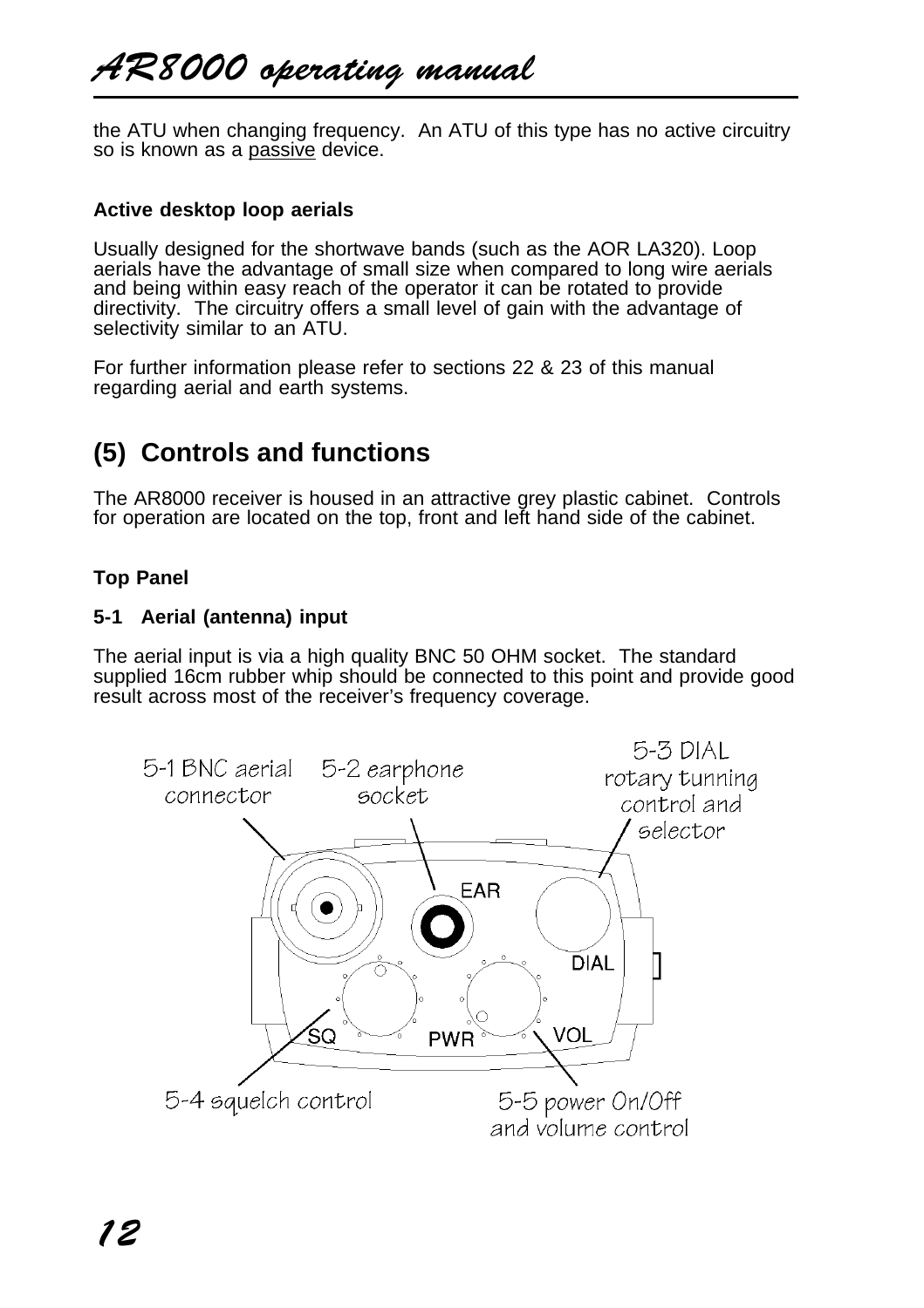the ATU when changing frequency. An ATU of this type has no active circuitry so is known as a passive device.

**Active desktop loop aerials**

Usually designed for the shortwave bands (such as the AOR LA320). Loop aerials have the advantage of small size when compared to long wire aerials and being within easy reach of the operator it can be rotated to provide directivity. The circuitry offers a small level of gain with the advantage of selectivity similar to an ATU.

For further information please refer to sections 22 & 23 of this manual regarding aerial and earth systems.

## (5) Controls and functions

The AR8000 receiver is housed in an attractive grey plastic cabinet. Controls for operation are located on the top, front and left hand side of the cabinet.

**Top Panel**

**5-1 Aerial (antenna) input**

The aerial input is via a high quality BNC 50 OHM socket. The standard supplied 16cm rubber whip should be connected to this point and provide good result across most of the receiver's frequency coverage.

5-1 BNC aerial connector

5-2 earphone socket

5-3 DIAL rotary tunning control and selector

EAR

DIAL

SQ

PWR

VOL

5-4 squelch control

5-5 power On/Off and volume control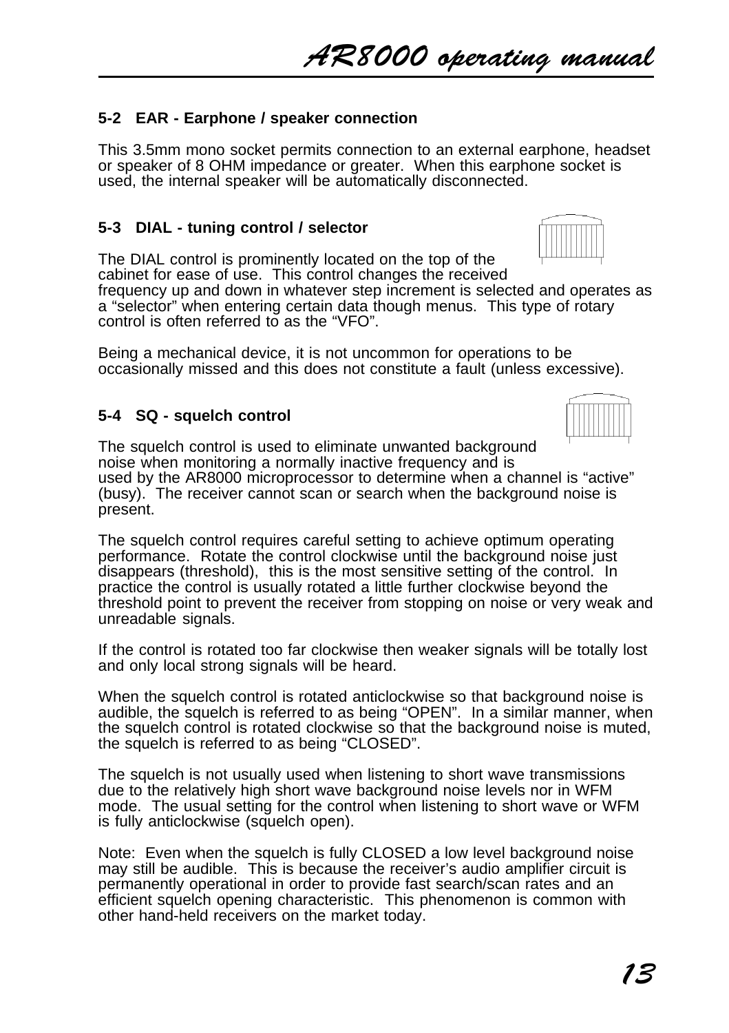### 5-2 EAR - Earphone / speaker connection

This 3.5mm mono socket permits connection to an external earphone, headset or speaker of 8 OHM impedance or greater. When this earphone socket is used, the internal speaker will be automatically disconnected.

### 5-3 DIAL - tuning control / selector

The DIAL control is prominently located on the top of the cabinet for ease of use. This control changes the received frequency up and down in whatever step increment is selected and operates as a “selector” when entering certain data though menus. This type of rotary control is often referred to as the “VFO”.

Being a mechanical device, it is not uncommon for operations to be occasionally missed and this does not constitute a fault (unless excessive).

### 5-4 SQ - squelch control

The squelch control is used to eliminate unwanted background noise when monitoring a normally inactive frequency and is used by the AR8000 microprocessor to determine when a channel is “active” (busy). The receiver cannot scan or search when the background noise is present.

The squelch control requires careful setting to achieve optimum operating performance. Rotate the control clockwise until the background noise just disappears (threshold), this is the most sensitive setting of the control. In practice the control is usually rotated a little further clockwise beyond the threshold point to prevent the receiver from stopping on noise or very weak and unreadable signals.

If the control is rotated too far clockwise then weaker signals will be totally lost and only local strong signals will be heard.

When the squelch control is rotated anticlockwise so that background noise is audible, the squelch is referred to as being “OPEN”. In a similar manner, when the squelch control is rotated clockwise so that the background noise is muted, the squelch is referred to as being “CLOSED”.

The squelch is not usually used when listening to short wave transmissions due to the relatively high short wave background noise levels nor in WFM mode. The usual setting for the control when listening to short wave or WFM is fully anticlockwise (squelch open).

Note: Even when the squelch is fully CLOSED a low level background noise may still be audible. This is because the receiver’s audio amplifier circuit is permanently operational in order to provide fast search/scan rates and an efficient squelch opening characteristic. This phenomenon is common with other hand-held receivers on the market today.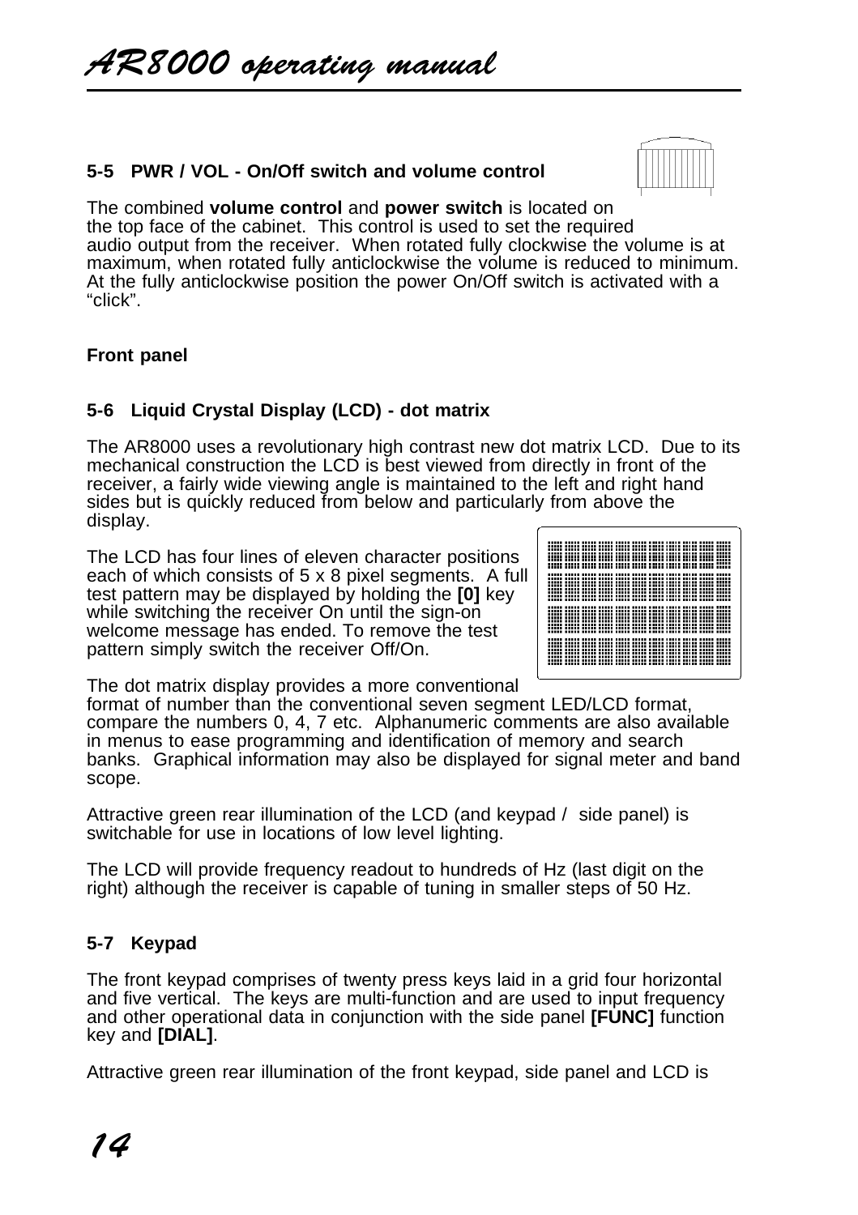### 5-5 PWR / VOL - On/Off switch and volume control

The combined **volume control** and **power switch** is located on the top face of the cabinet. This control is used to set the required audio output from the receiver. When rotated fully clockwise the volume is at maximum, when rotated fully anticlockwise the volume is reduced to minimum. At the fully anticlockwise position the power On/Off switch is activated with a "click".

## Front panel

### 5-6 Liquid Crystal Display (LCD) - dot matrix

The AR8000 uses a revolutionary high contrast new dot matrix LCD. Due to its mechanical construction the LCD is best viewed from directly in front of the receiver, a fairly wide viewing angle is maintained to the left and right hand sides but is quickly reduced from below and particularly from above the display.

The LCD has four lines of eleven character positions each of which consists of 5 x 8 pixel segments. A full test pattern may be displayed by holding the **[0]** key while switching the receiver On until the sign-on welcome message has ended. To remove the test pattern simply switch the receiver Off/On.

The dot matrix display provides a more conventional format of number than the conventional seven segment LED/LCD format, compare the numbers 0, 4, 7 etc. Alphanumeric comments are also available in menus to ease programming and identification of memory and search banks. Graphical information may also be displayed for signal meter and band scope.

Attractive green rear illumination of the LCD (and keypad / side panel) is switchable for use in locations of low level lighting.

The LCD will provide frequency readout to hundreds of Hz (last digit on the right) although the receiver is capable of tuning in smaller steps of 50 Hz.

### 5-7 Keypad

The front keypad comprises of twenty press keys laid in a grid four horizontal and five vertical. The keys are multi-function and are used to input frequency and other operational data in conjunction with the side panel **[FUNC]** function key and **[DIAL]**.

Attractive green rear illumination of the front keypad, side panel and LCD is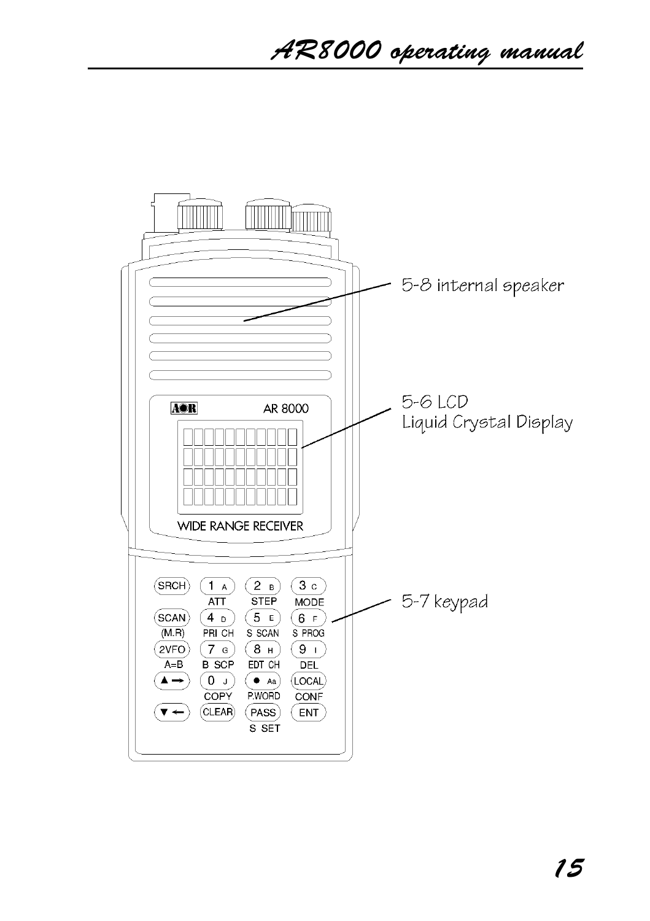5-8 internal speaker

5-6 LCD
Liquid Crystal Display

5-7 keypad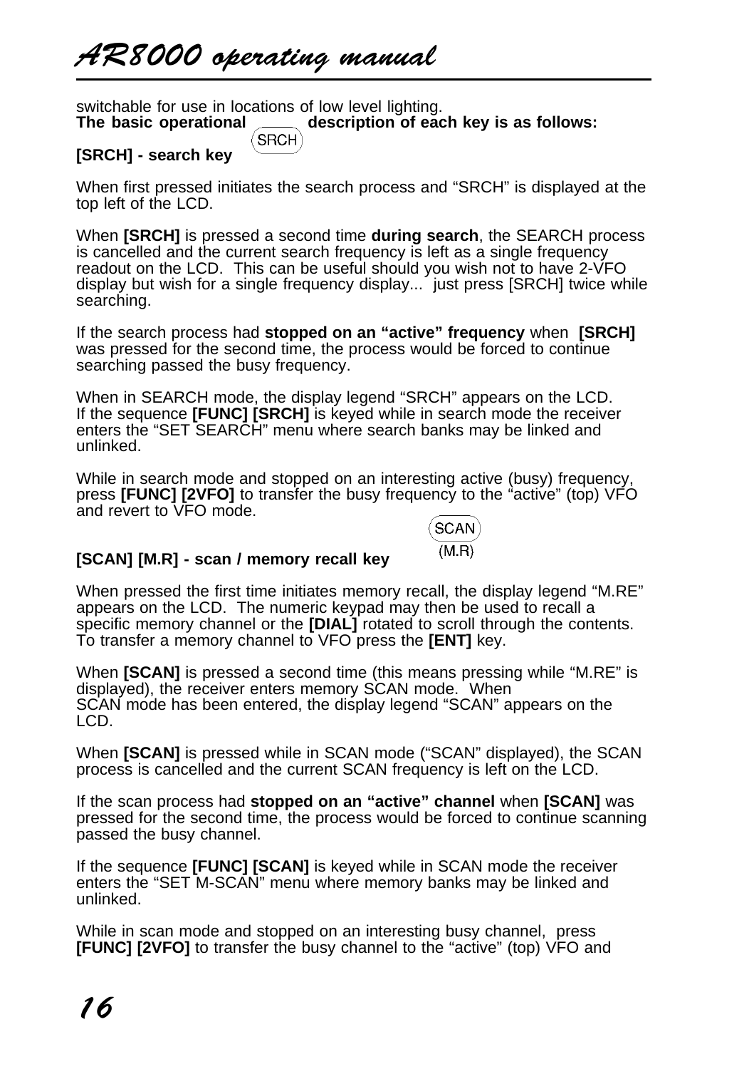switchable for use in locations of low level lighting.

**The basic operational description of each key is as follows:**

**[SRCH] - search key**

When first pressed initiates the search process and “SRCH” is displayed at the top left of the LCD.

When **[SRCH]** is pressed a second time **during search**, the SEARCH process is cancelled and the current search frequency is left as a single frequency readout on the LCD. This can be useful should you wish not to have 2-VFO display but wish for a single frequency display... just press [SRCH] twice while searching.

If the search process had **stopped on an “active” frequency** when **[SRCH]** was pressed for the second time, the process would be forced to continue searching passed the busy frequency.

When in SEARCH mode, the display legend “SRCH” appears on the LCD. If the sequence **[FUNC] [SRCH]** is keyed while in search mode the receiver enters the “SET SEARCH” menu where search banks may be linked and unlinked.

While in search mode and stopped on an interesting active (busy) frequency, press **[FUNC] [2VFO]** to transfer the busy frequency to the “active” (top) VFO and revert to VFO mode.

**[SCAN] [M.R] - scan / memory recall key**

When pressed the first time initiates memory recall, the display legend “M.RE” appears on the LCD. The numeric keypad may then be used to recall a specific memory channel or the **[DIAL]** rotated to scroll through the contents. To transfer a memory channel to VFO press the **[ENT]** key.

When **[SCAN]** is pressed a second time (this means pressing while “M.RE” is displayed), the receiver enters memory SCAN mode. When SCAN mode has been entered, the display legend “SCAN” appears on the LCD.

When **[SCAN]** is pressed while in SCAN mode (“SCAN” displayed), the SCAN process is cancelled and the current SCAN frequency is left on the LCD.

If the scan process had **stopped on an “active” channel** when **[SCAN]** was pressed for the second time, the process would be forced to continue scanning passed the busy channel.

If the sequence **[FUNC] [SCAN]** is keyed while in SCAN mode the receiver enters the “SET M-SCAN” menu where memory banks may be linked and unlinked.

While in scan mode and stopped on an interesting busy channel, press **[FUNC] [2VFO]** to transfer the busy channel to the “active” (top) VFO and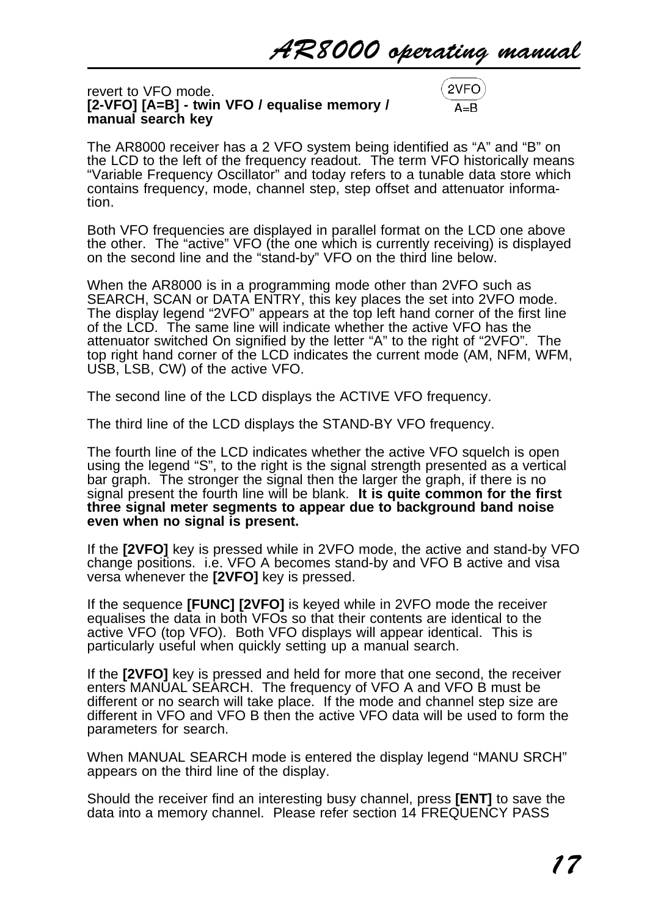revert to VFO mode.

**[2-VFO] [A=B] - twin VFO / equalise memory / manual search key**

2VFO
A=B

The AR8000 receiver has a 2 VFO system being identified as “A” and “B” on the LCD to the left of the frequency readout. The term VFO historically means “Variable Frequency Oscillator” and today refers to a tunable data store which contains frequency, mode, channel step, step offset and attenuator information.

Both VFO frequencies are displayed in parallel format on the LCD one above the other. The “active” VFO (the one which is currently receiving) is displayed on the second line and the “stand-by” VFO on the third line below.

When the AR8000 is in a programming mode other than 2VFO such as SEARCH, SCAN or DATA ENTRY, this key places the set into 2VFO mode. The display legend “2VFO” appears at the top left hand corner of the first line of the LCD. The same line will indicate whether the active VFO has the attenuator switched On signified by the letter “A” to the right of “2VFO”. The top right hand corner of the LCD indicates the current mode (AM, NFM, WFM, USB, LSB, CW) of the active VFO.

The second line of the LCD displays the ACTIVE VFO frequency.

The third line of the LCD displays the STAND-BY VFO frequency.

The fourth line of the LCD indicates whether the active VFO squelch is open using the legend “S”, to the right is the signal strength presented as a vertical bar graph. The stronger the signal then the larger the graph, if there is no signal present the fourth line will be blank. **It is quite common for the first three signal meter segments to appear due to background band noise even when no signal is present.**

If the **[2VFO]** key is pressed while in 2VFO mode, the active and stand-by VFO change positions. i.e. VFO A becomes stand-by and VFO B active and visa versa whenever the **[2VFO]** key is pressed.

If the sequence **[FUNC] [2VFO]** is keyed while in 2VFO mode the receiver equalises the data in both VFOs so that their contents are identical to the active VFO (top VFO). Both VFO displays will appear identical. This is particularly useful when quickly setting up a manual search.

If the **[2VFO]** key is pressed and held for more that one second, the receiver enters MANUAL SEARCH. The frequency of VFO A and VFO B must be different or no search will take place. If the mode and channel step size are different in VFO and VFO B then the active VFO data will be used to form the parameters for search.

When MANUAL SEARCH mode is entered the display legend “MANU SRCH” appears on the third line of the display.

Should the receiver find an interesting busy channel, press **[ENT]** to save the data into a memory channel. Please refer section 14 FREQUENCY PASS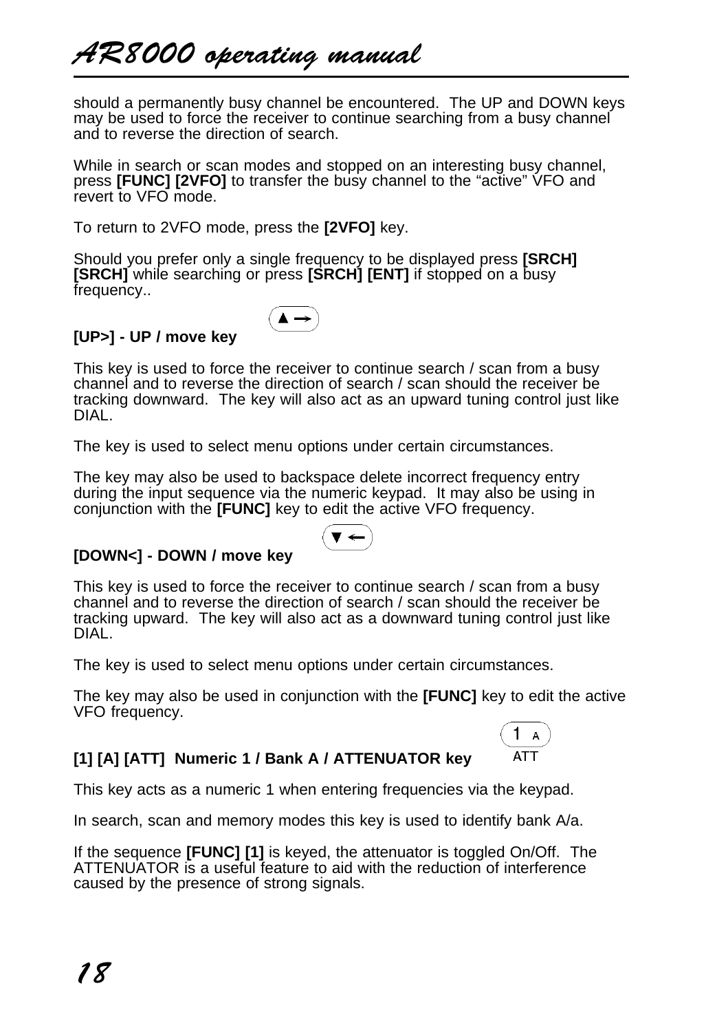should a permanently busy channel be encountered. The UP and DOWN keys may be used to force the receiver to continue searching from a busy channel and to reverse the direction of search.

While in search or scan modes and stopped on an interesting busy channel, press **[FUNC] [2VFO]** to transfer the busy channel to the “active” VFO and revert to VFO mode.

To return to 2VFO mode, press the **[2VFO]** key.

Should you prefer only a single frequency to be displayed press **[SRCH] [SRCH]** while searching or press **[SRCH] [ENT]** if stopped on a busy frequency..

**[UP>] - UP / move key**

This key is used to force the receiver to continue search / scan from a busy channel and to reverse the direction of search / scan should the receiver be tracking downward. The key will also act as an upward tuning control just like DIAL.

The key is used to select menu options under certain circumstances.

The key may also be used to backspace delete incorrect frequency entry during the input sequence via the numeric keypad. It may also be using in conjunction with the **[FUNC]** key to edit the active VFO frequency.

**[DOWN<] - DOWN / move key**

This key is used to force the receiver to continue search / scan from a busy channel and to reverse the direction of search / scan should the receiver be tracking upward. The key will also act as a downward tuning control just like DIAL.

The key is used to select menu options under certain circumstances.

The key may also be used in conjunction with the **[FUNC]** key to edit the active VFO frequency.

**[1] [A] [ATT] Numeric 1 / Bank A / ATTENUATOR key**

This key acts as a numeric 1 when entering frequencies via the keypad.

In search, scan and memory modes this key is used to identify bank A/a.

If the sequence **[FUNC] [1]** is keyed, the attenuator is toggled On/Off. The ATTENUATOR is a useful feature to aid with the reduction of interference caused by the presence of strong signals.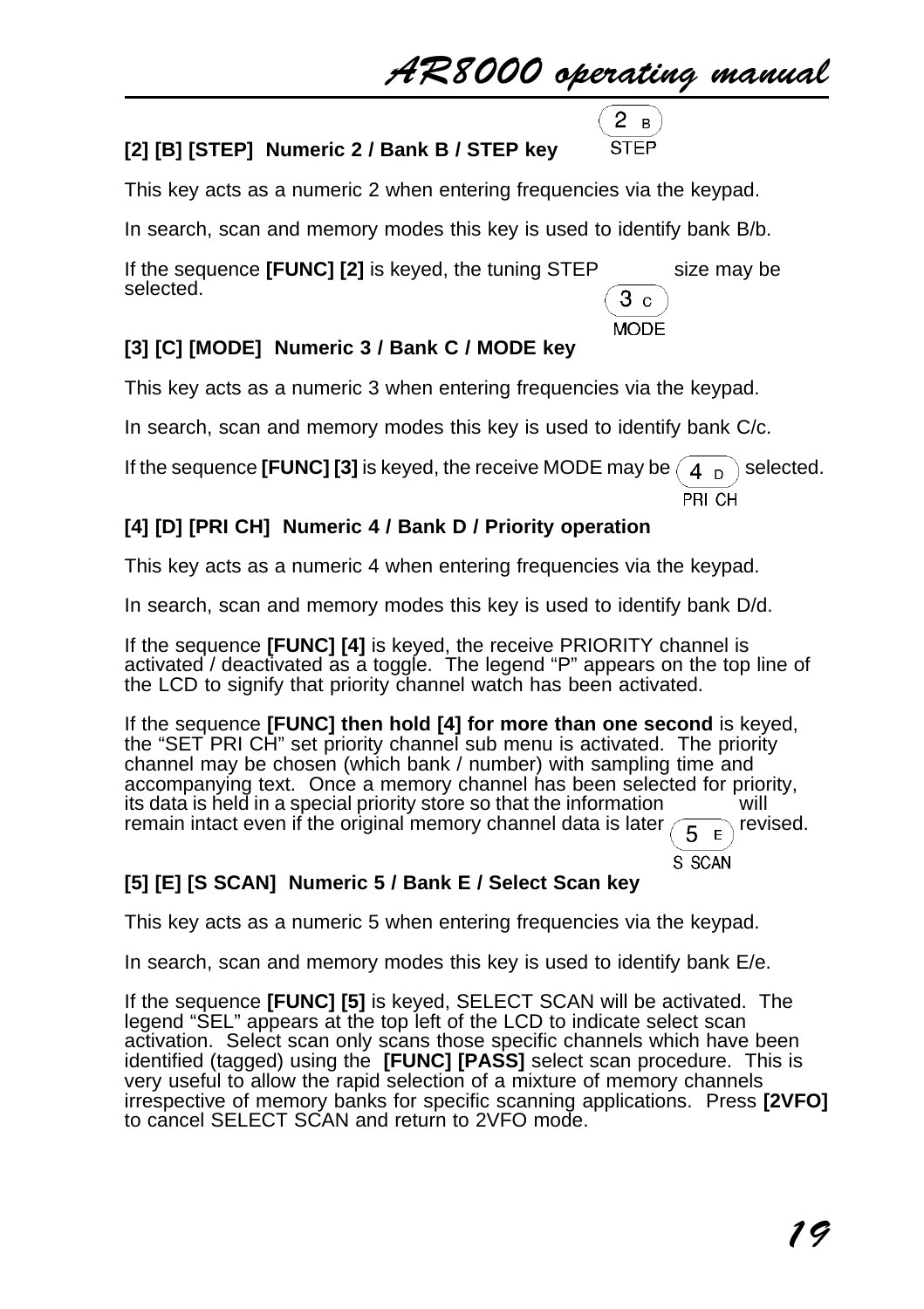### [2] [B] [STEP]  Numeric 2 / Bank B / STEP key

This key acts as a numeric 2 when entering frequencies via the keypad.

In search, scan and memory modes this key is used to identify bank B/b.

If the sequence **[FUNC] [2]** is keyed, the tuning STEP size may be selected.

### [3] [C] [MODE]  Numeric 3 / Bank C / MODE key

This key acts as a numeric 3 when entering frequencies via the keypad.

In search, scan and memory modes this key is used to identify bank C/c.

If the sequence **[FUNC] [3]** is keyed, the receive MODE may be selected.

### [4] [D] [PRI CH]  Numeric 4 / Bank D / Priority operation

This key acts as a numeric 4 when entering frequencies via the keypad.

In search, scan and memory modes this key is used to identify bank D/d.

If the sequence **[FUNC] [4]** is keyed, the receive PRIORITY channel is activated / deactivated as a toggle.  The legend “P” appears on the top line of the LCD to signify that priority channel watch has been activated.

If the sequence **[FUNC] then hold [4] for more than one second** is keyed, the “SET PRI CH” set priority channel sub menu is activated.  The priority channel may be chosen (which bank / number) with sampling time and accompanying text.  Once a memory channel has been selected for priority, its data is held in a special priority store so that the information will remain intact even if the original memory channel data is later revised.

### [5] [E] [S SCAN]  Numeric 5 / Bank E / Select Scan key

This key acts as a numeric 5 when entering frequencies via the keypad.

In search, scan and memory modes this key is used to identify bank E/e.

If the sequence **[FUNC] [5]** is keyed, SELECT SCAN will be activated.  The legend “SEL” appears at the top left of the LCD to indicate select scan activation.  Select scan only scans those specific channels which have been identified (tagged) using the **[FUNC] [PASS]** select scan procedure.  This is very useful to allow the rapid selection of a mixture of memory channels irrespective of memory banks for specific scanning applications.  Press **[2VFO]** to cancel SELECT SCAN and return to 2VFO mode.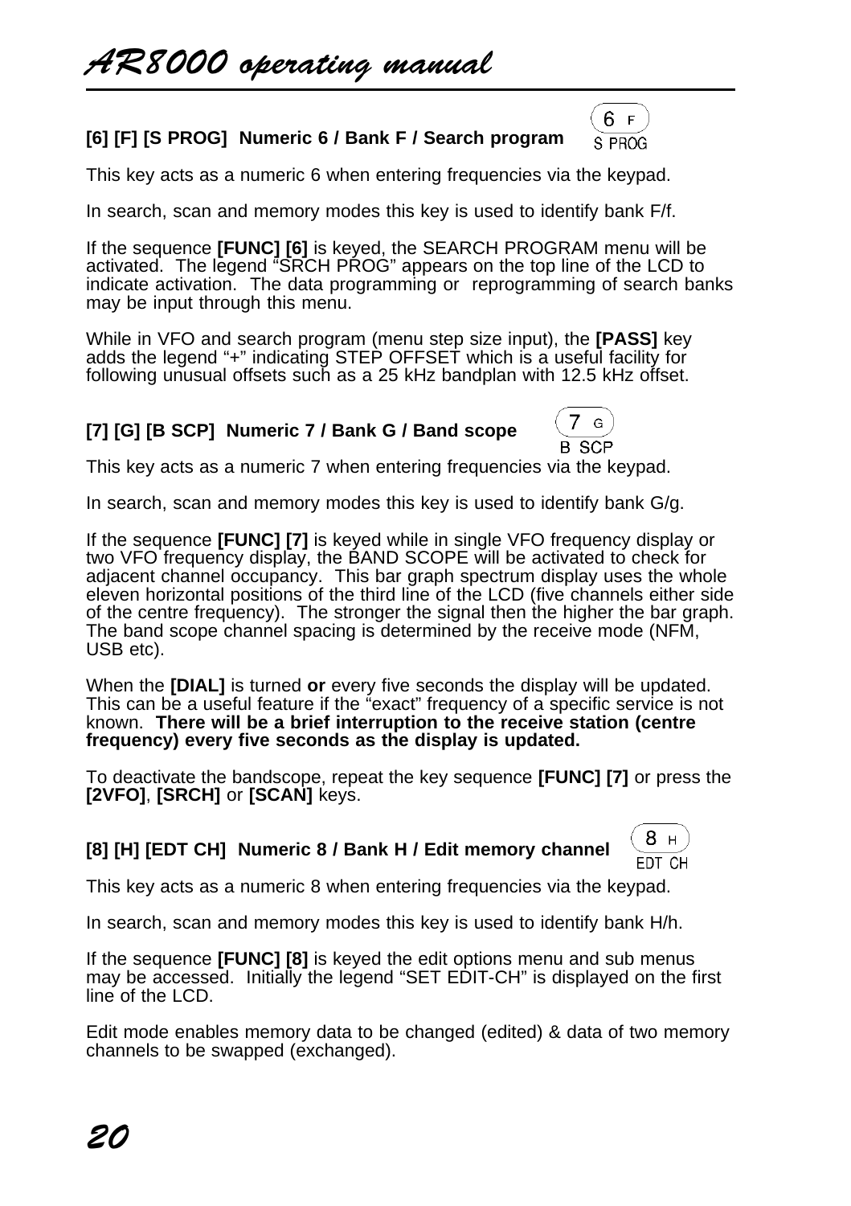### [6] [F] [S PROG] Numeric 6 / Bank F / Search program

This key acts as a numeric 6 when entering frequencies via the keypad.

In search, scan and memory modes this key is used to identify bank F/f.

If the sequence **[FUNC] [6]** is keyed, the SEARCH PROGRAM menu will be activated. The legend "SRCH PROG" appears on the top line of the LCD to indicate activation. The data programming or reprogramming of search banks may be input through this menu.

While in VFO and search program (menu step size input), the **[PASS]** key adds the legend "+" indicating STEP OFFSET which is a useful facility for following unusual offsets such as a 25 kHz bandplan with 12.5 kHz offset.

### [7] [G] [B SCP] Numeric 7 / Bank G / Band scope

This key acts as a numeric 7 when entering frequencies via the keypad.

In search, scan and memory modes this key is used to identify bank G/g.

If the sequence **[FUNC] [7]** is keyed while in single VFO frequency display or two VFO frequency display, the BAND SCOPE will be activated to check for adjacent channel occupancy. This bar graph spectrum display uses the whole eleven horizontal positions of the third line of the LCD (five channels either side of the centre frequency). The stronger the signal then the higher the bar graph. The band scope channel spacing is determined by the receive mode (NFM, USB etc).

When the **[DIAL]** is turned **or** every five seconds the display will be updated. This can be a useful feature if the "exact" frequency of a specific service is not known. **There will be a brief interruption to the receive station (centre frequency) every five seconds as the display is updated.**

To deactivate the bandscope, repeat the key sequence **[FUNC] [7]** or press the **[2VFO]**, **[SRCH]** or **[SCAN]** keys.

### [8] [H] [EDT CH] Numeric 8 / Bank H / Edit memory channel

This key acts as a numeric 8 when entering frequencies via the keypad.

In search, scan and memory modes this key is used to identify bank H/h.

If the sequence **[FUNC] [8]** is keyed the edit options menu and sub menus may be accessed. Initially the legend "SET EDIT-CH" is displayed on the first line of the LCD.

Edit mode enables memory data to be changed (edited) & data of two memory channels to be swapped (exchanged).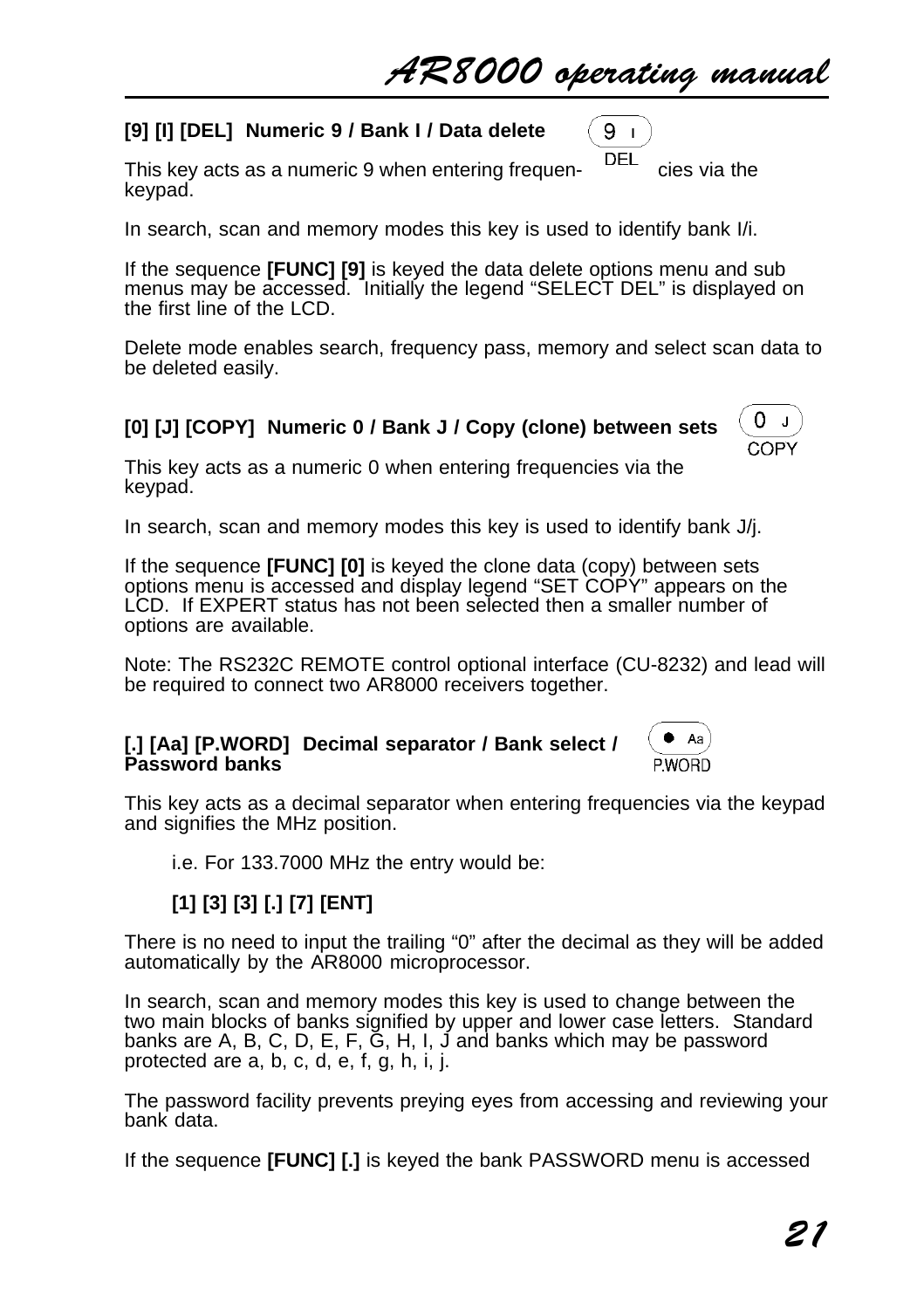**[9] [I] [DEL] Numeric 9 / Bank I / Data delete**

This key acts as a numeric 9 when entering frequencies via the keypad.

In search, scan and memory modes this key is used to identify bank I/i.

If the sequence **[FUNC] [9]** is keyed the data delete options menu and sub menus may be accessed. Initially the legend “SELECT DEL” is displayed on the first line of the LCD.

Delete mode enables search, frequency pass, memory and select scan data to be deleted easily.

**[0] [J] [COPY] Numeric 0 / Bank J / Copy (clone) between sets**

This key acts as a numeric 0 when entering frequencies via the keypad.

In search, scan and memory modes this key is used to identify bank J/j.

If the sequence **[FUNC] [0]** is keyed the clone data (copy) between sets options menu is accessed and display legend “SET COPY” appears on the LCD. If EXPERT status has not been selected then a smaller number of options are available.

Note: The RS232C REMOTE control optional interface (CU-8232) and lead will be required to connect two AR8000 receivers together.

**[.] [Aa] [P.WORD] Decimal separator / Bank select / Password banks**

This key acts as a decimal separator when entering frequencies via the keypad and signifies the MHz position.

i.e. For 133.7000 MHz the entry would be:

**[1] [3] [3] [.] [7] [ENT]**

There is no need to input the trailing “0” after the decimal as they will be added automatically by the AR8000 microprocessor.

In search, scan and memory modes this key is used to change between the two main blocks of banks signified by upper and lower case letters. Standard banks are A, B, C, D, E, F, G, H, I, J and banks which may be password protected are a, b, c, d, e, f, g, h, i, j.

The password facility prevents preying eyes from accessing and reviewing your bank data.

If the sequence **[FUNC] [.]** is keyed the bank PASSWORD menu is accessed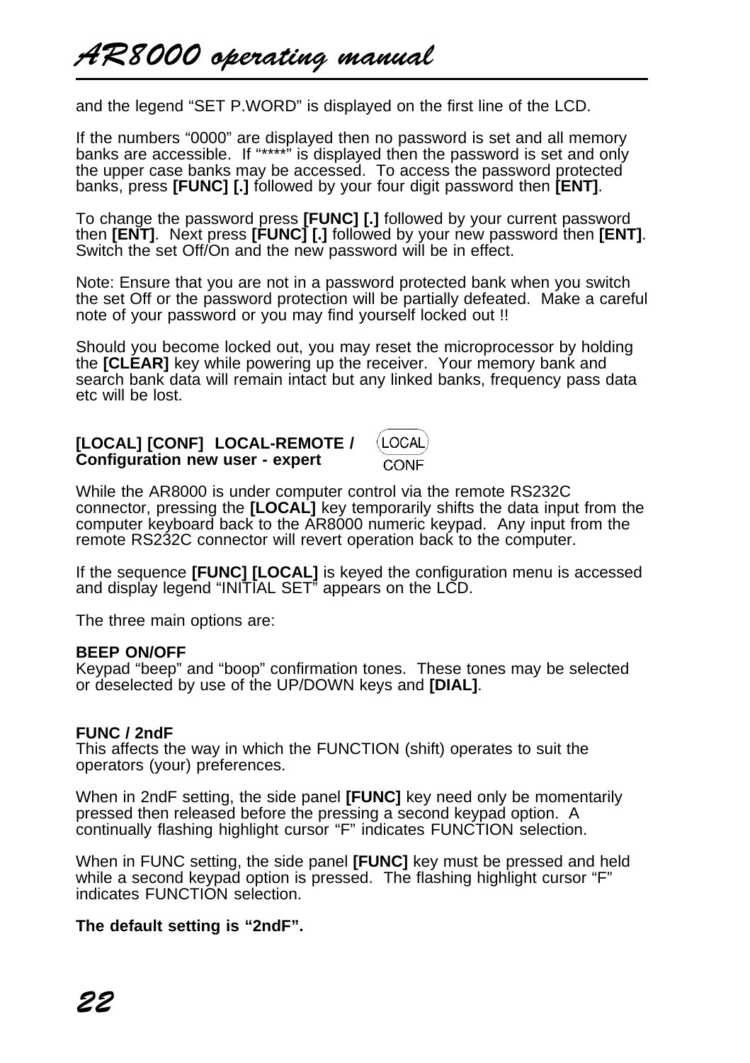and the legend “SET P.WORD” is displayed on the first line of the LCD.

If the numbers “0000” are displayed then no password is set and all memory banks are accessible. If “****” is displayed then the password is set and only the upper case banks may be accessed. To access the password protected banks, press **[FUNC] [.]** followed by your four digit password then **[ENT]**.

To change the password press **[FUNC] [.]** followed by your current password then **[ENT]**. Next press **[FUNC] [.]** followed by your new password then **[ENT]**. Switch the set Off/On and the new password will be in effect.

Note: Ensure that you are not in a password protected bank when you switch the set Off or the password protection will be partially defeated. Make a careful note of your password or you may find yourself locked out !!

Should you become locked out, you may reset the microprocessor by holding the **[CLEAR]** key while powering up the receiver. Your memory bank and search bank data will remain intact but any linked banks, frequency pass data etc will be lost.

### [LOCAL] [CONF] LOCAL-REMOTE / Configuration new user - expert

LOCAL
CONF

While the AR8000 is under computer control via the remote RS232C connector, pressing the **[LOCAL]** key temporarily shifts the data input from the computer keyboard back to the AR8000 numeric keypad. Any input from the remote RS232C connector will revert operation back to the computer.

If the sequence **[FUNC] [LOCAL]** is keyed the configuration menu is accessed and display legend “INITIAL SET” appears on the LCD.

The three main options are:

**BEEP ON/OFF**
Keypad “beep” and “boop” confirmation tones. These tones may be selected or deselected by use of the UP/DOWN keys and **[DIAL]**.

**FUNC / 2ndF**
This affects the way in which the FUNCTION (shift) operates to suit the operators (your) preferences.

When in 2ndF setting, the side panel **[FUNC]** key need only be momentarily pressed then released before the pressing a second keypad option. A continually flashing highlight cursor “F” indicates FUNCTION selection.

When in FUNC setting, the side panel **[FUNC]** key must be pressed and held while a second keypad option is pressed. The flashing highlight cursor “F” indicates FUNCTION selection.

**The default setting is “2ndF”.**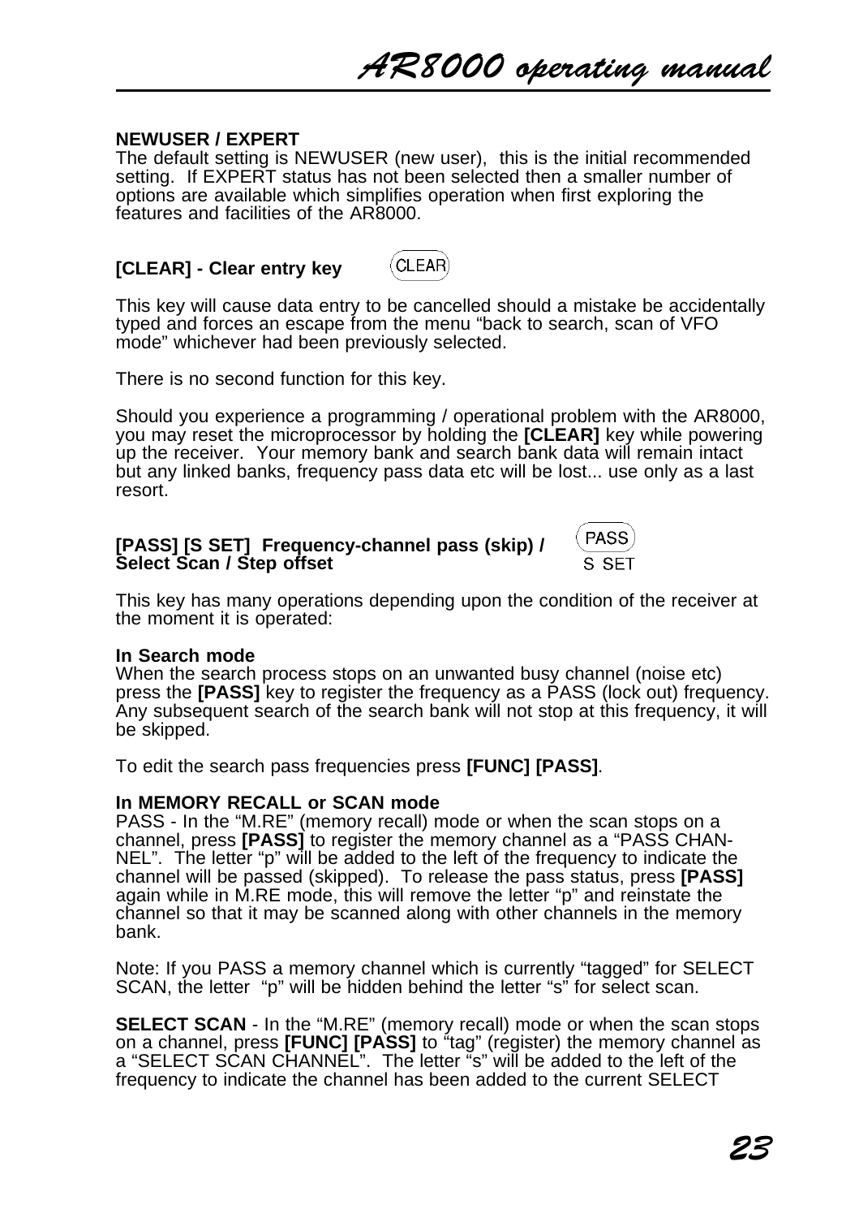**NEWUSER / EXPERT**
The default setting is NEWUSER (new user), this is the initial recommended setting. If EXPERT status has not been selected then a smaller number of options are available which simplifies operation when first exploring the features and facilities of the AR8000.

**[CLEAR] - Clear entry key**

This key will cause data entry to be cancelled should a mistake be accidentally typed and forces an escape from the menu "back to search, scan of VFO mode" whichever had been previously selected.

There is no second function for this key.

Should you experience a programming / operational problem with the AR8000, you may reset the microprocessor by holding the **[CLEAR]** key while powering up the receiver. Your memory bank and search bank data will remain intact but any linked banks, frequency pass data etc will be lost... use only as a last resort.

**[PASS] [S SET] Frequency-channel pass (skip) / Select Scan / Step offset**

This key has many operations depending upon the condition of the receiver at the moment it is operated:

**In Search mode**
When the search process stops on an unwanted busy channel (noise etc) press the **[PASS]** key to register the frequency as a PASS (lock out) frequency. Any subsequent search of the search bank will not stop at this frequency, it will be skipped.

To edit the search pass frequencies press **[FUNC] [PASS]**.

**In MEMORY RECALL or SCAN mode**
PASS - In the "M.RE" (memory recall) mode or when the scan stops on a channel, press **[PASS]** to register the memory channel as a "PASS CHANNEL". The letter "p" will be added to the left of the frequency to indicate the channel will be passed (skipped). To release the pass status, press **[PASS]** again while in M.RE mode, this will remove the letter "p" and reinstate the channel so that it may be scanned along with other channels in the memory bank.

Note: If you PASS a memory channel which is currently "tagged" for SELECT SCAN, the letter "p" will be hidden behind the letter "s" for select scan.

**SELECT SCAN** - In the "M.RE" (memory recall) mode or when the scan stops on a channel, press **[FUNC] [PASS]** to "tag" (register) the memory channel as a "SELECT SCAN CHANNEL". The letter "s" will be added to the left of the frequency to indicate the channel has been added to the current SELECT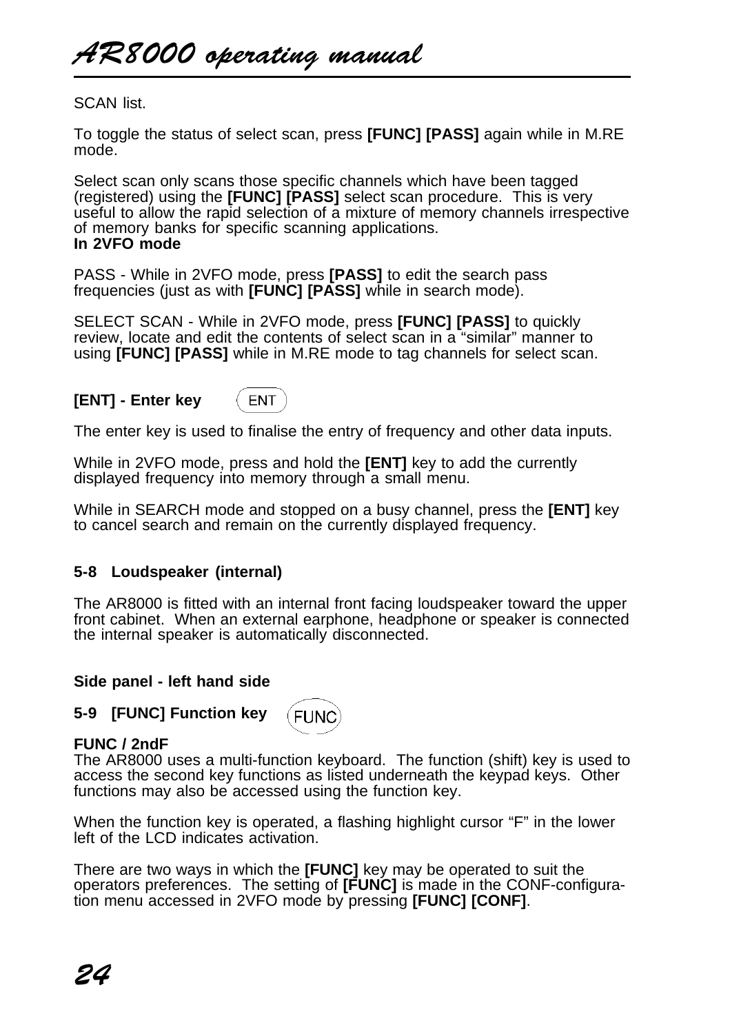SCAN list.

To toggle the status of select scan, press **[FUNC] [PASS]** again while in M.RE mode.

Select scan only scans those specific channels which have been tagged (registered) using the **[FUNC] [PASS]** select scan procedure. This is very useful to allow the rapid selection of a mixture of memory channels irrespective of memory banks for specific scanning applications.

**In 2VFO mode**

PASS - While in 2VFO mode, press **[PASS]** to edit the search pass frequencies (just as with **[FUNC] [PASS]** while in search mode).

SELECT SCAN - While in 2VFO mode, press **[FUNC] [PASS]** to quickly review, locate and edit the contents of select scan in a “similar” manner to using **[FUNC] [PASS]** while in M.RE mode to tag channels for select scan.

**[ENT] - Enter key** (ENT)

The enter key is used to finalise the entry of frequency and other data inputs.

While in 2VFO mode, press and hold the **[ENT]** key to add the currently displayed frequency into memory through a small menu.

While in SEARCH mode and stopped on a busy channel, press the **[ENT]** key to cancel search and remain on the currently displayed frequency.

### 5-8 Loudspeaker (internal)

The AR8000 is fitted with an internal front facing loudspeaker toward the upper front cabinet. When an external earphone, headphone or speaker is connected the internal speaker is automatically disconnected.

## Side panel - left hand side

### 5-9 [FUNC] Function key (FUNC)

**FUNC / 2ndF**

The AR8000 uses a multi-function keyboard. The function (shift) key is used to access the second key functions as listed underneath the keypad keys. Other functions may also be accessed using the function key.

When the function key is operated, a flashing highlight cursor “F” in the lower left of the LCD indicates activation.

There are two ways in which the **[FUNC]** key may be operated to suit the operators preferences. The setting of **[FUNC]** is made in the CONF-configuration menu accessed in 2VFO mode by pressing **[FUNC] [CONF]**.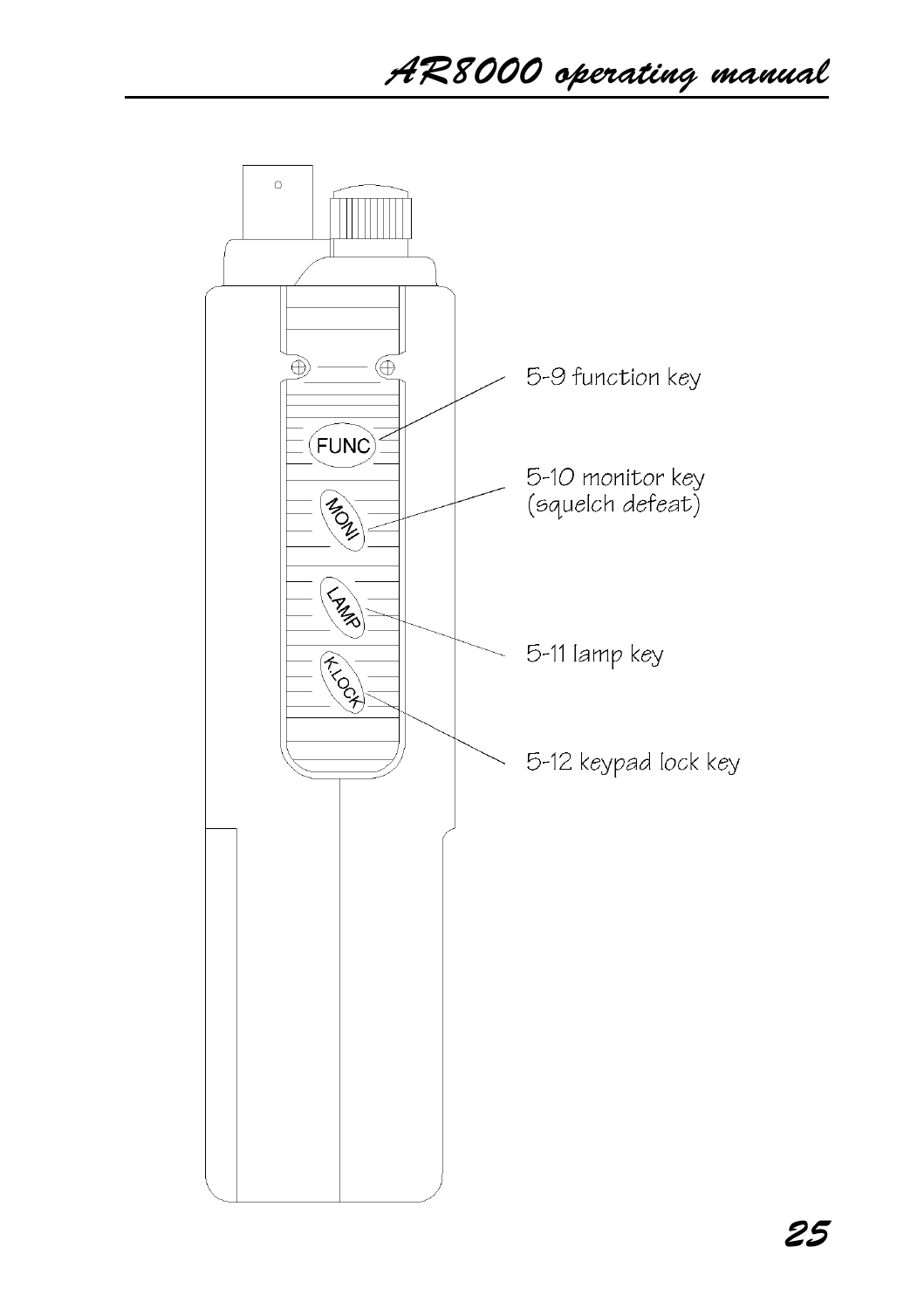5-9 function key

5-10 monitor key
(squelch defeat)

5-11 lamp key

5-12 keypad lock key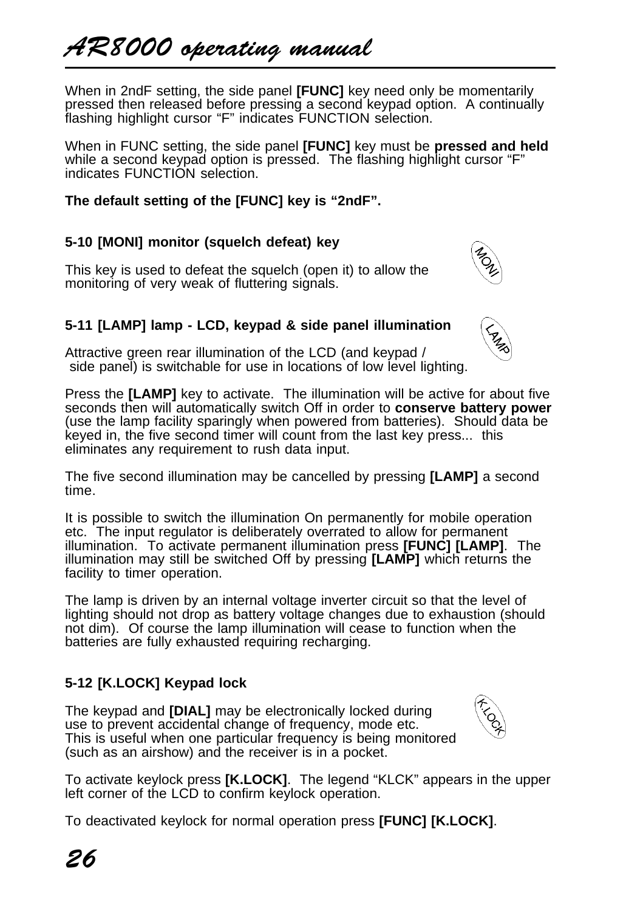When in 2ndF setting, the side panel **[FUNC]** key need only be momentarily pressed then released before pressing a second keypad option. A continually flashing highlight cursor “F” indicates FUNCTION selection.

When in FUNC setting, the side panel **[FUNC]** key must be **pressed and held** while a second keypad option is pressed. The flashing highlight cursor “F” indicates FUNCTION selection.

**The default setting of the [FUNC] key is “2ndF”.**

### 5-10 [MONI] monitor (squelch defeat) key

This key is used to defeat the squelch (open it) to allow the monitoring of very weak of fluttering signals.

### 5-11 [LAMP] lamp - LCD, keypad & side panel illumination

Attractive green rear illumination of the LCD (and keypad / side panel) is switchable for use in locations of low level lighting.

Press the **[LAMP]** key to activate. The illumination will be active for about five seconds then will automatically switch Off in order to **conserve battery power** (use the lamp facility sparingly when powered from batteries). Should data be keyed in, the five second timer will count from the last key press... this eliminates any requirement to rush data input.

The five second illumination may be cancelled by pressing **[LAMP]** a second time.

It is possible to switch the illumination On permanently for mobile operation etc. The input regulator is deliberately overrated to allow for permanent illumination. To activate permanent illumination press **[FUNC] [LAMP]**. The illumination may still be switched Off by pressing **[LAMP]** which returns the facility to timer operation.

The lamp is driven by an internal voltage inverter circuit so that the level of lighting should not drop as battery voltage changes due to exhaustion (should not dim). Of course the lamp illumination will cease to function when the batteries are fully exhausted requiring recharging.

### 5-12 [K.LOCK] Keypad lock

The keypad and **[DIAL]** may be electronically locked during use to prevent accidental change of frequency, mode etc. This is useful when one particular frequency is being monitored (such as an airshow) and the receiver is in a pocket.

To activate keylock press **[K.LOCK]**. The legend “KLCK” appears in the upper left corner of the LCD to confirm keylock operation.

To deactivated keylock for normal operation press **[FUNC] [K.LOCK]**.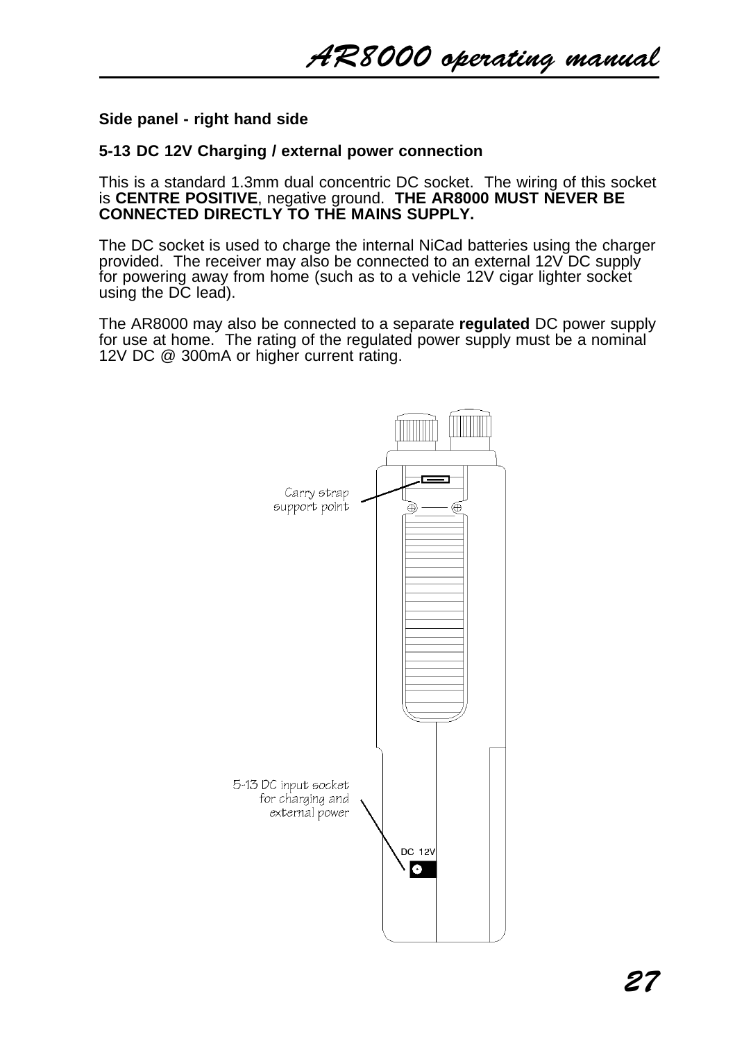**Side panel - right hand side**

**5-13 DC 12V Charging / external power connection**

This is a standard 1.3mm dual concentric DC socket. The wiring of this socket is **CENTRE POSITIVE**, negative ground. **THE AR8000 MUST NEVER BE CONNECTED DIRECTLY TO THE MAINS SUPPLY.**

The DC socket is used to charge the internal NiCad batteries using the charger provided. The receiver may also be connected to an external 12V DC supply for powering away from home (such as to a vehicle 12V cigar lighter socket using the DC lead).

The AR8000 may also be connected to a separate **regulated** DC power supply for use at home. The rating of the regulated power supply must be a nominal 12V DC @ 300mA or higher current rating.

Carry strap support point

5-13 DC input socket for charging and external power

DC 12V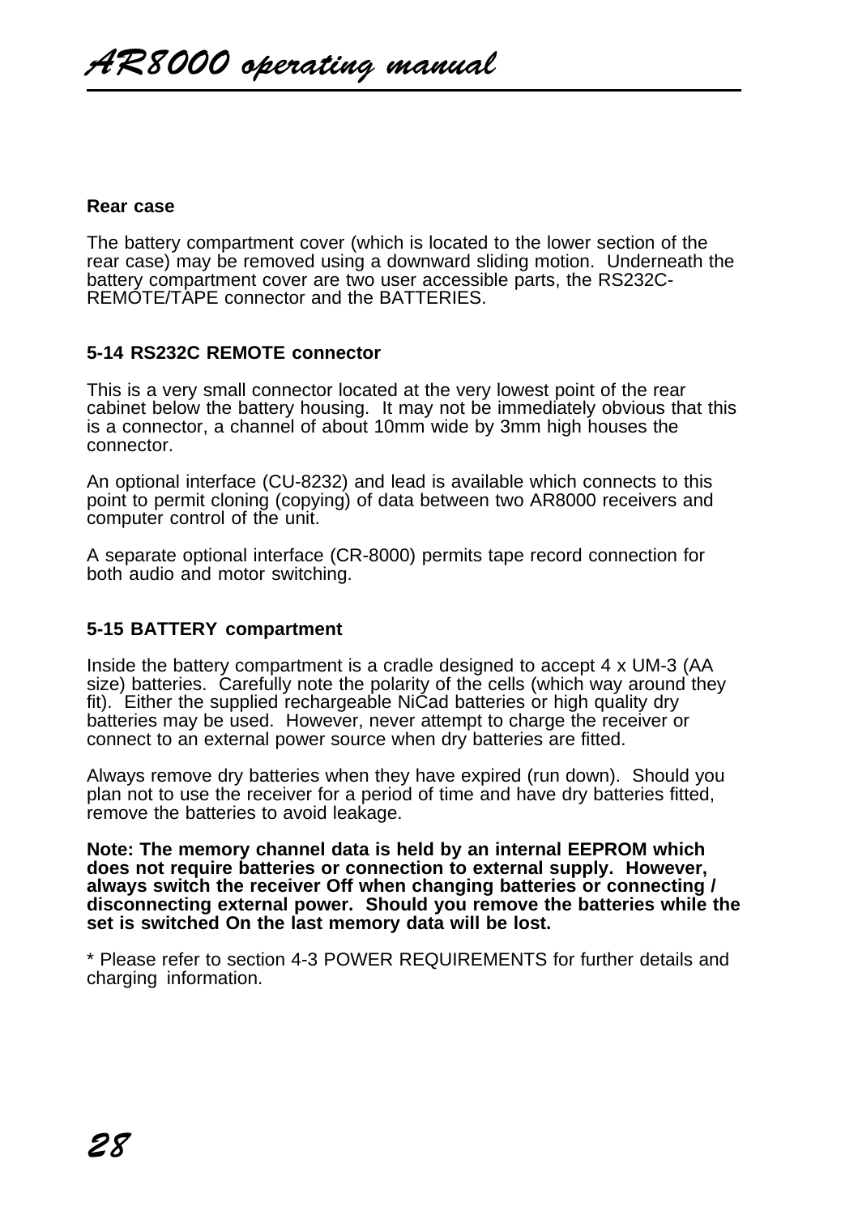**Rear case**

The battery compartment cover (which is located to the lower section of the rear case) may be removed using a downward sliding motion. Underneath the battery compartment cover are two user accessible parts, the RS232C-REMOTE/TAPE connector and the BATTERIES.

### 5-14 RS232C REMOTE connector

This is a very small connector located at the very lowest point of the rear cabinet below the battery housing. It may not be immediately obvious that this is a connector, a channel of about 10mm wide by 3mm high houses the connector.

An optional interface (CU-8232) and lead is available which connects to this point to permit cloning (copying) of data between two AR8000 receivers and computer control of the unit.

A separate optional interface (CR-8000) permits tape record connection for both audio and motor switching.

### 5-15 BATTERY compartment

Inside the battery compartment is a cradle designed to accept 4 x UM-3 (AA size) batteries. Carefully note the polarity of the cells (which way around they fit). Either the supplied rechargeable NiCad batteries or high quality dry batteries may be used. However, never attempt to charge the receiver or connect to an external power source when dry batteries are fitted.

Always remove dry batteries when they have expired (run down). Should you plan not to use the receiver for a period of time and have dry batteries fitted, remove the batteries to avoid leakage.

**Note: The memory channel data is held by an internal EEPROM which does not require batteries or connection to external supply. However, always switch the receiver Off when changing batteries or connecting / disconnecting external power. Should you remove the batteries while the set is switched On the last memory data will be lost.**

* Please refer to section 4-3 POWER REQUIREMENTS for further details and charging information.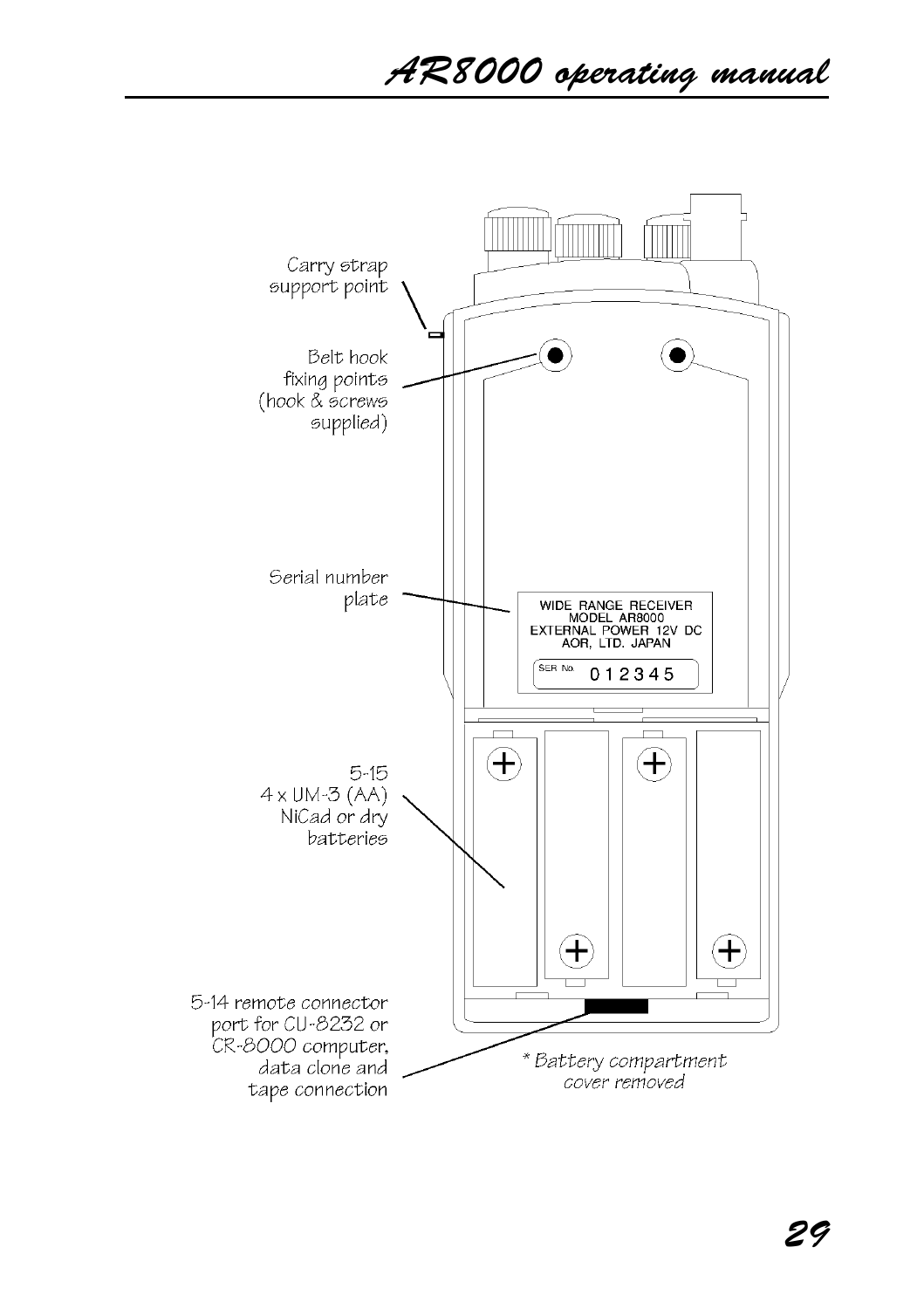Carry strap support point

Belt hook fixing points (hook & screws supplied)

Serial number plate

WIDE RANGE RECEIVER
MODEL AR8000
EXTERNAL POWER 12V DC
AOR, LTD. JAPAN

SER No. 0 1 2 3 4 5

5-15
4 x UM-3 (AA) NiCad or dry batteries

5-14 remote connector port for CU-8232 or CR-8000 computer, data clone and tape connection

* Battery compartment cover removed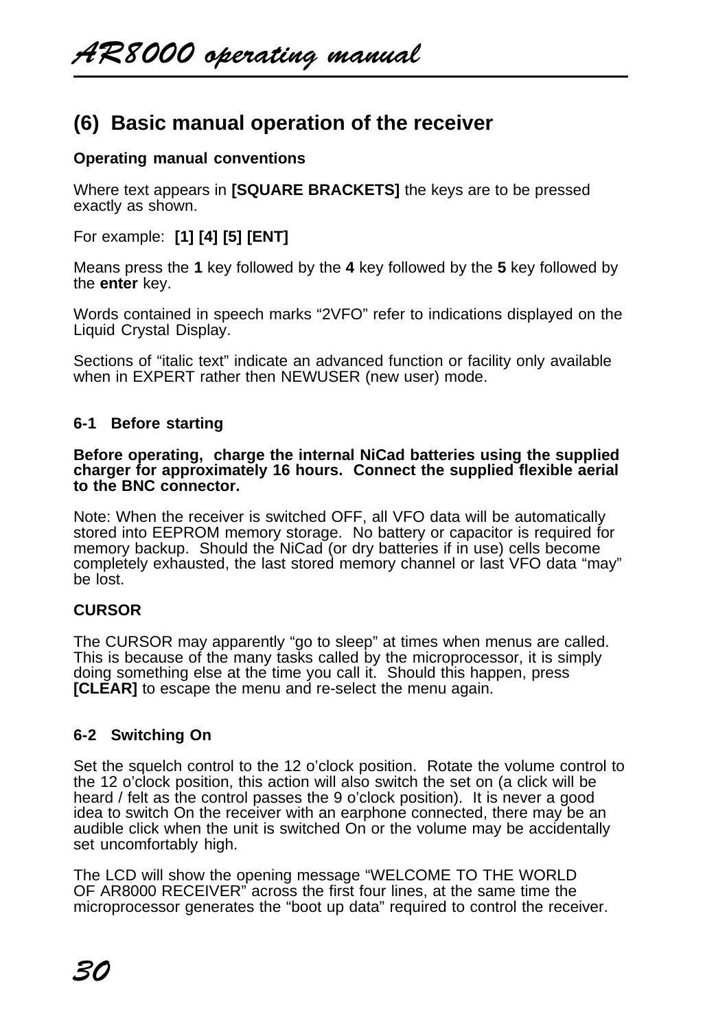## (6) Basic manual operation of the receiver

**Operating manual conventions**

Where text appears in **[SQUARE BRACKETS]** the keys are to be pressed exactly as shown.

For example: **[1] [4] [5] [ENT]**

Means press the **1** key followed by the **4** key followed by the **5** key followed by the **enter** key.

Words contained in speech marks "2VFO" refer to indications displayed on the Liquid Crystal Display.

Sections of "italic text" indicate an advanced function or facility only available when in EXPERT rather then NEWUSER (new user) mode.

### 6-1 Before starting

**Before operating, charge the internal NiCad batteries using the supplied charger for approximately 16 hours. Connect the supplied flexible aerial to the BNC connector.**

Note: When the receiver is switched OFF, all VFO data will be automatically stored into EEPROM memory storage. No battery or capacitor is required for memory backup. Should the NiCad (or dry batteries if in use) cells become completely exhausted, the last stored memory channel or last VFO data "may" be lost.

**CURSOR**

The CURSOR may apparently "go to sleep" at times when menus are called. This is because of the many tasks called by the microprocessor, it is simply doing something else at the time you call it. Should this happen, press **[CLEAR]** to escape the menu and re-select the menu again.

### 6-2 Switching On

Set the squelch control to the 12 o'clock position. Rotate the volume control to the 12 o'clock position, this action will also switch the set on (a click will be heard / felt as the control passes the 9 o'clock position). It is never a good idea to switch On the receiver with an earphone connected, there may be an audible click when the unit is switched On or the volume may be accidentally set uncomfortably high.

The LCD will show the opening message "WELCOME TO THE WORLD OF AR8000 RECEIVER" across the first four lines, at the same time the microprocessor generates the "boot up data" required to control the receiver.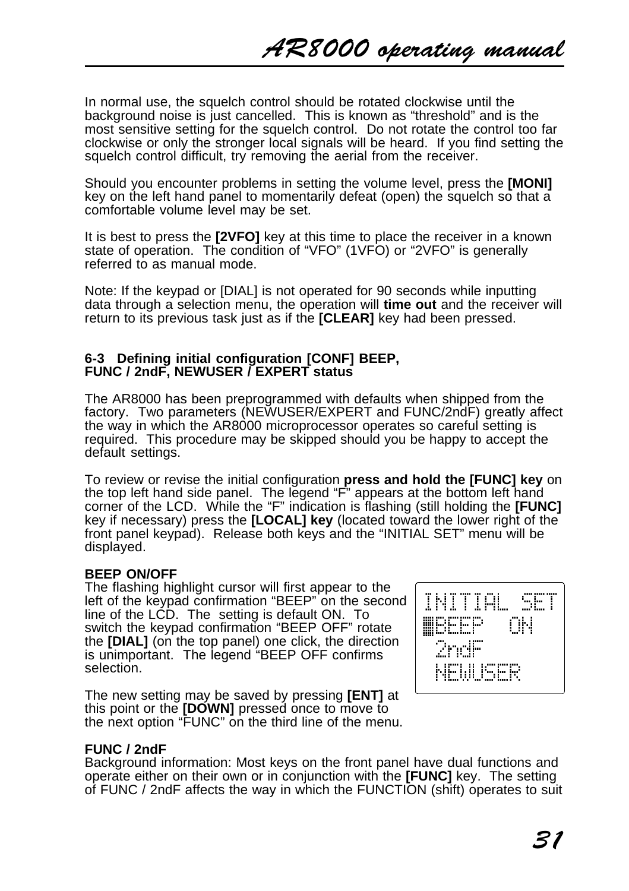In normal use, the squelch control should be rotated clockwise until the background noise is just cancelled. This is known as “threshold” and is the most sensitive setting for the squelch control. Do not rotate the control too far clockwise or only the stronger local signals will be heard. If you find setting the squelch control difficult, try removing the aerial from the receiver.

Should you encounter problems in setting the volume level, press the **[MONI]** key on the left hand panel to momentarily defeat (open) the squelch so that a comfortable volume level may be set.

It is best to press the **[2VFO]** key at this time to place the receiver in a known state of operation. The condition of “VFO” (1VFO) or “2VFO” is generally referred to as manual mode.

Note: If the keypad or [DIAL] is not operated for 90 seconds while inputting data through a selection menu, the operation will **time out** and the receiver will return to its previous task just as if the **[CLEAR]** key had been pressed.

### 6-3 Defining initial configuration [CONF] BEEP, FUNC / 2ndF, NEWUSER / EXPERT status

The AR8000 has been preprogrammed with defaults when shipped from the factory. Two parameters (NEWUSER/EXPERT and FUNC/2ndF) greatly affect the way in which the AR8000 microprocessor operates so careful setting is required. This procedure may be skipped should you be happy to accept the default settings.

To review or revise the initial configuration **press and hold the [FUNC] key** on the top left hand side panel. The legend “F” appears at the bottom left hand corner of the LCD. While the “F” indication is flashing (still holding the **[FUNC]** key if necessary) press the **[LOCAL] key** (located toward the lower right of the front panel keypad). Release both keys and the “INITIAL SET” menu will be displayed.

**BEEP ON/OFF**
The flashing highlight cursor will first appear to the left of the keypad confirmation “BEEP” on the second line of the LCD. The setting is default ON. To switch the keypad confirmation “BEEP OFF” rotate the **[DIAL]** (on the top panel) one click, the direction is unimportant. The legend “BEEP OFF confirms selection.

```
INITIAL SET
▓BEEP   ON
 2ndF
 NEWUSER
```

The new setting may be saved by pressing **[ENT]** at this point or the **[DOWN]** pressed once to move to the next option “FUNC” on the third line of the menu.

**FUNC / 2ndF**
Background information: Most keys on the front panel have dual functions and operate either on their own or in conjunction with the **[FUNC]** key. The setting of FUNC / 2ndF affects the way in which the FUNCTION (shift) operates to suit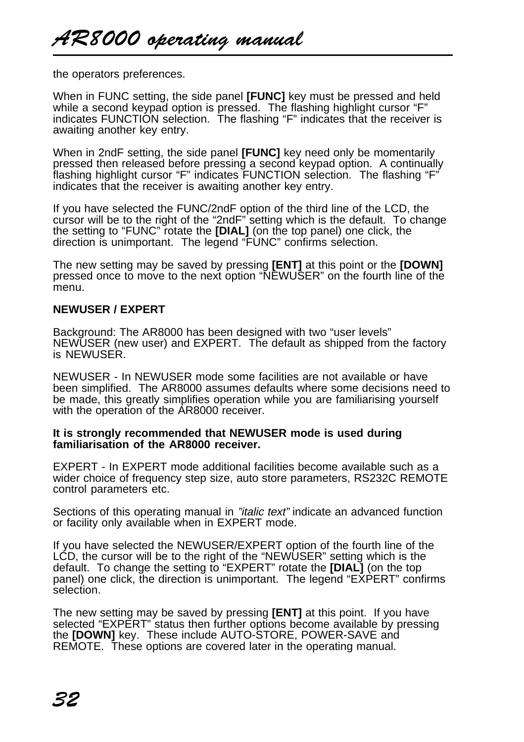the operators preferences.

When in FUNC setting, the side panel **[FUNC]** key must be pressed and held while a second keypad option is pressed. The flashing highlight cursor "F" indicates FUNCTION selection. The flashing "F" indicates that the receiver is awaiting another key entry.

When in 2ndF setting, the side panel **[FUNC]** key need only be momentarily pressed then released before pressing a second keypad option. A continually flashing highlight cursor "F" indicates FUNCTION selection. The flashing "F" indicates that the receiver is awaiting another key entry.

If you have selected the FUNC/2ndF option of the third line of the LCD, the cursor will be to the right of the "2ndF" setting which is the default. To change the setting to "FUNC" rotate the **[DIAL]** (on the top panel) one click, the direction is unimportant. The legend "FUNC" confirms selection.

The new setting may be saved by pressing **[ENT]** at this point or the **[DOWN]** pressed once to move to the next option "NEWUSER" on the fourth line of the menu.

**NEWUSER / EXPERT**

Background: The AR8000 has been designed with two "user levels" NEWUSER (new user) and EXPERT. The default as shipped from the factory is NEWUSER.

NEWUSER - In NEWUSER mode some facilities are not available or have been simplified. The AR8000 assumes defaults where some decisions need to be made, this greatly simplifies operation while you are familiarising yourself with the operation of the AR8000 receiver.

**It is strongly recommended that NEWUSER mode is used during familiarisation of the AR8000 receiver.**

EXPERT - In EXPERT mode additional facilities become available such as a wider choice of frequency step size, auto store parameters, RS232C REMOTE control parameters etc.

Sections of this operating manual in *"italic text"* indicate an advanced function or facility only available when in EXPERT mode.

If you have selected the NEWUSER/EXPERT option of the fourth line of the LCD, the cursor will be to the right of the "NEWUSER" setting which is the default. To change the setting to "EXPERT" rotate the **[DIAL]** (on the top panel) one click, the direction is unimportant. The legend "EXPERT" confirms selection.

The new setting may be saved by pressing **[ENT]** at this point. If you have selected "EXPERT" status then further options become available by pressing the **[DOWN]** key. These include AUTO-STORE, POWER-SAVE and REMOTE. These options are covered later in the operating manual.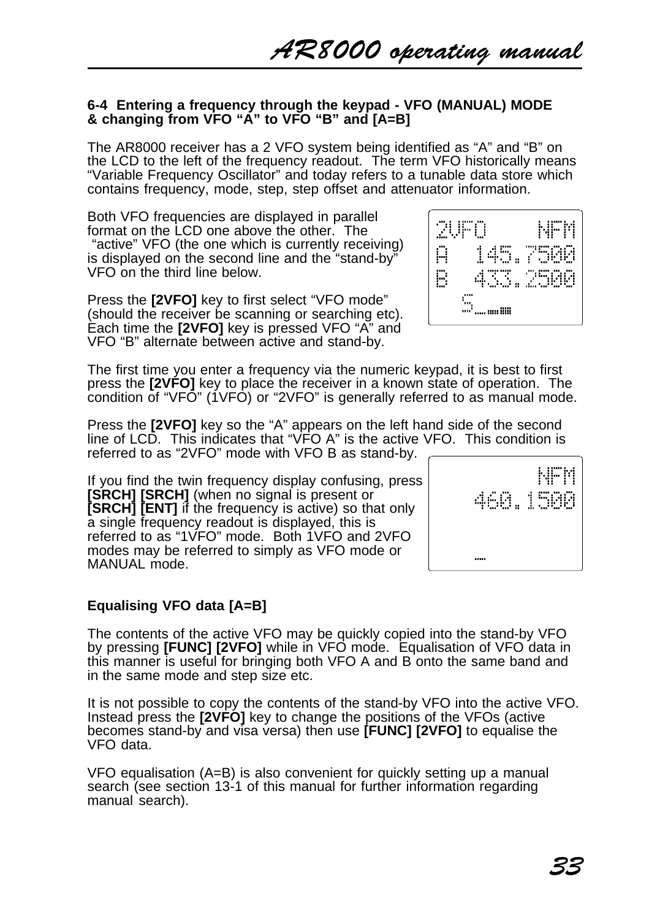### 6-4 Entering a frequency through the keypad - VFO (MANUAL) MODE & changing from VFO "A" to VFO "B" and [A=B]

The AR8000 receiver has a 2 VFO system being identified as "A" and "B" on the LCD to the left of the frequency readout. The term VFO historically means "Variable Frequency Oscillator" and today refers to a tunable data store which contains frequency, mode, step, step offset and attenuator information.

Both VFO frequencies are displayed in parallel format on the LCD one above the other. The "active" VFO (the one which is currently receiving) is displayed on the second line and the "stand-by" VFO on the third line below.

```
2VFO     NFM
A  145.7500
B  433.2500
  S
```

Press the **[2VFO]** key to first select "VFO mode" (should the receiver be scanning or searching etc). Each time the **[2VFO]** key is pressed VFO "A" and VFO "B" alternate between active and stand-by.

The first time you enter a frequency via the numeric keypad, it is best to first press the **[2VFO]** key to place the receiver in a known state of operation. The condition of "VFO" (1VFO) or "2VFO" is generally referred to as manual mode.

Press the **[2VFO]** key so the "A" appears on the left hand side of the second line of LCD. This indicates that "VFO A" is the active VFO. This condition is referred to as "2VFO" mode with VFO B as stand-by.

```
         NFM
   460.1500
```

If you find the twin frequency display confusing, press **[SRCH] [SRCH]** (when no signal is present or **[SRCH] [ENT]** if the frequency is active) so that only a single frequency readout is displayed, this is referred to as "1VFO" mode. Both 1VFO and 2VFO modes may be referred to simply as VFO mode or MANUAL mode.

**Equalising VFO data [A=B]**

The contents of the active VFO may be quickly copied into the stand-by VFO by pressing **[FUNC] [2VFO]** while in VFO mode. Equalisation of VFO data in this manner is useful for bringing both VFO A and B onto the same band and in the same mode and step size etc.

It is not possible to copy the contents of the stand-by VFO into the active VFO. Instead press the **[2VFO]** key to change the positions of the VFOs (active becomes stand-by and visa versa) then use **[FUNC] [2VFO]** to equalise the VFO data.

VFO equalisation (A=B) is also convenient for quickly setting up a manual search (see section 13-1 of this manual for further information regarding manual search).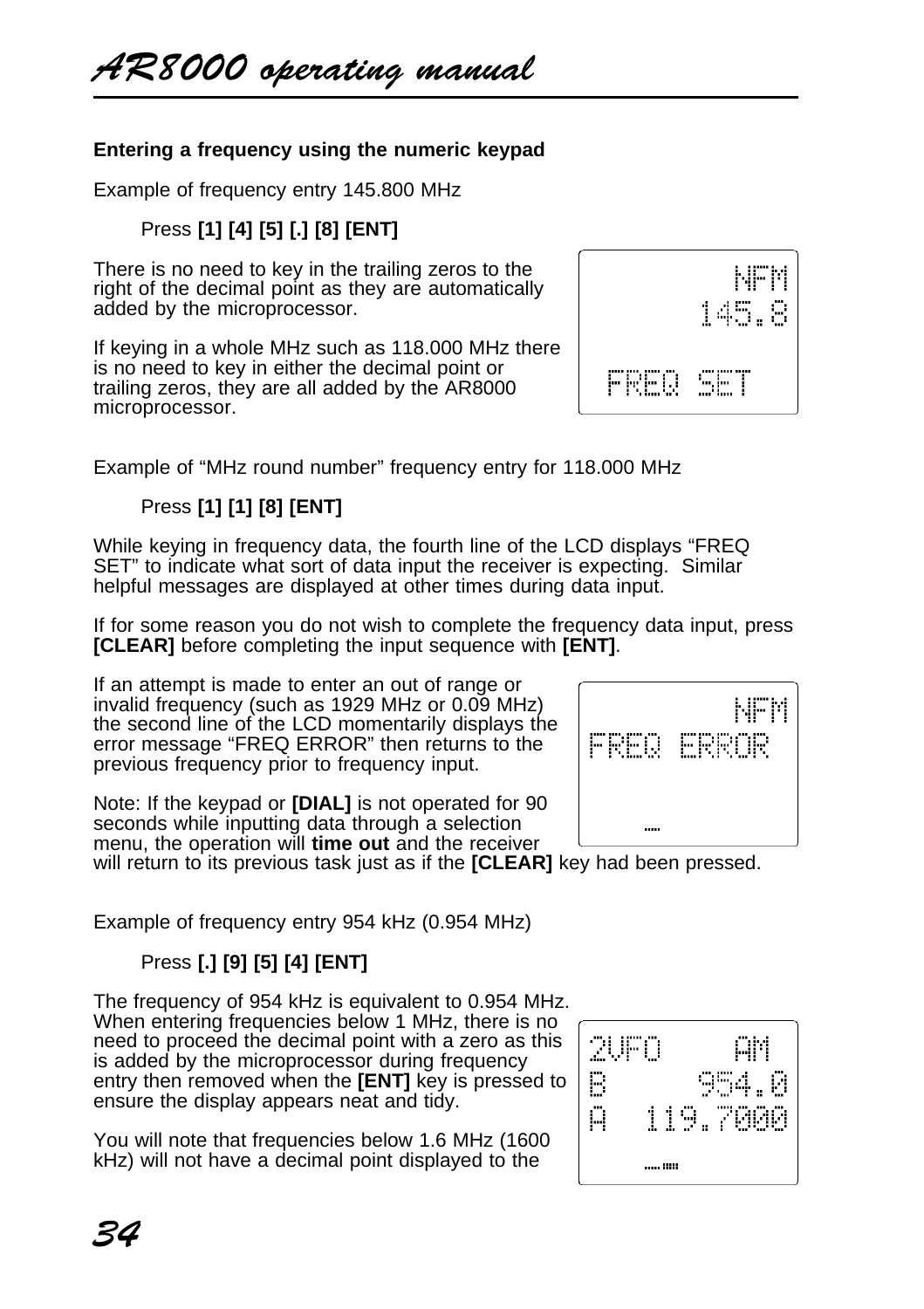#### Entering a frequency using the numeric keypad

Example of frequency entry 145.800 MHz

Press **[1] [4] [5] [.] [8] [ENT]**

There is no need to key in the trailing zeros to the right of the decimal point as they are automatically added by the microprocessor.

If keying in a whole MHz such as 118.000 MHz there is no need to key in either the decimal point or trailing zeros, they are all added by the AR8000 microprocessor.

```
        NFM
      145.8

 FREQ SET
```

Example of “MHz round number” frequency entry for 118.000 MHz

Press **[1] [1] [8] [ENT]**

While keying in frequency data, the fourth line of the LCD displays “FREQ SET” to indicate what sort of data input the receiver is expecting. Similar helpful messages are displayed at other times during data input.

If for some reason you do not wish to complete the frequency data input, press **[CLEAR]** before completing the input sequence with **[ENT]**.

If an attempt is made to enter an out of range or invalid frequency (such as 1929 MHz or 0.09 MHz) the second line of the LCD momentarily displays the error message “FREQ ERROR” then returns to the previous frequency prior to frequency input.

```
        NFM
FREQ ERROR
```

Note: If the keypad or **[DIAL]** is not operated for 90 seconds while inputting data through a selection menu, the operation will **time out** and the receiver will return to its previous task just as if the **[CLEAR]** key had been pressed.

Example of frequency entry 954 kHz (0.954 MHz)

Press **[.] [9] [5] [4] [ENT]**

The frequency of 954 kHz is equivalent to 0.954 MHz. When entering frequencies below 1 MHz, there is no need to proceed the decimal point with a zero as this is added by the microprocessor during frequency entry then removed when the **[ENT]** key is pressed to ensure the display appears neat and tidy.

```
2VFO     AM
B     954.0
A  119.7000
```

You will note that frequencies below 1.6 MHz (1600 kHz) will not have a decimal point displayed to the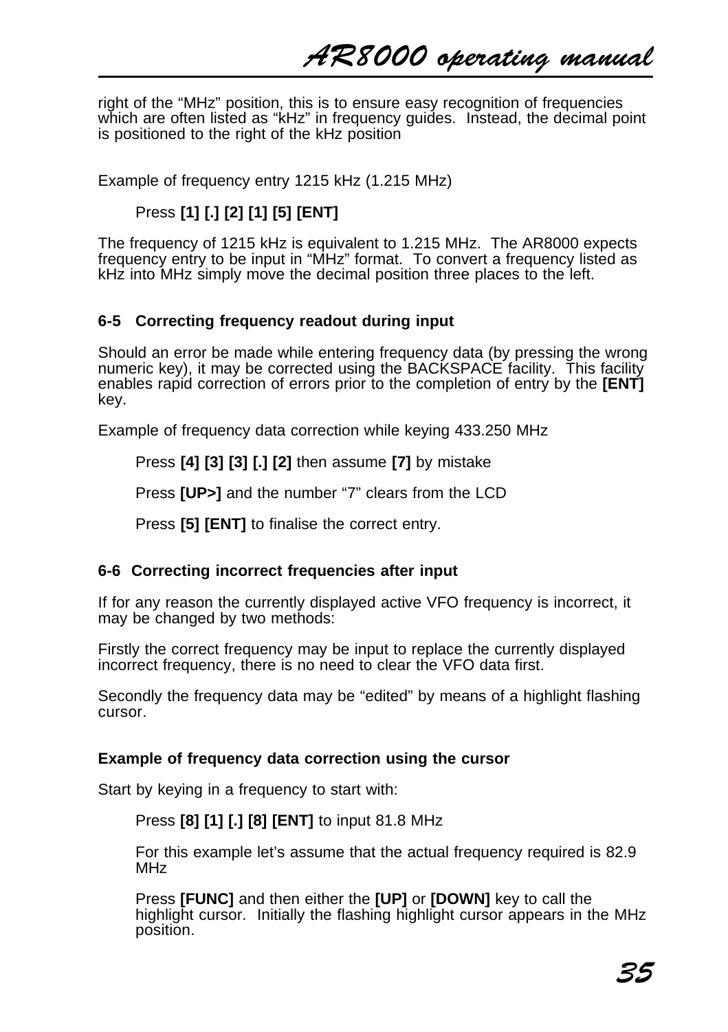right of the “MHz” position, this is to ensure easy recognition of frequencies which are often listed as “kHz” in frequency guides. Instead, the decimal point is positioned to the right of the kHz position

Example of frequency entry 1215 kHz (1.215 MHz)

Press **[1] [.] [2] [1] [5] [ENT]**

The frequency of 1215 kHz is equivalent to 1.215 MHz. The AR8000 expects frequency entry to be input in “MHz” format. To convert a frequency listed as kHz into MHz simply move the decimal position three places to the left.

### 6-5 Correcting frequency readout during input

Should an error be made while entering frequency data (by pressing the wrong numeric key), it may be corrected using the BACKSPACE facility. This facility enables rapid correction of errors prior to the completion of entry by the **[ENT]** key.

Example of frequency data correction while keying 433.250 MHz

Press **[4] [3] [3] [.] [2]** then assume **[7]** by mistake

Press **[UP>]** and the number “7” clears from the LCD

Press **[5] [ENT]** to finalise the correct entry.

### 6-6 Correcting incorrect frequencies after input

If for any reason the currently displayed active VFO frequency is incorrect, it may be changed by two methods:

Firstly the correct frequency may be input to replace the currently displayed incorrect frequency, there is no need to clear the VFO data first.

Secondly the frequency data may be “edited” by means of a highlight flashing cursor.

**Example of frequency data correction using the cursor**

Start by keying in a frequency to start with:

Press **[8] [1] [.] [8] [ENT]** to input 81.8 MHz

For this example let’s assume that the actual frequency required is 82.9 MHz

Press **[FUNC]** and then either the **[UP]** or **[DOWN]** key to call the highlight cursor. Initially the flashing highlight cursor appears in the MHz position.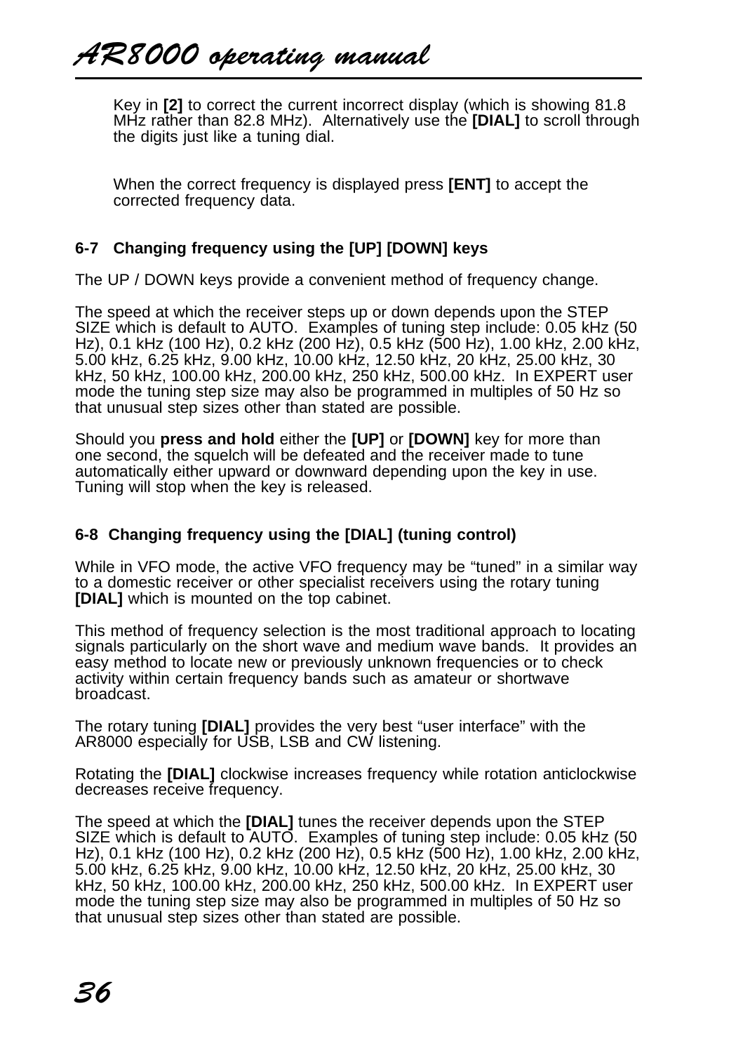Key in **[2]** to correct the current incorrect display (which is showing 81.8 MHz rather than 82.8 MHz). Alternatively use the **[DIAL]** to scroll through the digits just like a tuning dial.

When the correct frequency is displayed press **[ENT]** to accept the corrected frequency data.

### 6-7 Changing frequency using the [UP] [DOWN] keys

The UP / DOWN keys provide a convenient method of frequency change.

The speed at which the receiver steps up or down depends upon the STEP SIZE which is default to AUTO. Examples of tuning step include: 0.05 kHz (50 Hz), 0.1 kHz (100 Hz), 0.2 kHz (200 Hz), 0.5 kHz (500 Hz), 1.00 kHz, 2.00 kHz, 5.00 kHz, 6.25 kHz, 9.00 kHz, 10.00 kHz, 12.50 kHz, 20 kHz, 25.00 kHz, 30 kHz, 50 kHz, 100.00 kHz, 200.00 kHz, 250 kHz, 500.00 kHz. In EXPERT user mode the tuning step size may also be programmed in multiples of 50 Hz so that unusual step sizes other than stated are possible.

Should you **press and hold** either the **[UP]** or **[DOWN]** key for more than one second, the squelch will be defeated and the receiver made to tune automatically either upward or downward depending upon the key in use. Tuning will stop when the key is released.

### 6-8 Changing frequency using the [DIAL] (tuning control)

While in VFO mode, the active VFO frequency may be "tuned" in a similar way to a domestic receiver or other specialist receivers using the rotary tuning **[DIAL]** which is mounted on the top cabinet.

This method of frequency selection is the most traditional approach to locating signals particularly on the short wave and medium wave bands. It provides an easy method to locate new or previously unknown frequencies or to check activity within certain frequency bands such as amateur or shortwave broadcast.

The rotary tuning **[DIAL]** provides the very best "user interface" with the AR8000 especially for USB, LSB and CW listening.

Rotating the **[DIAL]** clockwise increases frequency while rotation anticlockwise decreases receive frequency.

The speed at which the **[DIAL]** tunes the receiver depends upon the STEP SIZE which is default to AUTO. Examples of tuning step include: 0.05 kHz (50 Hz), 0.1 kHz (100 Hz), 0.2 kHz (200 Hz), 0.5 kHz (500 Hz), 1.00 kHz, 2.00 kHz, 5.00 kHz, 6.25 kHz, 9.00 kHz, 10.00 kHz, 12.50 kHz, 20 kHz, 25.00 kHz, 30 kHz, 50 kHz, 100.00 kHz, 200.00 kHz, 250 kHz, 500.00 kHz. In EXPERT user mode the tuning step size may also be programmed in multiples of 50 Hz so that unusual step sizes other than stated are possible.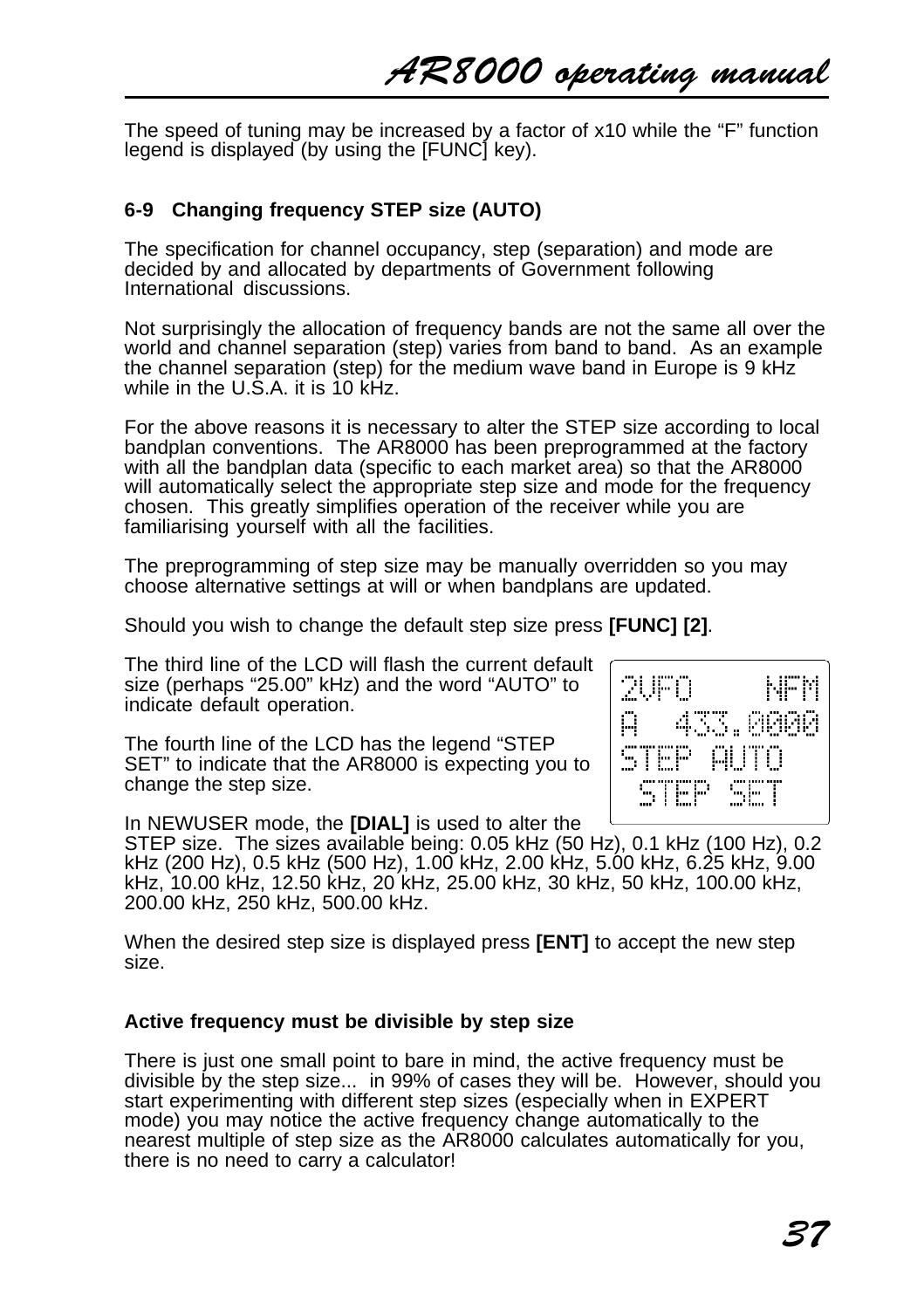The speed of tuning may be increased by a factor of x10 while the “F” function legend is displayed (by using the [FUNC] key).

**6-9 Changing frequency STEP size (AUTO)**

The specification for channel occupancy, step (separation) and mode are decided by and allocated by departments of Government following International discussions.

Not surprisingly the allocation of frequency bands are not the same all over the world and channel separation (step) varies from band to band. As an example the channel separation (step) for the medium wave band in Europe is 9 kHz while in the U.S.A. it is 10 kHz.

For the above reasons it is necessary to alter the STEP size according to local bandplan conventions. The AR8000 has been preprogrammed at the factory with all the bandplan data (specific to each market area) so that the AR8000 will automatically select the appropriate step size and mode for the frequency chosen. This greatly simplifies operation of the receiver while you are familiarising yourself with all the facilities.

The preprogramming of step size may be manually overridden so you may choose alternative settings at will or when bandplans are updated.

Should you wish to change the default step size press **[FUNC] [2]**.

The third line of the LCD will flash the current default size (perhaps “25.00” kHz) and the word “AUTO” to indicate default operation.

```
2VFO      NFM
A  433.0000
STEP AUTO
  STEP SET
```

The fourth line of the LCD has the legend “STEP SET” to indicate that the AR8000 is expecting you to change the step size.

In NEWUSER mode, the **[DIAL]** is used to alter the STEP size. The sizes available being: 0.05 kHz (50 Hz), 0.1 kHz (100 Hz), 0.2 kHz (200 Hz), 0.5 kHz (500 Hz), 1.00 kHz, 2.00 kHz, 5.00 kHz, 6.25 kHz, 9.00 kHz, 10.00 kHz, 12.50 kHz, 20 kHz, 25.00 kHz, 30 kHz, 50 kHz, 100.00 kHz, 200.00 kHz, 250 kHz, 500.00 kHz.

When the desired step size is displayed press **[ENT]** to accept the new step size.

**Active frequency must be divisible by step size**

There is just one small point to bare in mind, the active frequency must be divisible by the step size... in 99% of cases they will be. However, should you start experimenting with different step sizes (especially when in EXPERT mode) you may notice the active frequency change automatically to the nearest multiple of step size as the AR8000 calculates automatically for you, there is no need to carry a calculator!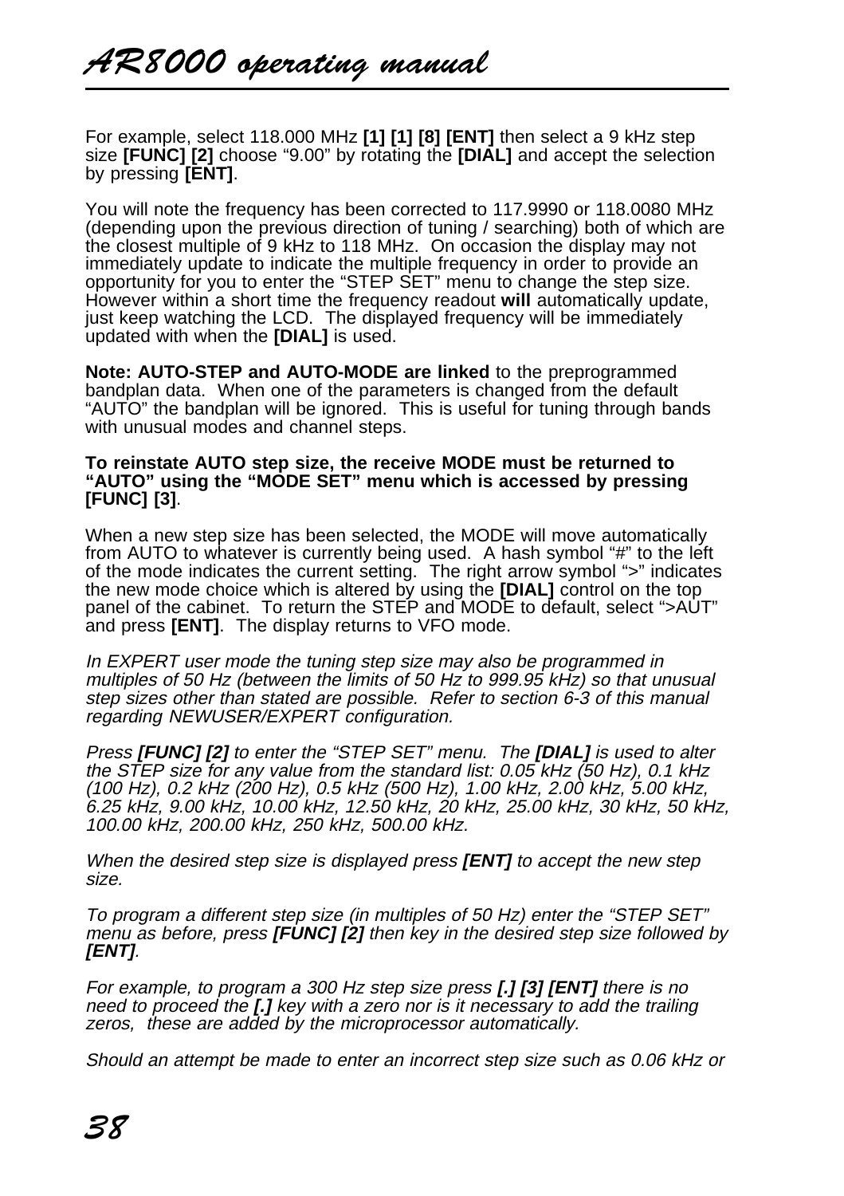For example, select 118.000 MHz **[1] [1] [8] [ENT]** then select a 9 kHz step size **[FUNC] [2]** choose "9.00" by rotating the **[DIAL]** and accept the selection by pressing **[ENT]**.

You will note the frequency has been corrected to 117.9990 or 118.0080 MHz (depending upon the previous direction of tuning / searching) both of which are the closest multiple of 9 kHz to 118 MHz. On occasion the display may not immediately update to indicate the multiple frequency in order to provide an opportunity for you to enter the "STEP SET" menu to change the step size. However within a short time the frequency readout **will** automatically update, just keep watching the LCD. The displayed frequency will be immediately updated with when the **[DIAL]** is used.

**Note: AUTO-STEP and AUTO-MODE are linked** to the preprogrammed bandplan data. When one of the parameters is changed from the default "AUTO" the bandplan will be ignored. This is useful for tuning through bands with unusual modes and channel steps.

**To reinstate AUTO step size, the receive MODE must be returned to "AUTO" using the "MODE SET" menu which is accessed by pressing [FUNC] [3]**.

When a new step size has been selected, the MODE will move automatically from AUTO to whatever is currently being used. A hash symbol "#" to the left of the mode indicates the current setting. The right arrow symbol ">" indicates the new mode choice which is altered by using the **[DIAL]** control on the top panel of the cabinet. To return the STEP and MODE to default, select ">AUT" and press **[ENT]**. The display returns to VFO mode.

*In EXPERT user mode the tuning step size may also be programmed in multiples of 50 Hz (between the limits of 50 Hz to 999.95 kHz) so that unusual step sizes other than stated are possible. Refer to section 6-3 of this manual regarding NEWUSER/EXPERT configuration.*

*Press **[FUNC] [2]** to enter the "STEP SET" menu. The **[DIAL]** is used to alter the STEP size for any value from the standard list: 0.05 kHz (50 Hz), 0.1 kHz (100 Hz), 0.2 kHz (200 Hz), 0.5 kHz (500 Hz), 1.00 kHz, 2.00 kHz, 5.00 kHz, 6.25 kHz, 9.00 kHz, 10.00 kHz, 12.50 kHz, 20 kHz, 25.00 kHz, 30 kHz, 50 kHz, 100.00 kHz, 200.00 kHz, 250 kHz, 500.00 kHz.*

*When the desired step size is displayed press **[ENT]** to accept the new step size.*

*To program a different step size (in multiples of 50 Hz) enter the "STEP SET" menu as before, press **[FUNC] [2]** then key in the desired step size followed by **[ENT]**.*

*For example, to program a 300 Hz step size press **[.] [3] [ENT]** there is no need to proceed the **[.]** key with a zero nor is it necessary to add the trailing zeros, these are added by the microprocessor automatically.*

*Should an attempt be made to enter an incorrect step size such as 0.06 kHz or*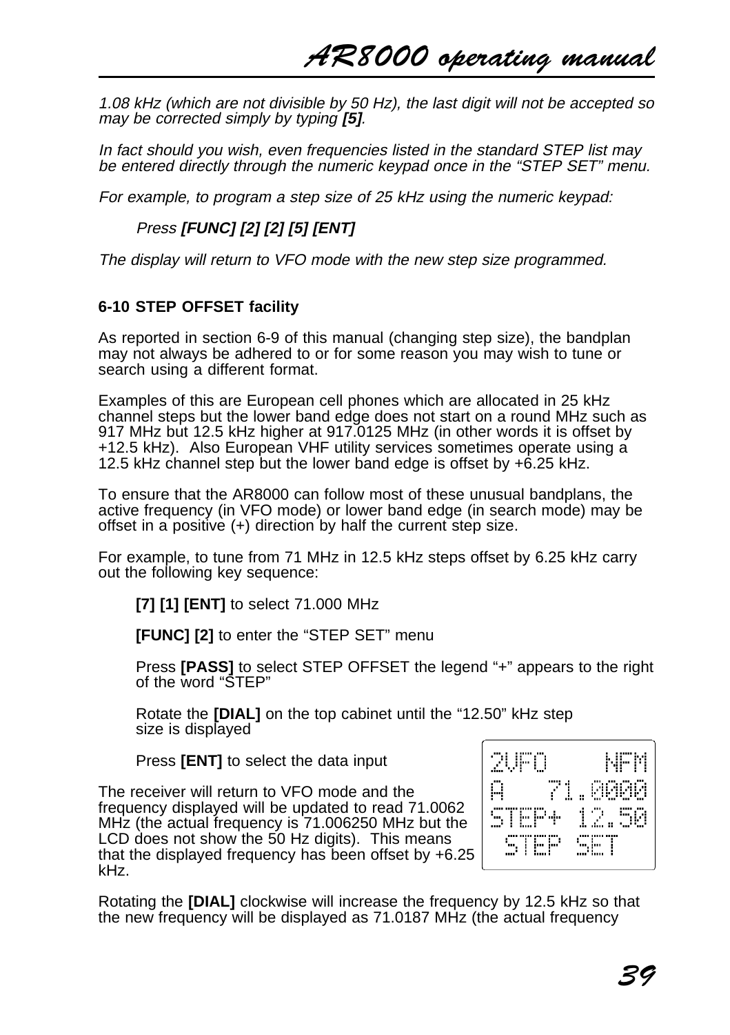*1.08 kHz (which are not divisible by 50 Hz), the last digit will not be accepted so may be corrected simply by typing **[5]**.*

*In fact should you wish, even frequencies listed in the standard STEP list may be entered directly through the numeric keypad once in the “STEP SET” menu.*

*For example, to program a step size of 25 kHz using the numeric keypad:*

*Press **[FUNC] [2] [2] [5] [ENT]***

*The display will return to VFO mode with the new step size programmed.*

**6-10 STEP OFFSET facility**

As reported in section 6-9 of this manual (changing step size), the bandplan may not always be adhered to or for some reason you may wish to tune or search using a different format.

Examples of this are European cell phones which are allocated in 25 kHz channel steps but the lower band edge does not start on a round MHz such as 917 MHz but 12.5 kHz higher at 917.0125 MHz (in other words it is offset by +12.5 kHz). Also European VHF utility services sometimes operate using a 12.5 kHz channel step but the lower band edge is offset by +6.25 kHz.

To ensure that the AR8000 can follow most of these unusual bandplans, the active frequency (in VFO mode) or lower band edge (in search mode) may be offset in a positive (+) direction by half the current step size.

For example, to tune from 71 MHz in 12.5 kHz steps offset by 6.25 kHz carry out the following key sequence:

**[7] [1] [ENT]** to select 71.000 MHz

**[FUNC] [2]** to enter the “STEP SET” menu

Press **[PASS]** to select STEP OFFSET the legend “+” appears to the right of the word “STEP”

Rotate the **[DIAL]** on the top cabinet until the “12.50” kHz step size is displayed

Press **[ENT]** to select the data input

```
2VFO      NFM
A    71.0000
STEP+  12.50
  STEP  SET
```

The receiver will return to VFO mode and the frequency displayed will be updated to read 71.0062 MHz (the actual frequency is 71.006250 MHz but the LCD does not show the 50 Hz digits). This means that the displayed frequency has been offset by +6.25 kHz.

Rotating the **[DIAL]** clockwise will increase the frequency by 12.5 kHz so that the new frequency will be displayed as 71.0187 MHz (the actual frequency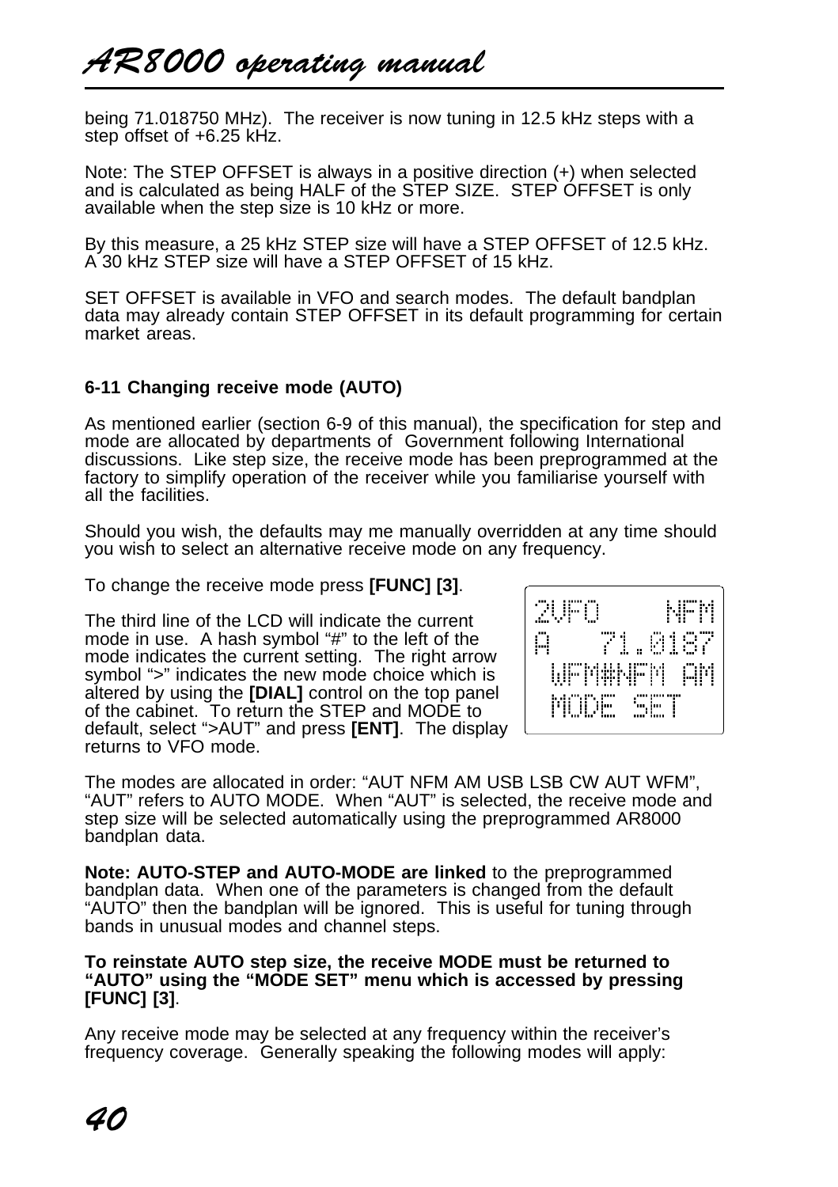being 71.018750 MHz). The receiver is now tuning in 12.5 kHz steps with a step offset of +6.25 kHz.

Note: The STEP OFFSET is always in a positive direction (+) when selected and is calculated as being HALF of the STEP SIZE. STEP OFFSET is only available when the step size is 10 kHz or more.

By this measure, a 25 kHz STEP size will have a STEP OFFSET of 12.5 kHz. A 30 kHz STEP size will have a STEP OFFSET of 15 kHz.

SET OFFSET is available in VFO and search modes. The default bandplan data may already contain STEP OFFSET in its default programming for certain market areas.

### 6-11 Changing receive mode (AUTO)

As mentioned earlier (section 6-9 of this manual), the specification for step and mode are allocated by departments of Government following International discussions. Like step size, the receive mode has been preprogrammed at the factory to simplify operation of the receiver while you familiarise yourself with all the facilities.

Should you wish, the defaults may me manually overridden at any time should you wish to select an alternative receive mode on any frequency.

To change the receive mode press **[FUNC] [3]**.

The third line of the LCD will indicate the current mode in use. A hash symbol "#" to the left of the mode indicates the current setting. The right arrow symbol ">" indicates the new mode choice which is altered by using the **[DIAL]** control on the top panel of the cabinet. To return the STEP and MODE to default, select ">AUT" and press **[ENT]**. The display returns to VFO mode.

```
2VFO      NFM
A    71.0187
 WFM#NFM AM
 MODE SET
```

The modes are allocated in order: "AUT NFM AM USB LSB CW AUT WFM", "AUT" refers to AUTO MODE. When "AUT" is selected, the receive mode and step size will be selected automatically using the preprogrammed AR8000 bandplan data.

**Note: AUTO-STEP and AUTO-MODE are linked** to the preprogrammed bandplan data. When one of the parameters is changed from the default "AUTO" then the bandplan will be ignored. This is useful for tuning through bands in unusual modes and channel steps.

**To reinstate AUTO step size, the receive MODE must be returned to "AUTO" using the "MODE SET" menu which is accessed by pressing [FUNC] [3]**.

Any receive mode may be selected at any frequency within the receiver's frequency coverage. Generally speaking the following modes will apply: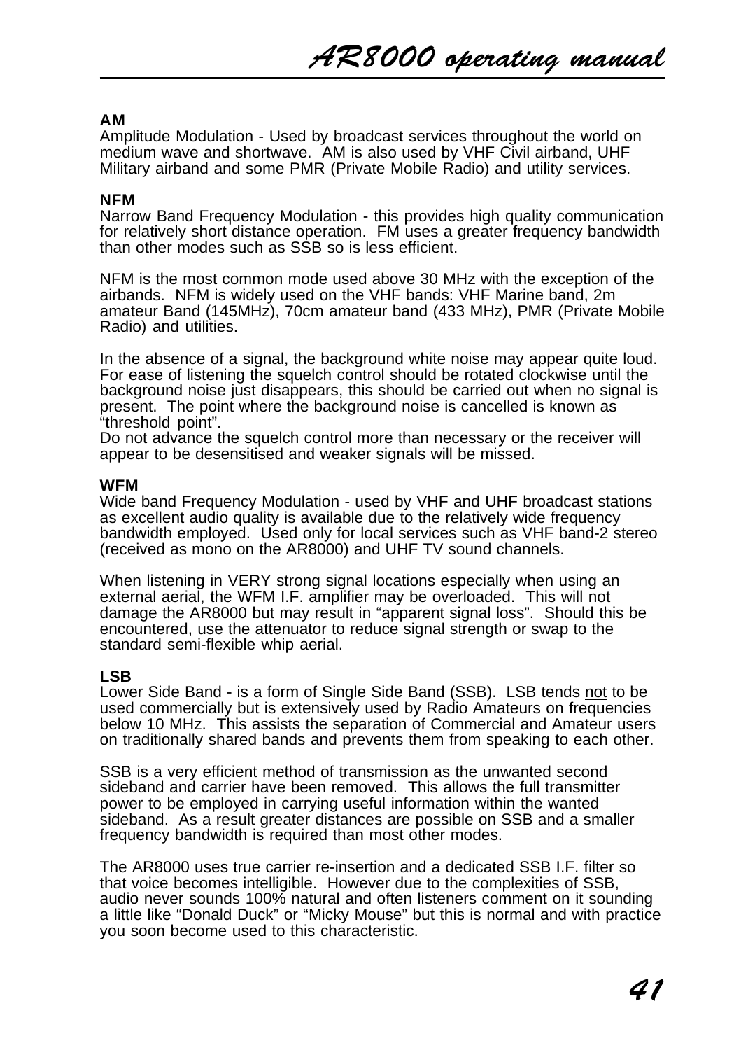**AM**
Amplitude Modulation - Used by broadcast services throughout the world on medium wave and shortwave. AM is also used by VHF Civil airband, UHF Military airband and some PMR (Private Mobile Radio) and utility services.

**NFM**
Narrow Band Frequency Modulation - this provides high quality communication for relatively short distance operation. FM uses a greater frequency bandwidth than other modes such as SSB so is less efficient.

NFM is the most common mode used above 30 MHz with the exception of the airbands. NFM is widely used on the VHF bands: VHF Marine band, 2m amateur Band (145MHz), 70cm amateur band (433 MHz), PMR (Private Mobile Radio) and utilities.

In the absence of a signal, the background white noise may appear quite loud. For ease of listening the squelch control should be rotated clockwise until the background noise just disappears, this should be carried out when no signal is present. The point where the background noise is cancelled is known as "threshold point".
Do not advance the squelch control more than necessary or the receiver will appear to be desensitised and weaker signals will be missed.

**WFM**
Wide band Frequency Modulation - used by VHF and UHF broadcast stations as excellent audio quality is available due to the relatively wide frequency bandwidth employed. Used only for local services such as VHF band-2 stereo (received as mono on the AR8000) and UHF TV sound channels.

When listening in VERY strong signal locations especially when using an external aerial, the WFM I.F. amplifier may be overloaded. This will not damage the AR8000 but may result in "apparent signal loss". Should this be encountered, use the attenuator to reduce signal strength or swap to the standard semi-flexible whip aerial.

**LSB**
Lower Side Band - is a form of Single Side Band (SSB). LSB tends <u>not</u> to be used commercially but is extensively used by Radio Amateurs on frequencies below 10 MHz. This assists the separation of Commercial and Amateur users on traditionally shared bands and prevents them from speaking to each other.

SSB is a very efficient method of transmission as the unwanted second sideband and carrier have been removed. This allows the full transmitter power to be employed in carrying useful information within the wanted sideband. As a result greater distances are possible on SSB and a smaller frequency bandwidth is required than most other modes.

The AR8000 uses true carrier re-insertion and a dedicated SSB I.F. filter so that voice becomes intelligible. However due to the complexities of SSB, audio never sounds 100% natural and often listeners comment on it sounding a little like "Donald Duck" or "Micky Mouse" but this is normal and with practice you soon become used to this characteristic.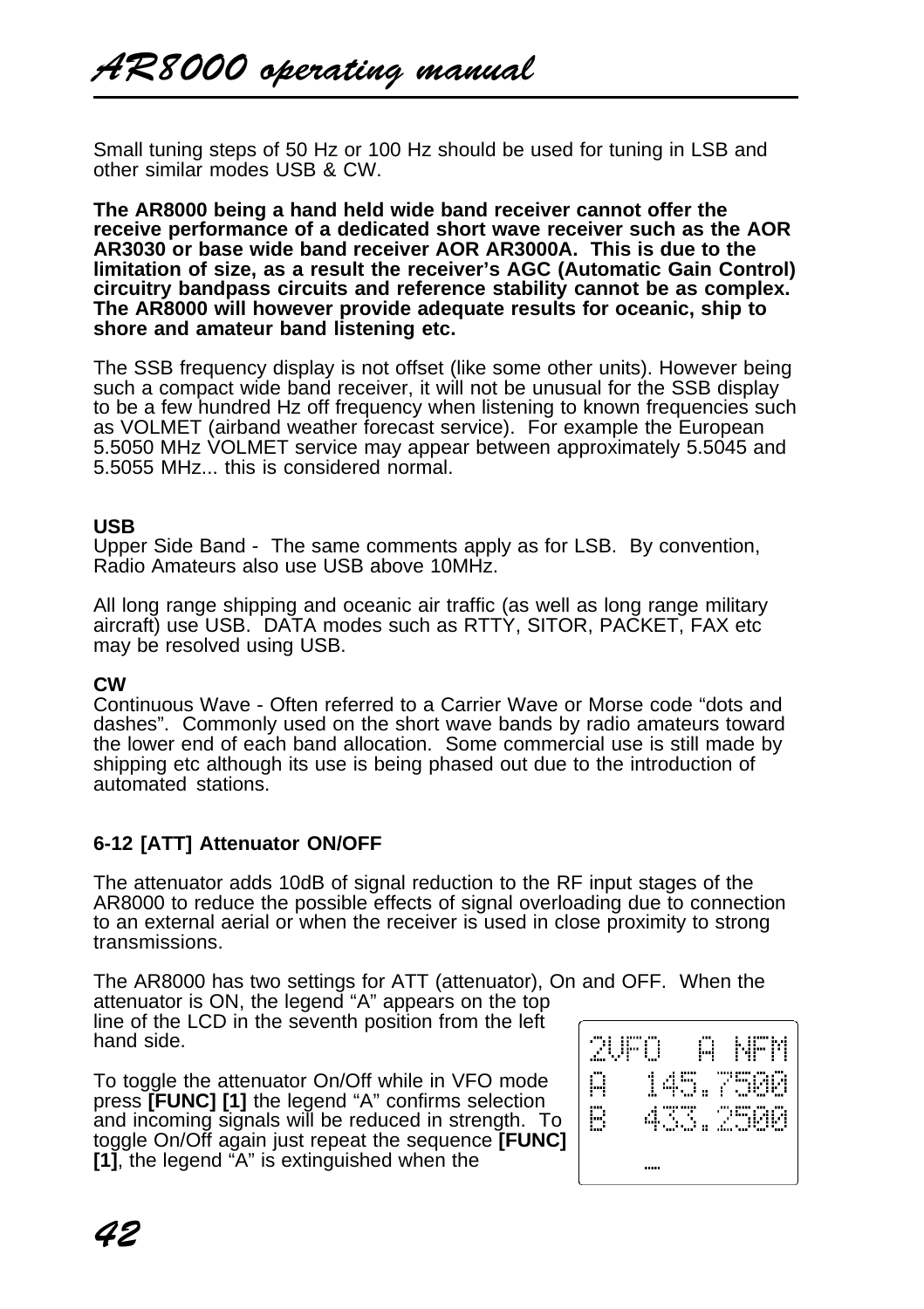Small tuning steps of 50 Hz or 100 Hz should be used for tuning in LSB and other similar modes USB & CW.

**The AR8000 being a hand held wide band receiver cannot offer the receive performance of a dedicated short wave receiver such as the AOR AR3030 or base wide band receiver AOR AR3000A. This is due to the limitation of size, as a result the receiver's AGC (Automatic Gain Control) circuitry bandpass circuits and reference stability cannot be as complex. The AR8000 will however provide adequate results for oceanic, ship to shore and amateur band listening etc.**

The SSB frequency display is not offset (like some other units). However being such a compact wide band receiver, it will not be unusual for the SSB display to be a few hundred Hz off frequency when listening to known frequencies such as VOLMET (airband weather forecast service). For example the European 5.5050 MHz VOLMET service may appear between approximately 5.5045 and 5.5055 MHz... this is considered normal.

**USB**
Upper Side Band - The same comments apply as for LSB. By convention, Radio Amateurs also use USB above 10MHz.

All long range shipping and oceanic air traffic (as well as long range military aircraft) use USB. DATA modes such as RTTY, SITOR, PACKET, FAX etc may be resolved using USB.

**CW**
Continuous Wave - Often referred to a Carrier Wave or Morse code "dots and dashes". Commonly used on the short wave bands by radio amateurs toward the lower end of each band allocation. Some commercial use is still made by shipping etc although its use is being phased out due to the introduction of automated stations.

### 6-12 [ATT] Attenuator ON/OFF

The attenuator adds 10dB of signal reduction to the RF input stages of the AR8000 to reduce the possible effects of signal overloading due to connection to an external aerial or when the receiver is used in close proximity to strong transmissions.

The AR8000 has two settings for ATT (attenuator), On and OFF. When the attenuator is ON, the legend "A" appears on the top line of the LCD in the seventh position from the left hand side.

```
2VFO  A NFM
A  145.7500
B  433.2500
```

To toggle the attenuator On/Off while in VFO mode press **[FUNC] [1]** the legend "A" confirms selection and incoming signals will be reduced in strength. To toggle On/Off again just repeat the sequence **[FUNC] [1]**, the legend "A" is extinguished when the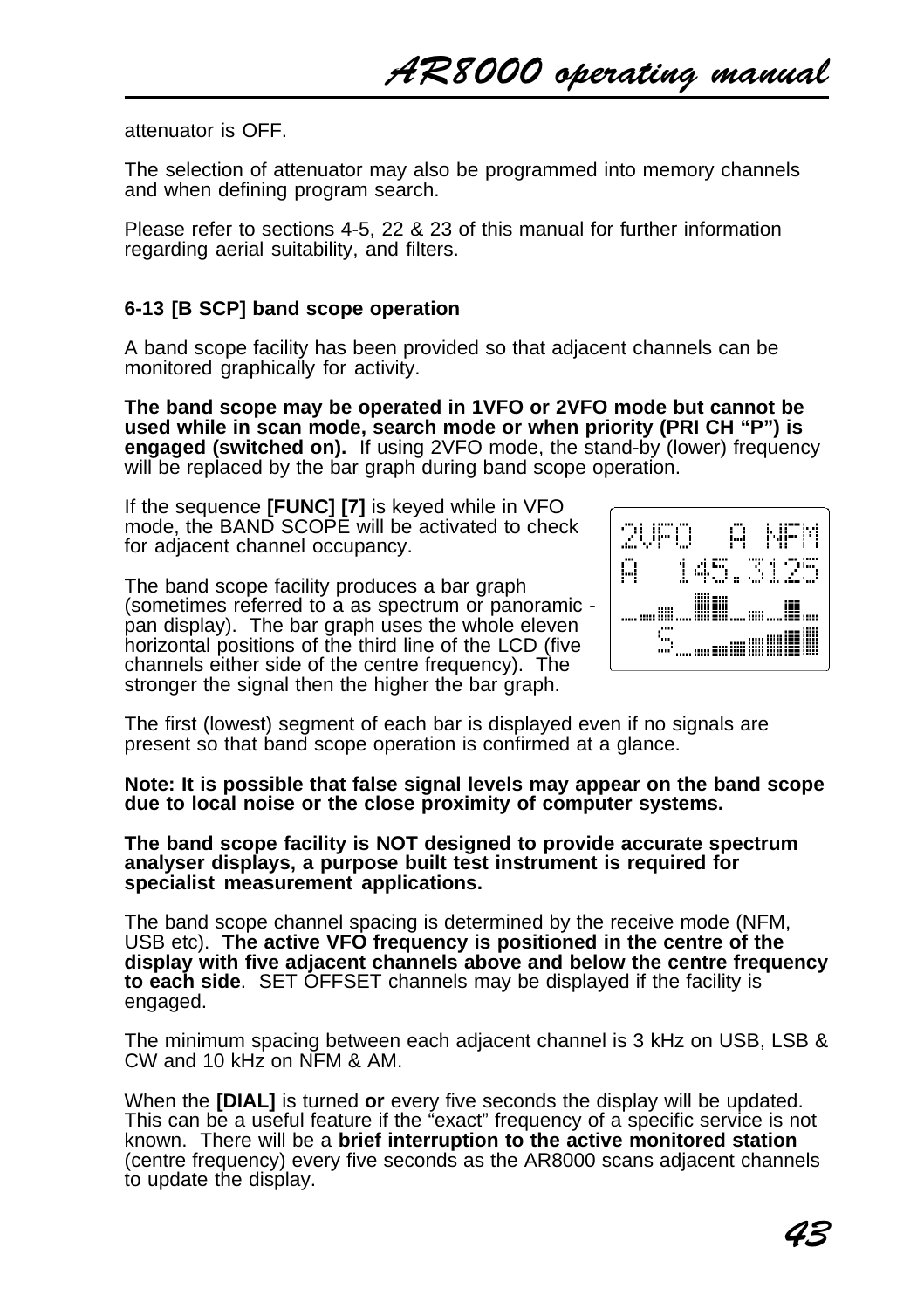attenuator is OFF.

The selection of attenuator may also be programmed into memory channels and when defining program search.

Please refer to sections 4-5, 22 & 23 of this manual for further information regarding aerial suitability, and filters.

### 6-13 [B SCP] band scope operation

A band scope facility has been provided so that adjacent channels can be monitored graphically for activity.

**The band scope may be operated in 1VFO or 2VFO mode but cannot be used while in scan mode, search mode or when priority (PRI CH "P") is engaged (switched on).** If using 2VFO mode, the stand-by (lower) frequency will be replaced by the bar graph during band scope operation.

If the sequence **[FUNC] [7]** is keyed while in VFO mode, the BAND SCOPE will be activated to check for adjacent channel occupancy.

The band scope facility produces a bar graph (sometimes referred to a as spectrum or panoramic - pan display). The bar graph uses the whole eleven horizontal positions of the third line of the LCD (five channels either side of the centre frequency). The stronger the signal then the higher the bar graph.

```
2VFO  A NFM
A  145.3125
```

The first (lowest) segment of each bar is displayed even if no signals are present so that band scope operation is confirmed at a glance.

**Note: It is possible that false signal levels may appear on the band scope due to local noise or the close proximity of computer systems.**

**The band scope facility is NOT designed to provide accurate spectrum analyser displays, a purpose built test instrument is required for specialist measurement applications.**

The band scope channel spacing is determined by the receive mode (NFM, USB etc). **The active VFO frequency is positioned in the centre of the display with five adjacent channels above and below the centre frequency to each side**. SET OFFSET channels may be displayed if the facility is engaged.

The minimum spacing between each adjacent channel is 3 kHz on USB, LSB & CW and 10 kHz on NFM & AM.

When the **[DIAL]** is turned **or** every five seconds the display will be updated. This can be a useful feature if the "exact" frequency of a specific service is not known. There will be a **brief interruption to the active monitored station** (centre frequency) every five seconds as the AR8000 scans adjacent channels to update the display.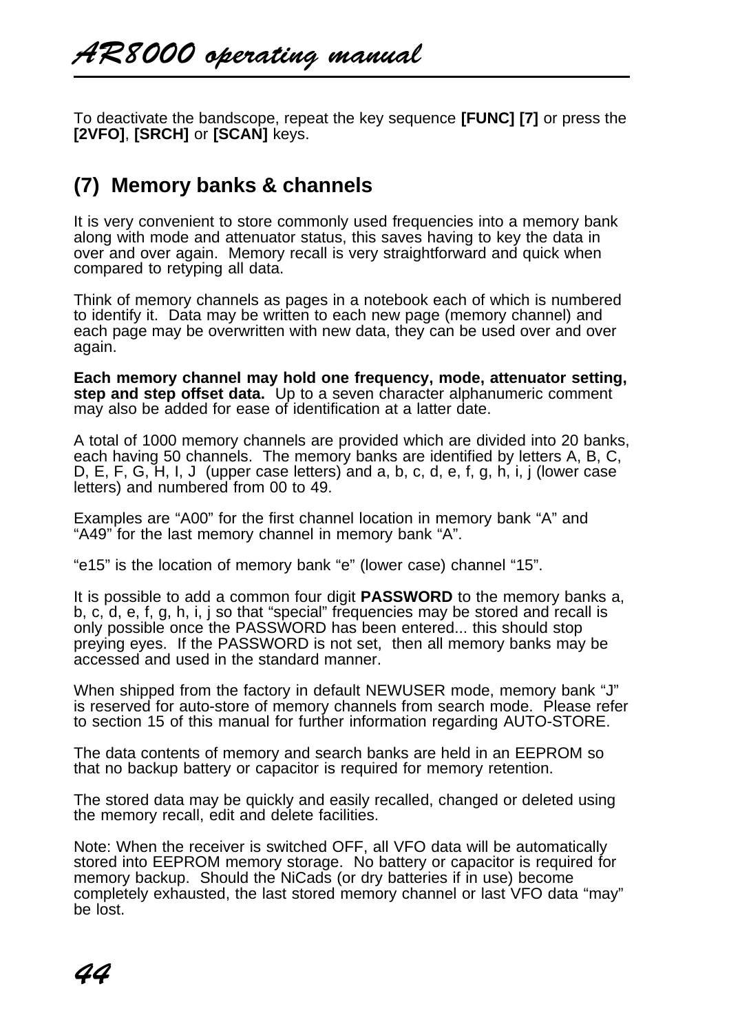To deactivate the bandscope, repeat the key sequence **[FUNC] [7]** or press the **[2VFO]**, **[SRCH]** or **[SCAN]** keys.

## (7) Memory banks & channels

It is very convenient to store commonly used frequencies into a memory bank along with mode and attenuator status, this saves having to key the data in over and over again. Memory recall is very straightforward and quick when compared to retyping all data.

Think of memory channels as pages in a notebook each of which is numbered to identify it. Data may be written to each new page (memory channel) and each page may be overwritten with new data, they can be used over and over again.

**Each memory channel may hold one frequency, mode, attenuator setting, step and step offset data.** Up to a seven character alphanumeric comment may also be added for ease of identification at a latter date.

A total of 1000 memory channels are provided which are divided into 20 banks, each having 50 channels. The memory banks are identified by letters A, B, C, D, E, F, G, H, I, J (upper case letters) and a, b, c, d, e, f, g, h, i, j (lower case letters) and numbered from 00 to 49.

Examples are “A00” for the first channel location in memory bank “A” and “A49” for the last memory channel in memory bank “A”.

“e15” is the location of memory bank “e” (lower case) channel “15”.

It is possible to add a common four digit **PASSWORD** to the memory banks a, b, c, d, e, f, g, h, i, j so that “special” frequencies may be stored and recall is only possible once the PASSWORD has been entered... this should stop preying eyes. If the PASSWORD is not set, then all memory banks may be accessed and used in the standard manner.

When shipped from the factory in default NEWUSER mode, memory bank “J” is reserved for auto-store of memory channels from search mode. Please refer to section 15 of this manual for further information regarding AUTO-STORE.

The data contents of memory and search banks are held in an EEPROM so that no backup battery or capacitor is required for memory retention.

The stored data may be quickly and easily recalled, changed or deleted using the memory recall, edit and delete facilities.

Note: When the receiver is switched OFF, all VFO data will be automatically stored into EEPROM memory storage. No battery or capacitor is required for memory backup. Should the NiCads (or dry batteries if in use) become completely exhausted, the last stored memory channel or last VFO data “may” be lost.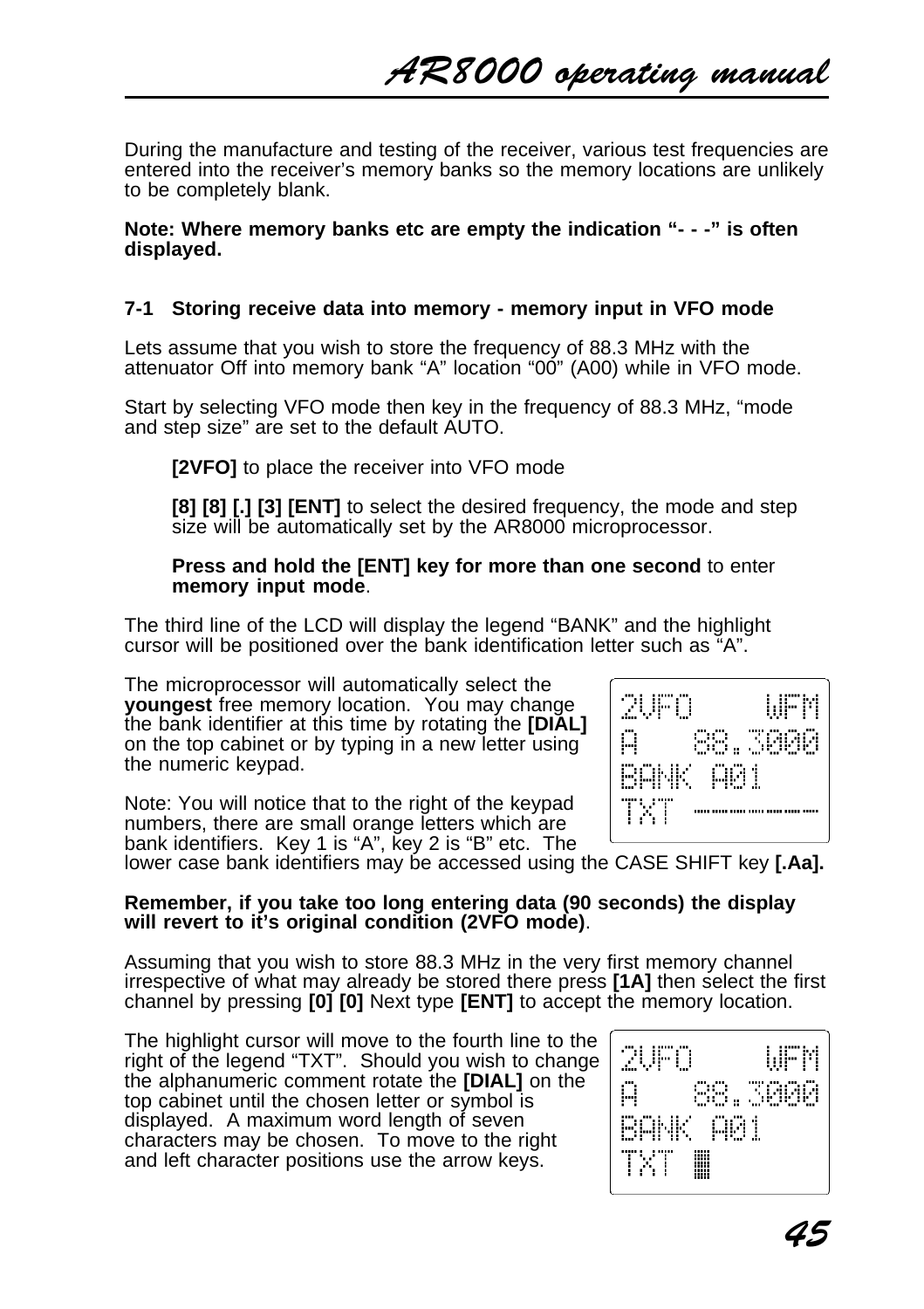During the manufacture and testing of the receiver, various test frequencies are entered into the receiver's memory banks so the memory locations are unlikely to be completely blank.

**Note: Where memory banks etc are empty the indication "- - -" is often displayed.**

### 7-1 Storing receive data into memory - memory input in VFO mode

Lets assume that you wish to store the frequency of 88.3 MHz with the attenuator Off into memory bank "A" location "00" (A00) while in VFO mode.

Start by selecting VFO mode then key in the frequency of 88.3 MHz, "mode and step size" are set to the default AUTO.

> **[2VFO]** to place the receiver into VFO mode
>
> **[8] [8] [.] [3] [ENT]** to select the desired frequency, the mode and step size will be automatically set by the AR8000 microprocessor.
>
> **Press and hold the [ENT] key for more than one second** to enter **memory input mode**.

The third line of the LCD will display the legend "BANK" and the highlight cursor will be positioned over the bank identification letter such as "A".

The microprocessor will automatically select the **youngest** free memory location. You may change the bank identifier at this time by rotating the **[DIAL]** on the top cabinet or by typing in a new letter using the numeric keypad.

```
2VFO     WFM
A    88.3000
BANK A01
TXT -------
```

Note: You will notice that to the right of the keypad numbers, there are small orange letters which are bank identifiers. Key 1 is "A", key 2 is "B" etc. The lower case bank identifiers may be accessed using the CASE SHIFT key **[.Aa]**.

**Remember, if you take too long entering data (90 seconds) the display will revert to it's original condition (2VFO mode)**.

Assuming that you wish to store 88.3 MHz in the very first memory channel irrespective of what may already be stored there press **[1A]** then select the first channel by pressing **[0] [0]** Next type **[ENT]** to accept the memory location.

The highlight cursor will move to the fourth line to the right of the legend "TXT". Should you wish to change the alphanumeric comment rotate the **[DIAL]** on the top cabinet until the chosen letter or symbol is displayed. A maximum word length of seven characters may be chosen. To move to the right and left character positions use the arrow keys.

```
2VFO     WFM
A    88.3000
BANK A01
TXT █
```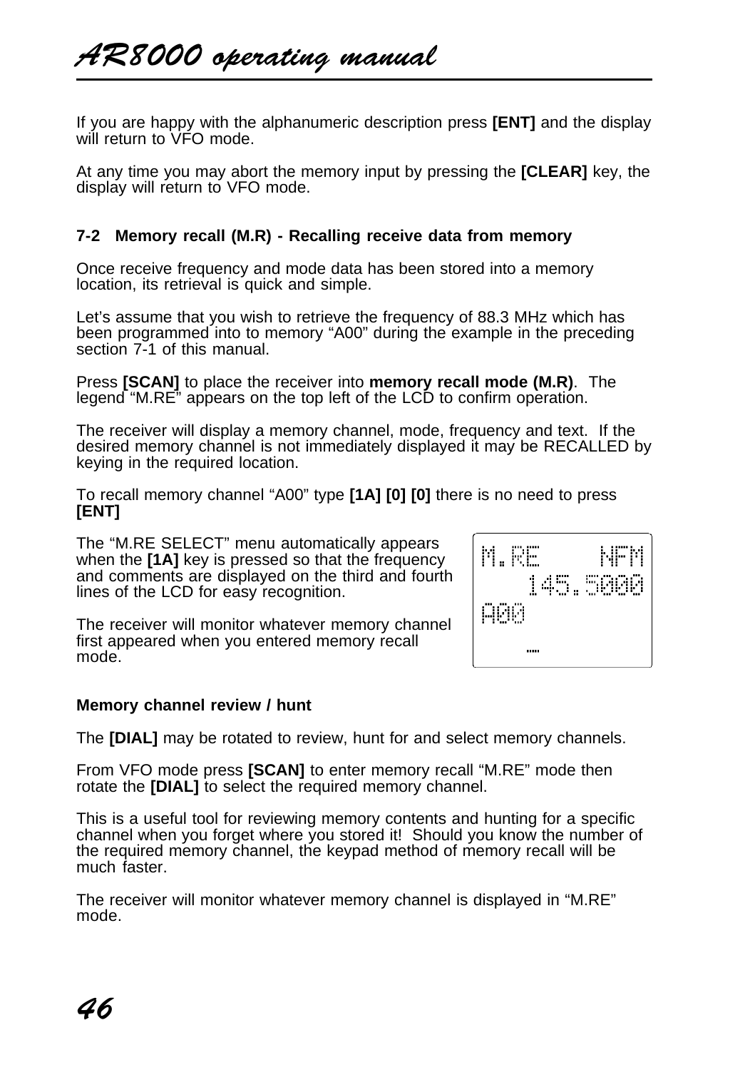If you are happy with the alphanumeric description press **[ENT]** and the display will return to VFO mode.

At any time you may abort the memory input by pressing the **[CLEAR]** key, the display will return to VFO mode.

### 7-2 Memory recall (M.R) - Recalling receive data from memory

Once receive frequency and mode data has been stored into a memory location, its retrieval is quick and simple.

Let's assume that you wish to retrieve the frequency of 88.3 MHz which has been programmed into to memory "A00" during the example in the preceding section 7-1 of this manual.

Press **[SCAN]** to place the receiver into **memory recall mode (M.R)**. The legend "M.RE" appears on the top left of the LCD to confirm operation.

The receiver will display a memory channel, mode, frequency and text. If the desired memory channel is not immediately displayed it may be RECALLED by keying in the required location.

To recall memory channel "A00" type **[1A] [0] [0]** there is no need to press **[ENT]**

The "M.RE SELECT" menu automatically appears when the **[1A]** key is pressed so that the frequency and comments are displayed on the third and fourth lines of the LCD for easy recognition.

```
M.RE      NFM
   145.5000
A00

    ....
```

The receiver will monitor whatever memory channel first appeared when you entered memory recall mode.

**Memory channel review / hunt**

The **[DIAL]** may be rotated to review, hunt for and select memory channels.

From VFO mode press **[SCAN]** to enter memory recall "M.RE" mode then rotate the **[DIAL]** to select the required memory channel.

This is a useful tool for reviewing memory contents and hunting for a specific channel when you forget where you stored it! Should you know the number of the required memory channel, the keypad method of memory recall will be much faster.

The receiver will monitor whatever memory channel is displayed in "M.RE" mode.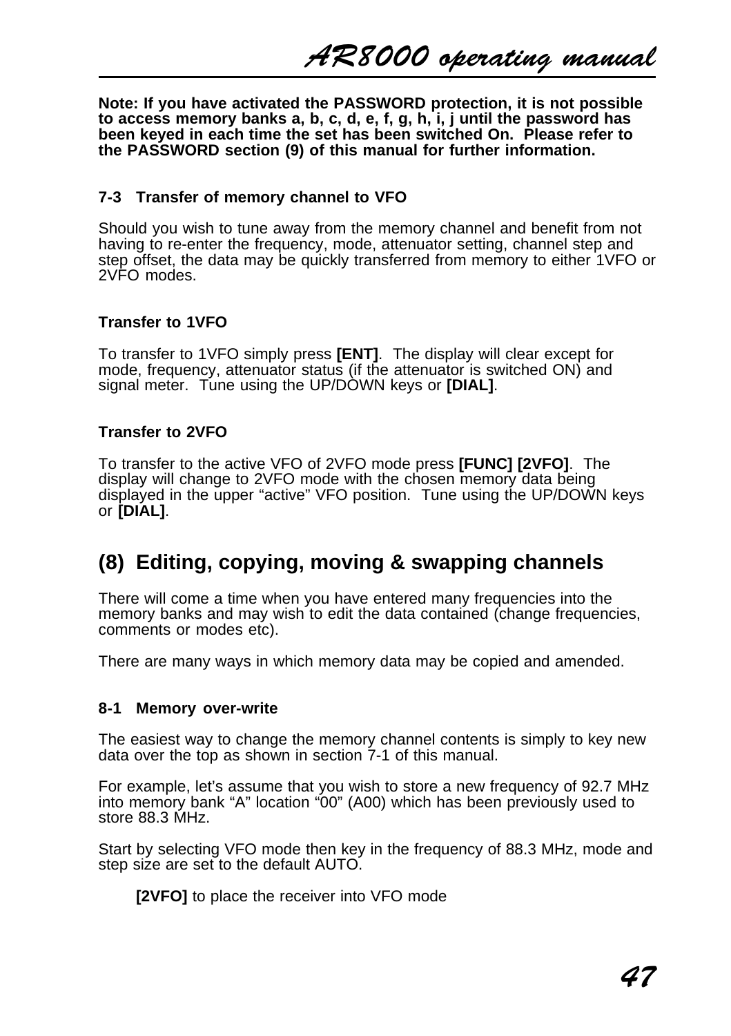**Note: If you have activated the PASSWORD protection, it is not possible to access memory banks a, b, c, d, e, f, g, h, i, j until the password has been keyed in each time the set has been switched On. Please refer to the PASSWORD section (9) of this manual for further information.**

### 7-3 Transfer of memory channel to VFO

Should you wish to tune away from the memory channel and benefit from not having to re-enter the frequency, mode, attenuator setting, channel step and step offset, the data may be quickly transferred from memory to either 1VFO or 2VFO modes.

#### Transfer to 1VFO

To transfer to 1VFO simply press **[ENT]**. The display will clear except for mode, frequency, attenuator status (if the attenuator is switched ON) and signal meter. Tune using the UP/DOWN keys or **[DIAL]**.

#### Transfer to 2VFO

To transfer to the active VFO of 2VFO mode press **[FUNC] [2VFO]**. The display will change to 2VFO mode with the chosen memory data being displayed in the upper “active” VFO position. Tune using the UP/DOWN keys or **[DIAL]**.

## (8) Editing, copying, moving & swapping channels

There will come a time when you have entered many frequencies into the memory banks and may wish to edit the data contained (change frequencies, comments or modes etc).

There are many ways in which memory data may be copied and amended.

### 8-1 Memory over-write

The easiest way to change the memory channel contents is simply to key new data over the top as shown in section 7-1 of this manual.

For example, let’s assume that you wish to store a new frequency of 92.7 MHz into memory bank “A” location “00” (A00) which has been previously used to store 88.3 MHz.

Start by selecting VFO mode then key in the frequency of 88.3 MHz, mode and step size are set to the default AUTO.

**[2VFO]** to place the receiver into VFO mode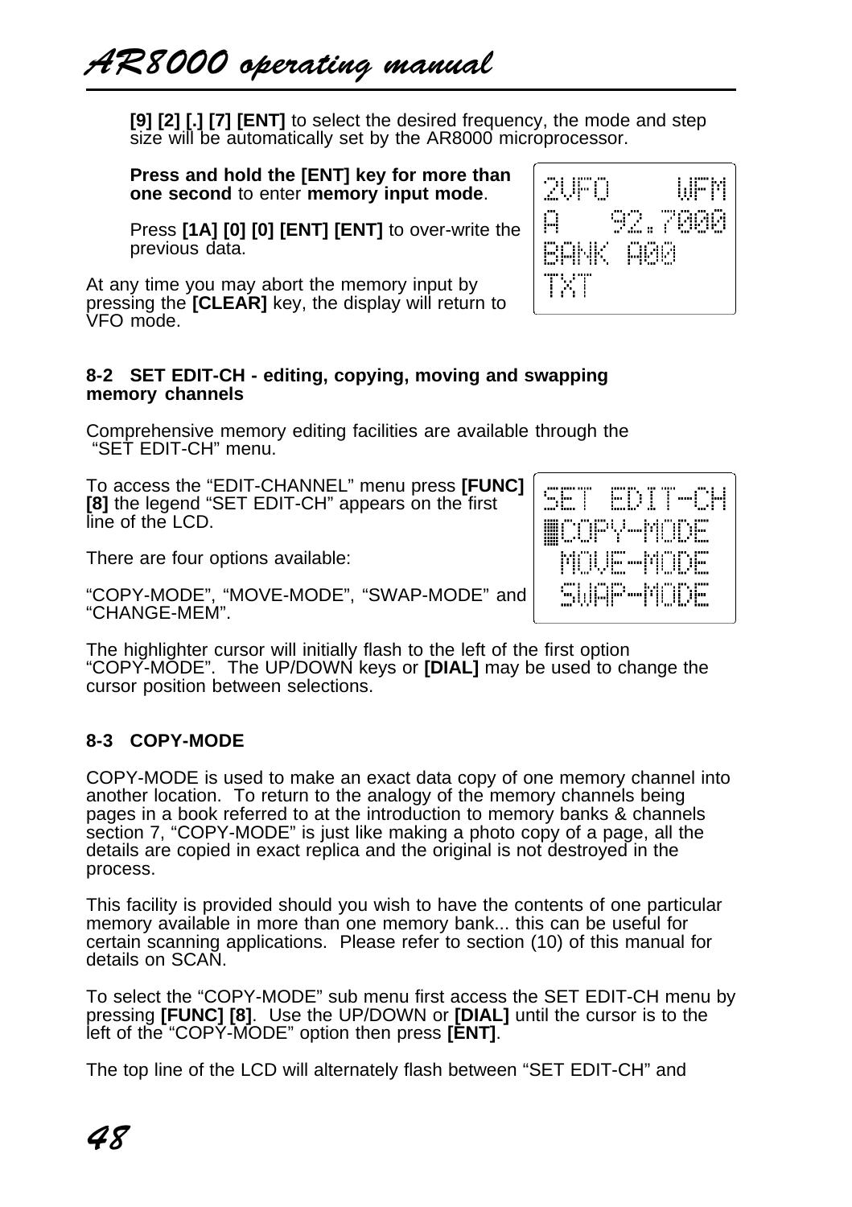**[9] [2] [.] [7] [ENT]** to select the desired frequency, the mode and step size will be automatically set by the AR8000 microprocessor.

**Press and hold the [ENT] key for more than one second** to enter **memory input mode**.

Press **[1A] [0] [0] [ENT] [ENT]** to over-write the previous data.

```
2VFO     WFM
A    92.7000
BANK A00
TXT
```

At any time you may abort the memory input by pressing the **[CLEAR]** key, the display will return to VFO mode.

### 8-2 SET EDIT-CH - editing, copying, moving and swapping memory channels

Comprehensive memory editing facilities are available through the "SET EDIT-CH" menu.

To access the "EDIT-CHANNEL" menu press **[FUNC] [8]** the legend "SET EDIT-CH" appears on the first line of the LCD.

```
SET EDIT-CH
▒COPY-MODE
 MOVE-MODE
 SWAP-MODE
```

There are four options available:

"COPY-MODE", "MOVE-MODE", "SWAP-MODE" and "CHANGE-MEM".

The highlighter cursor will initially flash to the left of the first option "COPY-MODE". The UP/DOWN keys or **[DIAL]** may be used to change the cursor position between selections.

### 8-3 COPY-MODE

COPY-MODE is used to make an exact data copy of one memory channel into another location. To return to the analogy of the memory channels being pages in a book referred to at the introduction to memory banks & channels section 7, "COPY-MODE" is just like making a photo copy of a page, all the details are copied in exact replica and the original is not destroyed in the process.

This facility is provided should you wish to have the contents of one particular memory available in more than one memory bank... this can be useful for certain scanning applications. Please refer to section (10) of this manual for details on SCAN.

To select the "COPY-MODE" sub menu first access the SET EDIT-CH menu by pressing **[FUNC] [8]**. Use the UP/DOWN or **[DIAL]** until the cursor is to the left of the "COPY-MODE" option then press **[ENT]**.

The top line of the LCD will alternately flash between "SET EDIT-CH" and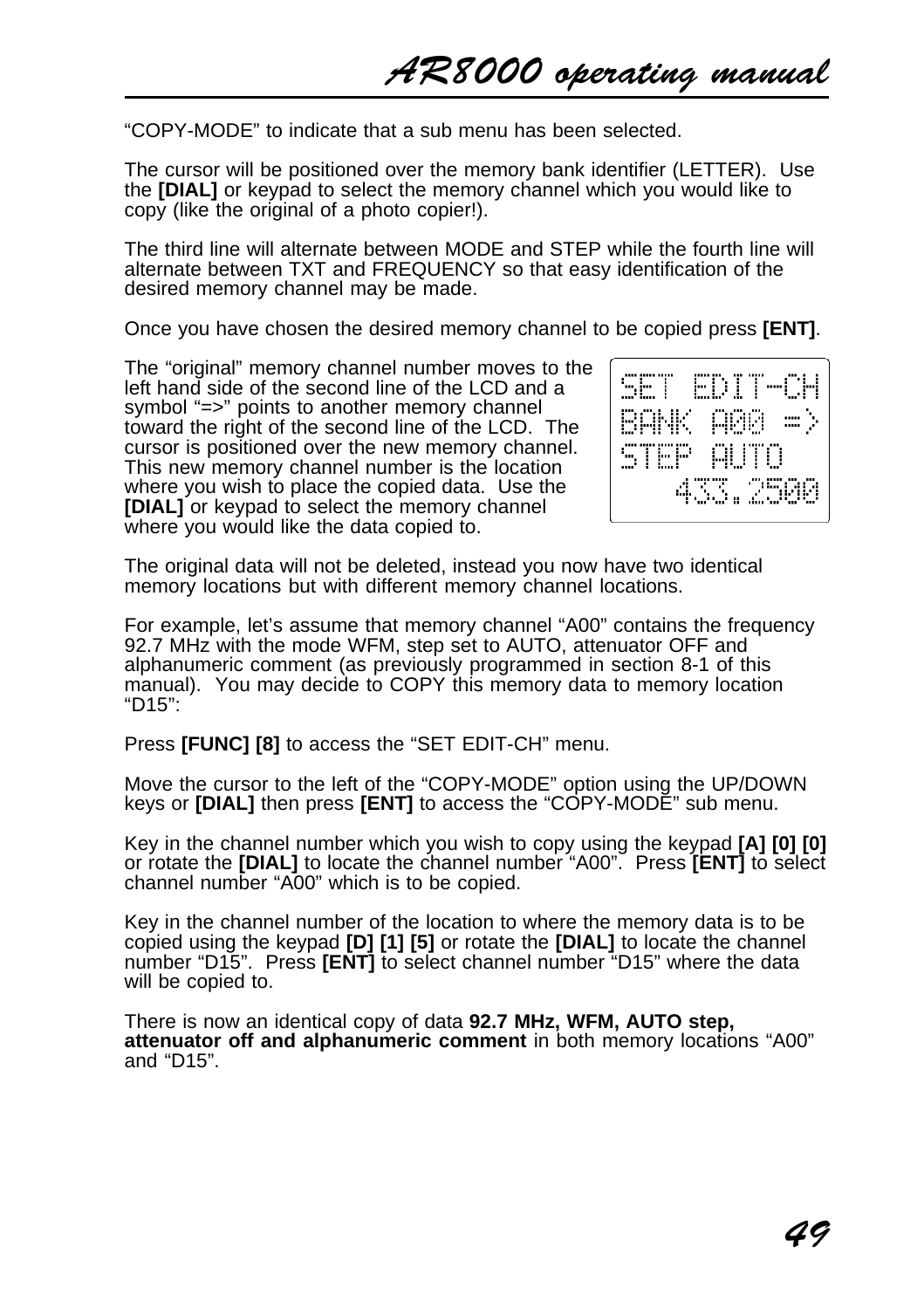"COPY-MODE" to indicate that a sub menu has been selected.

The cursor will be positioned over the memory bank identifier (LETTER). Use the **[DIAL]** or keypad to select the memory channel which you would like to copy (like the original of a photo copier!).

The third line will alternate between MODE and STEP while the fourth line will alternate between TXT and FREQUENCY so that easy identification of the desired memory channel may be made.

Once you have chosen the desired memory channel to be copied press **[ENT]**.

The "original" memory channel number moves to the left hand side of the second line of the LCD and a symbol "=>" points to another memory channel toward the right of the second line of the LCD. The cursor is positioned over the new memory channel. This new memory channel number is the location where you wish to place the copied data. Use the **[DIAL]** or keypad to select the memory channel where you would like the data copied to.

```
SET EDIT-CH
BANK A00 =>
STEP AUTO
   433.2500
```

The original data will not be deleted, instead you now have two identical memory locations but with different memory channel locations.

For example, let's assume that memory channel "A00" contains the frequency 92.7 MHz with the mode WFM, step set to AUTO, attenuator OFF and alphanumeric comment (as previously programmed in section 8-1 of this manual). You may decide to COPY this memory data to memory location "D15":

Press **[FUNC] [8]** to access the "SET EDIT-CH" menu.

Move the cursor to the left of the "COPY-MODE" option using the UP/DOWN keys or **[DIAL]** then press **[ENT]** to access the "COPY-MODE" sub menu.

Key in the channel number which you wish to copy using the keypad **[A] [0] [0]** or rotate the **[DIAL]** to locate the channel number "A00". Press **[ENT]** to select channel number "A00" which is to be copied.

Key in the channel number of the location to where the memory data is to be copied using the keypad **[D] [1] [5]** or rotate the **[DIAL]** to locate the channel number "D15". Press **[ENT]** to select channel number "D15" where the data will be copied to.

There is now an identical copy of data **92.7 MHz, WFM, AUTO step, attenuator off and alphanumeric comment** in both memory locations "A00" and "D15".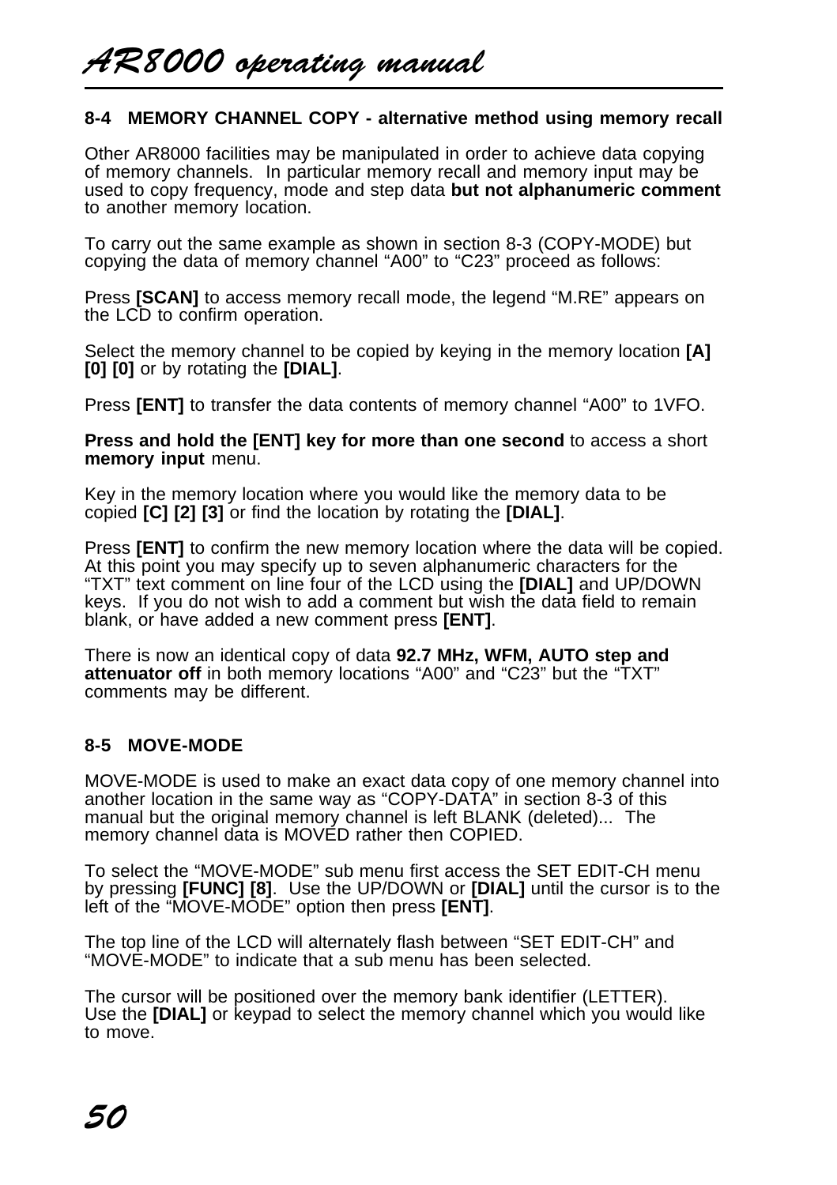## 8-4 MEMORY CHANNEL COPY - alternative method using memory recall

Other AR8000 facilities may be manipulated in order to achieve data copying of memory channels. In particular memory recall and memory input may be used to copy frequency, mode and step data **but not alphanumeric comment** to another memory location.

To carry out the same example as shown in section 8-3 (COPY-MODE) but copying the data of memory channel “A00” to “C23” proceed as follows:

Press **[SCAN]** to access memory recall mode, the legend “M.RE” appears on the LCD to confirm operation.

Select the memory channel to be copied by keying in the memory location **[A] [0] [0]** or by rotating the **[DIAL]**.

Press **[ENT]** to transfer the data contents of memory channel “A00” to 1VFO.

**Press and hold the [ENT] key for more than one second** to access a short **memory input** menu.

Key in the memory location where you would like the memory data to be copied **[C] [2] [3]** or find the location by rotating the **[DIAL]**.

Press **[ENT]** to confirm the new memory location where the data will be copied. At this point you may specify up to seven alphanumeric characters for the “TXT” text comment on line four of the LCD using the **[DIAL]** and UP/DOWN keys. If you do not wish to add a comment but wish the data field to remain blank, or have added a new comment press **[ENT]**.

There is now an identical copy of data **92.7 MHz, WFM, AUTO step and attenuator off** in both memory locations “A00” and “C23” but the “TXT” comments may be different.

## 8-5 MOVE-MODE

MOVE-MODE is used to make an exact data copy of one memory channel into another location in the same way as “COPY-DATA” in section 8-3 of this manual but the original memory channel is left BLANK (deleted)... The memory channel data is MOVED rather then COPIED.

To select the “MOVE-MODE” sub menu first access the SET EDIT-CH menu by pressing **[FUNC] [8]**. Use the UP/DOWN or **[DIAL]** until the cursor is to the left of the “MOVE-MODE” option then press **[ENT]**.

The top line of the LCD will alternately flash between “SET EDIT-CH” and “MOVE-MODE” to indicate that a sub menu has been selected.

The cursor will be positioned over the memory bank identifier (LETTER). Use the **[DIAL]** or keypad to select the memory channel which you would like to move.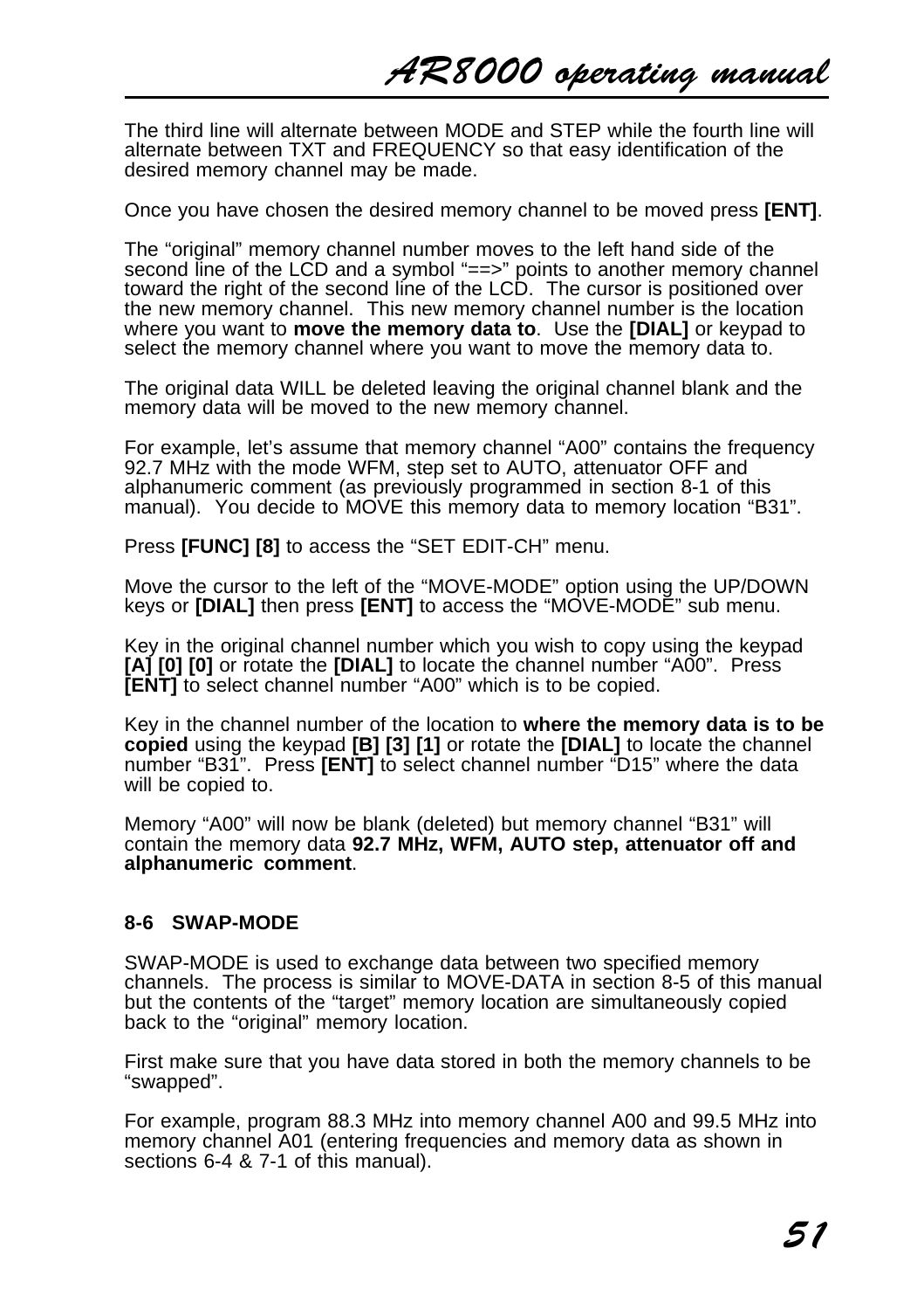The third line will alternate between MODE and STEP while the fourth line will alternate between TXT and FREQUENCY so that easy identification of the desired memory channel may be made.

Once you have chosen the desired memory channel to be moved press **[ENT]**.

The “original” memory channel number moves to the left hand side of the second line of the LCD and a symbol “==>” points to another memory channel toward the right of the second line of the LCD. The cursor is positioned over the new memory channel. This new memory channel number is the location where you want to **move the memory data to**. Use the **[DIAL]** or keypad to select the memory channel where you want to move the memory data to.

The original data WILL be deleted leaving the original channel blank and the memory data will be moved to the new memory channel.

For example, let’s assume that memory channel “A00” contains the frequency 92.7 MHz with the mode WFM, step set to AUTO, attenuator OFF and alphanumeric comment (as previously programmed in section 8-1 of this manual). You decide to MOVE this memory data to memory location “B31”.

Press **[FUNC] [8]** to access the “SET EDIT-CH” menu.

Move the cursor to the left of the “MOVE-MODE” option using the UP/DOWN keys or **[DIAL]** then press **[ENT]** to access the “MOVE-MODE” sub menu.

Key in the original channel number which you wish to copy using the keypad **[A] [0] [0]** or rotate the **[DIAL]** to locate the channel number “A00”. Press **[ENT]** to select channel number “A00” which is to be copied.

Key in the channel number of the location to **where the memory data is to be copied** using the keypad **[B] [3] [1]** or rotate the **[DIAL]** to locate the channel number “B31”. Press **[ENT]** to select channel number “D15” where the data will be copied to.

Memory “A00” will now be blank (deleted) but memory channel “B31” will contain the memory data **92.7 MHz, WFM, AUTO step, attenuator off and alphanumeric comment**.

### 8-6 SWAP-MODE

SWAP-MODE is used to exchange data between two specified memory channels. The process is similar to MOVE-DATA in section 8-5 of this manual but the contents of the “target” memory location are simultaneously copied back to the “original” memory location.

First make sure that you have data stored in both the memory channels to be “swapped”.

For example, program 88.3 MHz into memory channel A00 and 99.5 MHz into memory channel A01 (entering frequencies and memory data as shown in sections 6-4 & 7-1 of this manual).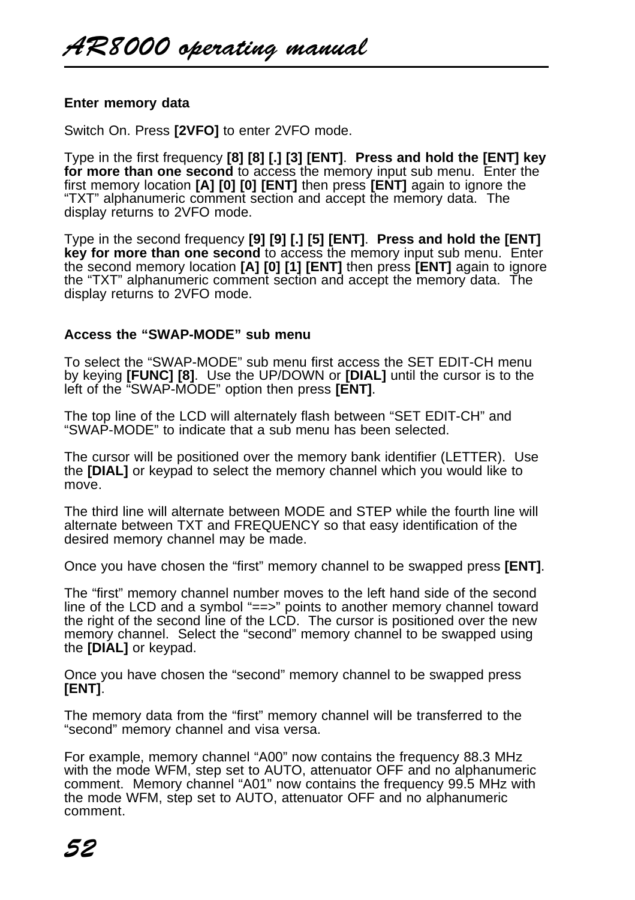**Enter memory data**

Switch On. Press **[2VFO]** to enter 2VFO mode.

Type in the first frequency **[8] [8] [.] [3] [ENT]**. **Press and hold the [ENT] key for more than one second** to access the memory input sub menu. Enter the first memory location **[A] [0] [0] [ENT]** then press **[ENT]** again to ignore the "TXT" alphanumeric comment section and accept the memory data. The display returns to 2VFO mode.

Type in the second frequency **[9] [9] [.] [5] [ENT]**. **Press and hold the [ENT] key for more than one second** to access the memory input sub menu. Enter the second memory location **[A] [0] [1] [ENT]** then press **[ENT]** again to ignore the "TXT" alphanumeric comment section and accept the memory data. The display returns to 2VFO mode.

**Access the "SWAP-MODE" sub menu**

To select the "SWAP-MODE" sub menu first access the SET EDIT-CH menu by keying **[FUNC] [8]**. Use the UP/DOWN or **[DIAL]** until the cursor is to the left of the "SWAP-MODE" option then press **[ENT]**.

The top line of the LCD will alternately flash between "SET EDIT-CH" and "SWAP-MODE" to indicate that a sub menu has been selected.

The cursor will be positioned over the memory bank identifier (LETTER). Use the **[DIAL]** or keypad to select the memory channel which you would like to move.

The third line will alternate between MODE and STEP while the fourth line will alternate between TXT and FREQUENCY so that easy identification of the desired memory channel may be made.

Once you have chosen the "first" memory channel to be swapped press **[ENT]**.

The "first" memory channel number moves to the left hand side of the second line of the LCD and a symbol "==>" points to another memory channel toward the right of the second line of the LCD. The cursor is positioned over the new memory channel. Select the "second" memory channel to be swapped using the **[DIAL]** or keypad.

Once you have chosen the "second" memory channel to be swapped press **[ENT]**.

The memory data from the "first" memory channel will be transferred to the "second" memory channel and visa versa.

For example, memory channel "A00" now contains the frequency 88.3 MHz with the mode WFM, step set to AUTO, attenuator OFF and no alphanumeric comment. Memory channel "A01" now contains the frequency 99.5 MHz with the mode WFM, step set to AUTO, attenuator OFF and no alphanumeric comment.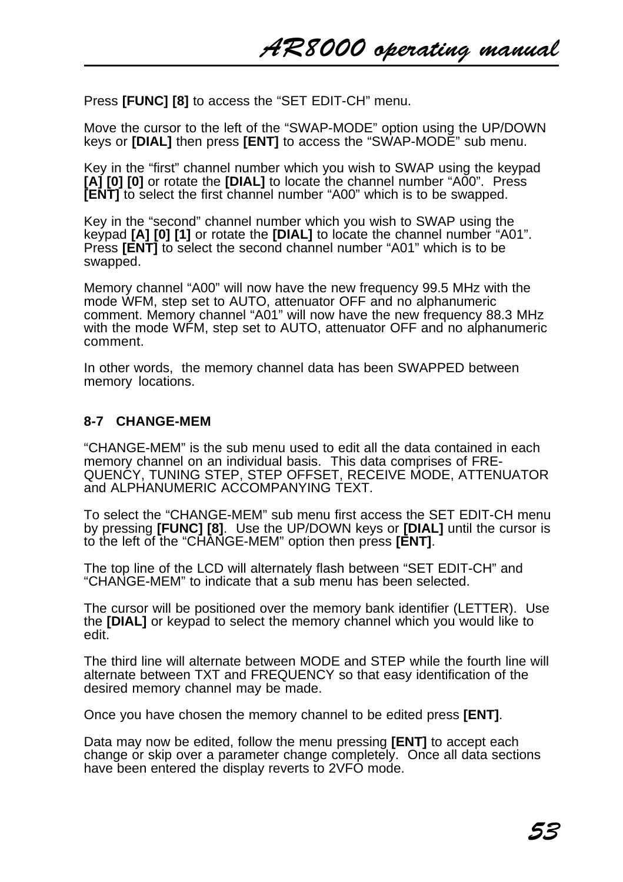Press **[FUNC] [8]** to access the “SET EDIT-CH” menu.

Move the cursor to the left of the “SWAP-MODE” option using the UP/DOWN keys or **[DIAL]** then press **[ENT]** to access the “SWAP-MODE” sub menu.

Key in the “first” channel number which you wish to SWAP using the keypad **[A] [0] [0]** or rotate the **[DIAL]** to locate the channel number “A00”. Press **[ENT]** to select the first channel number “A00” which is to be swapped.

Key in the “second” channel number which you wish to SWAP using the keypad **[A] [0] [1]** or rotate the **[DIAL]** to locate the channel number “A01”. Press **[ENT]** to select the second channel number “A01” which is to be swapped.

Memory channel “A00” will now have the new frequency 99.5 MHz with the mode WFM, step set to AUTO, attenuator OFF and no alphanumeric comment. Memory channel “A01” will now have the new frequency 88.3 MHz with the mode WFM, step set to AUTO, attenuator OFF and no alphanumeric comment.

In other words, the memory channel data has been SWAPPED between memory locations.

### 8-7 CHANGE-MEM

“CHANGE-MEM” is the sub menu used to edit all the data contained in each memory channel on an individual basis. This data comprises of FREQUENCY, TUNING STEP, STEP OFFSET, RECEIVE MODE, ATTENUATOR and ALPHANUMERIC ACCOMPANYING TEXT.

To select the “CHANGE-MEM” sub menu first access the SET EDIT-CH menu by pressing **[FUNC] [8]**. Use the UP/DOWN keys or **[DIAL]** until the cursor is to the left of the “CHANGE-MEM” option then press **[ENT]**.

The top line of the LCD will alternately flash between “SET EDIT-CH” and “CHANGE-MEM” to indicate that a sub menu has been selected.

The cursor will be positioned over the memory bank identifier (LETTER). Use the **[DIAL]** or keypad to select the memory channel which you would like to edit.

The third line will alternate between MODE and STEP while the fourth line will alternate between TXT and FREQUENCY so that easy identification of the desired memory channel may be made.

Once you have chosen the memory channel to be edited press **[ENT]**.

Data may now be edited, follow the menu pressing **[ENT]** to accept each change or skip over a parameter change completely. Once all data sections have been entered the display reverts to 2VFO mode.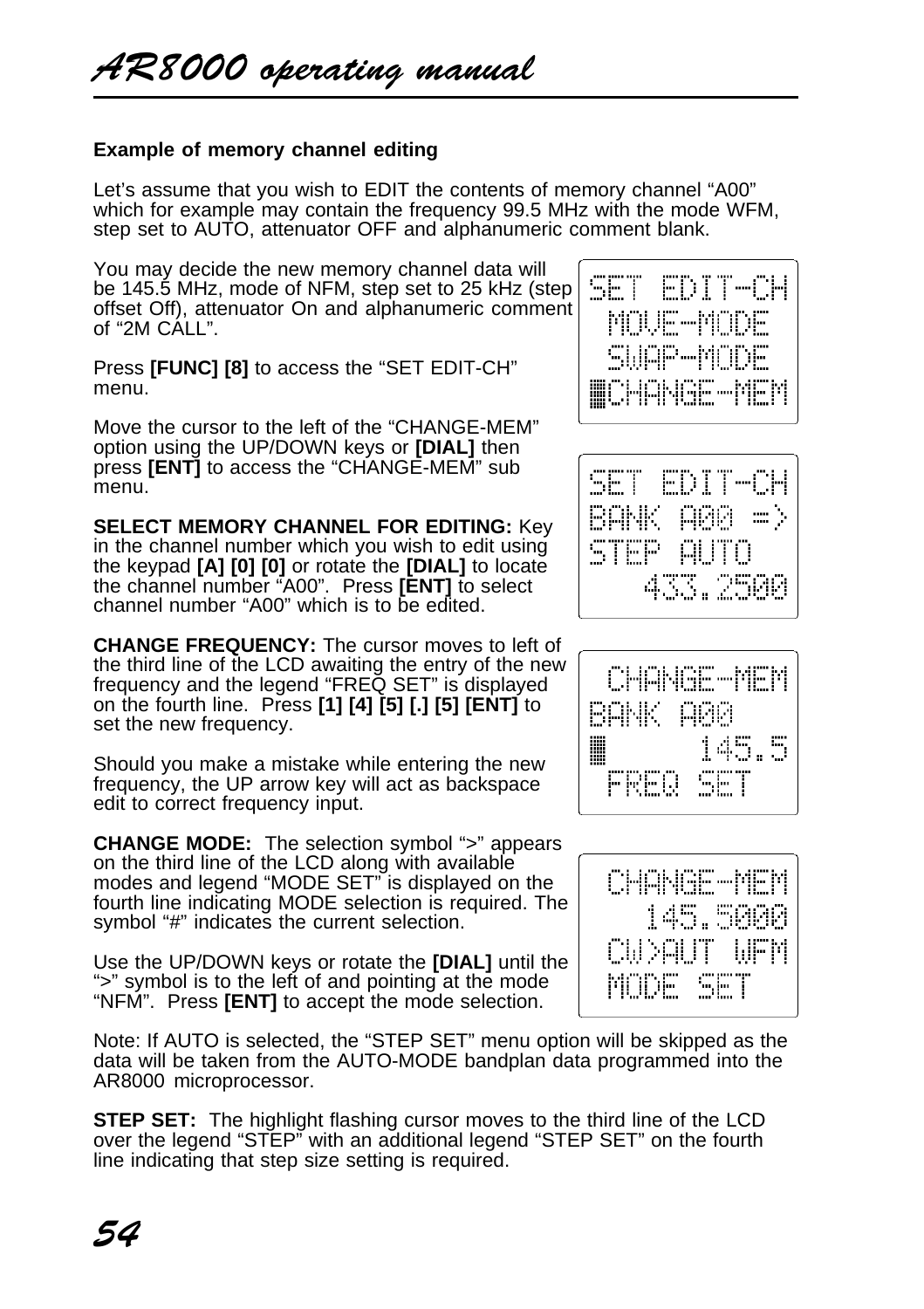**Example of memory channel editing**

Let's assume that you wish to EDIT the contents of memory channel "A00" which for example may contain the frequency 99.5 MHz with the mode WFM, step set to AUTO, attenuator OFF and alphanumeric comment blank.

You may decide the new memory channel data will be 145.5 MHz, mode of NFM, step set to 25 kHz (step offset Off), attenuator On and alphanumeric comment of "2M CALL".

```
SET EDIT-CH
 MOVE-MODE
 SWAP-MODE
▓CHANGE-MEM
```

Press **[FUNC] [8]** to access the "SET EDIT-CH" menu.

Move the cursor to the left of the "CHANGE-MEM" option using the UP/DOWN keys or **[DIAL]** then press **[ENT]** to access the "CHANGE-MEM" sub menu.

```
SET EDIT-CH
BANK A00 =>
STEP AUTO
   433.2500
```

**SELECT MEMORY CHANNEL FOR EDITING:** Key in the channel number which you wish to edit using the keypad **[A] [0] [0]** or rotate the **[DIAL]** to locate the channel number "A00". Press **[ENT]** to select channel number "A00" which is to be edited.

```
 CHANGE-MEM
BANK A00
▓      145.5
 FREQ SET
```

**CHANGE FREQUENCY:** The cursor moves to left of the third line of the LCD awaiting the entry of the new frequency and the legend "FREQ SET" is displayed on the fourth line. Press **[1] [4] [5] [.] [5] [ENT]** to set the new frequency.

Should you make a mistake while entering the new frequency, the UP arrow key will act as backspace edit to correct frequency input.

```
 CHANGE-MEM
   145.5000
 CW>AUT WFM
 MODE SET
```

**CHANGE MODE:** The selection symbol ">" appears on the third line of the LCD along with available modes and legend "MODE SET" is displayed on the fourth line indicating MODE selection is required. The symbol "#" indicates the current selection.

Use the UP/DOWN keys or rotate the **[DIAL]** until the ">" symbol is to the left of and pointing at the mode "NFM". Press **[ENT]** to accept the mode selection.

Note: If AUTO is selected, the "STEP SET" menu option will be skipped as the data will be taken from the AUTO-MODE bandplan data programmed into the AR8000 microprocessor.

**STEP SET:** The highlight flashing cursor moves to the third line of the LCD over the legend "STEP" with an additional legend "STEP SET" on the fourth line indicating that step size setting is required.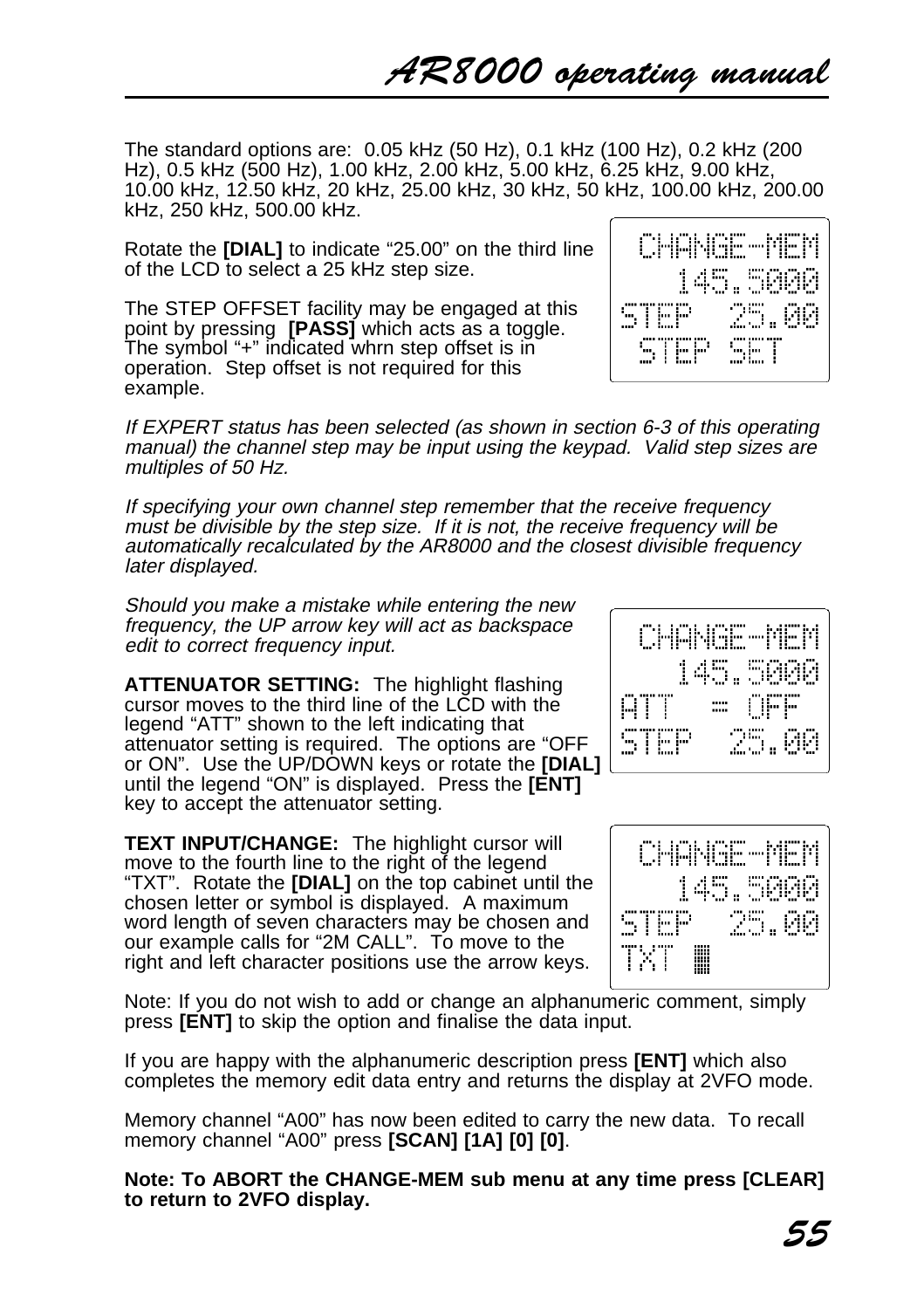The standard options are: 0.05 kHz (50 Hz), 0.1 kHz (100 Hz), 0.2 kHz (200 Hz), 0.5 kHz (500 Hz), 1.00 kHz, 2.00 kHz, 5.00 kHz, 6.25 kHz, 9.00 kHz, 10.00 kHz, 12.50 kHz, 20 kHz, 25.00 kHz, 30 kHz, 50 kHz, 100.00 kHz, 200.00 kHz, 250 kHz, 500.00 kHz.

Rotate the **[DIAL]** to indicate “25.00” on the third line of the LCD to select a 25 kHz step size.

```
CHANGE-MEM
  145.5000
STEP 25.00
 STEP SET
```

The STEP OFFSET facility may be engaged at this point by pressing **[PASS]** which acts as a toggle. The symbol “+” indicated whrn step offset is in operation. Step offset is not required for this example.

*If EXPERT status has been selected (as shown in section 6-3 of this operating manual) the channel step may be input using the keypad. Valid step sizes are multiples of 50 Hz.*

*If specifying your own channel step remember that the receive frequency must be divisible by the step size. If it is not, the receive frequency will be automatically recalculated by the AR8000 and the closest divisible frequency later displayed.*

*Should you make a mistake while entering the new frequency, the UP arrow key will act as backspace edit to correct frequency input.*

```
CHANGE-MEM
  145.5000
ATT  = OFF
STEP 25.00
```

**ATTENUATOR SETTING:** The highlight flashing cursor moves to the third line of the LCD with the legend “ATT” shown to the left indicating that attenuator setting is required. The options are “OFF or ON”. Use the UP/DOWN keys or rotate the **[DIAL]** until the legend “ON” is displayed. Press the **[ENT]** key to accept the attenuator setting.

```
CHANGE-MEM
  145.5000
STEP 25.00
TXT ▓
```

**TEXT INPUT/CHANGE:** The highlight cursor will move to the fourth line to the right of the legend “TXT”. Rotate the **[DIAL]** on the top cabinet until the chosen letter or symbol is displayed. A maximum word length of seven characters may be chosen and our example calls for “2M CALL”. To move to the right and left character positions use the arrow keys.

Note: If you do not wish to add or change an alphanumeric comment, simply press **[ENT]** to skip the option and finalise the data input.

If you are happy with the alphanumeric description press **[ENT]** which also completes the memory edit data entry and returns the display at 2VFO mode.

Memory channel “A00” has now been edited to carry the new data. To recall memory channel “A00” press **[SCAN] [1A] [0] [0]**.

**Note: To ABORT the CHANGE-MEM sub menu at any time press [CLEAR] to return to 2VFO display.**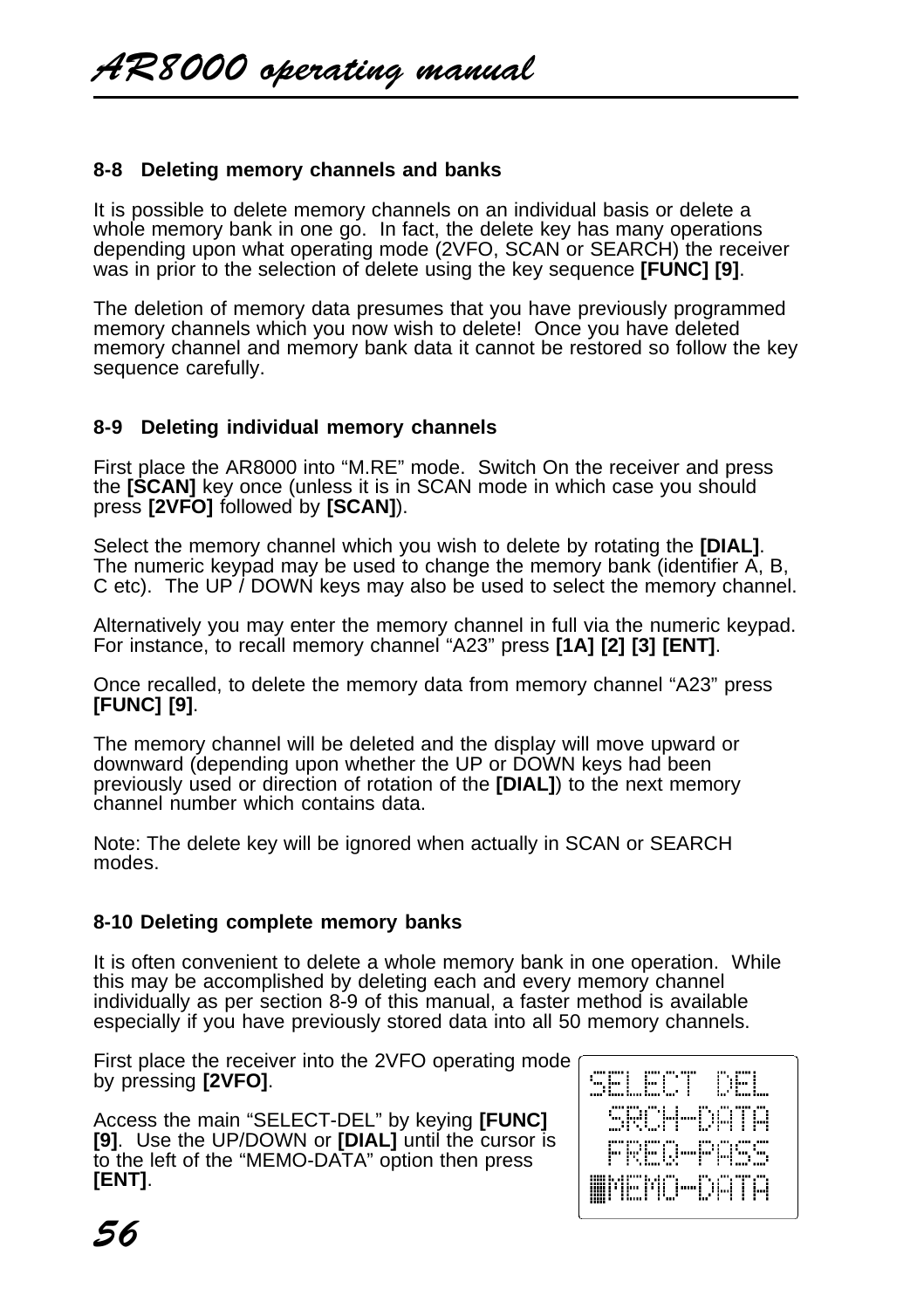## 8-8 Deleting memory channels and banks

It is possible to delete memory channels on an individual basis or delete a whole memory bank in one go. In fact, the delete key has many operations depending upon what operating mode (2VFO, SCAN or SEARCH) the receiver was in prior to the selection of delete using the key sequence **[FUNC] [9]**.

The deletion of memory data presumes that you have previously programmed memory channels which you now wish to delete! Once you have deleted memory channel and memory bank data it cannot be restored so follow the key sequence carefully.

## 8-9 Deleting individual memory channels

First place the AR8000 into "M.RE" mode. Switch On the receiver and press the **[SCAN]** key once (unless it is in SCAN mode in which case you should press **[2VFO]** followed by **[SCAN]**).

Select the memory channel which you wish to delete by rotating the **[DIAL]**. The numeric keypad may be used to change the memory bank (identifier A, B, C etc). The UP / DOWN keys may also be used to select the memory channel.

Alternatively you may enter the memory channel in full via the numeric keypad. For instance, to recall memory channel "A23" press **[1A] [2] [3] [ENT]**.

Once recalled, to delete the memory data from memory channel "A23" press **[FUNC] [9]**.

The memory channel will be deleted and the display will move upward or downward (depending upon whether the UP or DOWN keys had been previously used or direction of rotation of the **[DIAL]**) to the next memory channel number which contains data.

Note: The delete key will be ignored when actually in SCAN or SEARCH modes.

## 8-10 Deleting complete memory banks

It is often convenient to delete a whole memory bank in one operation. While this may be accomplished by deleting each and every memory channel individually as per section 8-9 of this manual, a faster method is available especially if you have previously stored data into all 50 memory channels.

First place the receiver into the 2VFO operating mode by pressing **[2VFO]**.

Access the main "SELECT-DEL" by keying **[FUNC] [9]**. Use the UP/DOWN or **[DIAL]** until the cursor is to the left of the "MEMO-DATA" option then press **[ENT]**.

```
SELECT DEL
 SRCH-DATA
 FREQ-PASS
▓MEMO-DATA
```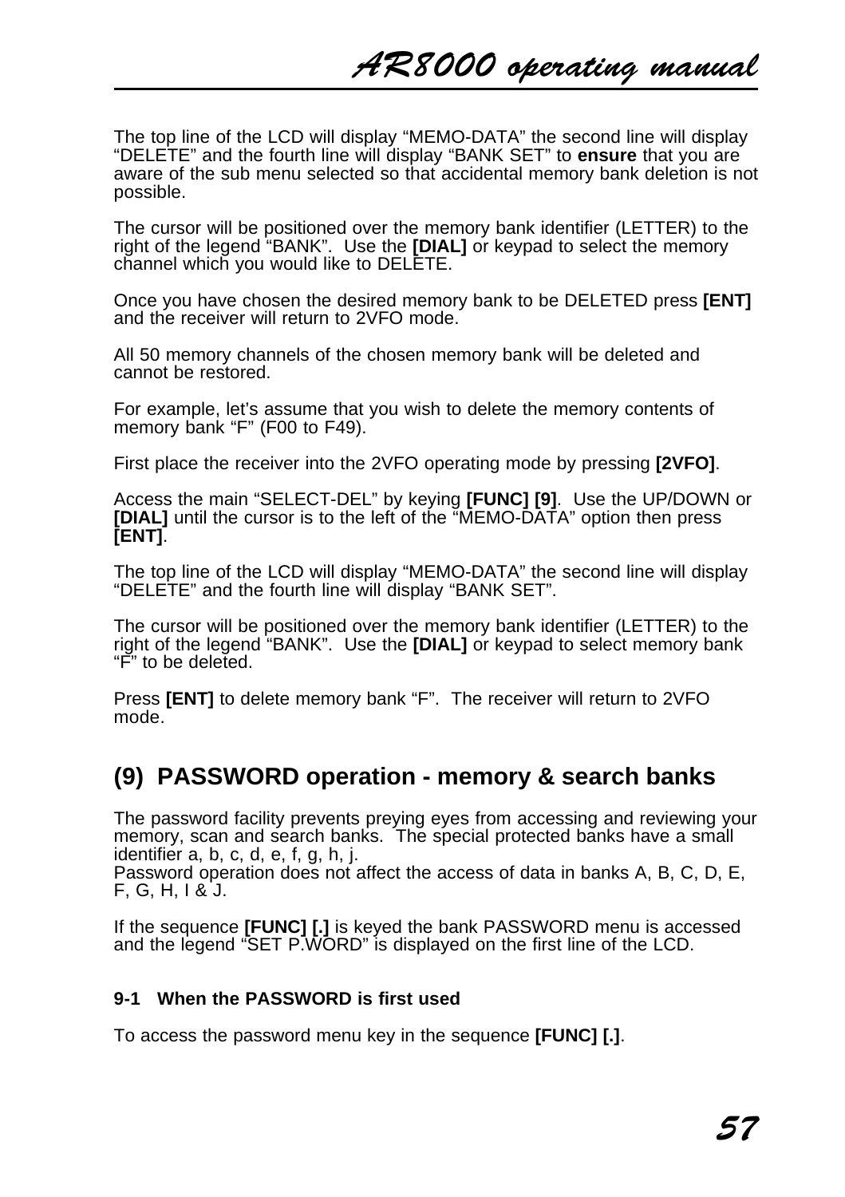The top line of the LCD will display “MEMO-DATA” the second line will display “DELETE” and the fourth line will display “BANK SET” to **ensure** that you are aware of the sub menu selected so that accidental memory bank deletion is not possible.

The cursor will be positioned over the memory bank identifier (LETTER) to the right of the legend “BANK”. Use the **[DIAL]** or keypad to select the memory channel which you would like to DELETE.

Once you have chosen the desired memory bank to be DELETED press **[ENT]** and the receiver will return to 2VFO mode.

All 50 memory channels of the chosen memory bank will be deleted and cannot be restored.

For example, let’s assume that you wish to delete the memory contents of memory bank “F” (F00 to F49).

First place the receiver into the 2VFO operating mode by pressing **[2VFO]**.

Access the main “SELECT-DEL” by keying **[FUNC] [9]**. Use the UP/DOWN or **[DIAL]** until the cursor is to the left of the “MEMO-DATA” option then press **[ENT]**.

The top line of the LCD will display “MEMO-DATA” the second line will display “DELETE” and the fourth line will display “BANK SET”.

The cursor will be positioned over the memory bank identifier (LETTER) to the right of the legend “BANK”. Use the **[DIAL]** or keypad to select memory bank “F” to be deleted.

Press **[ENT]** to delete memory bank “F”. The receiver will return to 2VFO mode.

## (9) PASSWORD operation - memory & search banks

The password facility prevents preying eyes from accessing and reviewing your memory, scan and search banks. The special protected banks have a small identifier a, b, c, d, e, f, g, h, j.
Password operation does not affect the access of data in banks A, B, C, D, E, F, G, H, I & J.

If the sequence **[FUNC] [.]** is keyed the bank PASSWORD menu is accessed and the legend “SET P.WORD” is displayed on the first line of the LCD.

### 9-1 When the PASSWORD is first used

To access the password menu key in the sequence **[FUNC] [.]**.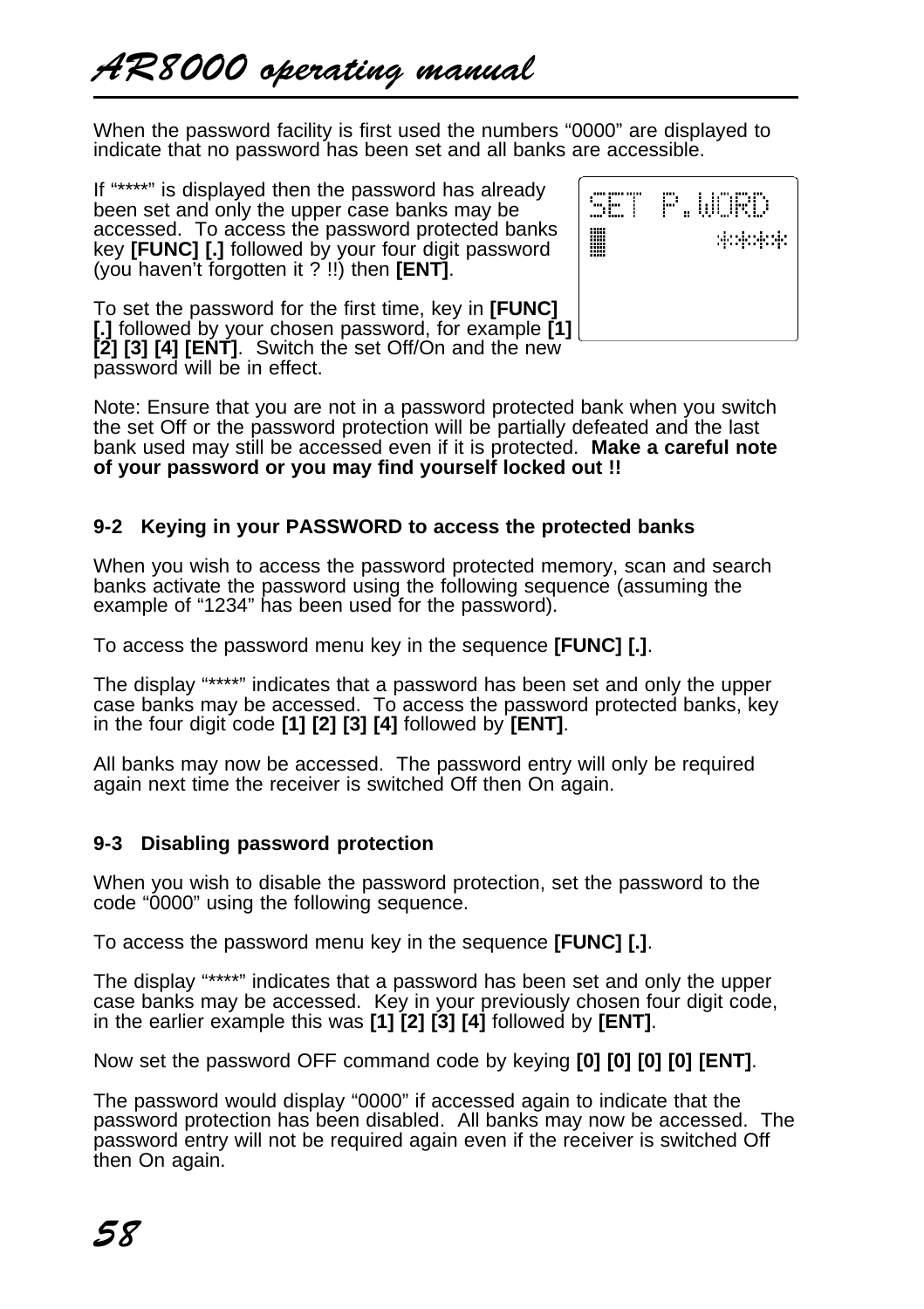When the password facility is first used the numbers "0000" are displayed to indicate that no password has been set and all banks are accessible.

If "****" is displayed then the password has already been set and only the upper case banks may be accessed. To access the password protected banks key **[FUNC] [.]** followed by your four digit password (you haven't forgotten it ? !!) then **[ENT]**.

```
SET P.WORD
█        ****
```

To set the password for the first time, key in **[FUNC] [.]** followed by your chosen password, for example **[1] [2] [3] [4] [ENT]**. Switch the set Off/On and the new password will be in effect.

Note: Ensure that you are not in a password protected bank when you switch the set Off or the password protection will be partially defeated and the last bank used may still be accessed even if it is protected. **Make a careful note of your password or you may find yourself locked out !!**

### 9-2 Keying in your PASSWORD to access the protected banks

When you wish to access the password protected memory, scan and search banks activate the password using the following sequence (assuming the example of "1234" has been used for the password).

To access the password menu key in the sequence **[FUNC] [.]**.

The display "****" indicates that a password has been set and only the upper case banks may be accessed. To access the password protected banks, key in the four digit code **[1] [2] [3] [4]** followed by **[ENT]**.

All banks may now be accessed. The password entry will only be required again next time the receiver is switched Off then On again.

### 9-3 Disabling password protection

When you wish to disable the password protection, set the password to the code "0000" using the following sequence.

To access the password menu key in the sequence **[FUNC] [.]**.

The display "****" indicates that a password has been set and only the upper case banks may be accessed. Key in your previously chosen four digit code, in the earlier example this was **[1] [2] [3] [4]** followed by **[ENT]**.

Now set the password OFF command code by keying **[0] [0] [0] [0] [ENT]**.

The password would display "0000" if accessed again to indicate that the password protection has been disabled. All banks may now be accessed. The password entry will not be required again even if the receiver is switched Off then On again.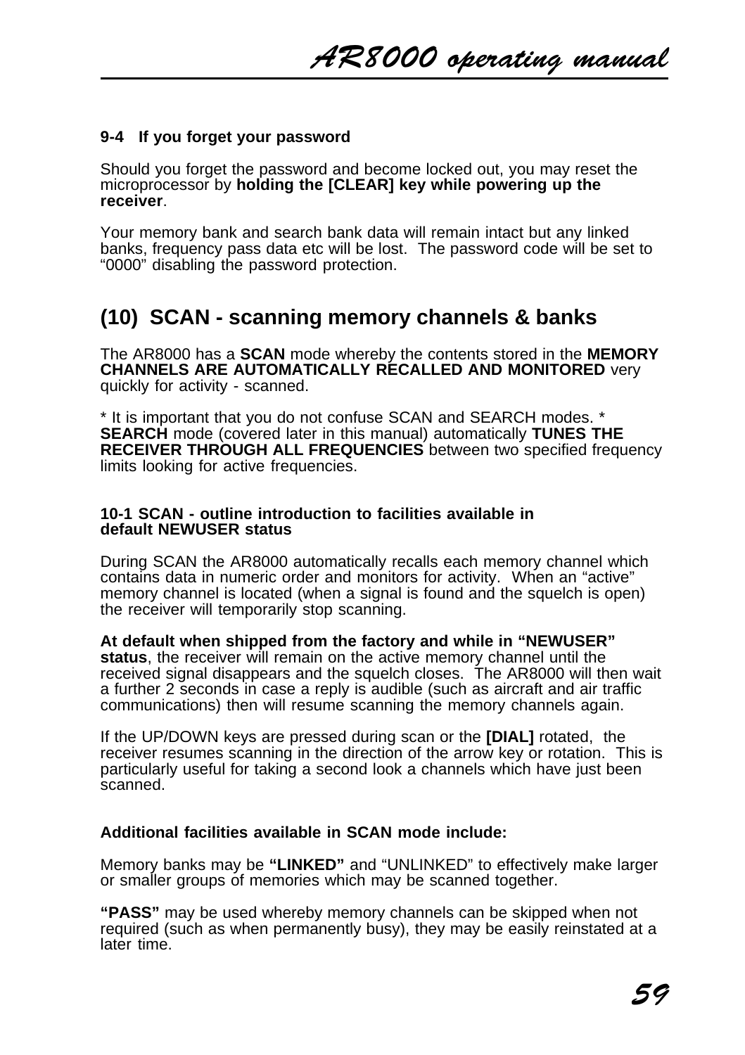### 9-4 If you forget your password

Should you forget the password and become locked out, you may reset the microprocessor by **holding the [CLEAR] key while powering up the receiver**.

Your memory bank and search bank data will remain intact but any linked banks, frequency pass data etc will be lost. The password code will be set to “0000” disabling the password protection.

## (10) SCAN - scanning memory channels & banks

The AR8000 has a **SCAN** mode whereby the contents stored in the **MEMORY CHANNELS ARE AUTOMATICALLY RECALLED AND MONITORED** very quickly for activity - scanned.

* It is important that you do not confuse SCAN and SEARCH modes. *
**SEARCH** mode (covered later in this manual) automatically **TUNES THE RECEIVER THROUGH ALL FREQUENCIES** between two specified frequency limits looking for active frequencies.

### 10-1 SCAN - outline introduction to facilities available in default NEWUSER status

During SCAN the AR8000 automatically recalls each memory channel which contains data in numeric order and monitors for activity. When an “active” memory channel is located (when a signal is found and the squelch is open) the receiver will temporarily stop scanning.

**At default when shipped from the factory and while in “NEWUSER” status**, the receiver will remain on the active memory channel until the received signal disappears and the squelch closes. The AR8000 will then wait a further 2 seconds in case a reply is audible (such as aircraft and air traffic communications) then will resume scanning the memory channels again.

If the UP/DOWN keys are pressed during scan or the **[DIAL]** rotated, the receiver resumes scanning in the direction of the arrow key or rotation. This is particularly useful for taking a second look a channels which have just been scanned.

**Additional facilities available in SCAN mode include:**

Memory banks may be **“LINKED”** and “UNLINKED” to effectively make larger or smaller groups of memories which may be scanned together.

**“PASS”** may be used whereby memory channels can be skipped when not required (such as when permanently busy), they may be easily reinstated at a later time.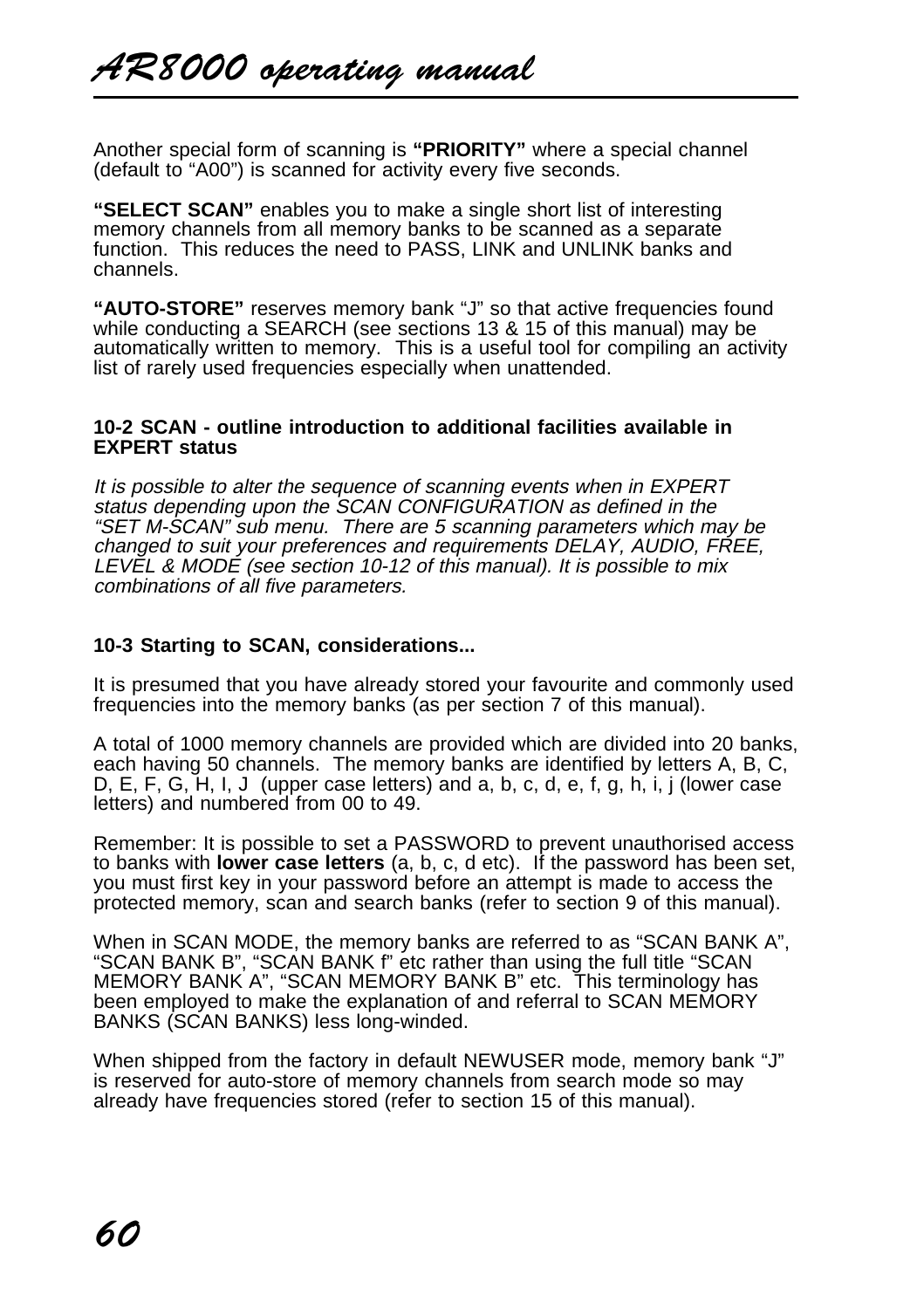Another special form of scanning is **"PRIORITY"** where a special channel (default to "A00") is scanned for activity every five seconds.

**"SELECT SCAN"** enables you to make a single short list of interesting memory channels from all memory banks to be scanned as a separate function. This reduces the need to PASS, LINK and UNLINK banks and channels.

**"AUTO-STORE"** reserves memory bank "J" so that active frequencies found while conducting a SEARCH (see sections 13 & 15 of this manual) may be automatically written to memory. This is a useful tool for compiling an activity list of rarely used frequencies especially when unattended.

### 10-2 SCAN - outline introduction to additional facilities available in EXPERT status

*It is possible to alter the sequence of scanning events when in EXPERT status depending upon the SCAN CONFIGURATION as defined in the "SET M-SCAN" sub menu. There are 5 scanning parameters which may be changed to suit your preferences and requirements DELAY, AUDIO, FREE, LEVEL & MODE (see section 10-12 of this manual). It is possible to mix combinations of all five parameters.*

### 10-3 Starting to SCAN, considerations...

It is presumed that you have already stored your favourite and commonly used frequencies into the memory banks (as per section 7 of this manual).

A total of 1000 memory channels are provided which are divided into 20 banks, each having 50 channels. The memory banks are identified by letters A, B, C, D, E, F, G, H, I, J (upper case letters) and a, b, c, d, e, f, g, h, i, j (lower case letters) and numbered from 00 to 49.

Remember: It is possible to set a PASSWORD to prevent unauthorised access to banks with **lower case letters** (a, b, c, d etc). If the password has been set, you must first key in your password before an attempt is made to access the protected memory, scan and search banks (refer to section 9 of this manual).

When in SCAN MODE, the memory banks are referred to as "SCAN BANK A", "SCAN BANK B", "SCAN BANK f" etc rather than using the full title "SCAN MEMORY BANK A", "SCAN MEMORY BANK B" etc. This terminology has been employed to make the explanation of and referral to SCAN MEMORY BANKS (SCAN BANKS) less long-winded.

When shipped from the factory in default NEWUSER mode, memory bank "J" is reserved for auto-store of memory channels from search mode so may already have frequencies stored (refer to section 15 of this manual).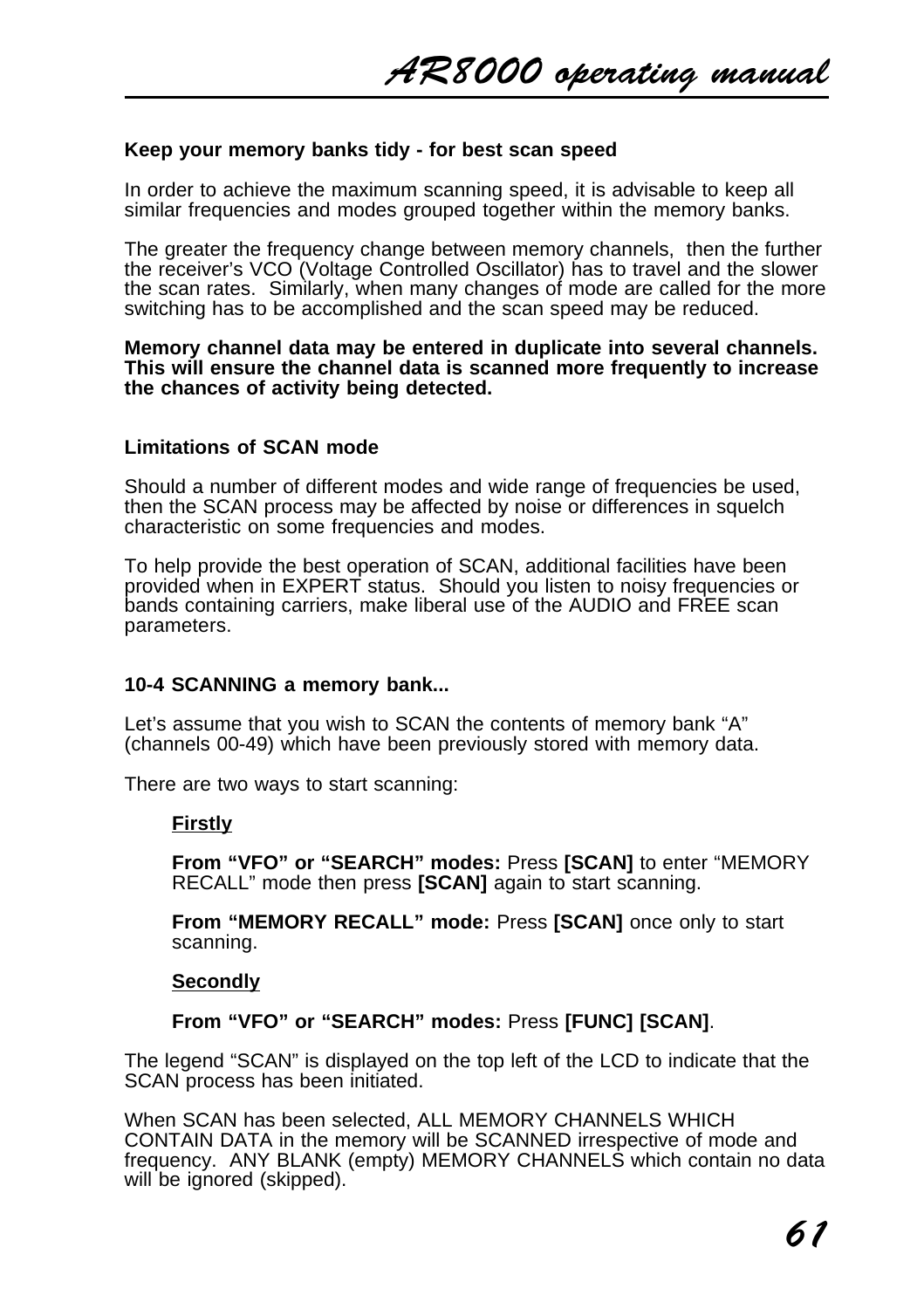### Keep your memory banks tidy - for best scan speed

In order to achieve the maximum scanning speed, it is advisable to keep all similar frequencies and modes grouped together within the memory banks.

The greater the frequency change between memory channels, then the further the receiver's VCO (Voltage Controlled Oscillator) has to travel and the slower the scan rates. Similarly, when many changes of mode are called for the more switching has to be accomplished and the scan speed may be reduced.

**Memory channel data may be entered in duplicate into several channels. This will ensure the channel data is scanned more frequently to increase the chances of activity being detected.**

### Limitations of SCAN mode

Should a number of different modes and wide range of frequencies be used, then the SCAN process may be affected by noise or differences in squelch characteristic on some frequencies and modes.

To help provide the best operation of SCAN, additional facilities have been provided when in EXPERT status. Should you listen to noisy frequencies or bands containing carriers, make liberal use of the AUDIO and FREE scan parameters.

### 10-4 SCANNING a memory bank...

Let's assume that you wish to SCAN the contents of memory bank "A" (channels 00-49) which have been previously stored with memory data.

There are two ways to start scanning:

**Firstly**

**From "VFO" or "SEARCH" modes:** Press **[SCAN]** to enter "MEMORY RECALL" mode then press **[SCAN]** again to start scanning.

**From "MEMORY RECALL" mode:** Press **[SCAN]** once only to start scanning.

**Secondly**

**From "VFO" or "SEARCH" modes:** Press **[FUNC] [SCAN]**.

The legend "SCAN" is displayed on the top left of the LCD to indicate that the SCAN process has been initiated.

When SCAN has been selected, ALL MEMORY CHANNELS WHICH CONTAIN DATA in the memory will be SCANNED irrespective of mode and frequency. ANY BLANK (empty) MEMORY CHANNELS which contain no data will be ignored (skipped).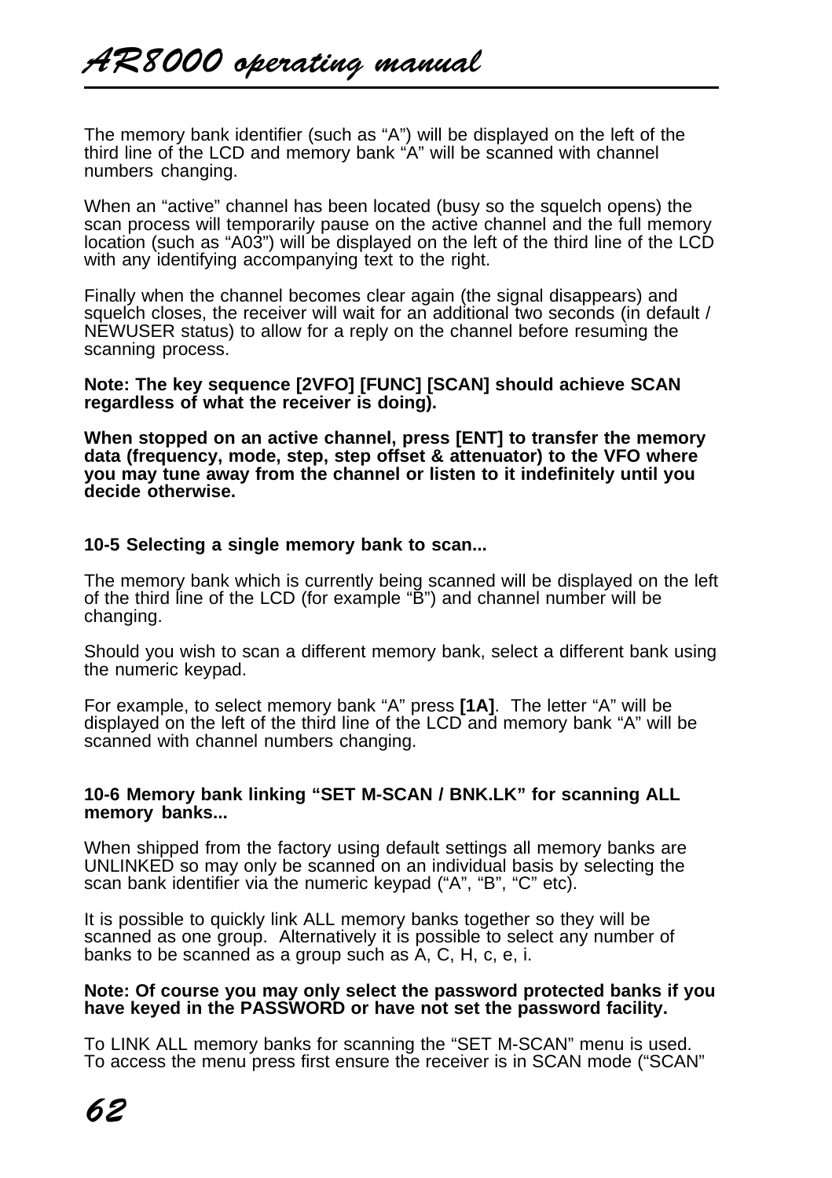The memory bank identifier (such as "A") will be displayed on the left of the third line of the LCD and memory bank "A" will be scanned with channel numbers changing.

When an "active" channel has been located (busy so the squelch opens) the scan process will temporarily pause on the active channel and the full memory location (such as "A03") will be displayed on the left of the third line of the LCD with any identifying accompanying text to the right.

Finally when the channel becomes clear again (the signal disappears) and squelch closes, the receiver will wait for an additional two seconds (in default / NEWUSER status) to allow for a reply on the channel before resuming the scanning process.

**Note: The key sequence [2VFO] [FUNC] [SCAN] should achieve SCAN regardless of what the receiver is doing).**

**When stopped on an active channel, press [ENT] to transfer the memory data (frequency, mode, step, step offset & attenuator) to the VFO where you may tune away from the channel or listen to it indefinitely until you decide otherwise.**

### 10-5 Selecting a single memory bank to scan...

The memory bank which is currently being scanned will be displayed on the left of the third line of the LCD (for example "B") and channel number will be changing.

Should you wish to scan a different memory bank, select a different bank using the numeric keypad.

For example, to select memory bank "A" press **[1A]**. The letter "A" will be displayed on the left of the third line of the LCD and memory bank "A" will be scanned with channel numbers changing.

### 10-6 Memory bank linking "SET M-SCAN / BNK.LK" for scanning ALL memory banks...

When shipped from the factory using default settings all memory banks are UNLINKED so may only be scanned on an individual basis by selecting the scan bank identifier via the numeric keypad ("A", "B", "C" etc).

It is possible to quickly link ALL memory banks together so they will be scanned as one group. Alternatively it is possible to select any number of banks to be scanned as a group such as A, C, H, c, e, i.

**Note: Of course you may only select the password protected banks if you have keyed in the PASSWORD or have not set the password facility.**

To LINK ALL memory banks for scanning the "SET M-SCAN" menu is used. To access the menu press first ensure the receiver is in SCAN mode ("SCAN"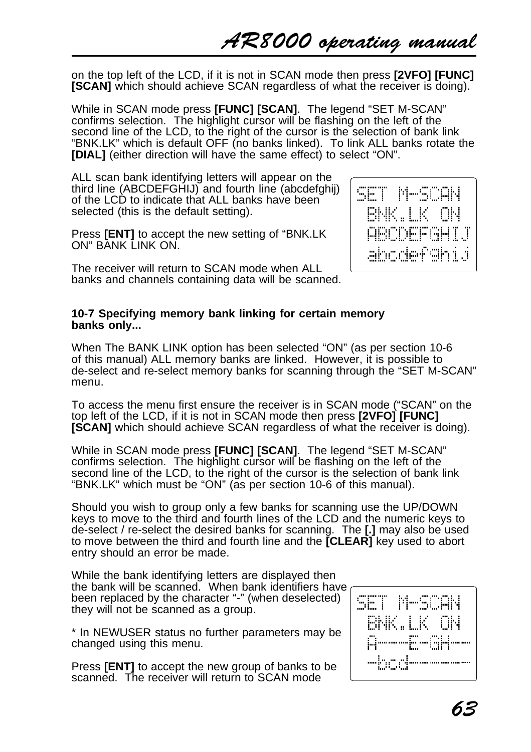on the top left of the LCD, if it is not in SCAN mode then press **[2VFO] [FUNC] [SCAN]** which should achieve SCAN regardless of what the receiver is doing).

While in SCAN mode press **[FUNC] [SCAN]**. The legend “SET M-SCAN” confirms selection. The highlight cursor will be flashing on the left of the second line of the LCD, to the right of the cursor is the selection of bank link “BNK.LK” which is default OFF (no banks linked). To link ALL banks rotate the **[DIAL]** (either direction will have the same effect) to select “ON”.

ALL scan bank identifying letters will appear on the third line (ABCDEFGHIJ) and fourth line (abcdefghij) of the LCD to indicate that ALL banks have been selected (this is the default setting).

```
SET M-SCAN
 BNK.LK ON
 ABCDEFGHIJ
 abcdefghij
```

Press **[ENT]** to accept the new setting of “BNK.LK ON” BANK LINK ON.

The receiver will return to SCAN mode when ALL banks and channels containing data will be scanned.

**10-7 Specifying memory bank linking for certain memory banks only...**

When The BANK LINK option has been selected “ON” (as per section 10-6 of this manual) ALL memory banks are linked. However, it is possible to de-select and re-select memory banks for scanning through the “SET M-SCAN” menu.

To access the menu first ensure the receiver is in SCAN mode (“SCAN” on the top left of the LCD, if it is not in SCAN mode then press **[2VFO] [FUNC] [SCAN]** which should achieve SCAN regardless of what the receiver is doing).

While in SCAN mode press **[FUNC] [SCAN]**. The legend “SET M-SCAN” confirms selection. The highlight cursor will be flashing on the left of the second line of the LCD, to the right of the cursor is the selection of bank link “BNK.LK” which must be “ON” (as per section 10-6 of this manual).

Should you wish to group only a few banks for scanning use the UP/DOWN keys to move to the third and fourth lines of the LCD and the numeric keys to de-select / re-select the desired banks for scanning. The **[.]** may also be used to move between the third and fourth line and the **[CLEAR]** key used to abort entry should an error be made.

While the bank identifying letters are displayed then the bank will be scanned. When bank identifiers have been replaced by the character “-” (when deselected) they will not be scanned as a group.

```
SET M-SCAN
 BNK.LK ON
 A---E-GH--
 -bcd------
```

* In NEWUSER status no further parameters may be changed using this menu.

Press **[ENT]** to accept the new group of banks to be scanned. The receiver will return to SCAN mode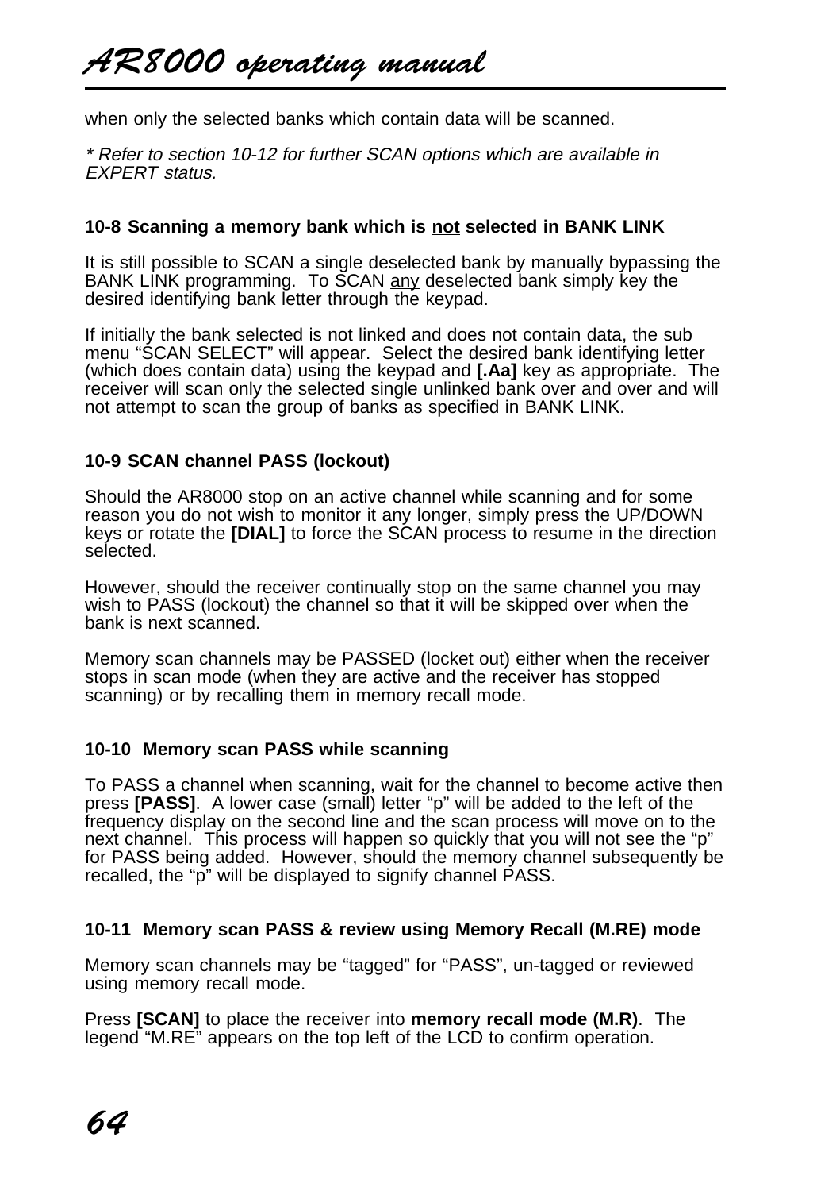when only the selected banks which contain data will be scanned.

*\* Refer to section 10-12 for further SCAN options which are available in EXPERT status.*

### 10-8 Scanning a memory bank which is not selected in BANK LINK

It is still possible to SCAN a single deselected bank by manually bypassing the BANK LINK programming. To SCAN any deselected bank simply key the desired identifying bank letter through the keypad.

If initially the bank selected is not linked and does not contain data, the sub menu "SCAN SELECT" will appear. Select the desired bank identifying letter (which does contain data) using the keypad and **[.Aa]** key as appropriate. The receiver will scan only the selected single unlinked bank over and over and will not attempt to scan the group of banks as specified in BANK LINK.

### 10-9 SCAN channel PASS (lockout)

Should the AR8000 stop on an active channel while scanning and for some reason you do not wish to monitor it any longer, simply press the UP/DOWN keys or rotate the **[DIAL]** to force the SCAN process to resume in the direction selected.

However, should the receiver continually stop on the same channel you may wish to PASS (lockout) the channel so that it will be skipped over when the bank is next scanned.

Memory scan channels may be PASSED (locket out) either when the receiver stops in scan mode (when they are active and the receiver has stopped scanning) or by recalling them in memory recall mode.

### 10-10 Memory scan PASS while scanning

To PASS a channel when scanning, wait for the channel to become active then press **[PASS]**. A lower case (small) letter "p" will be added to the left of the frequency display on the second line and the scan process will move on to the next channel. This process will happen so quickly that you will not see the "p" for PASS being added. However, should the memory channel subsequently be recalled, the "p" will be displayed to signify channel PASS.

### 10-11 Memory scan PASS & review using Memory Recall (M.RE) mode

Memory scan channels may be "tagged" for "PASS", un-tagged or reviewed using memory recall mode.

Press **[SCAN]** to place the receiver into **memory recall mode (M.R)**. The legend "M.RE" appears on the top left of the LCD to confirm operation.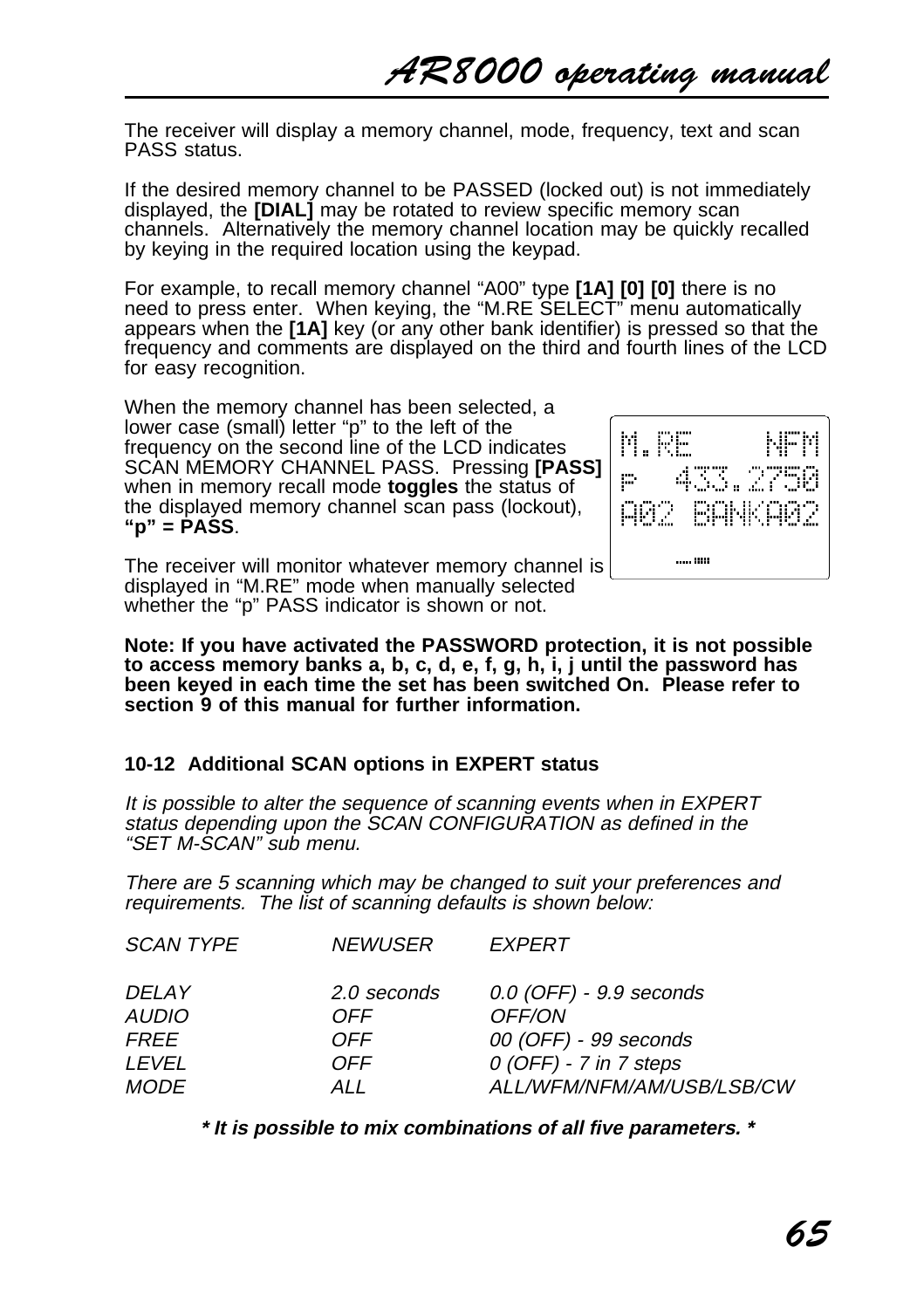The receiver will display a memory channel, mode, frequency, text and scan PASS status.

If the desired memory channel to be PASSED (locked out) is not immediately displayed, the **[DIAL]** may be rotated to review specific memory scan channels. Alternatively the memory channel location may be quickly recalled by keying in the required location using the keypad.

For example, to recall memory channel “A00” type **[1A] [0] [0]** there is no need to press enter. When keying, the “M.RE SELECT” menu automatically appears when the **[1A]** key (or any other bank identifier) is pressed so that the frequency and comments are displayed on the third and fourth lines of the LCD for easy recognition.

When the memory channel has been selected, a lower case (small) letter “p” to the left of the frequency on the second line of the LCD indicates SCAN MEMORY CHANNEL PASS. Pressing **[PASS]** when in memory recall mode **toggles** the status of the displayed memory channel scan pass (lockout), **“p” = PASS**.

```
M.RE      NFM
P  433.2750
A02 BANKA02
```

The receiver will monitor whatever memory channel is displayed in “M.RE” mode when manually selected whether the “p” PASS indicator is shown or not.

**Note: If you have activated the PASSWORD protection, it is not possible to access memory banks a, b, c, d, e, f, g, h, i, j until the password has been keyed in each time the set has been switched On. Please refer to section 9 of this manual for further information.**

### 10-12 Additional SCAN options in EXPERT status

*It is possible to alter the sequence of scanning events when in EXPERT status depending upon the SCAN CONFIGURATION as defined in the “SET M-SCAN” sub menu.*

*There are 5 scanning which may be changed to suit your preferences and requirements. The list of scanning defaults is shown below:*

| *SCAN TYPE* | *NEWUSER* | *EXPERT* |
|---|---|---|
| *DELAY* | *2.0 seconds* | *0.0 (OFF) - 9.9 seconds* |
| *AUDIO* | *OFF* | *OFF/ON* |
| *FREE* | *OFF* | *00 (OFF) - 99 seconds* |
| *LEVEL* | *OFF* | *0 (OFF) - 7 in 7 steps* |
| *MODE* | *ALL* | *ALL/WFM/NFM/AM/USB/LSB/CW* |

***\* It is possible to mix combinations of all five parameters. \****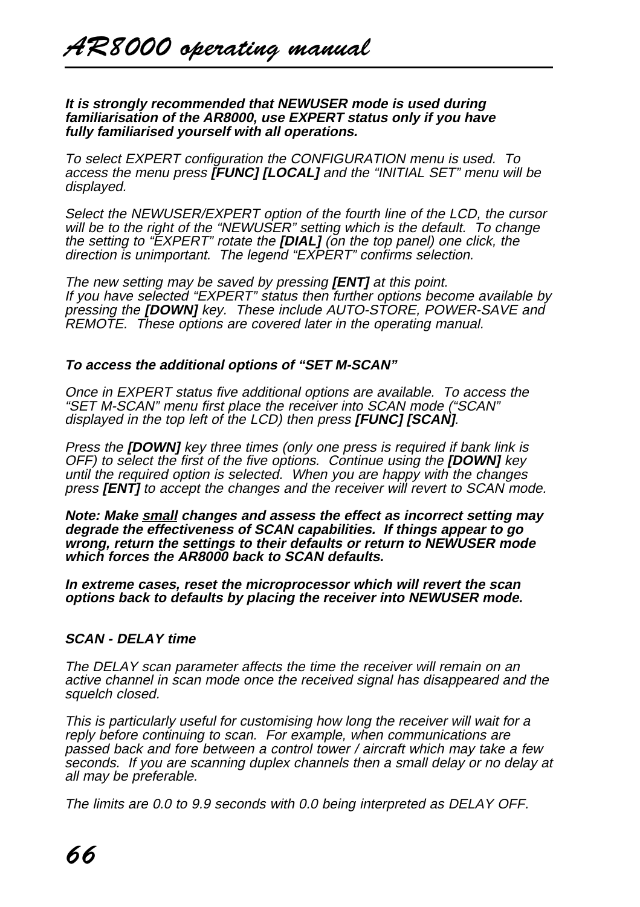***It is strongly recommended that NEWUSER mode is used during familiarisation of the AR8000, use EXPERT status only if you have fully familiarised yourself with all operations.***

*To select EXPERT configuration the CONFIGURATION menu is used. To access the menu press* ***[FUNC] [LOCAL]*** *and the "INITIAL SET" menu will be displayed.*

*Select the NEWUSER/EXPERT option of the fourth line of the LCD, the cursor will be to the right of the "NEWUSER" setting which is the default. To change the setting to "EXPERT" rotate the* ***[DIAL]*** *(on the top panel) one click, the direction is unimportant. The legend "EXPERT" confirms selection.*

*The new setting may be saved by pressing* ***[ENT]*** *at this point.*
*If you have selected "EXPERT" status then further options become available by pressing the* ***[DOWN]*** *key. These include AUTO-STORE, POWER-SAVE and REMOTE. These options are covered later in the operating manual.*

### *To access the additional options of "SET M-SCAN"*

*Once in EXPERT status five additional options are available. To access the "SET M-SCAN" menu first place the receiver into SCAN mode ("SCAN" displayed in the top left of the LCD) then press* ***[FUNC] [SCAN]****.*

*Press the* ***[DOWN]*** *key three times (only one press is required if bank link is OFF) to select the first of the five options. Continue using the* ***[DOWN]*** *key until the required option is selected. When you are happy with the changes press* ***[ENT]*** *to accept the changes and the receiver will revert to SCAN mode.*

***Note: Make <u>small</u> changes and assess the effect as incorrect setting may degrade the effectiveness of SCAN capabilities. If things appear to go wrong, return the settings to their defaults or return to NEWUSER mode which forces the AR8000 back to SCAN defaults.***

***In extreme cases, reset the microprocessor which will revert the scan options back to defaults by placing the receiver into NEWUSER mode.***

### *SCAN - DELAY time*

*The DELAY scan parameter affects the time the receiver will remain on an active channel in scan mode once the received signal has disappeared and the squelch closed.*

*This is particularly useful for customising how long the receiver will wait for a reply before continuing to scan. For example, when communications are passed back and fore between a control tower / aircraft which may take a few seconds. If you are scanning duplex channels then a small delay or no delay at all may be preferable.*

*The limits are 0.0 to 9.9 seconds with 0.0 being interpreted as DELAY OFF.*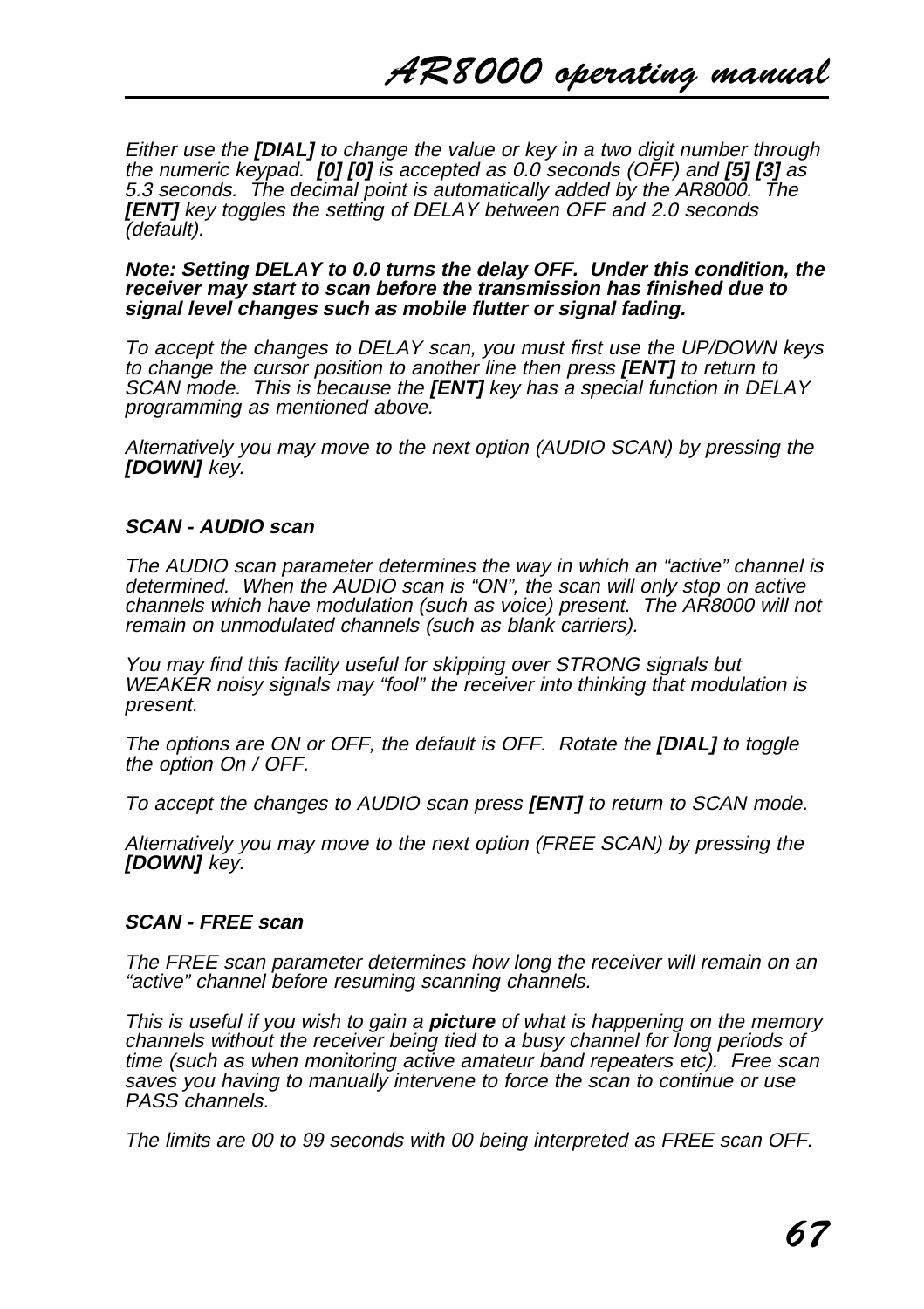*Either use the **[DIAL]** to change the value or key in a two digit number through the numeric keypad. **[0] [0]** is accepted as 0.0 seconds (OFF) and **[5] [3]** as 5.3 seconds. The decimal point is automatically added by the AR8000. The **[ENT]** key toggles the setting of DELAY between OFF and 2.0 seconds (default).*

***Note: Setting DELAY to 0.0 turns the delay OFF. Under this condition, the receiver may start to scan before the transmission has finished due to signal level changes such as mobile flutter or signal fading.***

*To accept the changes to DELAY scan, you must first use the UP/DOWN keys to change the cursor position to another line then press **[ENT]** to return to SCAN mode. This is because the **[ENT]** key has a special function in DELAY programming as mentioned above.*

*Alternatively you may move to the next option (AUDIO SCAN) by pressing the **[DOWN]** key.*

### *SCAN - AUDIO scan*

*The AUDIO scan parameter determines the way in which an "active" channel is determined. When the AUDIO scan is "ON", the scan will only stop on active channels which have modulation (such as voice) present. The AR8000 will not remain on unmodulated channels (such as blank carriers).*

*You may find this facility useful for skipping over STRONG signals but WEAKER noisy signals may "fool" the receiver into thinking that modulation is present.*

*The options are ON or OFF, the default is OFF. Rotate the **[DIAL]** to toggle the option On / OFF.*

*To accept the changes to AUDIO scan press **[ENT]** to return to SCAN mode.*

*Alternatively you may move to the next option (FREE SCAN) by pressing the **[DOWN]** key.*

### *SCAN - FREE scan*

*The FREE scan parameter determines how long the receiver will remain on an "active" channel before resuming scanning channels.*

*This is useful if you wish to gain a **picture** of what is happening on the memory channels without the receiver being tied to a busy channel for long periods of time (such as when monitoring active amateur band repeaters etc). Free scan saves you having to manually intervene to force the scan to continue or use PASS channels.*

*The limits are 00 to 99 seconds with 00 being interpreted as FREE scan OFF.*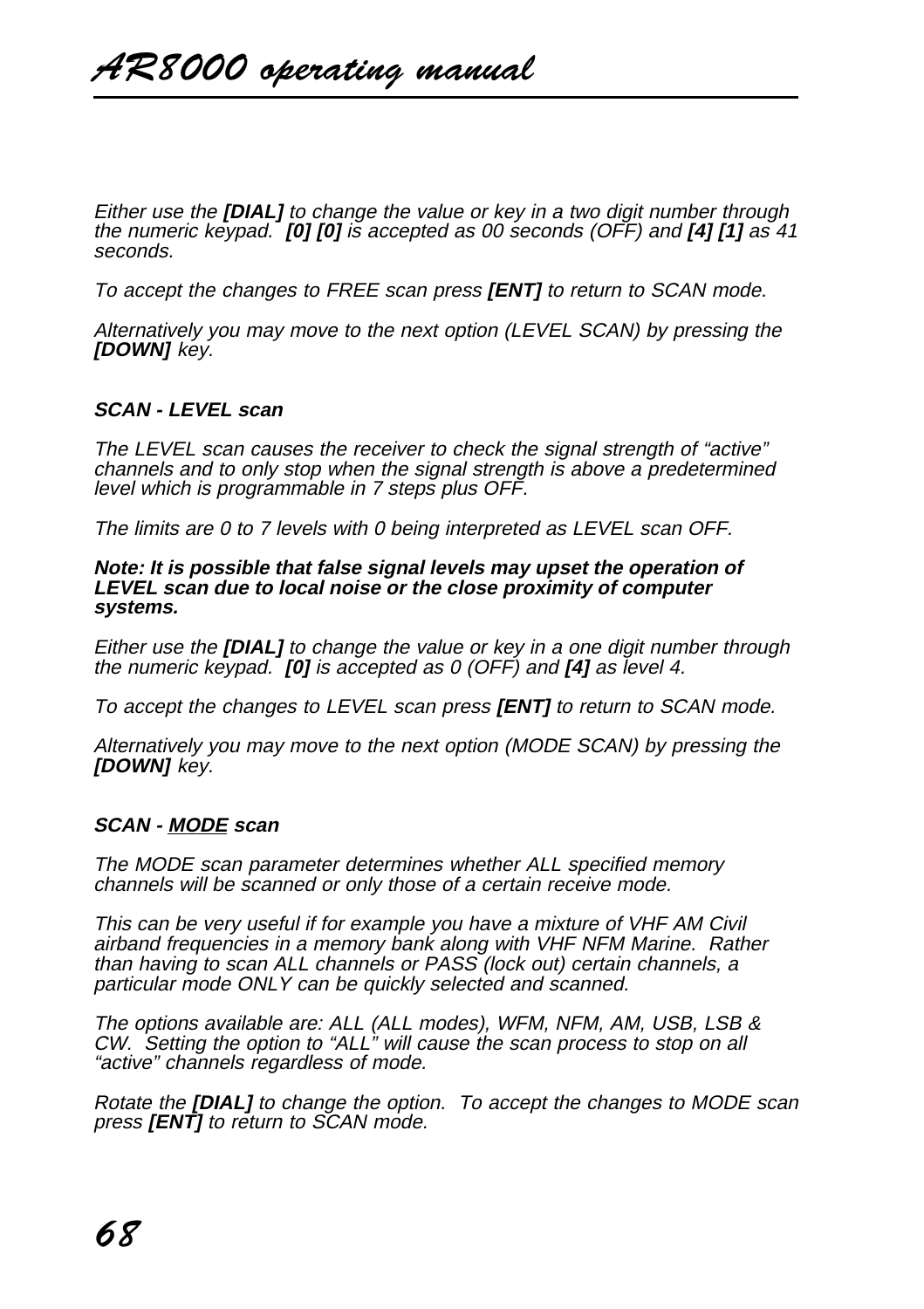*Either use the **[DIAL]** to change the value or key in a two digit number through the numeric keypad. **[0] [0]** is accepted as 00 seconds (OFF) and **[4] [1]** as 41 seconds.*

*To accept the changes to FREE scan press **[ENT]** to return to SCAN mode.*

*Alternatively you may move to the next option (LEVEL SCAN) by pressing the **[DOWN]** key.*

### ***SCAN - LEVEL scan***

*The LEVEL scan causes the receiver to check the signal strength of "active" channels and to only stop when the signal strength is above a predetermined level which is programmable in 7 steps plus OFF.*

*The limits are 0 to 7 levels with 0 being interpreted as LEVEL scan OFF.*

***Note: It is possible that false signal levels may upset the operation of LEVEL scan due to local noise or the close proximity of computer systems.***

*Either use the **[DIAL]** to change the value or key in a one digit number through the numeric keypad. **[0]** is accepted as 0 (OFF) and **[4]** as level 4.*

*To accept the changes to LEVEL scan press **[ENT]** to return to SCAN mode.*

*Alternatively you may move to the next option (MODE SCAN) by pressing the **[DOWN]** key.*

### ***SCAN - <u>MODE</u> scan***

*The MODE scan parameter determines whether ALL specified memory channels will be scanned or only those of a certain receive mode.*

*This can be very useful if for example you have a mixture of VHF AM Civil airband frequencies in a memory bank along with VHF NFM Marine. Rather than having to scan ALL channels or PASS (lock out) certain channels, a particular mode ONLY can be quickly selected and scanned.*

*The options available are: ALL (ALL modes), WFM, NFM, AM, USB, LSB & CW. Setting the option to "ALL" will cause the scan process to stop on all "active" channels regardless of mode.*

*Rotate the **[DIAL]** to change the option. To accept the changes to MODE scan press **[ENT]** to return to SCAN mode.*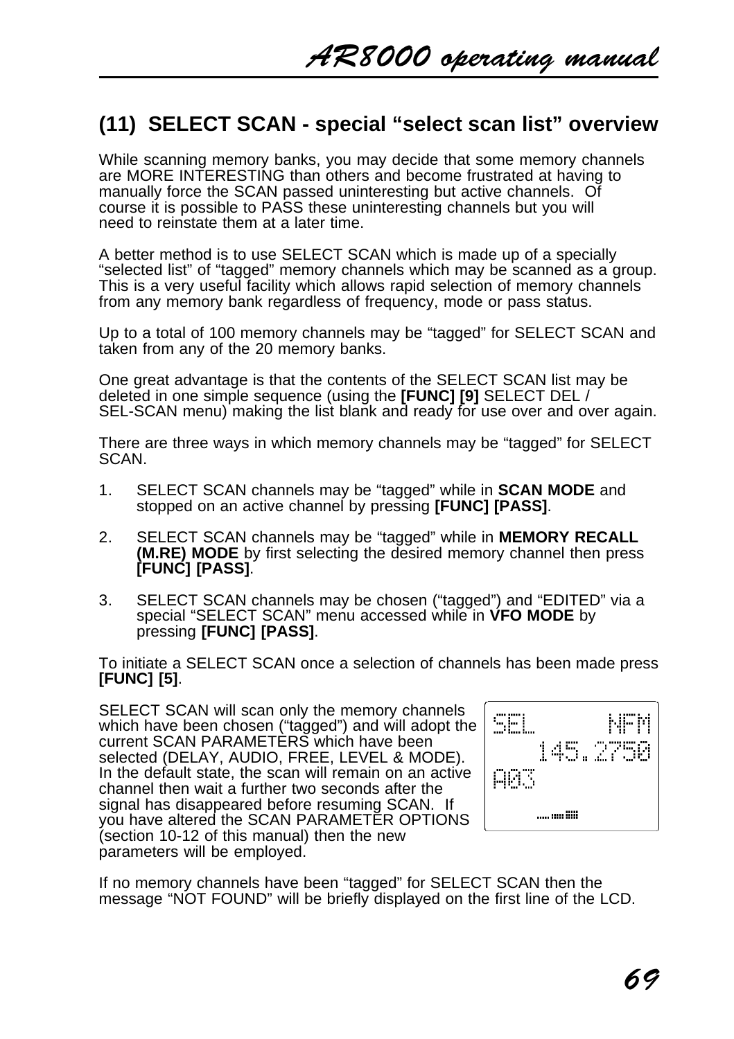## (11) SELECT SCAN - special “select scan list” overview

While scanning memory banks, you may decide that some memory channels are MORE INTERESTING than others and become frustrated at having to manually force the SCAN passed uninteresting but active channels. Of course it is possible to PASS these uninteresting channels but you will need to reinstate them at a later time.

A better method is to use SELECT SCAN which is made up of a specially “selected list” of “tagged” memory channels which may be scanned as a group. This is a very useful facility which allows rapid selection of memory channels from any memory bank regardless of frequency, mode or pass status.

Up to a total of 100 memory channels may be “tagged” for SELECT SCAN and taken from any of the 20 memory banks.

One great advantage is that the contents of the SELECT SCAN list may be deleted in one simple sequence (using the **[FUNC] [9]** SELECT DEL / SEL-SCAN menu) making the list blank and ready for use over and over again.

There are three ways in which memory channels may be “tagged” for SELECT SCAN.

1. SELECT SCAN channels may be “tagged” while in **SCAN MODE** and stopped on an active channel by pressing **[FUNC] [PASS]**.

2. SELECT SCAN channels may be “tagged” while in **MEMORY RECALL (M.RE) MODE** by first selecting the desired memory channel then press **[FUNC] [PASS]**.

3. SELECT SCAN channels may be chosen (“tagged”) and “EDITED” via a special “SELECT SCAN” menu accessed while in **VFO MODE** by pressing **[FUNC] [PASS]**.

To initiate a SELECT SCAN once a selection of channels has been made press **[FUNC] [5]**.

SELECT SCAN will scan only the memory channels which have been chosen (“tagged”) and will adopt the current SCAN PARAMETERS which have been selected (DELAY, AUDIO, FREE, LEVEL & MODE). In the default state, the scan will remain on an active channel then wait a further two seconds after the signal has disappeared before resuming SCAN. If you have altered the SCAN PARAMETER OPTIONS (section 10-12 of this manual) then the new parameters will be employed.

```
SEL          NFM
     145.2750
A03
```

If no memory channels have been “tagged” for SELECT SCAN then the message “NOT FOUND” will be briefly displayed on the first line of the LCD.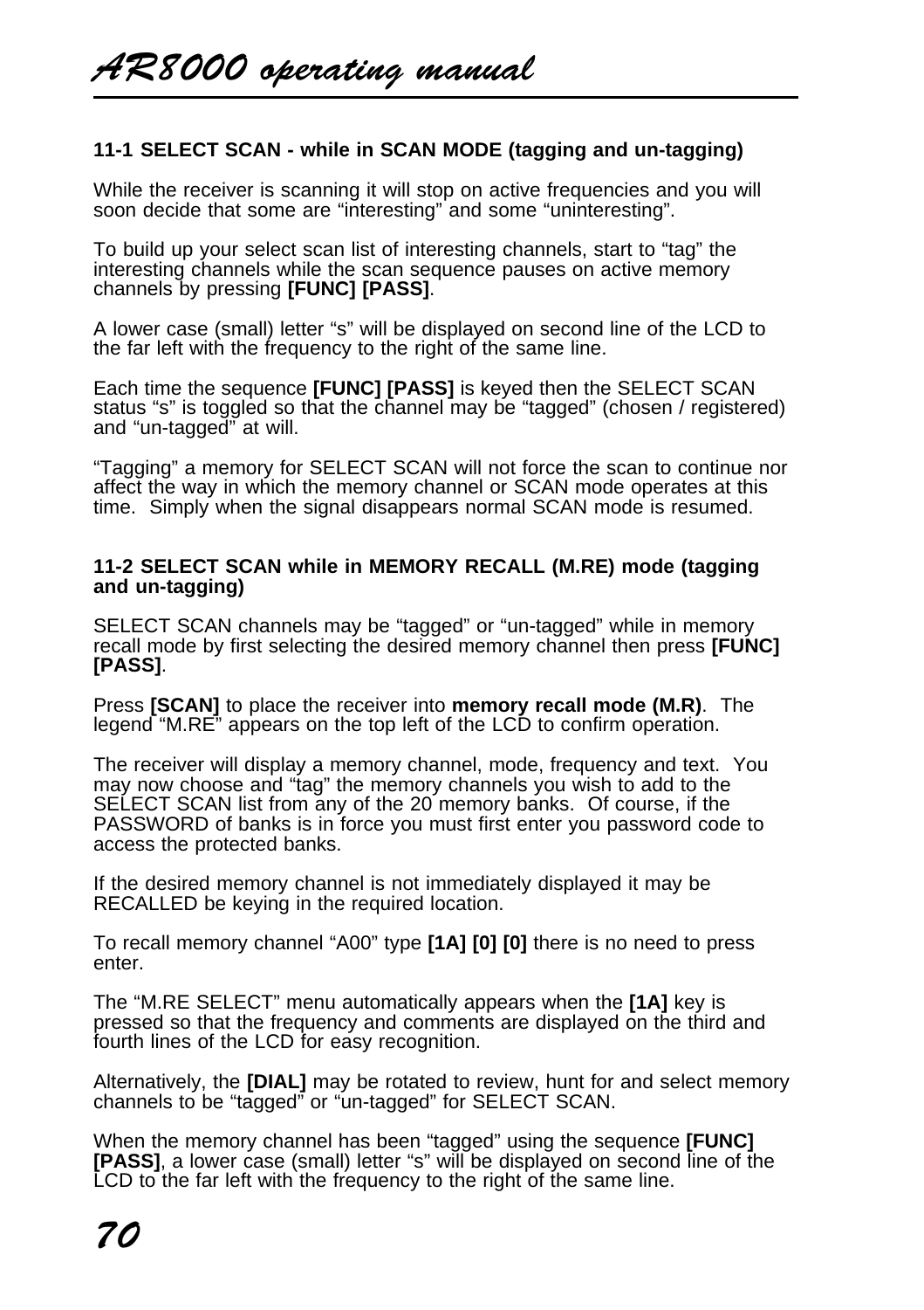### 11-1 SELECT SCAN - while in SCAN MODE (tagging and un-tagging)

While the receiver is scanning it will stop on active frequencies and you will soon decide that some are “interesting” and some “uninteresting”.

To build up your select scan list of interesting channels, start to “tag” the interesting channels while the scan sequence pauses on active memory channels by pressing **[FUNC] [PASS]**.

A lower case (small) letter “s” will be displayed on second line of the LCD to the far left with the frequency to the right of the same line.

Each time the sequence **[FUNC] [PASS]** is keyed then the SELECT SCAN status “s” is toggled so that the channel may be “tagged” (chosen / registered) and “un-tagged” at will.

“Tagging” a memory for SELECT SCAN will not force the scan to continue nor affect the way in which the memory channel or SCAN mode operates at this time. Simply when the signal disappears normal SCAN mode is resumed.

### 11-2 SELECT SCAN while in MEMORY RECALL (M.RE) mode (tagging and un-tagging)

SELECT SCAN channels may be “tagged” or “un-tagged” while in memory recall mode by first selecting the desired memory channel then press **[FUNC] [PASS]**.

Press **[SCAN]** to place the receiver into **memory recall mode (M.R)**. The legend “M.RE” appears on the top left of the LCD to confirm operation.

The receiver will display a memory channel, mode, frequency and text. You may now choose and “tag” the memory channels you wish to add to the SELECT SCAN list from any of the 20 memory banks. Of course, if the PASSWORD of banks is in force you must first enter you password code to access the protected banks.

If the desired memory channel is not immediately displayed it may be RECALLED be keying in the required location.

To recall memory channel “A00” type **[1A] [0] [0]** there is no need to press enter.

The “M.RE SELECT” menu automatically appears when the **[1A]** key is pressed so that the frequency and comments are displayed on the third and fourth lines of the LCD for easy recognition.

Alternatively, the **[DIAL]** may be rotated to review, hunt for and select memory channels to be “tagged” or “un-tagged” for SELECT SCAN.

When the memory channel has been “tagged” using the sequence **[FUNC] [PASS]**, a lower case (small) letter “s” will be displayed on second line of the LCD to the far left with the frequency to the right of the same line.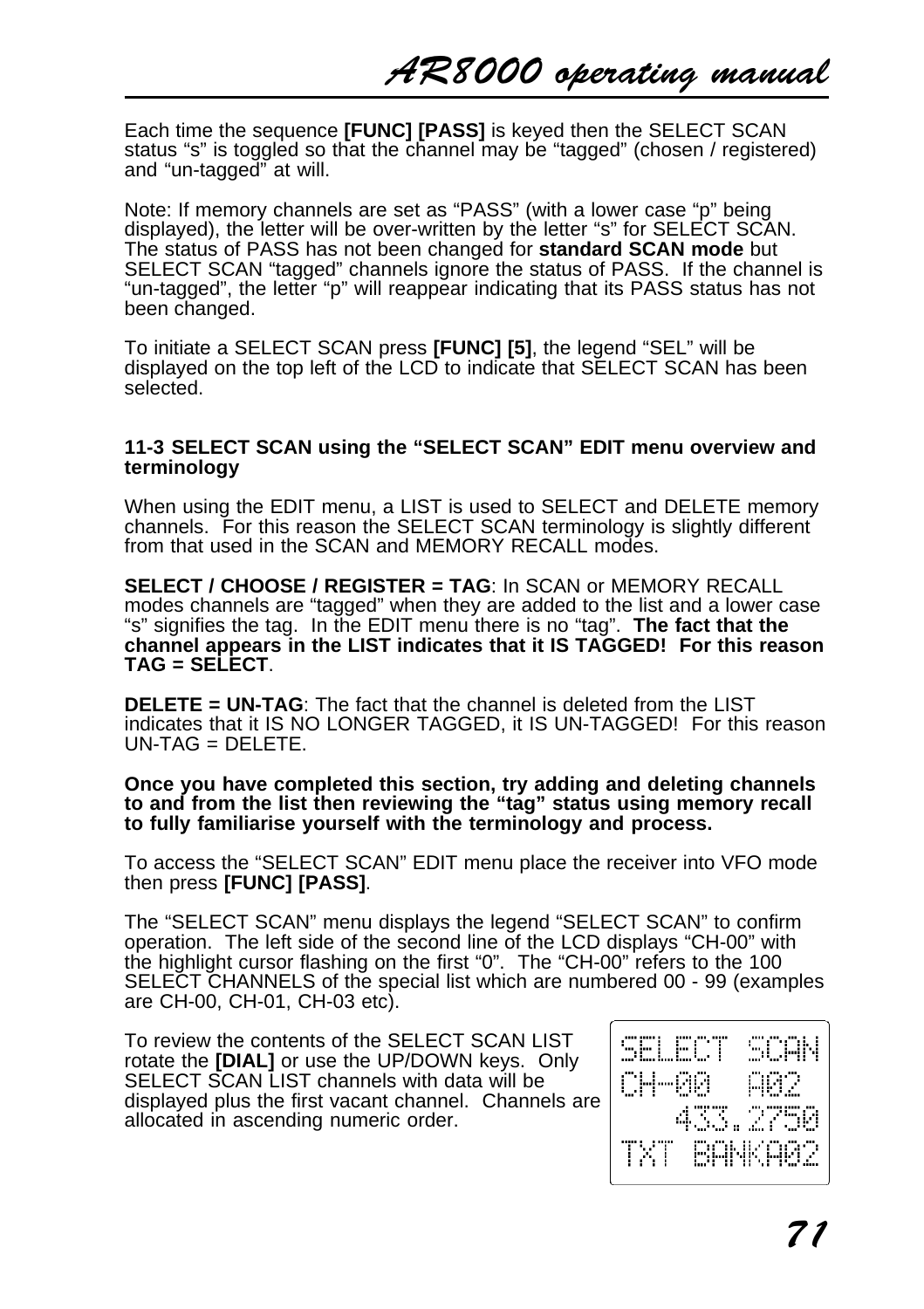Each time the sequence **[FUNC] [PASS]** is keyed then the SELECT SCAN status “s” is toggled so that the channel may be “tagged” (chosen / registered) and “un-tagged” at will.

Note: If memory channels are set as “PASS” (with a lower case “p” being displayed), the letter will be over-written by the letter “s” for SELECT SCAN. The status of PASS has not been changed for **standard SCAN mode** but SELECT SCAN “tagged” channels ignore the status of PASS. If the channel is “un-tagged”, the letter “p” will reappear indicating that its PASS status has not been changed.

To initiate a SELECT SCAN press **[FUNC] [5]**, the legend “SEL” will be displayed on the top left of the LCD to indicate that SELECT SCAN has been selected.

### 11-3 SELECT SCAN using the “SELECT SCAN” EDIT menu overview and terminology

When using the EDIT menu, a LIST is used to SELECT and DELETE memory channels. For this reason the SELECT SCAN terminology is slightly different from that used in the SCAN and MEMORY RECALL modes.

**SELECT / CHOOSE / REGISTER = TAG**: In SCAN or MEMORY RECALL modes channels are “tagged” when they are added to the list and a lower case “s” signifies the tag. In the EDIT menu there is no “tag”. **The fact that the channel appears in the LIST indicates that it IS TAGGED! For this reason TAG = SELECT**.

**DELETE = UN-TAG**: The fact that the channel is deleted from the LIST indicates that it IS NO LONGER TAGGED, it IS UN-TAGGED! For this reason UN-TAG = DELETE.

**Once you have completed this section, try adding and deleting channels to and from the list then reviewing the “tag” status using memory recall to fully familiarise yourself with the terminology and process.**

To access the “SELECT SCAN” EDIT menu place the receiver into VFO mode then press **[FUNC] [PASS]**.

The “SELECT SCAN” menu displays the legend “SELECT SCAN” to confirm operation. The left side of the second line of the LCD displays “CH-00” with the highlight cursor flashing on the first “0”. The “CH-00” refers to the 100 SELECT CHANNELS of the special list which are numbered 00 - 99 (examples are CH-00, CH-01, CH-03 etc).

To review the contents of the SELECT SCAN LIST rotate the **[DIAL]** or use the UP/DOWN keys. Only SELECT SCAN LIST channels with data will be displayed plus the first vacant channel. Channels are allocated in ascending numeric order.

```
SELECT SCAN
CH-00  A02
   433.2750
TXT BANKA02
```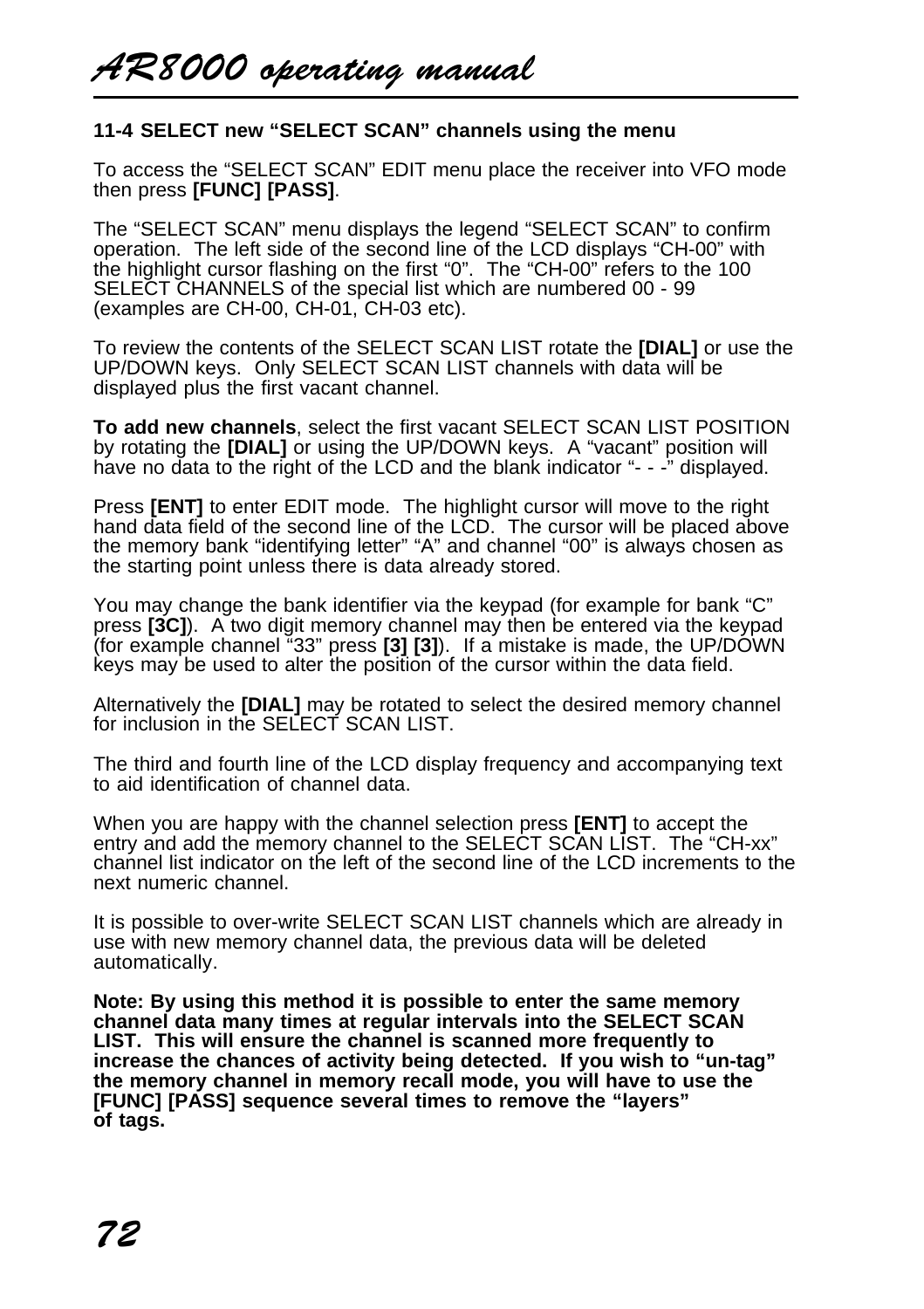### 11-4 SELECT new “SELECT SCAN” channels using the menu

To access the “SELECT SCAN” EDIT menu place the receiver into VFO mode then press **[FUNC] [PASS]**.

The “SELECT SCAN” menu displays the legend “SELECT SCAN” to confirm operation. The left side of the second line of the LCD displays “CH-00” with the highlight cursor flashing on the first “0”. The “CH-00” refers to the 100 SELECT CHANNELS of the special list which are numbered 00 - 99 (examples are CH-00, CH-01, CH-03 etc).

To review the contents of the SELECT SCAN LIST rotate the **[DIAL]** or use the UP/DOWN keys. Only SELECT SCAN LIST channels with data will be displayed plus the first vacant channel.

**To add new channels**, select the first vacant SELECT SCAN LIST POSITION by rotating the **[DIAL]** or using the UP/DOWN keys. A “vacant” position will have no data to the right of the LCD and the blank indicator “- - -” displayed.

Press **[ENT]** to enter EDIT mode. The highlight cursor will move to the right hand data field of the second line of the LCD. The cursor will be placed above the memory bank “identifying letter” “A” and channel “00” is always chosen as the starting point unless there is data already stored.

You may change the bank identifier via the keypad (for example for bank “C” press **[3C]**). A two digit memory channel may then be entered via the keypad (for example channel “33” press **[3] [3]**). If a mistake is made, the UP/DOWN keys may be used to alter the position of the cursor within the data field.

Alternatively the **[DIAL]** may be rotated to select the desired memory channel for inclusion in the SELECT SCAN LIST.

The third and fourth line of the LCD display frequency and accompanying text to aid identification of channel data.

When you are happy with the channel selection press **[ENT]** to accept the entry and add the memory channel to the SELECT SCAN LIST. The “CH-xx” channel list indicator on the left of the second line of the LCD increments to the next numeric channel.

It is possible to over-write SELECT SCAN LIST channels which are already in use with new memory channel data, the previous data will be deleted automatically.

**Note: By using this method it is possible to enter the same memory channel data many times at regular intervals into the SELECT SCAN LIST. This will ensure the channel is scanned more frequently to increase the chances of activity being detected. If you wish to “un-tag” the memory channel in memory recall mode, you will have to use the [FUNC] [PASS] sequence several times to remove the “layers” of tags.**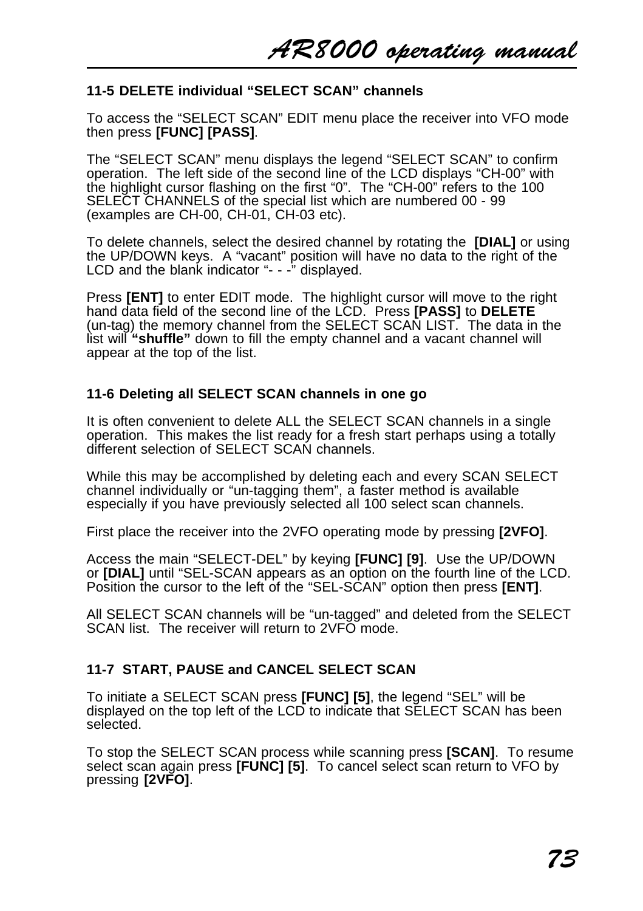### 11-5 DELETE individual "SELECT SCAN" channels

To access the "SELECT SCAN" EDIT menu place the receiver into VFO mode then press **[FUNC] [PASS]**.

The "SELECT SCAN" menu displays the legend "SELECT SCAN" to confirm operation. The left side of the second line of the LCD displays "CH-00" with the highlight cursor flashing on the first "0". The "CH-00" refers to the 100 SELECT CHANNELS of the special list which are numbered 00 - 99 (examples are CH-00, CH-01, CH-03 etc).

To delete channels, select the desired channel by rotating the **[DIAL]** or using the UP/DOWN keys. A "vacant" position will have no data to the right of the LCD and the blank indicator "- - -" displayed.

Press **[ENT]** to enter EDIT mode. The highlight cursor will move to the right hand data field of the second line of the LCD. Press **[PASS]** to **DELETE** (un-tag) the memory channel from the SELECT SCAN LIST. The data in the list will **"shuffle"** down to fill the empty channel and a vacant channel will appear at the top of the list.

### 11-6 Deleting all SELECT SCAN channels in one go

It is often convenient to delete ALL the SELECT SCAN channels in a single operation. This makes the list ready for a fresh start perhaps using a totally different selection of SELECT SCAN channels.

While this may be accomplished by deleting each and every SCAN SELECT channel individually or "un-tagging them", a faster method is available especially if you have previously selected all 100 select scan channels.

First place the receiver into the 2VFO operating mode by pressing **[2VFO]**.

Access the main "SELECT-DEL" by keying **[FUNC] [9]**. Use the UP/DOWN or **[DIAL]** until "SEL-SCAN appears as an option on the fourth line of the LCD. Position the cursor to the left of the "SEL-SCAN" option then press **[ENT]**.

All SELECT SCAN channels will be "un-tagged" and deleted from the SELECT SCAN list. The receiver will return to 2VFO mode.

### 11-7 START, PAUSE and CANCEL SELECT SCAN

To initiate a SELECT SCAN press **[FUNC] [5]**, the legend "SEL" will be displayed on the top left of the LCD to indicate that SELECT SCAN has been selected.

To stop the SELECT SCAN process while scanning press **[SCAN]**. To resume select scan again press **[FUNC] [5]**. To cancel select scan return to VFO by pressing **[2VFO]**.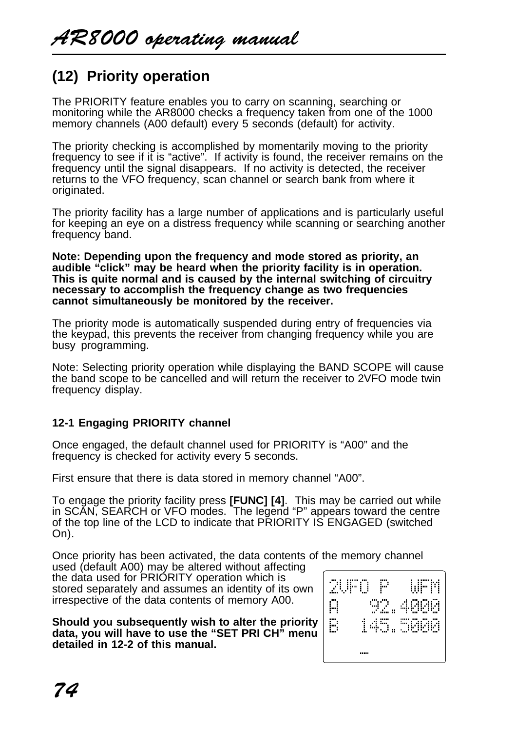## (12) Priority operation

The PRIORITY feature enables you to carry on scanning, searching or monitoring while the AR8000 checks a frequency taken from one of the 1000 memory channels (A00 default) every 5 seconds (default) for activity.

The priority checking is accomplished by momentarily moving to the priority frequency to see if it is “active”. If activity is found, the receiver remains on the frequency until the signal disappears. If no activity is detected, the receiver returns to the VFO frequency, scan channel or search bank from where it originated.

The priority facility has a large number of applications and is particularly useful for keeping an eye on a distress frequency while scanning or searching another frequency band.

**Note: Depending upon the frequency and mode stored as priority, an audible “click” may be heard when the priority facility is in operation. This is quite normal and is caused by the internal switching of circuitry necessary to accomplish the frequency change as two frequencies cannot simultaneously be monitored by the receiver.**

The priority mode is automatically suspended during entry of frequencies via the keypad, this prevents the receiver from changing frequency while you are busy programming.

Note: Selecting priority operation while displaying the BAND SCOPE will cause the band scope to be cancelled and will return the receiver to 2VFO mode twin frequency display.

### 12-1 Engaging PRIORITY channel

Once engaged, the default channel used for PRIORITY is “A00” and the frequency is checked for activity every 5 seconds.

First ensure that there is data stored in memory channel “A00”.

To engage the priority facility press **[FUNC] [4]**. This may be carried out while in SCAN, SEARCH or VFO modes. The legend “P” appears toward the centre of the top line of the LCD to indicate that PRIORITY IS ENGAGED (switched On).

Once priority has been activated, the data contents of the memory channel used (default A00) may be altered without affecting the data used for PRIORITY operation which is stored separately and assumes an identity of its own irrespective of the data contents of memory A00.

```
2VFO P   WFM
A    92.4000
B   145.5000
```

**Should you subsequently wish to alter the priority data, you will have to use the “SET PRI CH” menu detailed in 12-2 of this manual.**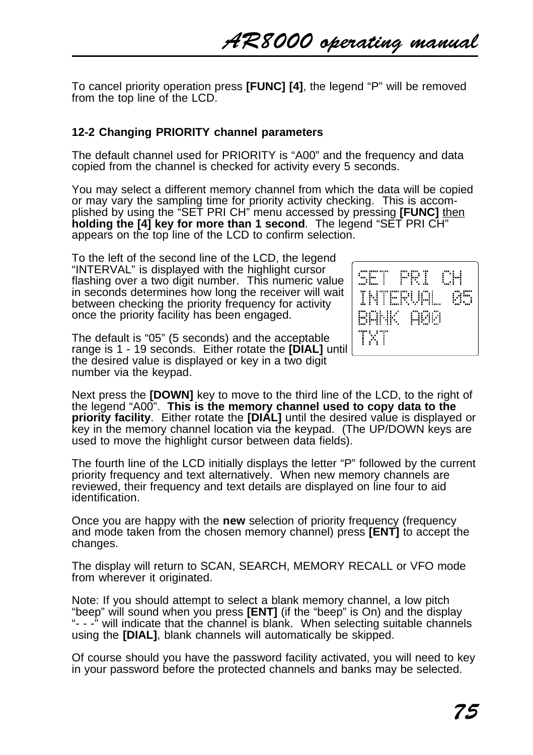To cancel priority operation press **[FUNC] [4]**, the legend "P" will be removed from the top line of the LCD.

### 12-2 Changing PRIORITY channel parameters

The default channel used for PRIORITY is "A00" and the frequency and data copied from the channel is checked for activity every 5 seconds.

You may select a different memory channel from which the data will be copied or may vary the sampling time for priority activity checking. This is accomplished by using the "SET PRI CH" menu accessed by pressing **[FUNC]** then **holding the [4] key for more than 1 second**. The legend "SET PRI CH" appears on the top line of the LCD to confirm selection.

```
SET PRI CH
INTERVAL 05
BANK A00
TXT
```

To the left of the second line of the LCD, the legend "INTERVAL" is displayed with the highlight cursor flashing over a two digit number. This numeric value in seconds determines how long the receiver will wait between checking the priority frequency for activity once the priority facility has been engaged.

The default is "05" (5 seconds) and the acceptable range is 1 - 19 seconds. Either rotate the **[DIAL]** until the desired value is displayed or key in a two digit number via the keypad.

Next press the **[DOWN]** key to move to the third line of the LCD, to the right of the legend "A00". **This is the memory channel used to copy data to the priority facility**. Either rotate the **[DIAL]** until the desired value is displayed or key in the memory channel location via the keypad. (The UP/DOWN keys are used to move the highlight cursor between data fields).

The fourth line of the LCD initially displays the letter "P" followed by the current priority frequency and text alternatively. When new memory channels are reviewed, their frequency and text details are displayed on line four to aid identification.

Once you are happy with the **new** selection of priority frequency (frequency and mode taken from the chosen memory channel) press **[ENT]** to accept the changes.

The display will return to SCAN, SEARCH, MEMORY RECALL or VFO mode from wherever it originated.

Note: If you should attempt to select a blank memory channel, a low pitch "beep" will sound when you press **[ENT]** (if the "beep" is On) and the display "- - -" will indicate that the channel is blank. When selecting suitable channels using the **[DIAL]**, blank channels will automatically be skipped.

Of course should you have the password facility activated, you will need to key in your password before the protected channels and banks may be selected.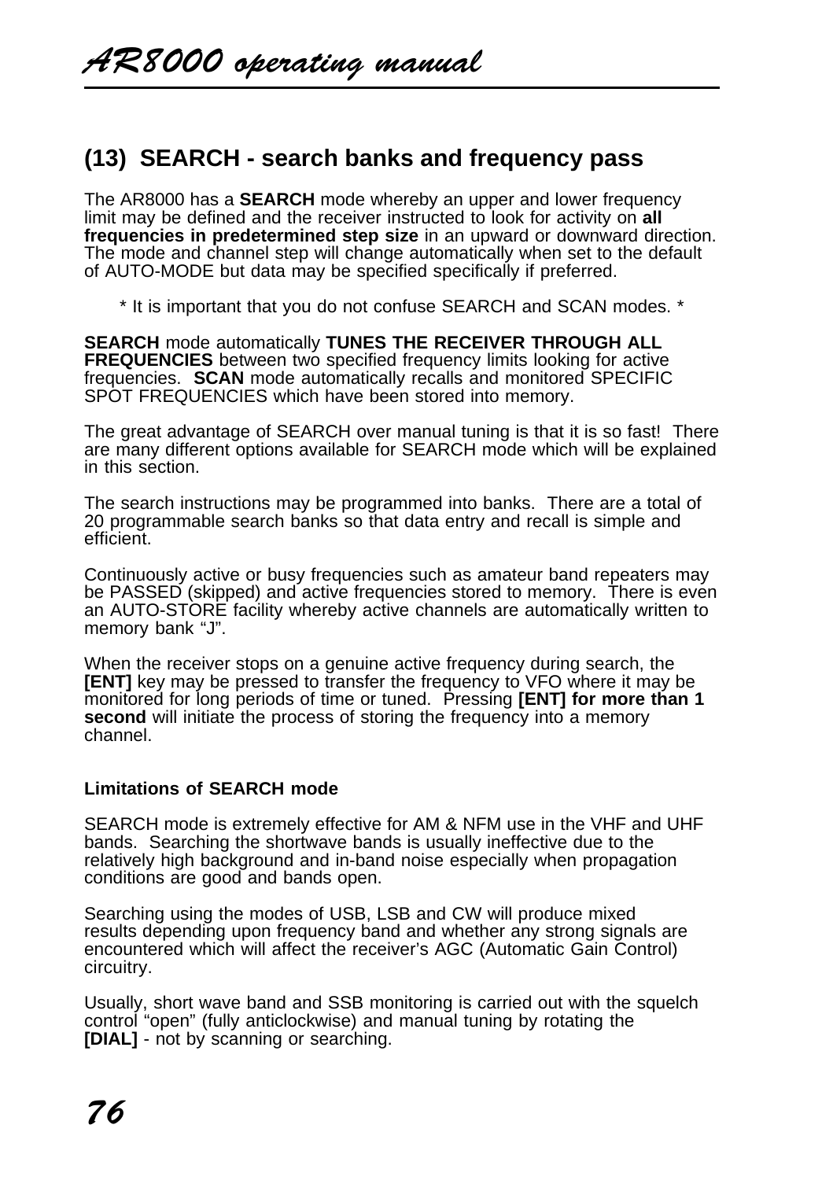## (13) SEARCH - search banks and frequency pass

The AR8000 has a **SEARCH** mode whereby an upper and lower frequency limit may be defined and the receiver instructed to look for activity on **all frequencies in predetermined step size** in an upward or downward direction. The mode and channel step will change automatically when set to the default of AUTO-MODE but data may be specified specifically if preferred.

* It is important that you do not confuse SEARCH and SCAN modes. *

**SEARCH** mode automatically **TUNES THE RECEIVER THROUGH ALL FREQUENCIES** between two specified frequency limits looking for active frequencies. **SCAN** mode automatically recalls and monitored SPECIFIC SPOT FREQUENCIES which have been stored into memory.

The great advantage of SEARCH over manual tuning is that it is so fast! There are many different options available for SEARCH mode which will be explained in this section.

The search instructions may be programmed into banks. There are a total of 20 programmable search banks so that data entry and recall is simple and efficient.

Continuously active or busy frequencies such as amateur band repeaters may be PASSED (skipped) and active frequencies stored to memory. There is even an AUTO-STORE facility whereby active channels are automatically written to memory bank “J”.

When the receiver stops on a genuine active frequency during search, the **[ENT]** key may be pressed to transfer the frequency to VFO where it may be monitored for long periods of time or tuned. Pressing **[ENT] for more than 1 second** will initiate the process of storing the frequency into a memory channel.

**Limitations of SEARCH mode**

SEARCH mode is extremely effective for AM & NFM use in the VHF and UHF bands. Searching the shortwave bands is usually ineffective due to the relatively high background and in-band noise especially when propagation conditions are good and bands open.

Searching using the modes of USB, LSB and CW will produce mixed results depending upon frequency band and whether any strong signals are encountered which will affect the receiver’s AGC (Automatic Gain Control) circuitry.

Usually, short wave band and SSB monitoring is carried out with the squelch control “open” (fully anticlockwise) and manual tuning by rotating the **[DIAL]** - not by scanning or searching.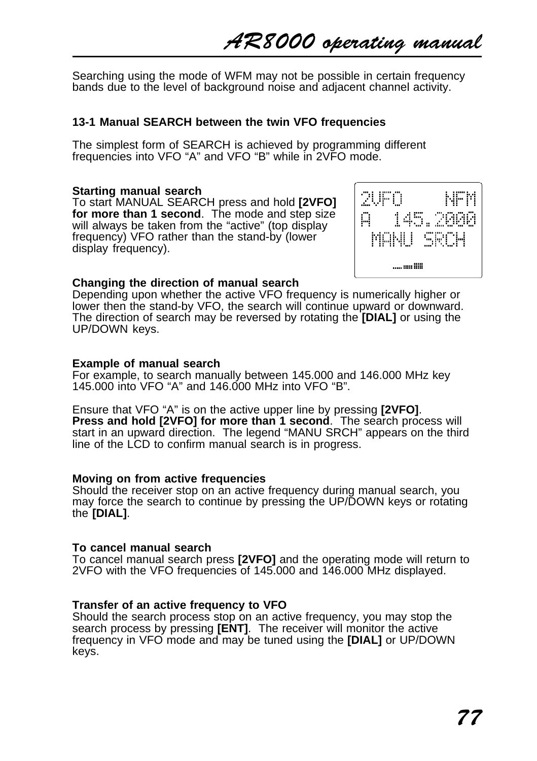Searching using the mode of WFM may not be possible in certain frequency bands due to the level of background noise and adjacent channel activity.

## 13-1 Manual SEARCH between the twin VFO frequencies

The simplest form of SEARCH is achieved by programming different frequencies into VFO "A" and VFO "B" while in 2VFO mode.

### Starting manual search

To start MANUAL SEARCH press and hold **[2VFO] for more than 1 second**. The mode and step size will always be taken from the "active" (top display frequency) VFO rather than the stand-by (lower display frequency).

```
2VFO      NFM
A   145.2000
 MANU SRCH
```

### Changing the direction of manual search

Depending upon whether the active VFO frequency is numerically higher or lower then the stand-by VFO, the search will continue upward or downward. The direction of search may be reversed by rotating the **[DIAL]** or using the UP/DOWN keys.

### Example of manual search

For example, to search manually between 145.000 and 146.000 MHz key 145.000 into VFO "A" and 146.000 MHz into VFO "B".

Ensure that VFO "A" is on the active upper line by pressing **[2VFO]**.
**Press and hold [2VFO] for more than 1 second**. The search process will start in an upward direction. The legend "MANU SRCH" appears on the third line of the LCD to confirm manual search is in progress.

### Moving on from active frequencies

Should the receiver stop on an active frequency during manual search, you may force the search to continue by pressing the UP/DOWN keys or rotating the **[DIAL]**.

### To cancel manual search

To cancel manual search press **[2VFO]** and the operating mode will return to 2VFO with the VFO frequencies of 145.000 and 146.000 MHz displayed.

### Transfer of an active frequency to VFO

Should the search process stop on an active frequency, you may stop the search process by pressing **[ENT]**. The receiver will monitor the active frequency in VFO mode and may be tuned using the **[DIAL]** or UP/DOWN keys.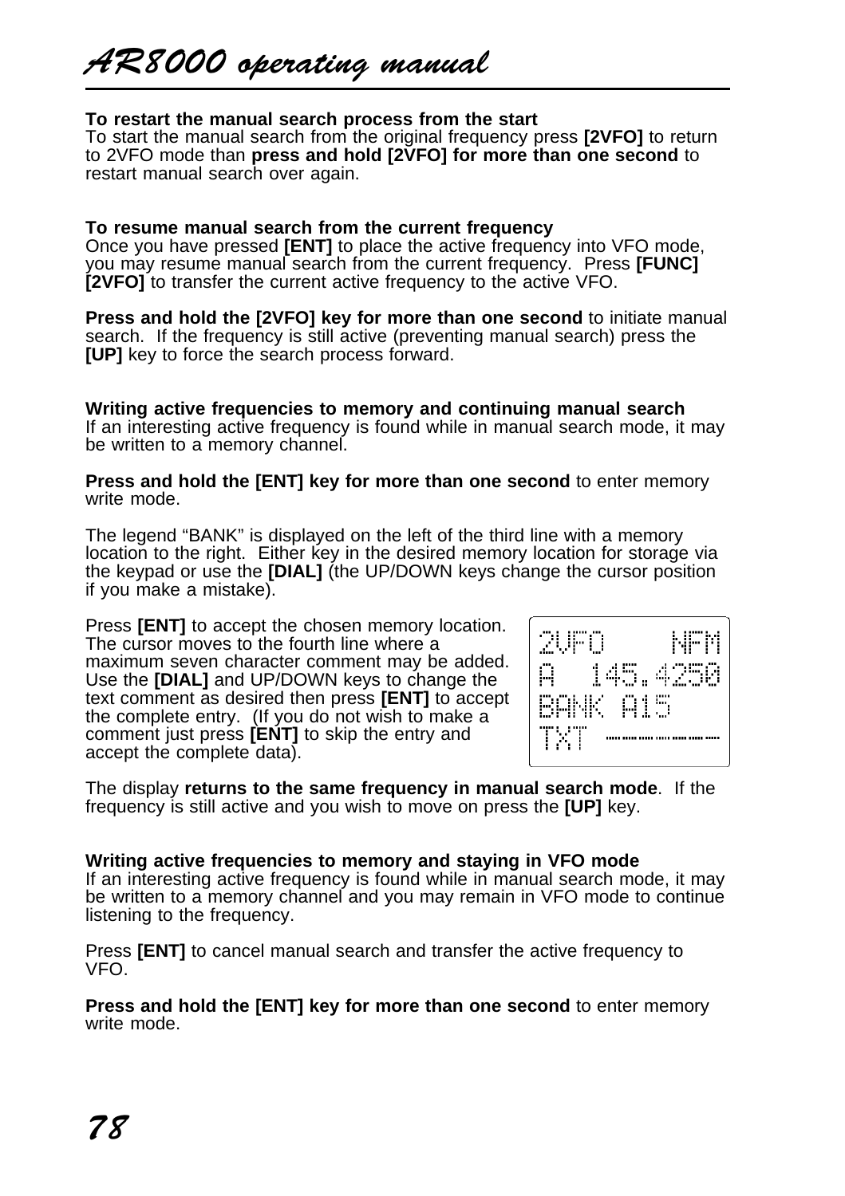**To restart the manual search process from the start**
To start the manual search from the original frequency press **[2VFO]** to return to 2VFO mode than **press and hold [2VFO] for more than one second** to restart manual search over again.

**To resume manual search from the current frequency**
Once you have pressed **[ENT]** to place the active frequency into VFO mode, you may resume manual search from the current frequency. Press **[FUNC] [2VFO]** to transfer the current active frequency to the active VFO.

**Press and hold the [2VFO] key for more than one second** to initiate manual search. If the frequency is still active (preventing manual search) press the **[UP]** key to force the search process forward.

**Writing active frequencies to memory and continuing manual search**
If an interesting active frequency is found while in manual search mode, it may be written to a memory channel.

**Press and hold the [ENT] key for more than one second** to enter memory write mode.

The legend "BANK" is displayed on the left of the third line with a memory location to the right. Either key in the desired memory location for storage via the keypad or use the **[DIAL]** (the UP/DOWN keys change the cursor position if you make a mistake).

Press **[ENT]** to accept the chosen memory location. The cursor moves to the fourth line where a maximum seven character comment may be added. Use the **[DIAL]** and UP/DOWN keys to change the text comment as desired then press **[ENT]** to accept the complete entry. (If you do not wish to make a comment just press **[ENT]** to skip the entry and accept the complete data).

```
2VFO     NFM
A  145.4250
BANK A15
TXT _______
```

The display **returns to the same frequency in manual search mode**. If the frequency is still active and you wish to move on press the **[UP]** key.

**Writing active frequencies to memory and staying in VFO mode**
If an interesting active frequency is found while in manual search mode, it may be written to a memory channel and you may remain in VFO mode to continue listening to the frequency.

Press **[ENT]** to cancel manual search and transfer the active frequency to VFO.

**Press and hold the [ENT] key for more than one second** to enter memory write mode.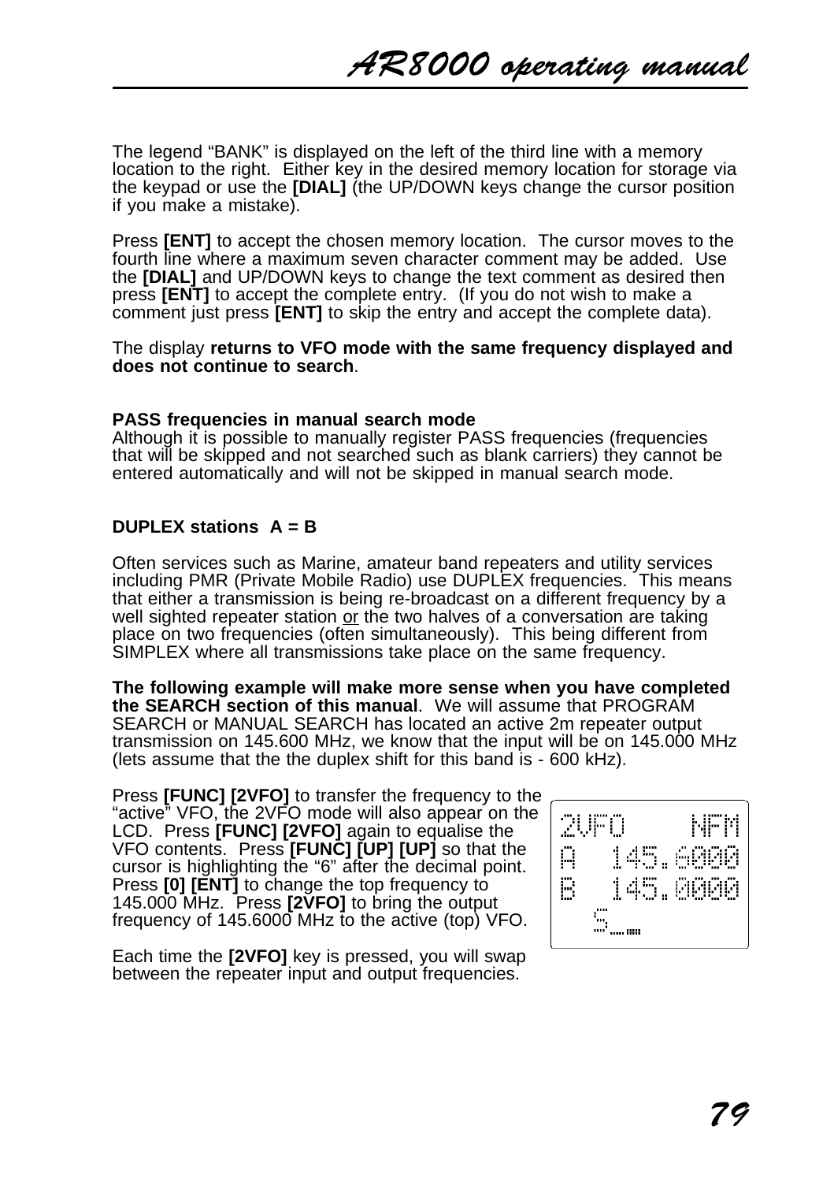The legend “BANK” is displayed on the left of the third line with a memory location to the right. Either key in the desired memory location for storage via the keypad or use the **[DIAL]** (the UP/DOWN keys change the cursor position if you make a mistake).

Press **[ENT]** to accept the chosen memory location. The cursor moves to the fourth line where a maximum seven character comment may be added. Use the **[DIAL]** and UP/DOWN keys to change the text comment as desired then press **[ENT]** to accept the complete entry. (If you do not wish to make a comment just press **[ENT]** to skip the entry and accept the complete data).

The display **returns to VFO mode with the same frequency displayed and does not continue to search**.

**PASS frequencies in manual search mode**
Although it is possible to manually register PASS frequencies (frequencies that will be skipped and not searched such as blank carriers) they cannot be entered automatically and will not be skipped in manual search mode.

**DUPLEX stations A = B**

Often services such as Marine, amateur band repeaters and utility services including PMR (Private Mobile Radio) use DUPLEX frequencies. This means that either a transmission is being re-broadcast on a different frequency by a well sighted repeater station or the two halves of a conversation are taking place on two frequencies (often simultaneously). This being different from SIMPLEX where all transmissions take place on the same frequency.

**The following example will make more sense when you have completed the SEARCH section of this manual**. We will assume that PROGRAM SEARCH or MANUAL SEARCH has located an active 2m repeater output transmission on 145.600 MHz, we know that the input will be on 145.000 MHz (lets assume that the the duplex shift for this band is - 600 kHz).

Press **[FUNC] [2VFO]** to transfer the frequency to the “active” VFO, the 2VFO mode will also appear on the LCD. Press **[FUNC] [2VFO]** again to equalise the VFO contents. Press **[FUNC] [UP] [UP]** so that the cursor is highlighting the “6” after the decimal point. Press **[0] [ENT]** to change the top frequency to 145.000 MHz. Press **[2VFO]** to bring the output frequency of 145.6000 MHz to the active (top) VFO.

```
2VFO      NFM
A  145.6000
B  145.0000
  S
```

Each time the **[2VFO]** key is pressed, you will swap between the repeater input and output frequencies.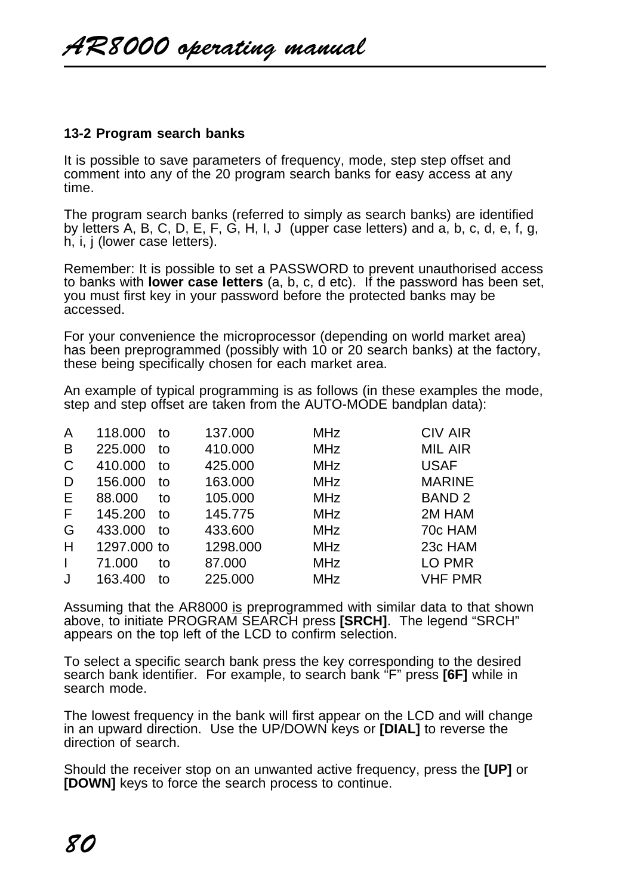### 13-2 Program search banks

It is possible to save parameters of frequency, mode, step step offset and comment into any of the 20 program search banks for easy access at any time.

The program search banks (referred to simply as search banks) are identified by letters A, B, C, D, E, F, G, H, I, J (upper case letters) and a, b, c, d, e, f, g, h, i, j (lower case letters).

Remember: It is possible to set a PASSWORD to prevent unauthorised access to banks with **lower case letters** (a, b, c, d etc). If the password has been set, you must first key in your password before the protected banks may be accessed.

For your convenience the microprocessor (depending on world market area) has been preprogrammed (possibly with 10 or 20 search banks) at the factory, these being specifically chosen for each market area.

An example of typical programming is as follows (in these examples the mode, step and step offset are taken from the AUTO-MODE bandplan data):

| | | | | | |
|---|---|---|---|---|---|
| A | 118.000 | to | 137.000 | MHz | CIV AIR |
| B | 225.000 | to | 410.000 | MHz | MIL AIR |
| C | 410.000 | to | 425.000 | MHz | USAF |
| D | 156.000 | to | 163.000 | MHz | MARINE |
| E | 88.000 | to | 105.000 | MHz | BAND 2 |
| F | 145.200 | to | 145.775 | MHz | 2M HAM |
| G | 433.000 | to | 433.600 | MHz | 70c HAM |
| H | 1297.000 | to | 1298.000 | MHz | 23c HAM |
| I | 71.000 | to | 87.000 | MHz | LO PMR |
| J | 163.400 | to | 225.000 | MHz | VHF PMR |

Assuming that the AR8000 <u>is</u> preprogrammed with similar data to that shown above, to initiate PROGRAM SEARCH press **[SRCH]**. The legend "SRCH" appears on the top left of the LCD to confirm selection.

To select a specific search bank press the key corresponding to the desired search bank identifier. For example, to search bank "F" press **[6F]** while in search mode.

The lowest frequency in the bank will first appear on the LCD and will change in an upward direction. Use the UP/DOWN keys or **[DIAL]** to reverse the direction of search.

Should the receiver stop on an unwanted active frequency, press the **[UP]** or **[DOWN]** keys to force the search process to continue.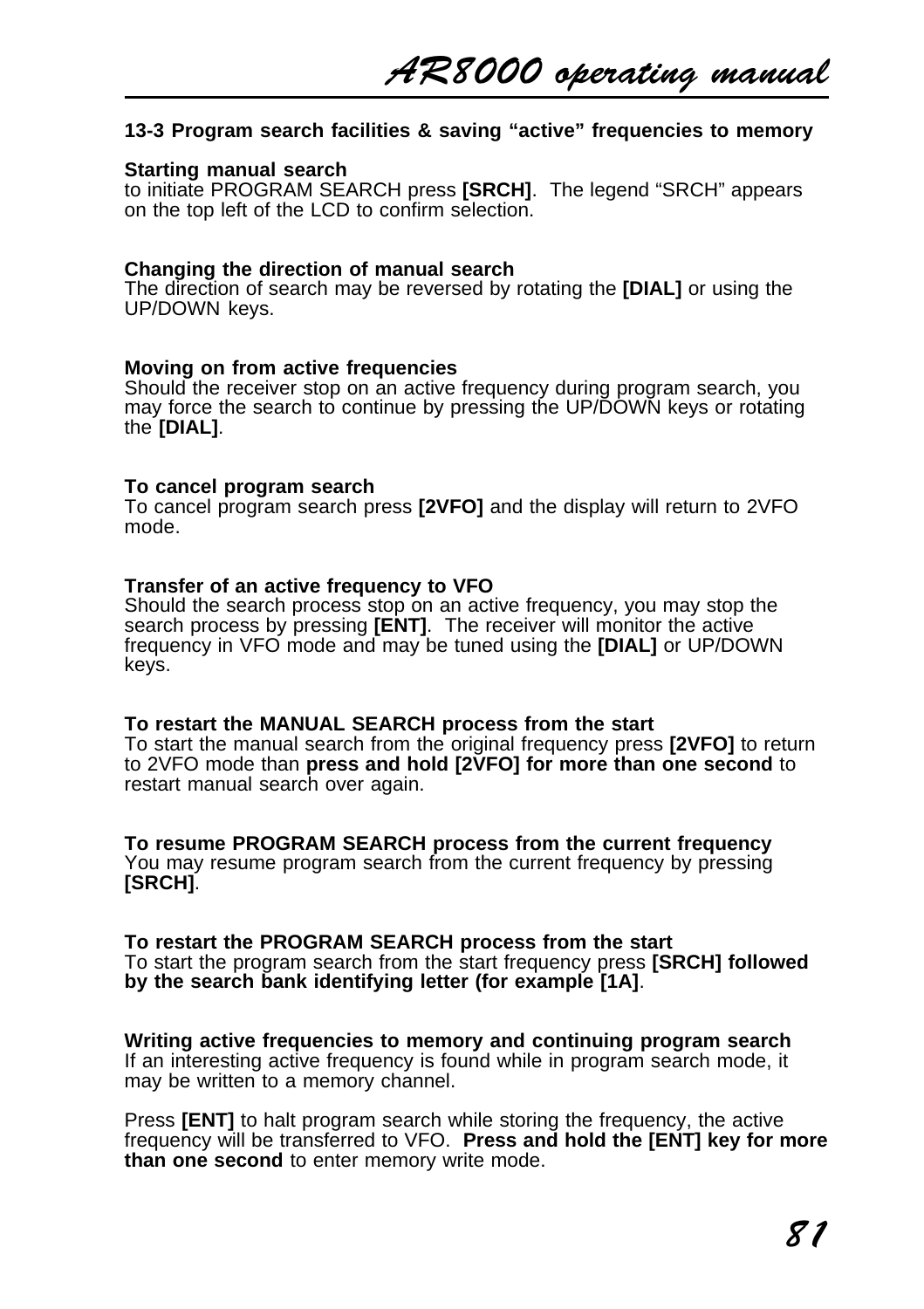### 13-3 Program search facilities & saving "active" frequencies to memory

**Starting manual search**
to initiate PROGRAM SEARCH press **[SRCH]**.  The legend "SRCH" appears on the top left of the LCD to confirm selection.

**Changing the direction of manual search**
The direction of search may be reversed by rotating the **[DIAL]** or using the UP/DOWN keys.

**Moving on from active frequencies**
Should the receiver stop on an active frequency during program search, you may force the search to continue by pressing the UP/DOWN keys or rotating the **[DIAL]**.

**To cancel program search**
To cancel program search press **[2VFO]** and the display will return to 2VFO mode.

**Transfer of an active frequency to VFO**
Should the search process stop on an active frequency, you may stop the search process by pressing **[ENT]**.  The receiver will monitor the active frequency in VFO mode and may be tuned using the **[DIAL]** or UP/DOWN keys.

**To restart the MANUAL SEARCH process from the start**
To start the manual search from the original frequency press **[2VFO]** to return to 2VFO mode than **press and hold [2VFO] for more than one second** to restart manual search over again.

**To resume PROGRAM SEARCH process from the current frequency**
You may resume program search from the current frequency by pressing **[SRCH]**.

**To restart the PROGRAM SEARCH process from the start**
To start the program search from the start frequency press **[SRCH] followed by the search bank identifying letter (for example [1A]**.

**Writing active frequencies to memory and continuing program search**
If an interesting active frequency is found while in program search mode, it may be written to a memory channel.

Press **[ENT]** to halt program search while storing the frequency, the active frequency will be transferred to VFO.  **Press and hold the [ENT] key for more than one second** to enter memory write mode.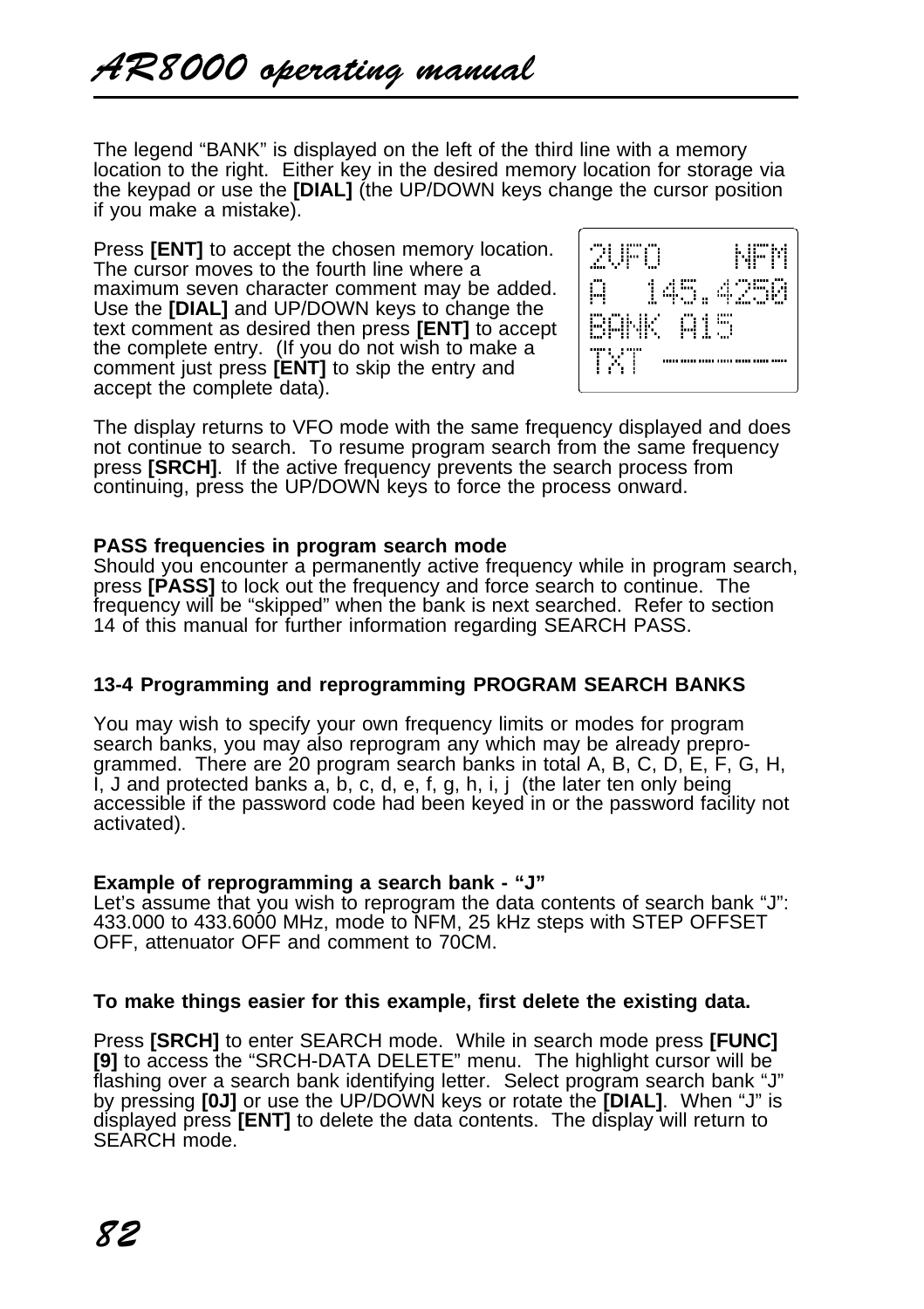The legend “BANK” is displayed on the left of the third line with a memory location to the right. Either key in the desired memory location for storage via the keypad or use the **[DIAL]** (the UP/DOWN keys change the cursor position if you make a mistake).

Press **[ENT]** to accept the chosen memory location. The cursor moves to the fourth line where a maximum seven character comment may be added. Use the **[DIAL]** and UP/DOWN keys to change the text comment as desired then press **[ENT]** to accept the complete entry. (If you do not wish to make a comment just press **[ENT]** to skip the entry and accept the complete data).

```
2VFO      NFM
A   145.4250
BANK A15
TXT  -------
```

The display returns to VFO mode with the same frequency displayed and does not continue to search. To resume program search from the same frequency press **[SRCH]**. If the active frequency prevents the search process from continuing, press the UP/DOWN keys to force the process onward.

**PASS frequencies in program search mode**
Should you encounter a permanently active frequency while in program search, press **[PASS]** to lock out the frequency and force search to continue. The frequency will be “skipped” when the bank is next searched. Refer to section 14 of this manual for further information regarding SEARCH PASS.

## 13-4 Programming and reprogramming PROGRAM SEARCH BANKS

You may wish to specify your own frequency limits or modes for program search banks, you may also reprogram any which may be already preprogrammed. There are 20 program search banks in total A, B, C, D, E, F, G, H, I, J and protected banks a, b, c, d, e, f, g, h, i, j (the later ten only being accessible if the password code had been keyed in or the password facility not activated).

**Example of reprogramming a search bank - “J”**
Let’s assume that you wish to reprogram the data contents of search bank “J”: 433.000 to 433.6000 MHz, mode to NFM, 25 kHz steps with STEP OFFSET OFF, attenuator OFF and comment to 70CM.

**To make things easier for this example, first delete the existing data.**

Press **[SRCH]** to enter SEARCH mode. While in search mode press **[FUNC] [9]** to access the “SRCH-DATA DELETE” menu. The highlight cursor will be flashing over a search bank identifying letter. Select program search bank “J” by pressing **[0J]** or use the UP/DOWN keys or rotate the **[DIAL]**. When “J” is displayed press **[ENT]** to delete the data contents. The display will return to SEARCH mode.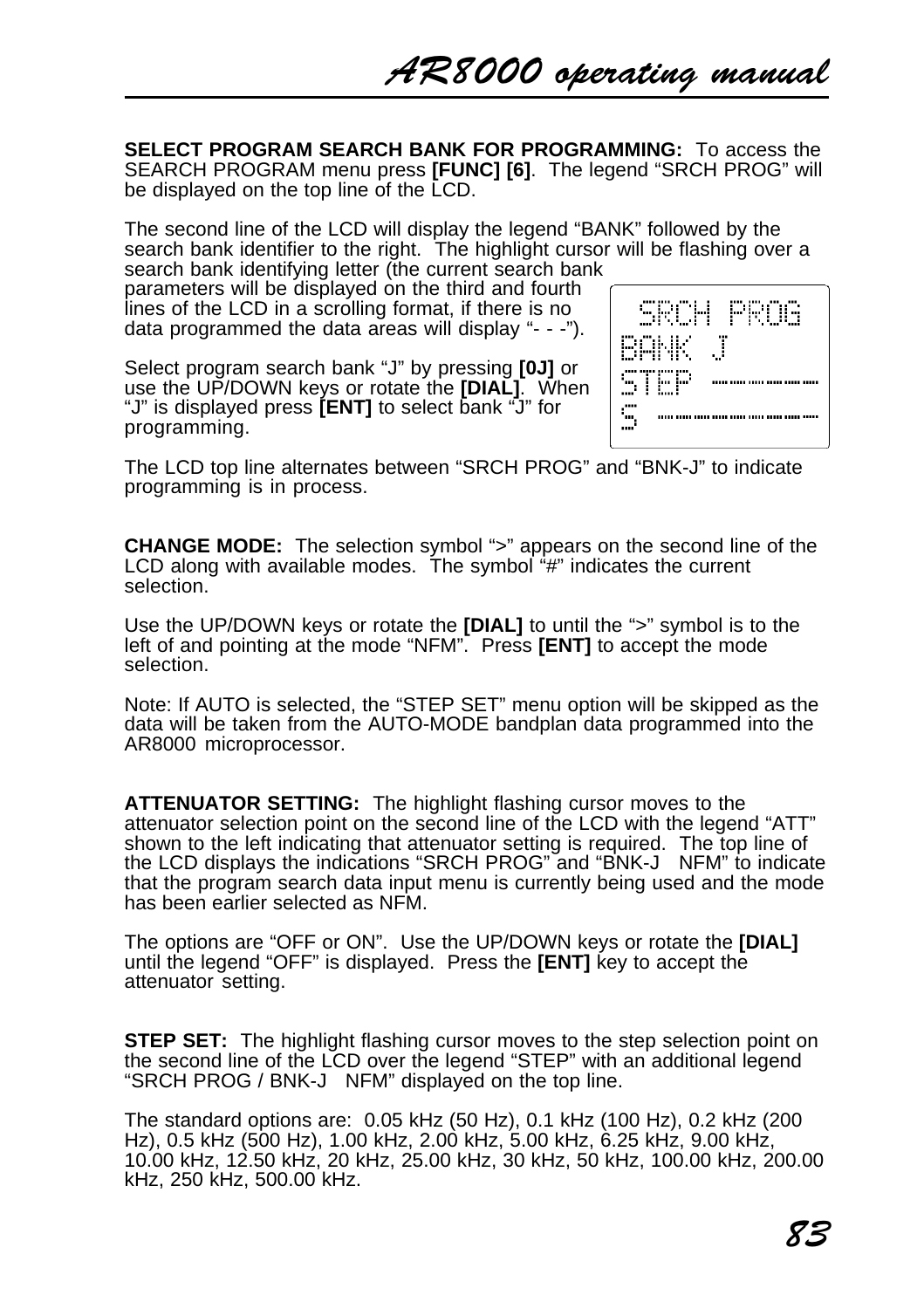**SELECT PROGRAM SEARCH BANK FOR PROGRAMMING:** To access the SEARCH PROGRAM menu press **[FUNC] [6]**. The legend "SRCH PROG" will be displayed on the top line of the LCD.

The second line of the LCD will display the legend "BANK" followed by the search bank identifier to the right. The highlight cursor will be flashing over a search bank identifying letter (the current search bank parameters will be displayed on the third and fourth lines of the LCD in a scrolling format, if there is no data programmed the data areas will display "- - -").

```
 SRCH PROG
BANK J
STEP --------
S ----------
```

Select program search bank "J" by pressing **[0J]** or use the UP/DOWN keys or rotate the **[DIAL]**. When "J" is displayed press **[ENT]** to select bank "J" for programming.

The LCD top line alternates between "SRCH PROG" and "BNK-J" to indicate programming is in process.

**CHANGE MODE:** The selection symbol ">" appears on the second line of the LCD along with available modes. The symbol "#" indicates the current selection.

Use the UP/DOWN keys or rotate the **[DIAL]** to until the ">" symbol is to the left of and pointing at the mode "NFM". Press **[ENT]** to accept the mode selection.

Note: If AUTO is selected, the "STEP SET" menu option will be skipped as the data will be taken from the AUTO-MODE bandplan data programmed into the AR8000 microprocessor.

**ATTENUATOR SETTING:** The highlight flashing cursor moves to the attenuator selection point on the second line of the LCD with the legend "ATT" shown to the left indicating that attenuator setting is required. The top line of the LCD displays the indications "SRCH PROG" and "BNK-J NFM" to indicate that the program search data input menu is currently being used and the mode has been earlier selected as NFM.

The options are "OFF or ON". Use the UP/DOWN keys or rotate the **[DIAL]** until the legend "OFF" is displayed. Press the **[ENT]** key to accept the attenuator setting.

**STEP SET:** The highlight flashing cursor moves to the step selection point on the second line of the LCD over the legend "STEP" with an additional legend "SRCH PROG / BNK-J NFM" displayed on the top line.

The standard options are: 0.05 kHz (50 Hz), 0.1 kHz (100 Hz), 0.2 kHz (200 Hz), 0.5 kHz (500 Hz), 1.00 kHz, 2.00 kHz, 5.00 kHz, 6.25 kHz, 9.00 kHz, 10.00 kHz, 12.50 kHz, 20 kHz, 25.00 kHz, 30 kHz, 50 kHz, 100.00 kHz, 200.00 kHz, 250 kHz, 500.00 kHz.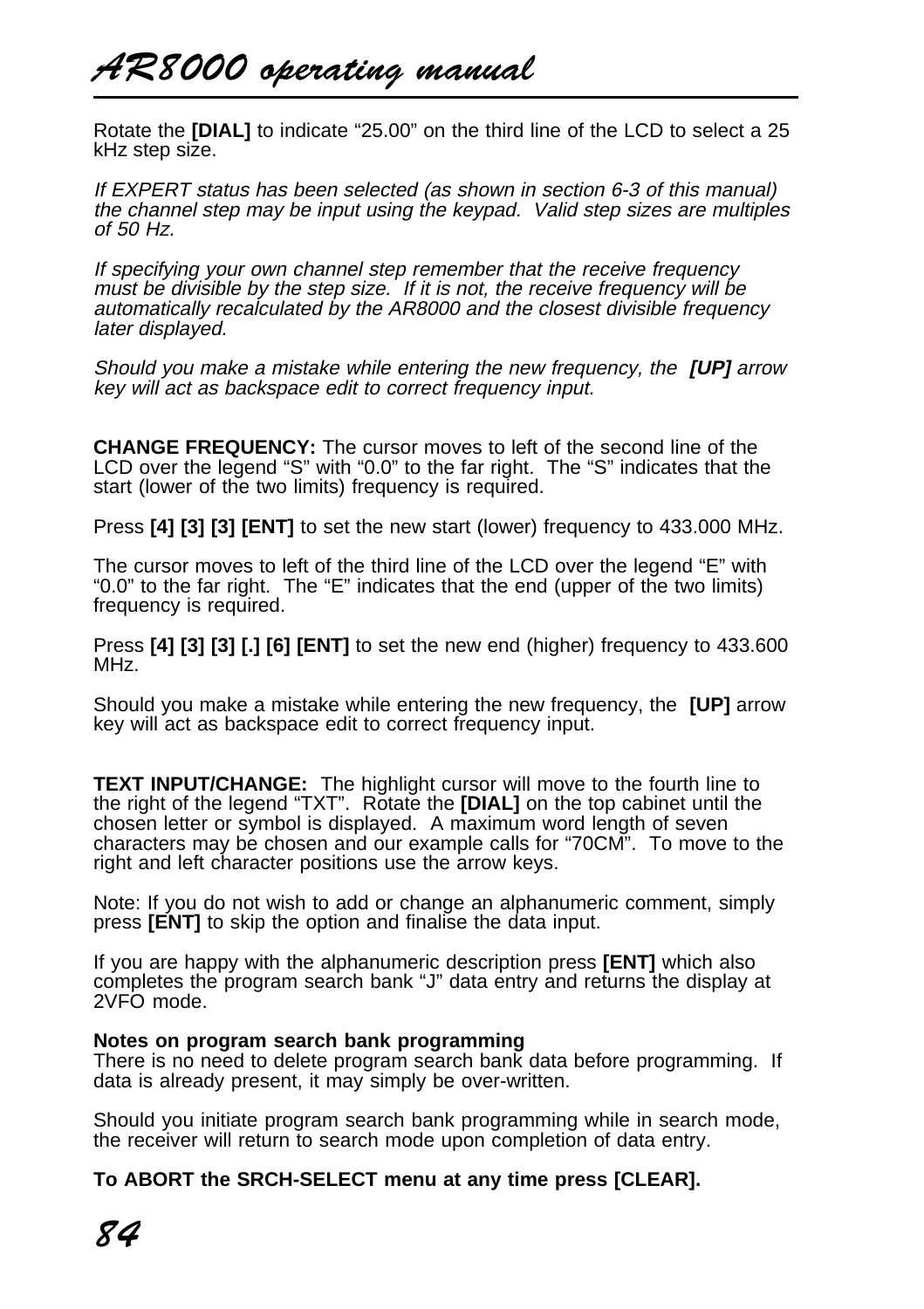Rotate the **[DIAL]** to indicate “25.00” on the third line of the LCD to select a 25 kHz step size.

*If EXPERT status has been selected (as shown in section 6-3 of this manual) the channel step may be input using the keypad. Valid step sizes are multiples of 50 Hz.*

*If specifying your own channel step remember that the receive frequency must be divisible by the step size. If it is not, the receive frequency will be automatically recalculated by the AR8000 and the closest divisible frequency later displayed.*

*Should you make a mistake while entering the new frequency, the* ***[UP]*** *arrow key will act as backspace edit to correct frequency input.*

**CHANGE FREQUENCY:** The cursor moves to left of the second line of the LCD over the legend “S” with “0.0” to the far right. The “S” indicates that the start (lower of the two limits) frequency is required.

Press **[4] [3] [3] [ENT]** to set the new start (lower) frequency to 433.000 MHz.

The cursor moves to left of the third line of the LCD over the legend “E” with “0.0” to the far right. The “E” indicates that the end (upper of the two limits) frequency is required.

Press **[4] [3] [3] [.] [6] [ENT]** to set the new end (higher) frequency to 433.600 MHz.

Should you make a mistake while entering the new frequency, the **[UP]** arrow key will act as backspace edit to correct frequency input.

**TEXT INPUT/CHANGE:** The highlight cursor will move to the fourth line to the right of the legend “TXT”. Rotate the **[DIAL]** on the top cabinet until the chosen letter or symbol is displayed. A maximum word length of seven characters may be chosen and our example calls for “70CM”. To move to the right and left character positions use the arrow keys.

Note: If you do not wish to add or change an alphanumeric comment, simply press **[ENT]** to skip the option and finalise the data input.

If you are happy with the alphanumeric description press **[ENT]** which also completes the program search bank “J” data entry and returns the display at 2VFO mode.

**Notes on program search bank programming**
There is no need to delete program search bank data before programming. If data is already present, it may simply be over-written.

Should you initiate program search bank programming while in search mode, the receiver will return to search mode upon completion of data entry.

**To ABORT the SRCH-SELECT menu at any time press [CLEAR].**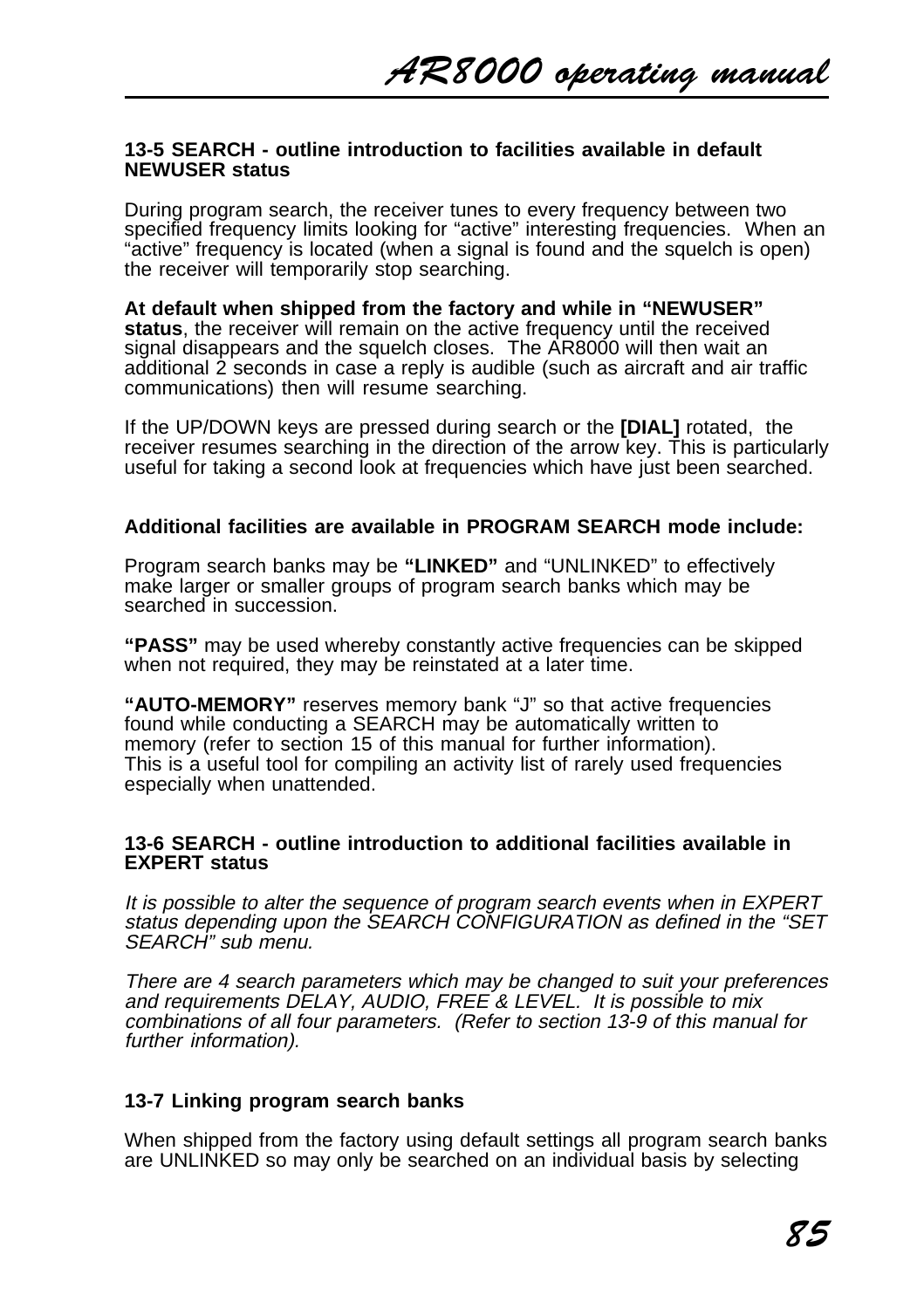### 13-5 SEARCH - outline introduction to facilities available in default NEWUSER status

During program search, the receiver tunes to every frequency between two specified frequency limits looking for “active” interesting frequencies. When an “active” frequency is located (when a signal is found and the squelch is open) the receiver will temporarily stop searching.

**At default when shipped from the factory and while in “NEWUSER” status**, the receiver will remain on the active frequency until the received signal disappears and the squelch closes. The AR8000 will then wait an additional 2 seconds in case a reply is audible (such as aircraft and air traffic communications) then will resume searching.

If the UP/DOWN keys are pressed during search or the **[DIAL]** rotated, the receiver resumes searching in the direction of the arrow key. This is particularly useful for taking a second look at frequencies which have just been searched.

**Additional facilities are available in PROGRAM SEARCH mode include:**

Program search banks may be **“LINKED”** and “UNLINKED” to effectively make larger or smaller groups of program search banks which may be searched in succession.

**“PASS”** may be used whereby constantly active frequencies can be skipped when not required, they may be reinstated at a later time.

**“AUTO-MEMORY”** reserves memory bank “J” so that active frequencies found while conducting a SEARCH may be automatically written to memory (refer to section 15 of this manual for further information). This is a useful tool for compiling an activity list of rarely used frequencies especially when unattended.

### 13-6 SEARCH - outline introduction to additional facilities available in EXPERT status

*It is possible to alter the sequence of program search events when in EXPERT status depending upon the SEARCH CONFIGURATION as defined in the “SET SEARCH” sub menu.*

*There are 4 search parameters which may be changed to suit your preferences and requirements DELAY, AUDIO, FREE & LEVEL. It is possible to mix combinations of all four parameters. (Refer to section 13-9 of this manual for further information).*

### 13-7 Linking program search banks

When shipped from the factory using default settings all program search banks are UNLINKED so may only be searched on an individual basis by selecting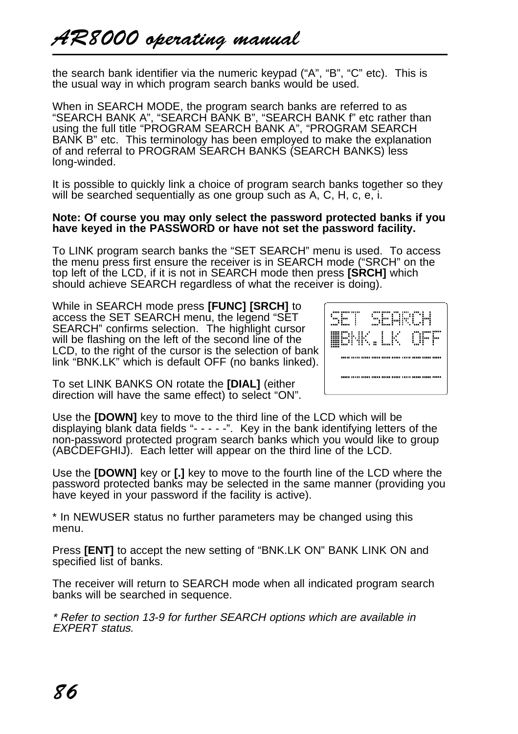the search bank identifier via the numeric keypad (“A”, “B”, “C” etc). This is the usual way in which program search banks would be used.

When in SEARCH MODE, the program search banks are referred to as “SEARCH BANK A”, “SEARCH BANK B”, “SEARCH BANK f” etc rather than using the full title “PROGRAM SEARCH BANK A”, “PROGRAM SEARCH BANK B” etc. This terminology has been employed to make the explanation of and referral to PROGRAM SEARCH BANKS (SEARCH BANKS) less long-winded.

It is possible to quickly link a choice of program search banks together so they will be searched sequentially as one group such as A, C, H, c, e, i.

**Note: Of course you may only select the password protected banks if you have keyed in the PASSWORD or have not set the password facility.**

To LINK program search banks the “SET SEARCH” menu is used. To access the menu press first ensure the receiver is in SEARCH mode (“SRCH” on the top left of the LCD, if it is not in SEARCH mode then press **[SRCH]** which should achieve SEARCH regardless of what the receiver is doing).

While in SEARCH mode press **[FUNC] [SRCH]** to access the SET SEARCH menu, the legend “SET SEARCH” confirms selection. The highlight cursor will be flashing on the left of the second line of the LCD, to the right of the cursor is the selection of bank link “BNK.LK” which is default OFF (no banks linked).

```
SET SEARCH
▒BNK.LK OFF
  ---------
  ---------
```

To set LINK BANKS ON rotate the **[DIAL]** (either direction will have the same effect) to select “ON”.

Use the **[DOWN]** key to move to the third line of the LCD which will be displaying blank data fields “- - - - -”. Key in the bank identifying letters of the non-password protected program search banks which you would like to group (ABCDEFGHIJ). Each letter will appear on the third line of the LCD.

Use the **[DOWN]** key or **[.]** key to move to the fourth line of the LCD where the password protected banks may be selected in the same manner (providing you have keyed in your password if the facility is active).

* In NEWUSER status no further parameters may be changed using this menu.

Press **[ENT]** to accept the new setting of “BNK.LK ON” BANK LINK ON and specified list of banks.

The receiver will return to SEARCH mode when all indicated program search banks will be searched in sequence.

*\* Refer to section 13-9 for further SEARCH options which are available in EXPERT status.*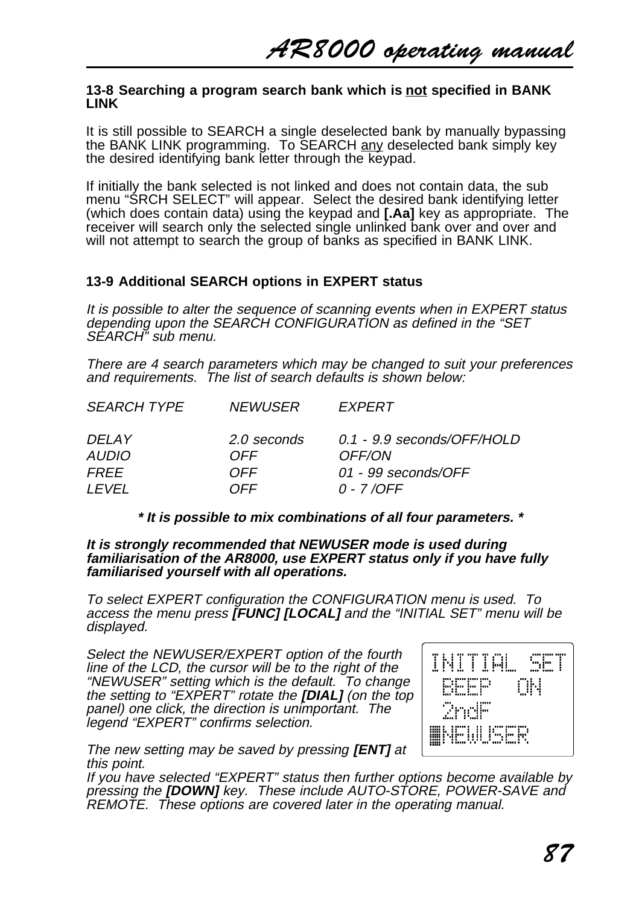### 13-8 Searching a program search bank which is not specified in BANK LINK

It is still possible to SEARCH a single deselected bank by manually bypassing the BANK LINK programming. To SEARCH any deselected bank simply key the desired identifying bank letter through the keypad.

If initially the bank selected is not linked and does not contain data, the sub menu "SRCH SELECT" will appear. Select the desired bank identifying letter (which does contain data) using the keypad and **[.Aa]** key as appropriate. The receiver will search only the selected single unlinked bank over and over and will not attempt to search the group of banks as specified in BANK LINK.

### 13-9 Additional SEARCH options in EXPERT status

*It is possible to alter the sequence of scanning events when in EXPERT status depending upon the SEARCH CONFIGURATION as defined in the "SET SEARCH" sub menu.*

*There are 4 search parameters which may be changed to suit your preferences and requirements. The list of search defaults is shown below:*

| *SEARCH TYPE* | *NEWUSER* | *EXPERT* |
|---|---|---|
| *DELAY* | *2.0 seconds* | *0.1 - 9.9 seconds/OFF/HOLD* |
| *AUDIO* | *OFF* | *OFF/ON* |
| *FREE* | *OFF* | *01 - 99 seconds/OFF* |
| *LEVEL* | *OFF* | *0 - 7 /OFF* |

***\* It is possible to mix combinations of all four parameters. \****

***It is strongly recommended that NEWUSER mode is used during familiarisation of the AR8000, use EXPERT status only if you have fully familiarised yourself with all operations.***

*To select EXPERT configuration the CONFIGURATION menu is used. To access the menu press **[FUNC] [LOCAL]** and the "INITIAL SET" menu will be displayed.*

*Select the NEWUSER/EXPERT option of the fourth line of the LCD, the cursor will be to the right of the "NEWUSER" setting which is the default. To change the setting to "EXPERT" rotate the **[DIAL]** (on the top panel) one click, the direction is unimportant. The legend "EXPERT" confirms selection.*

```
INITIAL SET
 BEEP  ON
 2ndF
▓NEWUSER
```

*The new setting may be saved by pressing **[ENT]** at this point.*
*If you have selected "EXPERT" status then further options become available by pressing the **[DOWN]** key. These include AUTO-STORE, POWER-SAVE and REMOTE. These options are covered later in the operating manual.*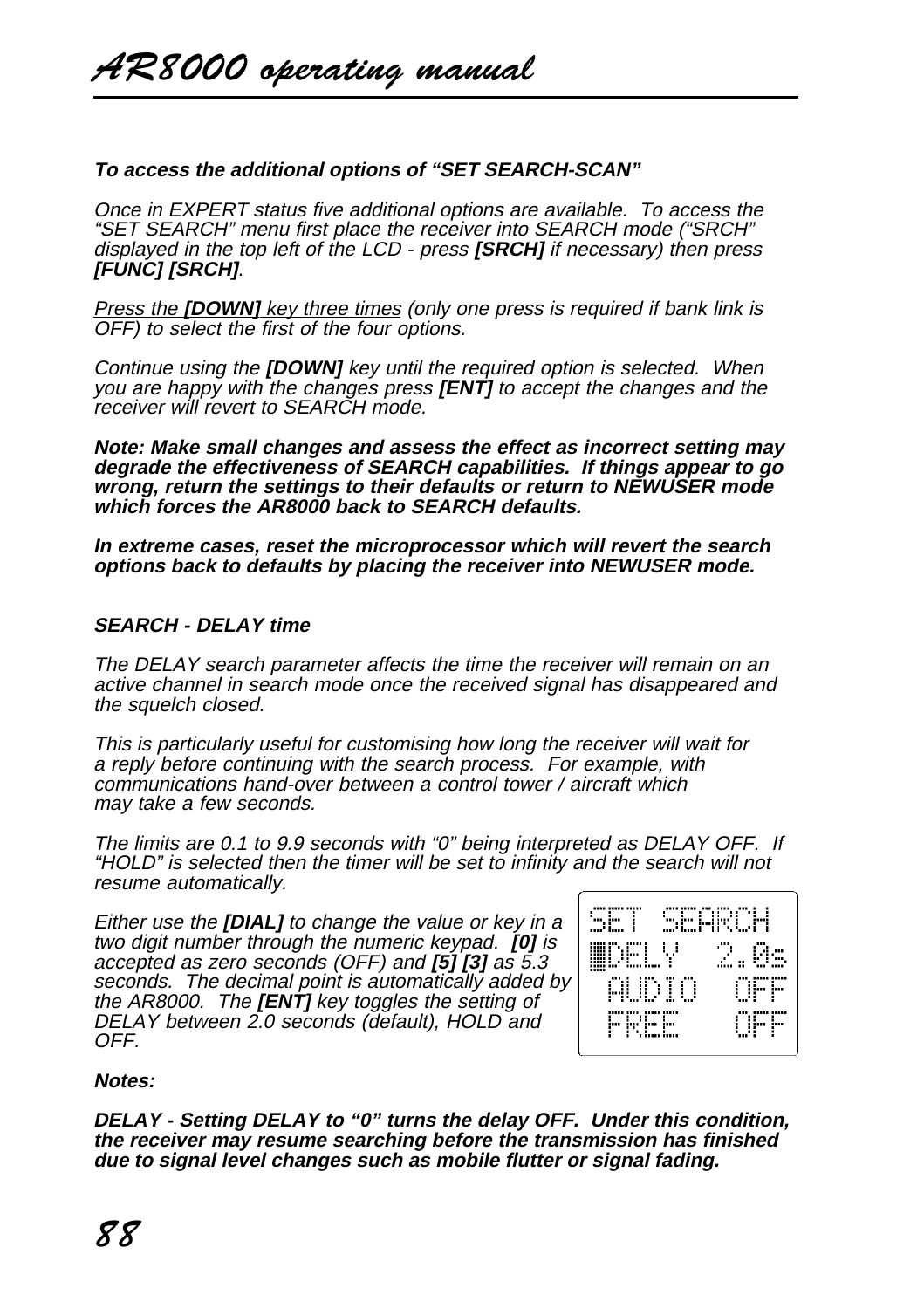***To access the additional options of "SET SEARCH-SCAN"***

*Once in EXPERT status five additional options are available. To access the "SET SEARCH" menu first place the receiver into SEARCH mode ("SRCH" displayed in the top left of the LCD - press **[SRCH]** if necessary) then press **[FUNC] [SRCH]**.*

*<u>Press the **[DOWN]** key three times</u> (only one press is required if bank link is OFF) to select the first of the four options.*

*Continue using the **[DOWN]** key until the required option is selected. When you are happy with the changes press **[ENT]** to accept the changes and the receiver will revert to SEARCH mode.*

***Note: Make <u>small</u> changes and assess the effect as incorrect setting may degrade the effectiveness of SEARCH capabilities. If things appear to go wrong, return the settings to their defaults or return to NEWUSER mode which forces the AR8000 back to SEARCH defaults.***

***In extreme cases, reset the microprocessor which will revert the search options back to defaults by placing the receiver into NEWUSER mode.***

***SEARCH - DELAY time***

*The DELAY search parameter affects the time the receiver will remain on an active channel in search mode once the received signal has disappeared and the squelch closed.*

*This is particularly useful for customising how long the receiver will wait for a reply before continuing with the search process. For example, with communications hand-over between a control tower / aircraft which may take a few seconds.*

*The limits are 0.1 to 9.9 seconds with "0" being interpreted as DELAY OFF. If "HOLD" is selected then the timer will be set to infinity and the search will not resume automatically.*

```
SET SEARCH
▓DELY  2.0s
 AUDIO  OFF
 FREE   OFF
```

*Either use the **[DIAL]** to change the value or key in a two digit number through the numeric keypad. **[0]** is accepted as zero seconds (OFF) and **[5] [3]** as 5.3 seconds. The decimal point is automatically added by the AR8000. The **[ENT]** key toggles the setting of DELAY between 2.0 seconds (default), HOLD and OFF.*

***Notes:***

***DELAY - Setting DELAY to "0" turns the delay OFF. Under this condition, the receiver may resume searching before the transmission has finished due to signal level changes such as mobile flutter or signal fading.***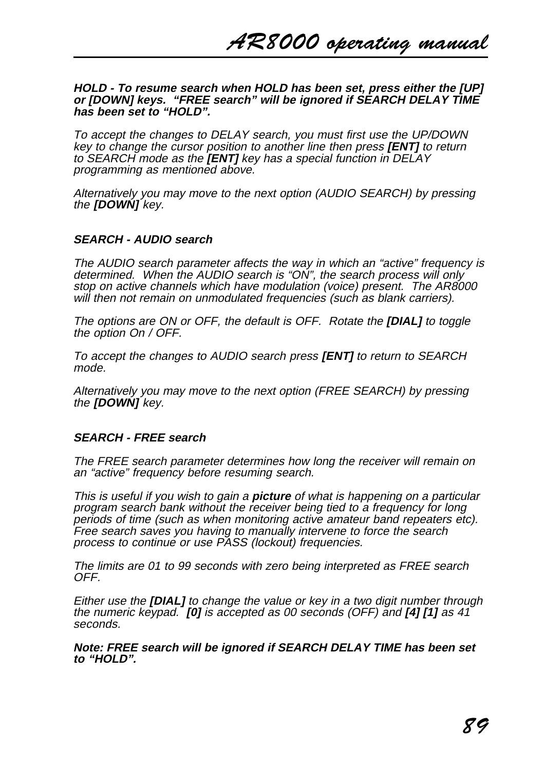***HOLD - To resume search when HOLD has been set, press either the [UP] or [DOWN] keys. "FREE search" will be ignored if SEARCH DELAY TIME has been set to "HOLD".***

*To accept the changes to DELAY search, you must first use the UP/DOWN key to change the cursor position to another line then press* ***[ENT]*** *to return to SEARCH mode as the* ***[ENT]*** *key has a special function in DELAY programming as mentioned above.*

*Alternatively you may move to the next option (AUDIO SEARCH) by pressing the* ***[DOWN]*** *key.*

### *SEARCH - AUDIO search*

*The AUDIO search parameter affects the way in which an "active" frequency is determined. When the AUDIO search is "ON", the search process will only stop on active channels which have modulation (voice) present. The AR8000 will then not remain on unmodulated frequencies (such as blank carriers).*

*The options are ON or OFF, the default is OFF. Rotate the* ***[DIAL]*** *to toggle the option On / OFF.*

*To accept the changes to AUDIO search press* ***[ENT]*** *to return to SEARCH mode.*

*Alternatively you may move to the next option (FREE SEARCH) by pressing the* ***[DOWN]*** *key.*

### *SEARCH - FREE search*

*The FREE search parameter determines how long the receiver will remain on an "active" frequency before resuming search.*

*This is useful if you wish to gain a* ***picture*** *of what is happening on a particular program search bank without the receiver being tied to a frequency for long periods of time (such as when monitoring active amateur band repeaters etc). Free search saves you having to manually intervene to force the search process to continue or use PASS (lockout) frequencies.*

*The limits are 01 to 99 seconds with zero being interpreted as FREE search OFF.*

*Either use the* ***[DIAL]*** *to change the value or key in a two digit number through the numeric keypad.* ***[0]*** *is accepted as 00 seconds (OFF) and* ***[4] [1]*** *as 41 seconds.*

***Note: FREE search will be ignored if SEARCH DELAY TIME has been set to "HOLD".***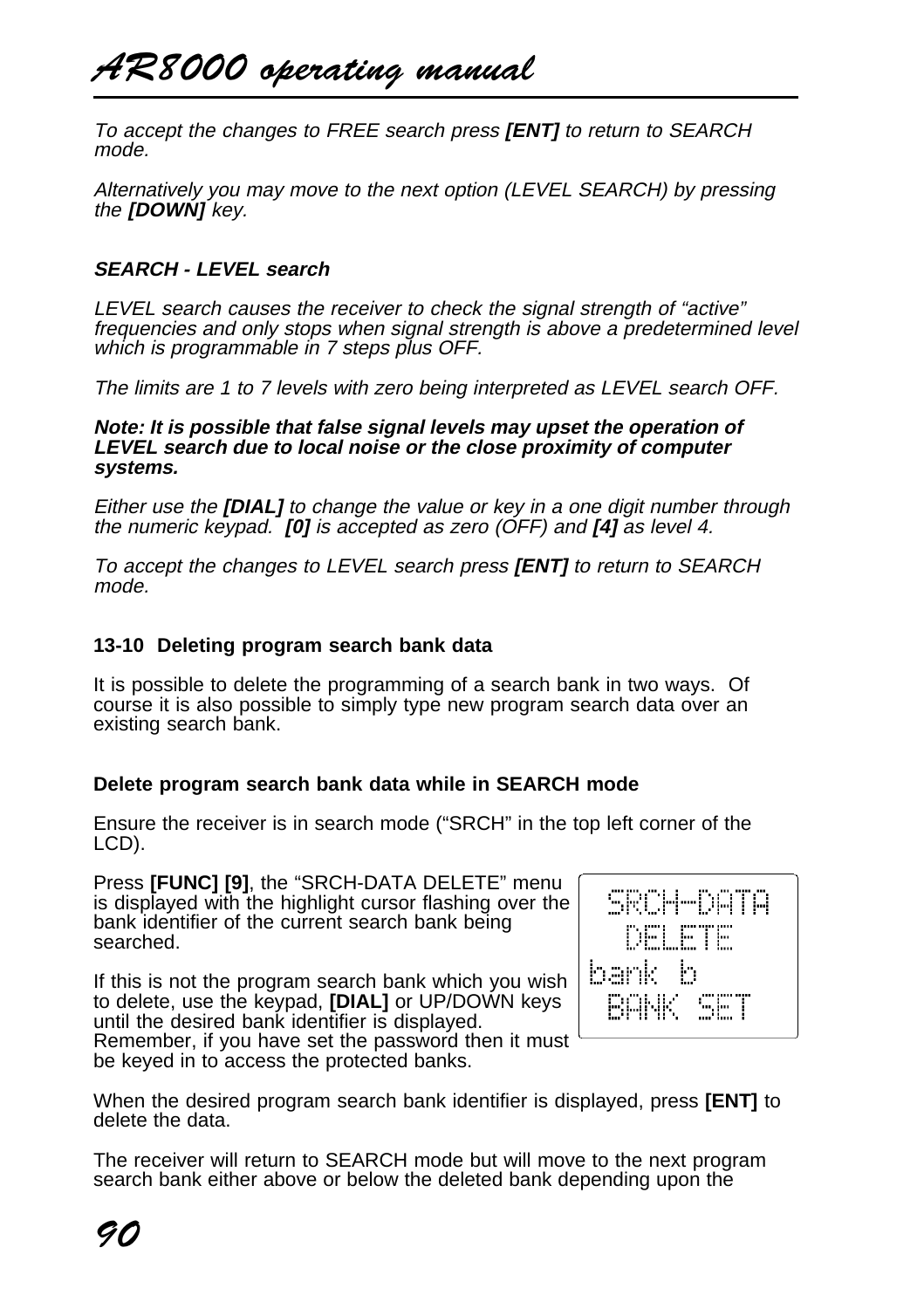*To accept the changes to FREE search press **[ENT]** to return to SEARCH mode.*

*Alternatively you may move to the next option (LEVEL SEARCH) by pressing the **[DOWN]** key.*

***SEARCH - LEVEL search***

*LEVEL search causes the receiver to check the signal strength of "active" frequencies and only stops when signal strength is above a predetermined level which is programmable in 7 steps plus OFF.*

*The limits are 1 to 7 levels with zero being interpreted as LEVEL search OFF.*

***Note: It is possible that false signal levels may upset the operation of LEVEL search due to local noise or the close proximity of computer systems.***

*Either use the **[DIAL]** to change the value or key in a one digit number through the numeric keypad. **[0]** is accepted as zero (OFF) and **[4]** as level 4.*

*To accept the changes to LEVEL search press **[ENT]** to return to SEARCH mode.*

### 13-10 Deleting program search bank data

It is possible to delete the programming of a search bank in two ways. Of course it is also possible to simply type new program search data over an existing search bank.

**Delete program search bank data while in SEARCH mode**

Ensure the receiver is in search mode ("SRCH" in the top left corner of the LCD).

Press **[FUNC] [9]**, the "SRCH-DATA DELETE" menu is displayed with the highlight cursor flashing over the bank identifier of the current search bank being searched.

```
 SRCH-DATA
  DELETE
bank b
 BANK SET
```

If this is not the program search bank which you wish to delete, use the keypad, **[DIAL]** or UP/DOWN keys until the desired bank identifier is displayed. Remember, if you have set the password then it must be keyed in to access the protected banks.

When the desired program search bank identifier is displayed, press **[ENT]** to delete the data.

The receiver will return to SEARCH mode but will move to the next program search bank either above or below the deleted bank depending upon the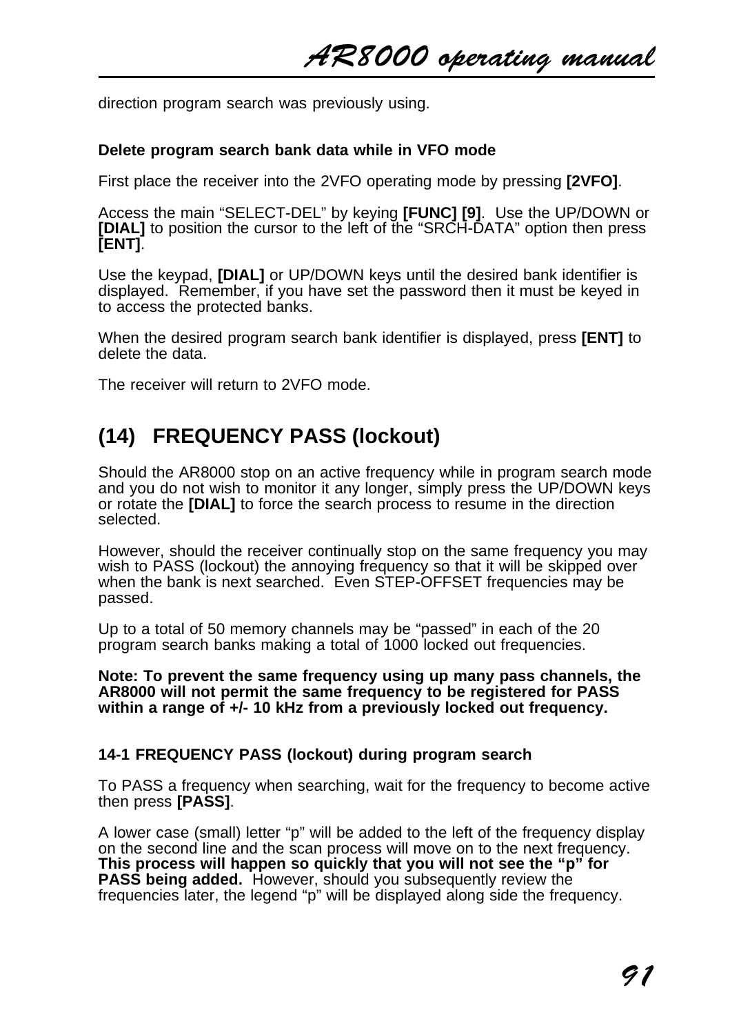direction program search was previously using.

### Delete program search bank data while in VFO mode

First place the receiver into the 2VFO operating mode by pressing **[2VFO]**.

Access the main “SELECT-DEL” by keying **[FUNC] [9]**. Use the UP/DOWN or **[DIAL]** to position the cursor to the left of the “SRCH-DATA” option then press **[ENT]**.

Use the keypad, **[DIAL]** or UP/DOWN keys until the desired bank identifier is displayed. Remember, if you have set the password then it must be keyed in to access the protected banks.

When the desired program search bank identifier is displayed, press **[ENT]** to delete the data.

The receiver will return to 2VFO mode.

## (14) FREQUENCY PASS (lockout)

Should the AR8000 stop on an active frequency while in program search mode and you do not wish to monitor it any longer, simply press the UP/DOWN keys or rotate the **[DIAL]** to force the search process to resume in the direction selected.

However, should the receiver continually stop on the same frequency you may wish to PASS (lockout) the annoying frequency so that it will be skipped over when the bank is next searched. Even STEP-OFFSET frequencies may be passed.

Up to a total of 50 memory channels may be “passed” in each of the 20 program search banks making a total of 1000 locked out frequencies.

**Note: To prevent the same frequency using up many pass channels, the AR8000 will not permit the same frequency to be registered for PASS within a range of +/- 10 kHz from a previously locked out frequency.**

### 14-1 FREQUENCY PASS (lockout) during program search

To PASS a frequency when searching, wait for the frequency to become active then press **[PASS]**.

A lower case (small) letter “p” will be added to the left of the frequency display on the second line and the scan process will move on to the next frequency. **This process will happen so quickly that you will not see the “p” for PASS being added.** However, should you subsequently review the frequencies later, the legend “p” will be displayed along side the frequency.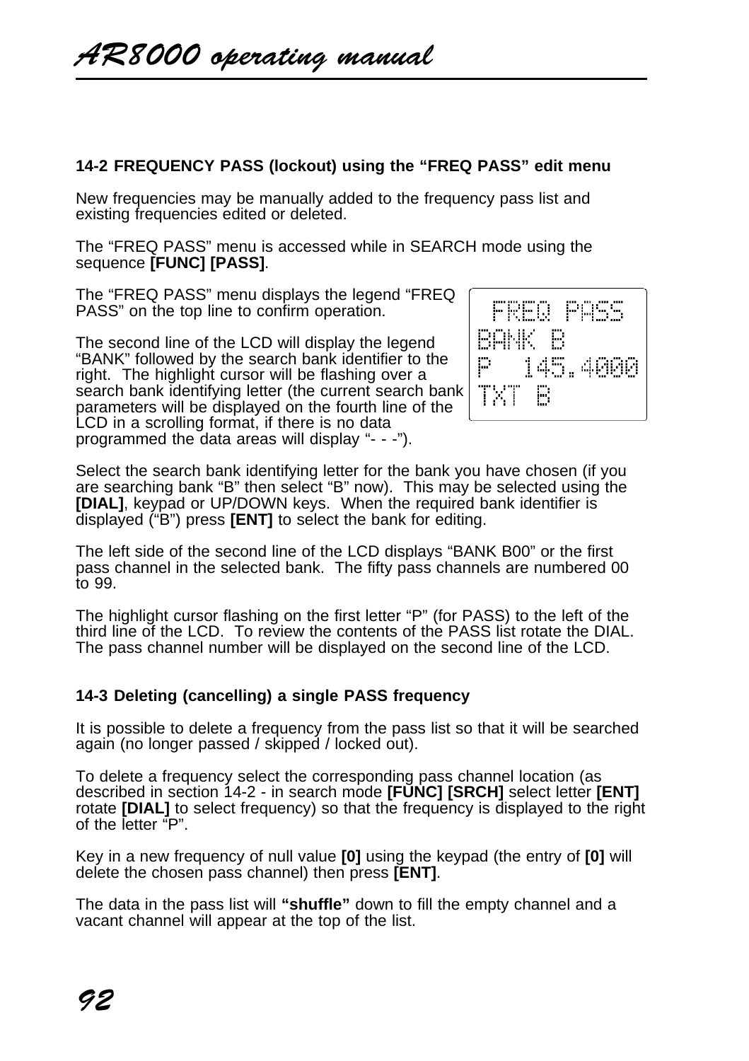### 14-2 FREQUENCY PASS (lockout) using the “FREQ PASS” edit menu

New frequencies may be manually added to the frequency pass list and existing frequencies edited or deleted.

The “FREQ PASS” menu is accessed while in SEARCH mode using the sequence **[FUNC] [PASS]**.

The “FREQ PASS” menu displays the legend “FREQ PASS” on the top line to confirm operation.

```
 FREQ PASS
BANK B
P  145.4000
TXT B
```

The second line of the LCD will display the legend “BANK” followed by the search bank identifier to the right. The highlight cursor will be flashing over a search bank identifying letter (the current search bank parameters will be displayed on the fourth line of the LCD in a scrolling format, if there is no data programmed the data areas will display “- - -”).

Select the search bank identifying letter for the bank you have chosen (if you are searching bank “B” then select “B” now). This may be selected using the **[DIAL]**, keypad or UP/DOWN keys. When the required bank identifier is displayed (“B”) press **[ENT]** to select the bank for editing.

The left side of the second line of the LCD displays “BANK B00” or the first pass channel in the selected bank. The fifty pass channels are numbered 00 to 99.

The highlight cursor flashing on the first letter “P” (for PASS) to the left of the third line of the LCD. To review the contents of the PASS list rotate the DIAL. The pass channel number will be displayed on the second line of the LCD.

### 14-3 Deleting (cancelling) a single PASS frequency

It is possible to delete a frequency from the pass list so that it will be searched again (no longer passed / skipped / locked out).

To delete a frequency select the corresponding pass channel location (as described in section 14-2 - in search mode **[FUNC] [SRCH]** select letter **[ENT]** rotate **[DIAL]** to select frequency) so that the frequency is displayed to the right of the letter “P”.

Key in a new frequency of null value **[0]** using the keypad (the entry of **[0]** will delete the chosen pass channel) then press **[ENT]**.

The data in the pass list will **“shuffle”** down to fill the empty channel and a vacant channel will appear at the top of the list.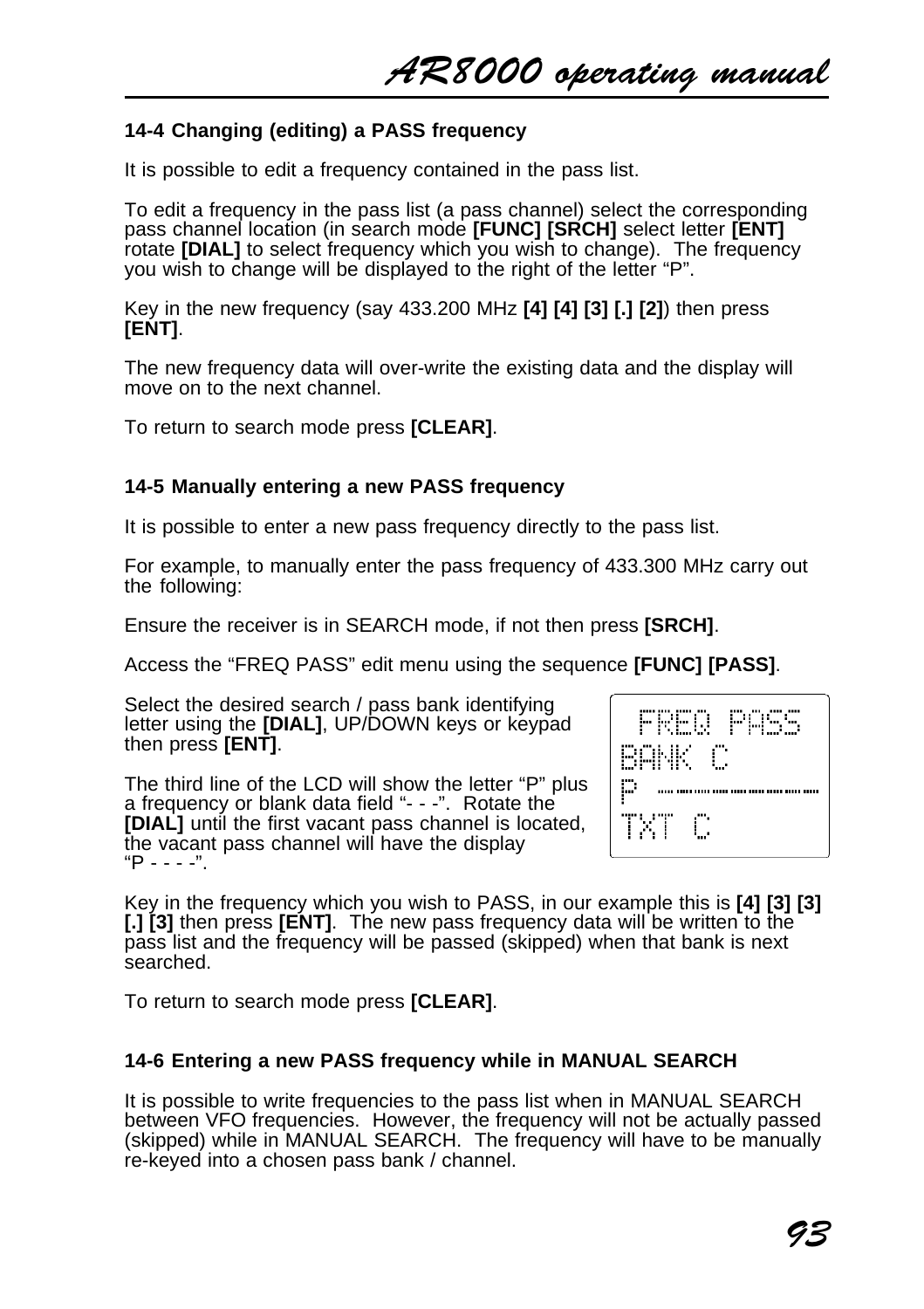### 14-4 Changing (editing) a PASS frequency

It is possible to edit a frequency contained in the pass list.

To edit a frequency in the pass list (a pass channel) select the corresponding pass channel location (in search mode **[FUNC] [SRCH]** select letter **[ENT]** rotate **[DIAL]** to select frequency which you wish to change). The frequency you wish to change will be displayed to the right of the letter “P”.

Key in the new frequency (say 433.200 MHz **[4] [4] [3] [.] [2]**) then press **[ENT]**.

The new frequency data will over-write the existing data and the display will move on to the next channel.

To return to search mode press **[CLEAR]**.

### 14-5 Manually entering a new PASS frequency

It is possible to enter a new pass frequency directly to the pass list.

For example, to manually enter the pass frequency of 433.300 MHz carry out the following:

Ensure the receiver is in SEARCH mode, if not then press **[SRCH]**.

Access the “FREQ PASS” edit menu using the sequence **[FUNC] [PASS]**.

Select the desired search / pass bank identifying letter using the **[DIAL]**, UP/DOWN keys or keypad then press **[ENT]**.

```
 FREQ PASS
BANK C
P --------
TXT C
```

The third line of the LCD will show the letter “P” plus a frequency or blank data field “- - -”. Rotate the **[DIAL]** until the first vacant pass channel is located, the vacant pass channel will have the display “P - - - -”.

Key in the frequency which you wish to PASS, in our example this is **[4] [3] [3] [.] [3]** then press **[ENT]**. The new pass frequency data will be written to the pass list and the frequency will be passed (skipped) when that bank is next searched.

To return to search mode press **[CLEAR]**.

### 14-6 Entering a new PASS frequency while in MANUAL SEARCH

It is possible to write frequencies to the pass list when in MANUAL SEARCH between VFO frequencies. However, the frequency will not be actually passed (skipped) while in MANUAL SEARCH. The frequency will have to be manually re-keyed into a chosen pass bank / channel.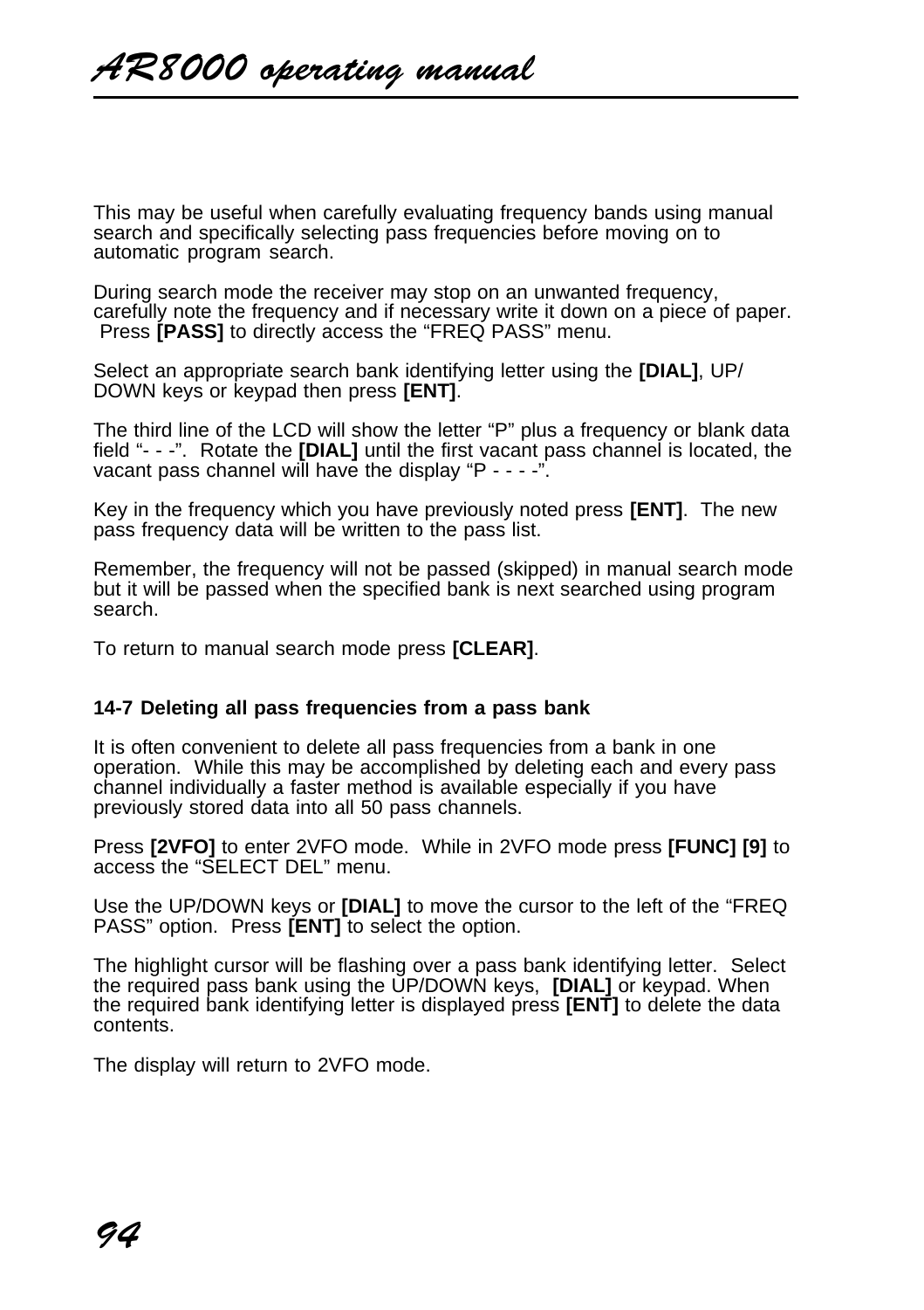This may be useful when carefully evaluating frequency bands using manual search and specifically selecting pass frequencies before moving on to automatic program search.

During search mode the receiver may stop on an unwanted frequency, carefully note the frequency and if necessary write it down on a piece of paper. Press **[PASS]** to directly access the “FREQ PASS” menu.

Select an appropriate search bank identifying letter using the **[DIAL]**, UP/DOWN keys or keypad then press **[ENT]**.

The third line of the LCD will show the letter “P” plus a frequency or blank data field “- - -”. Rotate the **[DIAL]** until the first vacant pass channel is located, the vacant pass channel will have the display “P - - - -”.

Key in the frequency which you have previously noted press **[ENT]**. The new pass frequency data will be written to the pass list.

Remember, the frequency will not be passed (skipped) in manual search mode but it will be passed when the specified bank is next searched using program search.

To return to manual search mode press **[CLEAR]**.

### 14-7 Deleting all pass frequencies from a pass bank

It is often convenient to delete all pass frequencies from a bank in one operation. While this may be accomplished by deleting each and every pass channel individually a faster method is available especially if you have previously stored data into all 50 pass channels.

Press **[2VFO]** to enter 2VFO mode. While in 2VFO mode press **[FUNC] [9]** to access the “SELECT DEL” menu.

Use the UP/DOWN keys or **[DIAL]** to move the cursor to the left of the “FREQ PASS” option. Press **[ENT]** to select the option.

The highlight cursor will be flashing over a pass bank identifying letter. Select the required pass bank using the UP/DOWN keys, **[DIAL]** or keypad. When the required bank identifying letter is displayed press **[ENT]** to delete the data contents.

The display will return to 2VFO mode.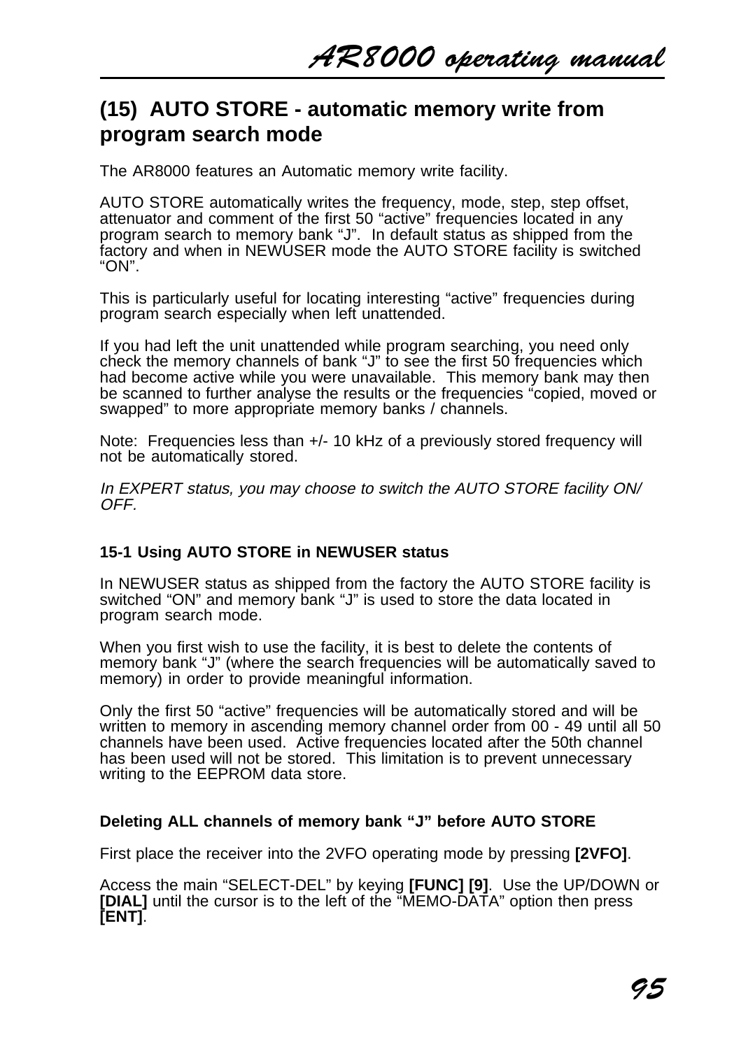## (15) AUTO STORE - automatic memory write from program search mode

The AR8000 features an Automatic memory write facility.

AUTO STORE automatically writes the frequency, mode, step, step offset, attenuator and comment of the first 50 “active” frequencies located in any program search to memory bank “J”. In default status as shipped from the factory and when in NEWUSER mode the AUTO STORE facility is switched “ON”.

This is particularly useful for locating interesting “active” frequencies during program search especially when left unattended.

If you had left the unit unattended while program searching, you need only check the memory channels of bank “J” to see the first 50 frequencies which had become active while you were unavailable. This memory bank may then be scanned to further analyse the results or the frequencies “copied, moved or swapped” to more appropriate memory banks / channels.

Note: Frequencies less than +/- 10 kHz of a previously stored frequency will not be automatically stored.

*In EXPERT status, you may choose to switch the AUTO STORE facility ON/ OFF.*

### 15-1 Using AUTO STORE in NEWUSER status

In NEWUSER status as shipped from the factory the AUTO STORE facility is switched “ON” and memory bank “J” is used to store the data located in program search mode.

When you first wish to use the facility, it is best to delete the contents of memory bank “J” (where the search frequencies will be automatically saved to memory) in order to provide meaningful information.

Only the first 50 “active” frequencies will be automatically stored and will be written to memory in ascending memory channel order from 00 - 49 until all 50 channels have been used. Active frequencies located after the 50th channel has been used will not be stored. This limitation is to prevent unnecessary writing to the EEPROM data store.

#### Deleting ALL channels of memory bank “J” before AUTO STORE

First place the receiver into the 2VFO operating mode by pressing **[2VFO]**.

Access the main “SELECT-DEL” by keying **[FUNC] [9]**. Use the UP/DOWN or **[DIAL]** until the cursor is to the left of the “MEMO-DATA” option then press **[ENT]**.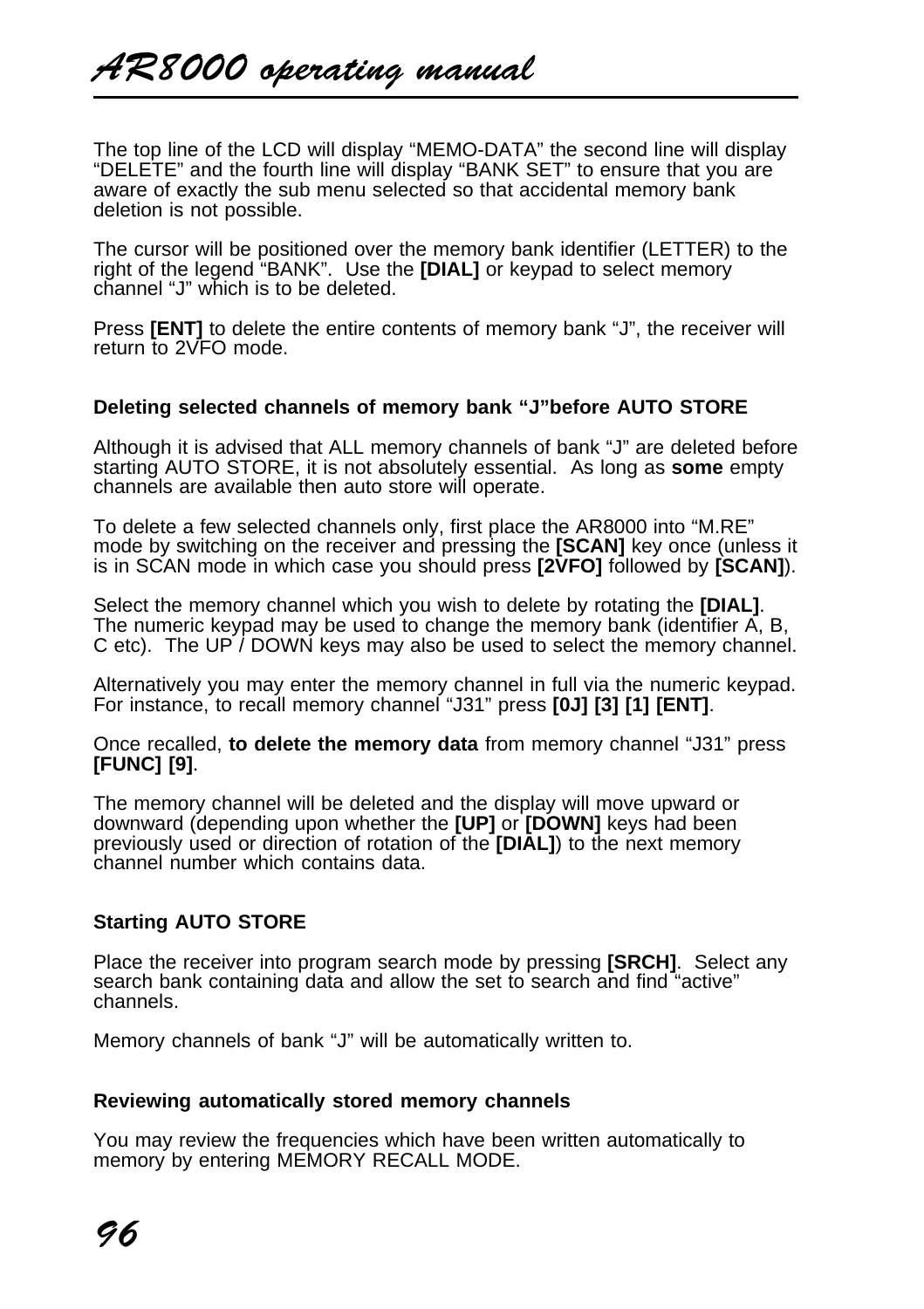The top line of the LCD will display “MEMO-DATA” the second line will display “DELETE” and the fourth line will display “BANK SET” to ensure that you are aware of exactly the sub menu selected so that accidental memory bank deletion is not possible.

The cursor will be positioned over the memory bank identifier (LETTER) to the right of the legend “BANK”. Use the **[DIAL]** or keypad to select memory channel “J” which is to be deleted.

Press **[ENT]** to delete the entire contents of memory bank “J”, the receiver will return to 2VFO mode.

### Deleting selected channels of memory bank “J”before AUTO STORE

Although it is advised that ALL memory channels of bank “J” are deleted before starting AUTO STORE, it is not absolutely essential. As long as **some** empty channels are available then auto store will operate.

To delete a few selected channels only, first place the AR8000 into “M.RE” mode by switching on the receiver and pressing the **[SCAN]** key once (unless it is in SCAN mode in which case you should press **[2VFO]** followed by **[SCAN]**).

Select the memory channel which you wish to delete by rotating the **[DIAL]**. The numeric keypad may be used to change the memory bank (identifier A, B, C etc). The UP / DOWN keys may also be used to select the memory channel.

Alternatively you may enter the memory channel in full via the numeric keypad. For instance, to recall memory channel “J31” press **[0J] [3] [1] [ENT]**.

Once recalled, **to delete the memory data** from memory channel “J31” press **[FUNC] [9]**.

The memory channel will be deleted and the display will move upward or downward (depending upon whether the **[UP]** or **[DOWN]** keys had been previously used or direction of rotation of the **[DIAL]**) to the next memory channel number which contains data.

### Starting AUTO STORE

Place the receiver into program search mode by pressing **[SRCH]**. Select any search bank containing data and allow the set to search and find “active” channels.

Memory channels of bank “J” will be automatically written to.

### Reviewing automatically stored memory channels

You may review the frequencies which have been written automatically to memory by entering MEMORY RECALL MODE.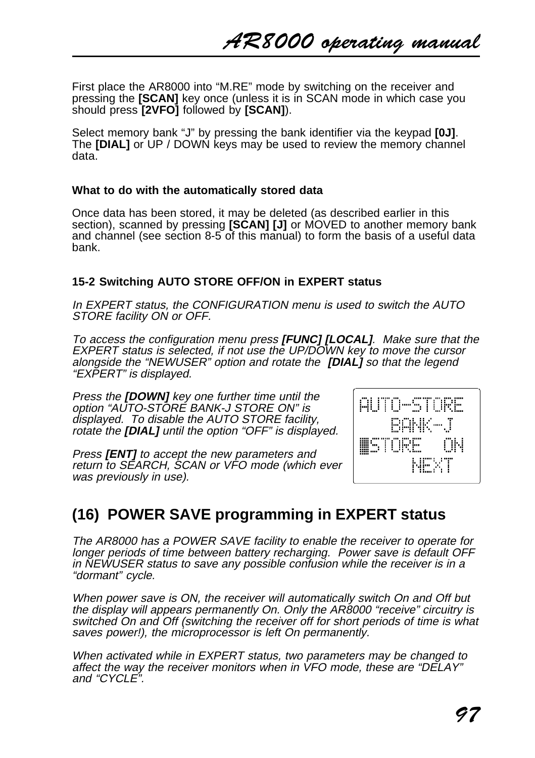First place the AR8000 into “M.RE” mode by switching on the receiver and pressing the **[SCAN]** key once (unless it is in SCAN mode in which case you should press **[2VFO]** followed by **[SCAN]**).

Select memory bank “J” by pressing the bank identifier via the keypad **[0J]**. The **[DIAL]** or UP / DOWN keys may be used to review the memory channel data.

**What to do with the automatically stored data**

Once data has been stored, it may be deleted (as described earlier in this section), scanned by pressing **[SCAN] [J]** or MOVED to another memory bank and channel (see section 8-5 of this manual) to form the basis of a useful data bank.

### 15-2 Switching AUTO STORE OFF/ON in EXPERT status

*In EXPERT status, the CONFIGURATION menu is used to switch the AUTO STORE facility ON or OFF.*

*To access the configuration menu press **[FUNC] [LOCAL]**. Make sure that the EXPERT status is selected, if not use the UP/DOWN key to move the cursor alongside the “NEWUSER” option and rotate the **[DIAL]** so that the legend “EXPERT” is displayed.*

*Press the **[DOWN]** key one further time until the option “AUTO-STORE BANK-J STORE ON” is displayed. To disable the AUTO STORE facility, rotate the **[DIAL]** until the option “OFF” is displayed.*

*Press **[ENT]** to accept the new parameters and return to SEARCH, SCAN or VFO mode (which ever was previously in use).*

```
AUTO-STORE
   BANK-J
▒STORE   ON
     NEXT
```

## (16) POWER SAVE programming in EXPERT status

*The AR8000 has a POWER SAVE facility to enable the receiver to operate for longer periods of time between battery recharging. Power save is default OFF in NEWUSER status to save any possible confusion while the receiver is in a “dormant” cycle.*

*When power save is ON, the receiver will automatically switch On and Off but the display will appears permanently On. Only the AR8000 “receive” circuitry is switched On and Off (switching the receiver off for short periods of time is what saves power!), the microprocessor is left On permanently.*

*When activated while in EXPERT status, two parameters may be changed to affect the way the receiver monitors when in VFO mode, these are “DELAY” and “CYCLE”.*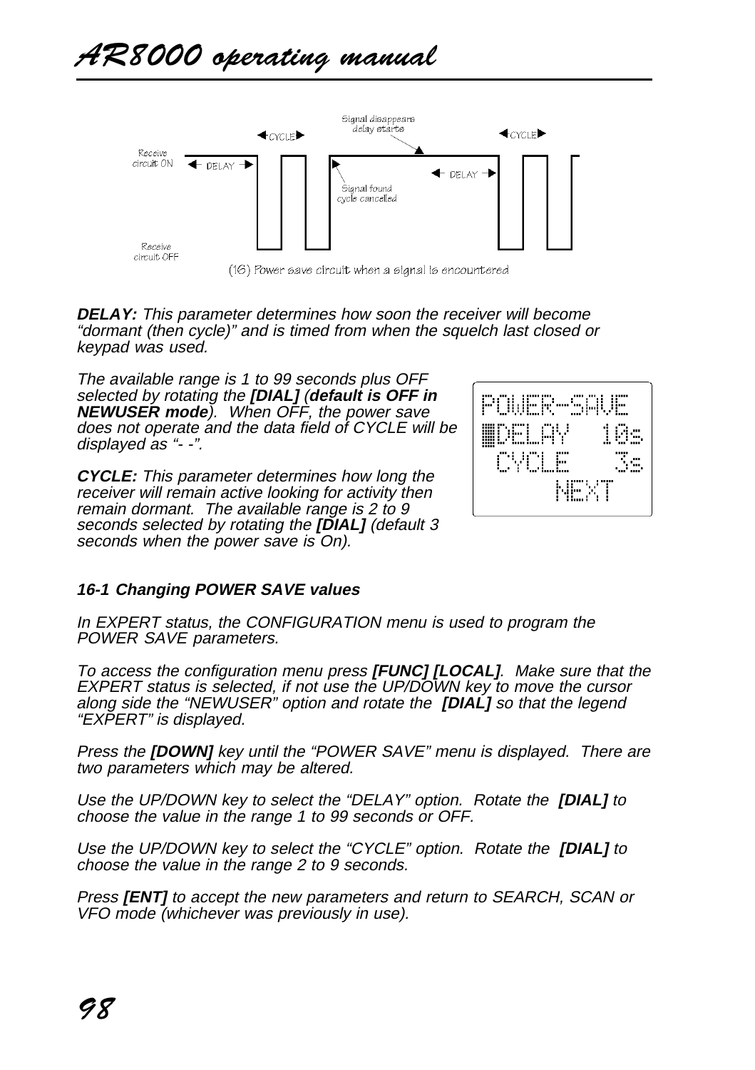(16) Power save circuit when a signal is encountered

***DELAY:*** *This parameter determines how soon the receiver will become "dormant (then cycle)" and is timed from when the squelch last closed or keypad was used.*

*The available range is 1 to 99 seconds plus OFF selected by rotating the* ***[DIAL]*** *(**default is OFF in NEWUSER mode**). When OFF, the power save does not operate and the data field of CYCLE will be displayed as "- -".*

```
POWER-SAVE
▒DELAY   10s
 CYCLE    3s
      NEXT
```

***CYCLE:*** *This parameter determines how long the receiver will remain active looking for activity then remain dormant. The available range is 2 to 9 seconds selected by rotating the* ***[DIAL]*** *(default 3 seconds when the power save is On).*

### *16-1 Changing POWER SAVE values*

*In EXPERT status, the CONFIGURATION menu is used to program the POWER SAVE parameters.*

*To access the configuration menu press* ***[FUNC] [LOCAL]****. Make sure that the EXPERT status is selected, if not use the UP/DOWN key to move the cursor along side the "NEWUSER" option and rotate the* ***[DIAL]*** *so that the legend "EXPERT" is displayed.*

*Press the* ***[DOWN]*** *key until the "POWER SAVE" menu is displayed. There are two parameters which may be altered.*

*Use the UP/DOWN key to select the "DELAY" option. Rotate the* ***[DIAL]*** *to choose the value in the range 1 to 99 seconds or OFF.*

*Use the UP/DOWN key to select the "CYCLE" option. Rotate the* ***[DIAL]*** *to choose the value in the range 2 to 9 seconds.*

*Press* ***[ENT]*** *to accept the new parameters and return to SEARCH, SCAN or VFO mode (whichever was previously in use).*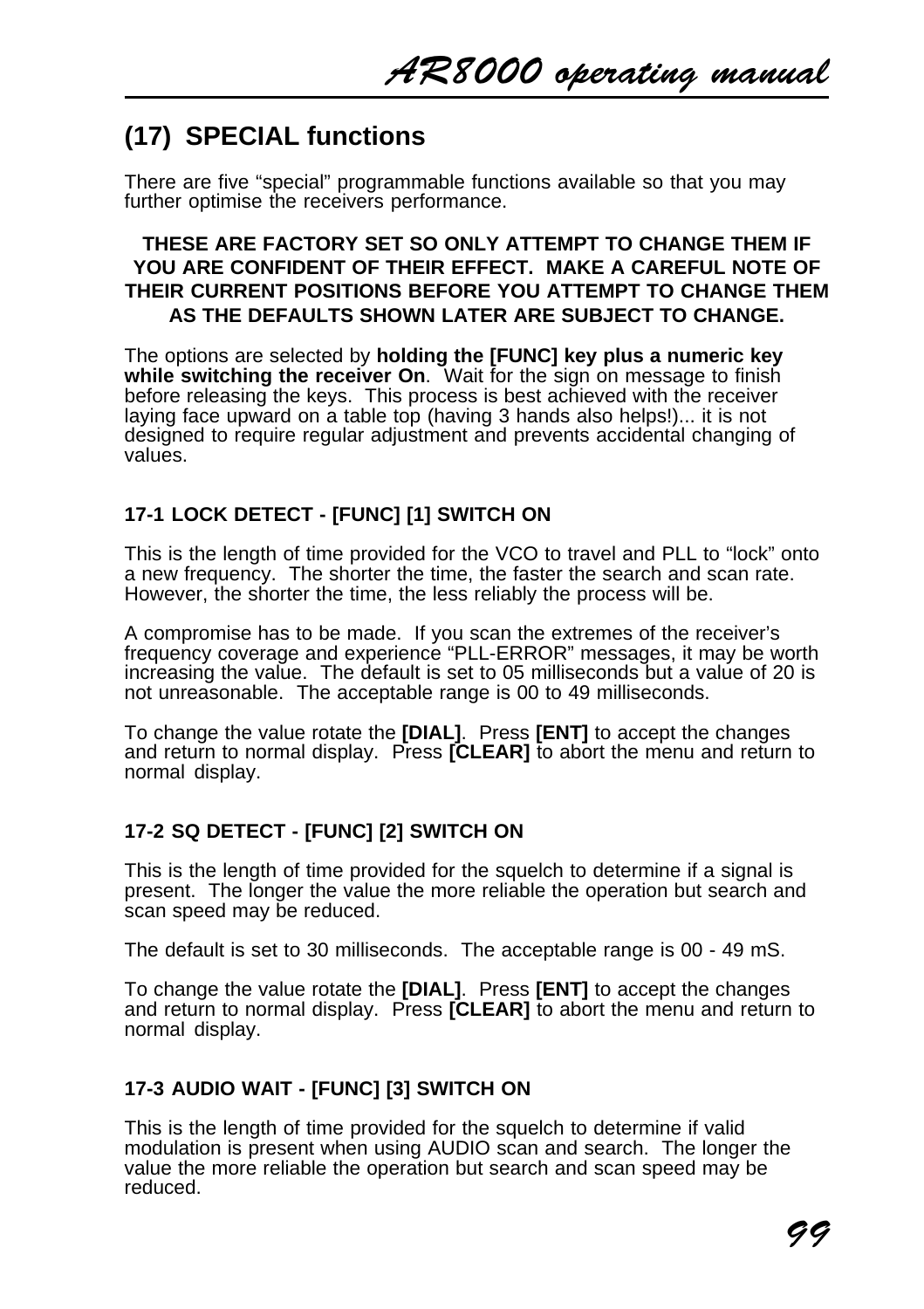## (17) SPECIAL functions

There are five “special” programmable functions available so that you may further optimise the receivers performance.

**THESE ARE FACTORY SET SO ONLY ATTEMPT TO CHANGE THEM IF YOU ARE CONFIDENT OF THEIR EFFECT. MAKE A CAREFUL NOTE OF THEIR CURRENT POSITIONS BEFORE YOU ATTEMPT TO CHANGE THEM AS THE DEFAULTS SHOWN LATER ARE SUBJECT TO CHANGE.**

The options are selected by **holding the [FUNC] key plus a numeric key while switching the receiver On**. Wait for the sign on message to finish before releasing the keys. This process is best achieved with the receiver laying face upward on a table top (having 3 hands also helps!)... it is not designed to require regular adjustment and prevents accidental changing of values.

### 17-1 LOCK DETECT - [FUNC] [1] SWITCH ON

This is the length of time provided for the VCO to travel and PLL to “lock” onto a new frequency. The shorter the time, the faster the search and scan rate. However, the shorter the time, the less reliably the process will be.

A compromise has to be made. If you scan the extremes of the receiver’s frequency coverage and experience “PLL-ERROR” messages, it may be worth increasing the value. The default is set to 05 milliseconds but a value of 20 is not unreasonable. The acceptable range is 00 to 49 milliseconds.

To change the value rotate the **[DIAL]**. Press **[ENT]** to accept the changes and return to normal display. Press **[CLEAR]** to abort the menu and return to normal display.

### 17-2 SQ DETECT - [FUNC] [2] SWITCH ON

This is the length of time provided for the squelch to determine if a signal is present. The longer the value the more reliable the operation but search and scan speed may be reduced.

The default is set to 30 milliseconds. The acceptable range is 00 - 49 mS.

To change the value rotate the **[DIAL]**. Press **[ENT]** to accept the changes and return to normal display. Press **[CLEAR]** to abort the menu and return to normal display.

### 17-3 AUDIO WAIT - [FUNC] [3] SWITCH ON

This is the length of time provided for the squelch to determine if valid modulation is present when using AUDIO scan and search. The longer the value the more reliable the operation but search and scan speed may be reduced.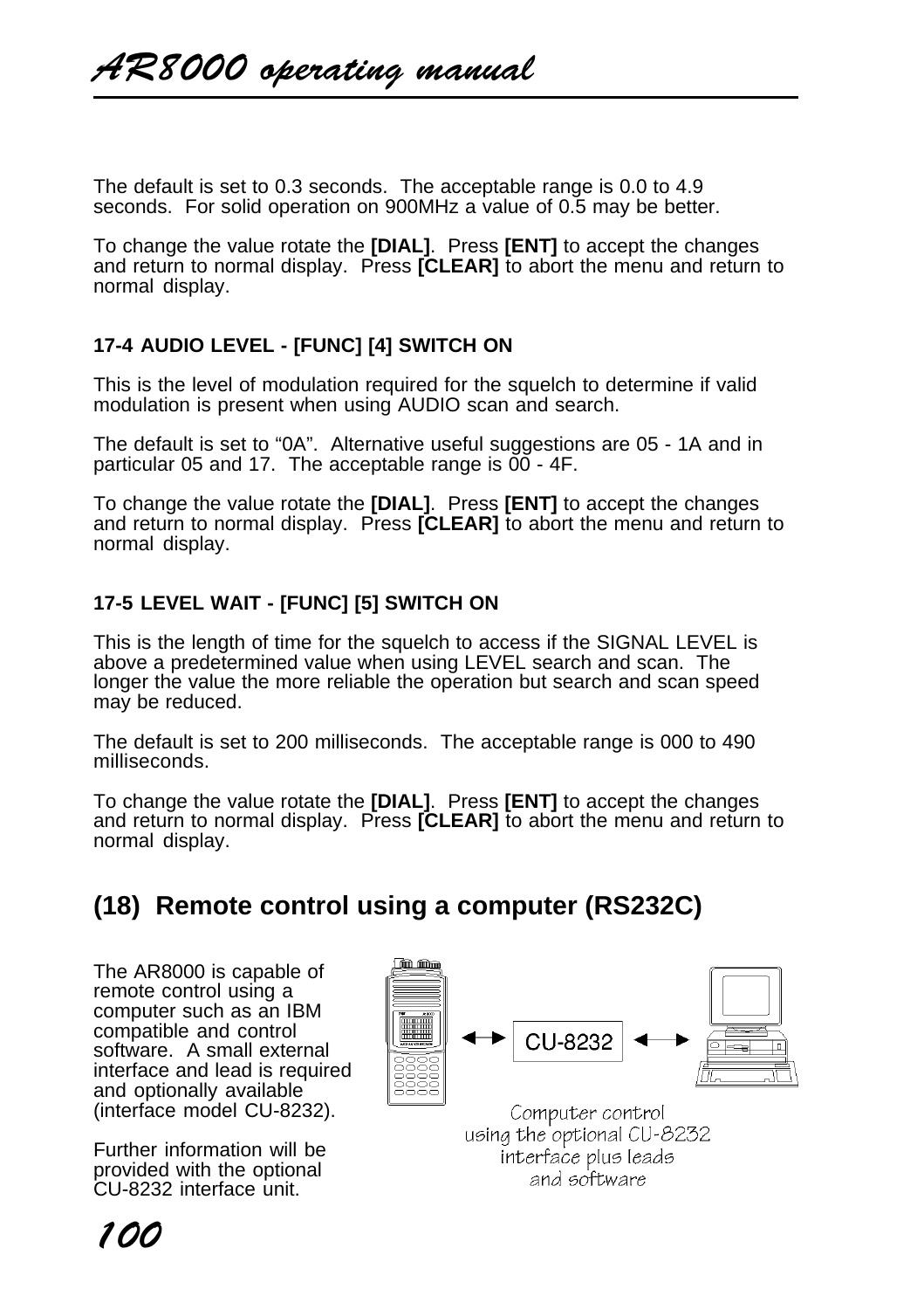The default is set to 0.3 seconds. The acceptable range is 0.0 to 4.9 seconds. For solid operation on 900MHz a value of 0.5 may be better.

To change the value rotate the **[DIAL]**. Press **[ENT]** to accept the changes and return to normal display. Press **[CLEAR]** to abort the menu and return to normal display.

### 17-4 AUDIO LEVEL - [FUNC] [4] SWITCH ON

This is the level of modulation required for the squelch to determine if valid modulation is present when using AUDIO scan and search.

The default is set to “0A”. Alternative useful suggestions are 05 - 1A and in particular 05 and 17. The acceptable range is 00 - 4F.

To change the value rotate the **[DIAL]**. Press **[ENT]** to accept the changes and return to normal display. Press **[CLEAR]** to abort the menu and return to normal display.

### 17-5 LEVEL WAIT - [FUNC] [5] SWITCH ON

This is the length of time for the squelch to access if the SIGNAL LEVEL is above a predetermined value when using LEVEL search and scan. The longer the value the more reliable the operation but search and scan speed may be reduced.

The default is set to 200 milliseconds. The acceptable range is 000 to 490 milliseconds.

To change the value rotate the **[DIAL]**. Press **[ENT]** to accept the changes and return to normal display. Press **[CLEAR]** to abort the menu and return to normal display.

## (18) Remote control using a computer (RS232C)

The AR8000 is capable of remote control using a computer such as an IBM compatible and control software. A small external interface and lead is required and optionally available (interface model CU-8232).

Further information will be provided with the optional CU-8232 interface unit.

CU-8232

Computer control using the optional CU-8232 interface plus leads and software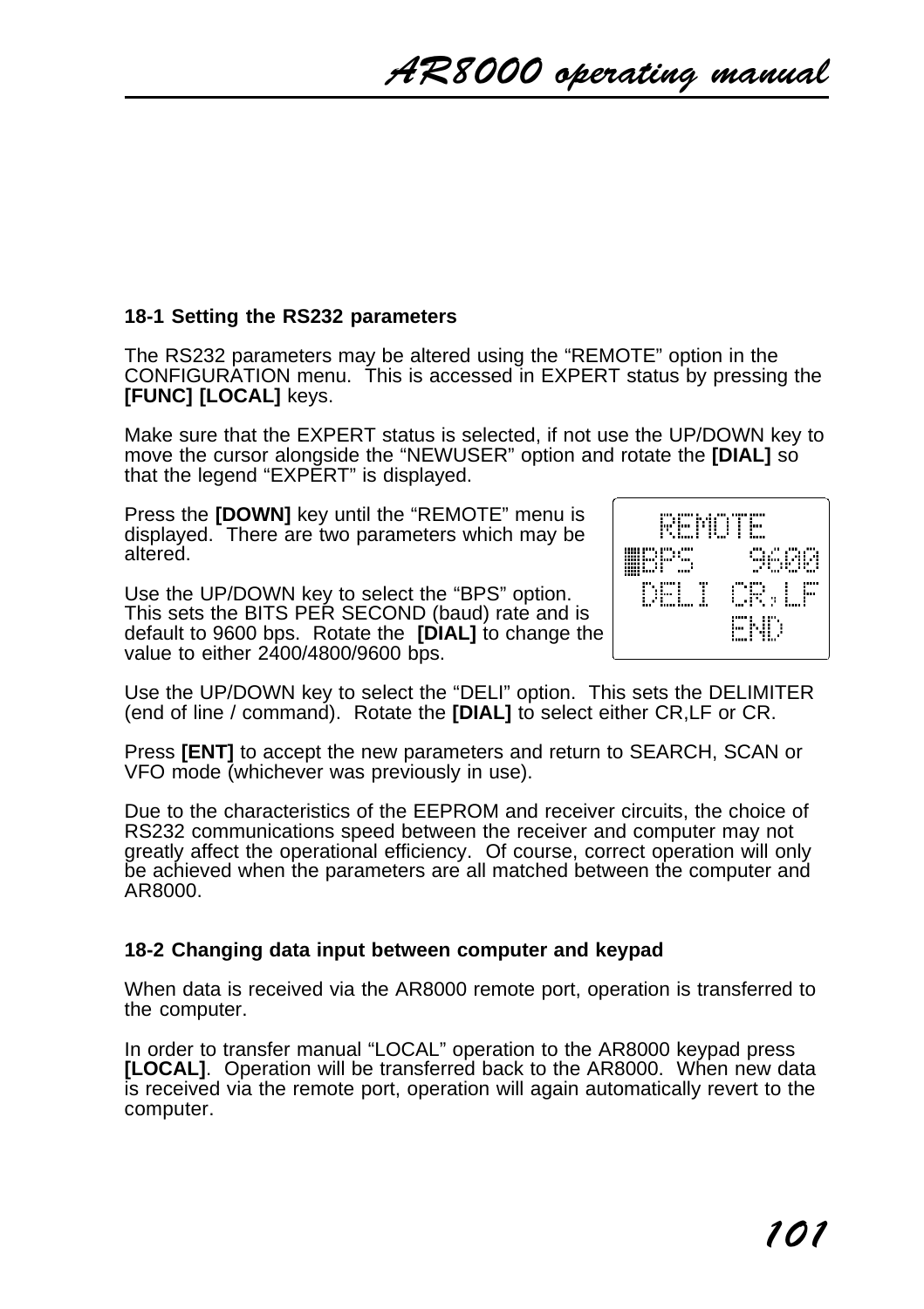## 18-1 Setting the RS232 parameters

The RS232 parameters may be altered using the “REMOTE” option in the CONFIGURATION menu. This is accessed in EXPERT status by pressing the **[FUNC] [LOCAL]** keys.

Make sure that the EXPERT status is selected, if not use the UP/DOWN key to move the cursor alongside the “NEWUSER” option and rotate the **[DIAL]** so that the legend “EXPERT” is displayed.

Press the **[DOWN]** key until the “REMOTE” menu is displayed. There are two parameters which may be altered.

```
  REMOTE
■BPS   9600
 DELI CR,LF
     END
```

Use the UP/DOWN key to select the “BPS” option. This sets the BITS PER SECOND (baud) rate and is default to 9600 bps. Rotate the **[DIAL]** to change the value to either 2400/4800/9600 bps.

Use the UP/DOWN key to select the “DELI” option. This sets the DELIMITER (end of line / command). Rotate the **[DIAL]** to select either CR,LF or CR.

Press **[ENT]** to accept the new parameters and return to SEARCH, SCAN or VFO mode (whichever was previously in use).

Due to the characteristics of the EEPROM and receiver circuits, the choice of RS232 communications speed between the receiver and computer may not greatly affect the operational efficiency. Of course, correct operation will only be achieved when the parameters are all matched between the computer and AR8000.

## 18-2 Changing data input between computer and keypad

When data is received via the AR8000 remote port, operation is transferred to the computer.

In order to transfer manual “LOCAL” operation to the AR8000 keypad press **[LOCAL]**. Operation will be transferred back to the AR8000. When new data is received via the remote port, operation will again automatically revert to the computer.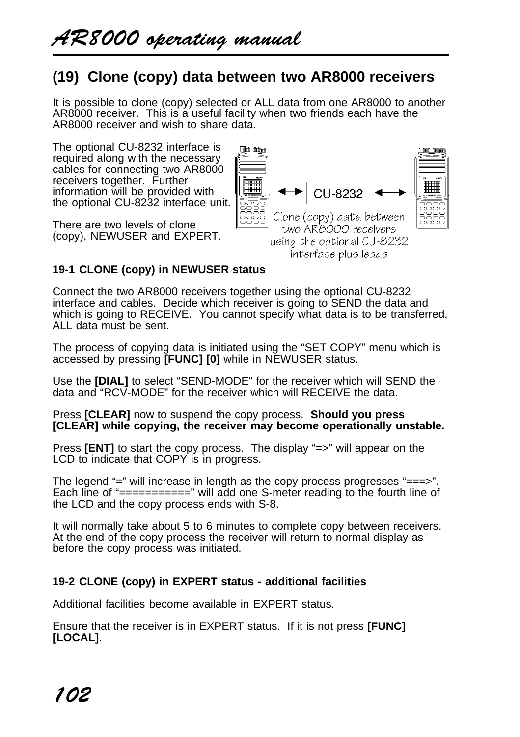## (19) Clone (copy) data between two AR8000 receivers

It is possible to clone (copy) selected or ALL data from one AR8000 to another AR8000 receiver. This is a useful facility when two friends each have the AR8000 receiver and wish to share data.

The optional CU-8232 interface is required along with the necessary cables for connecting two AR8000 receivers together. Further information will be provided with the optional CU-8232 interface unit.

There are two levels of clone (copy), NEWUSER and EXPERT.

CU-8232

Clone (copy) data between two AR8000 receivers using the optional CU-8232 interface plus leads

### 19-1 CLONE (copy) in NEWUSER status

Connect the two AR8000 receivers together using the optional CU-8232 interface and cables. Decide which receiver is going to SEND the data and which is going to RECEIVE. You cannot specify what data is to be transferred, ALL data must be sent.

The process of copying data is initiated using the “SET COPY” menu which is accessed by pressing **[FUNC] [0]** while in NEWUSER status.

Use the **[DIAL]** to select “SEND-MODE” for the receiver which will SEND the data and “RCV-MODE” for the receiver which will RECEIVE the data.

Press **[CLEAR]** now to suspend the copy process. **Should you press [CLEAR] while copying, the receiver may become operationally unstable.**

Press **[ENT]** to start the copy process. The display “=>” will appear on the LCD to indicate that COPY is in progress.

The legend “=” will increase in length as the copy process progresses “===>”. Each line of “==========” will add one S-meter reading to the fourth line of the LCD and the copy process ends with S-8.

It will normally take about 5 to 6 minutes to complete copy between receivers. At the end of the copy process the receiver will return to normal display as before the copy process was initiated.

### 19-2 CLONE (copy) in EXPERT status - additional facilities

Additional facilities become available in EXPERT status.

Ensure that the receiver is in EXPERT status. If it is not press **[FUNC] [LOCAL]**.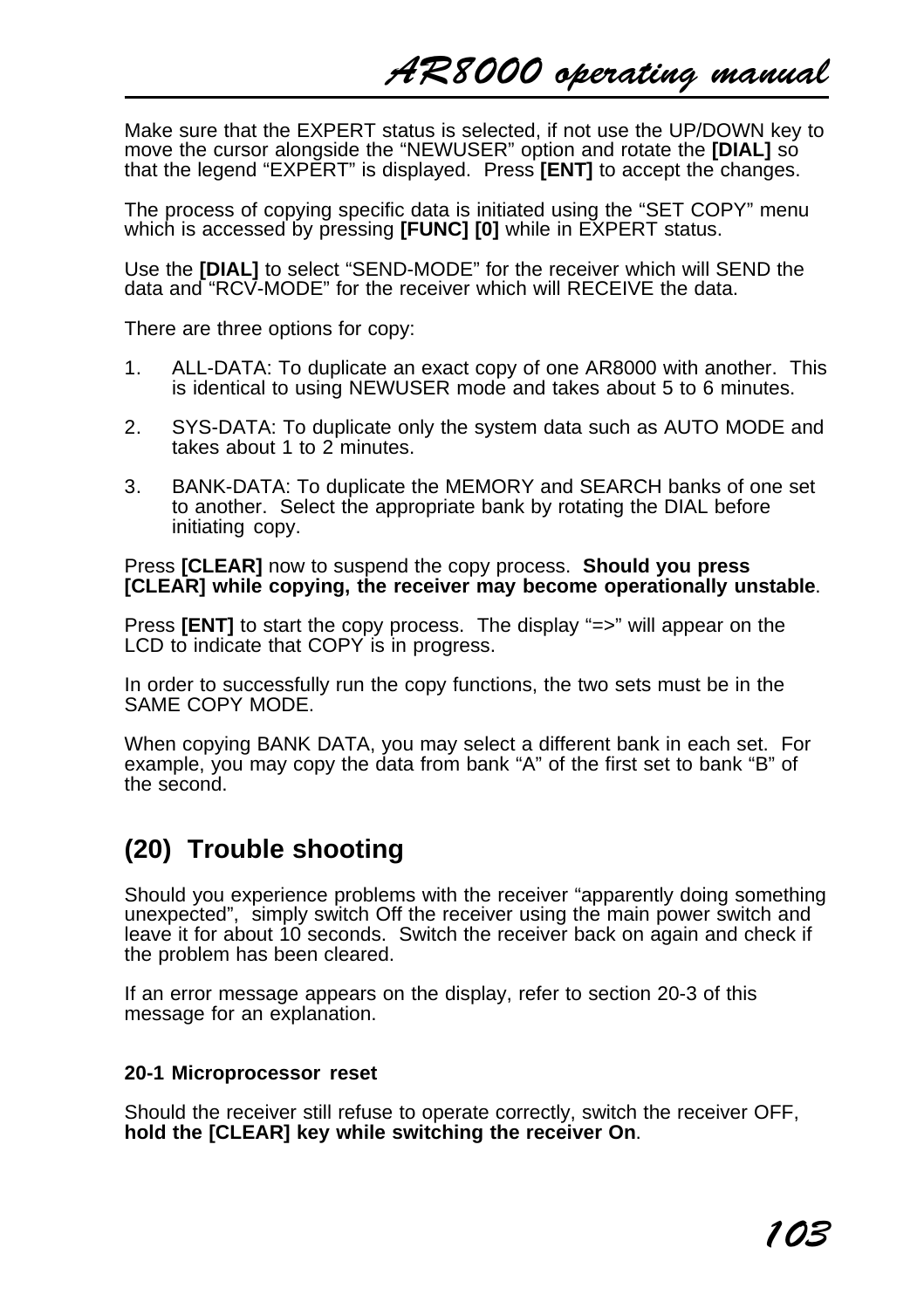Make sure that the EXPERT status is selected, if not use the UP/DOWN key to move the cursor alongside the "NEWUSER" option and rotate the **[DIAL]** so that the legend "EXPERT" is displayed. Press **[ENT]** to accept the changes.

The process of copying specific data is initiated using the "SET COPY" menu which is accessed by pressing **[FUNC] [0]** while in EXPERT status.

Use the **[DIAL]** to select "SEND-MODE" for the receiver which will SEND the data and "RCV-MODE" for the receiver which will RECEIVE the data.

There are three options for copy:

1. ALL-DATA: To duplicate an exact copy of one AR8000 with another. This is identical to using NEWUSER mode and takes about 5 to 6 minutes.

2. SYS-DATA: To duplicate only the system data such as AUTO MODE and takes about 1 to 2 minutes.

3. BANK-DATA: To duplicate the MEMORY and SEARCH banks of one set to another. Select the appropriate bank by rotating the DIAL before initiating copy.

Press **[CLEAR]** now to suspend the copy process. **Should you press [CLEAR] while copying, the receiver may become operationally unstable**.

Press **[ENT]** to start the copy process. The display "=>" will appear on the LCD to indicate that COPY is in progress.

In order to successfully run the copy functions, the two sets must be in the SAME COPY MODE.

When copying BANK DATA, you may select a different bank in each set. For example, you may copy the data from bank "A" of the first set to bank "B" of the second.

## (20) Trouble shooting

Should you experience problems with the receiver "apparently doing something unexpected", simply switch Off the receiver using the main power switch and leave it for about 10 seconds. Switch the receiver back on again and check if the problem has been cleared.

If an error message appears on the display, refer to section 20-3 of this message for an explanation.

### 20-1 Microprocessor reset

Should the receiver still refuse to operate correctly, switch the receiver OFF, **hold the [CLEAR] key while switching the receiver On**.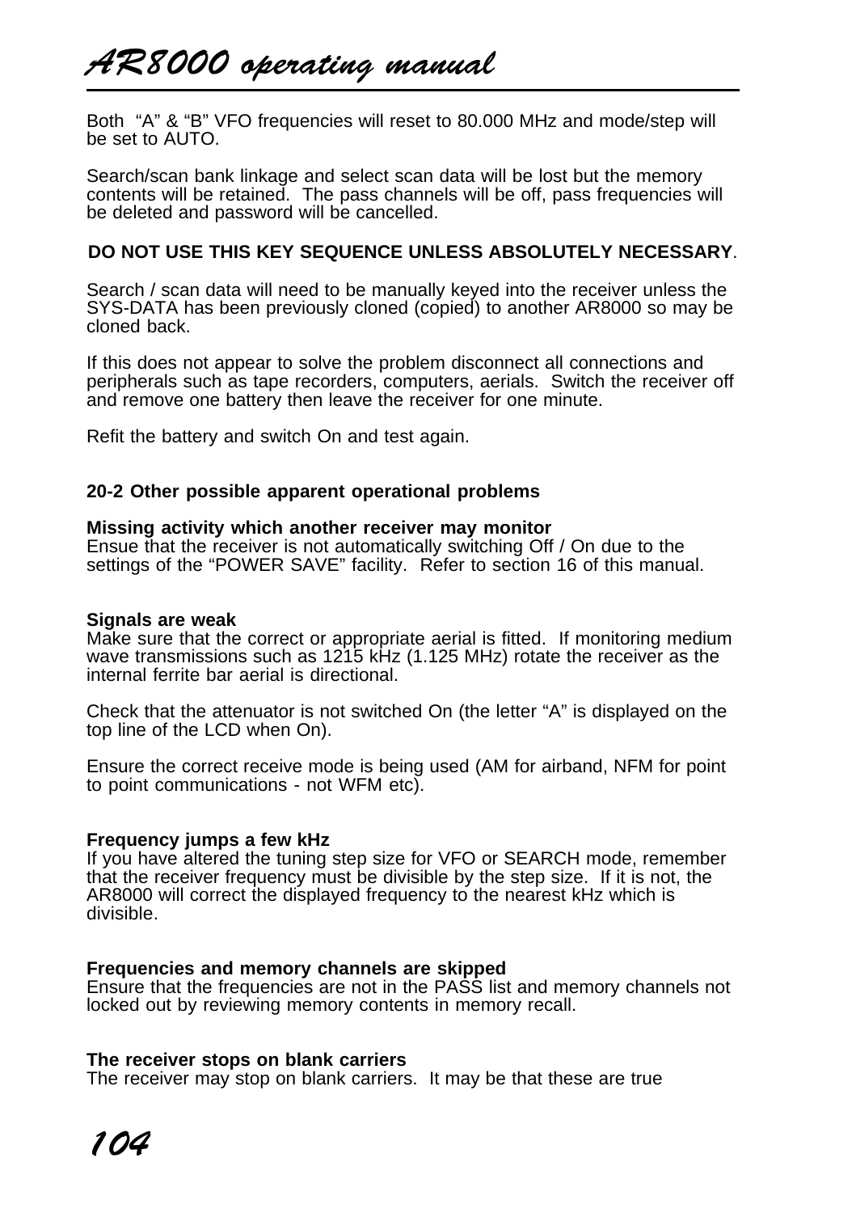Both "A" & "B" VFO frequencies will reset to 80.000 MHz and mode/step will be set to AUTO.

Search/scan bank linkage and select scan data will be lost but the memory contents will be retained. The pass channels will be off, pass frequencies will be deleted and password will be cancelled.

**DO NOT USE THIS KEY SEQUENCE UNLESS ABSOLUTELY NECESSARY**.

Search / scan data will need to be manually keyed into the receiver unless the SYS-DATA has been previously cloned (copied) to another AR8000 so may be cloned back.

If this does not appear to solve the problem disconnect all connections and peripherals such as tape recorders, computers, aerials. Switch the receiver off and remove one battery then leave the receiver for one minute.

Refit the battery and switch On and test again.

## 20-2 Other possible apparent operational problems

**Missing activity which another receiver may monitor**
Ensue that the receiver is not automatically switching Off / On due to the settings of the "POWER SAVE" facility. Refer to section 16 of this manual.

**Signals are weak**
Make sure that the correct or appropriate aerial is fitted. If monitoring medium wave transmissions such as 1215 kHz (1.125 MHz) rotate the receiver as the internal ferrite bar aerial is directional.

Check that the attenuator is not switched On (the letter "A" is displayed on the top line of the LCD when On).

Ensure the correct receive mode is being used (AM for airband, NFM for point to point communications - not WFM etc).

**Frequency jumps a few kHz**
If you have altered the tuning step size for VFO or SEARCH mode, remember that the receiver frequency must be divisible by the step size. If it is not, the AR8000 will correct the displayed frequency to the nearest kHz which is divisible.

**Frequencies and memory channels are skipped**
Ensure that the frequencies are not in the PASS list and memory channels not locked out by reviewing memory contents in memory recall.

**The receiver stops on blank carriers**
The receiver may stop on blank carriers. It may be that these are true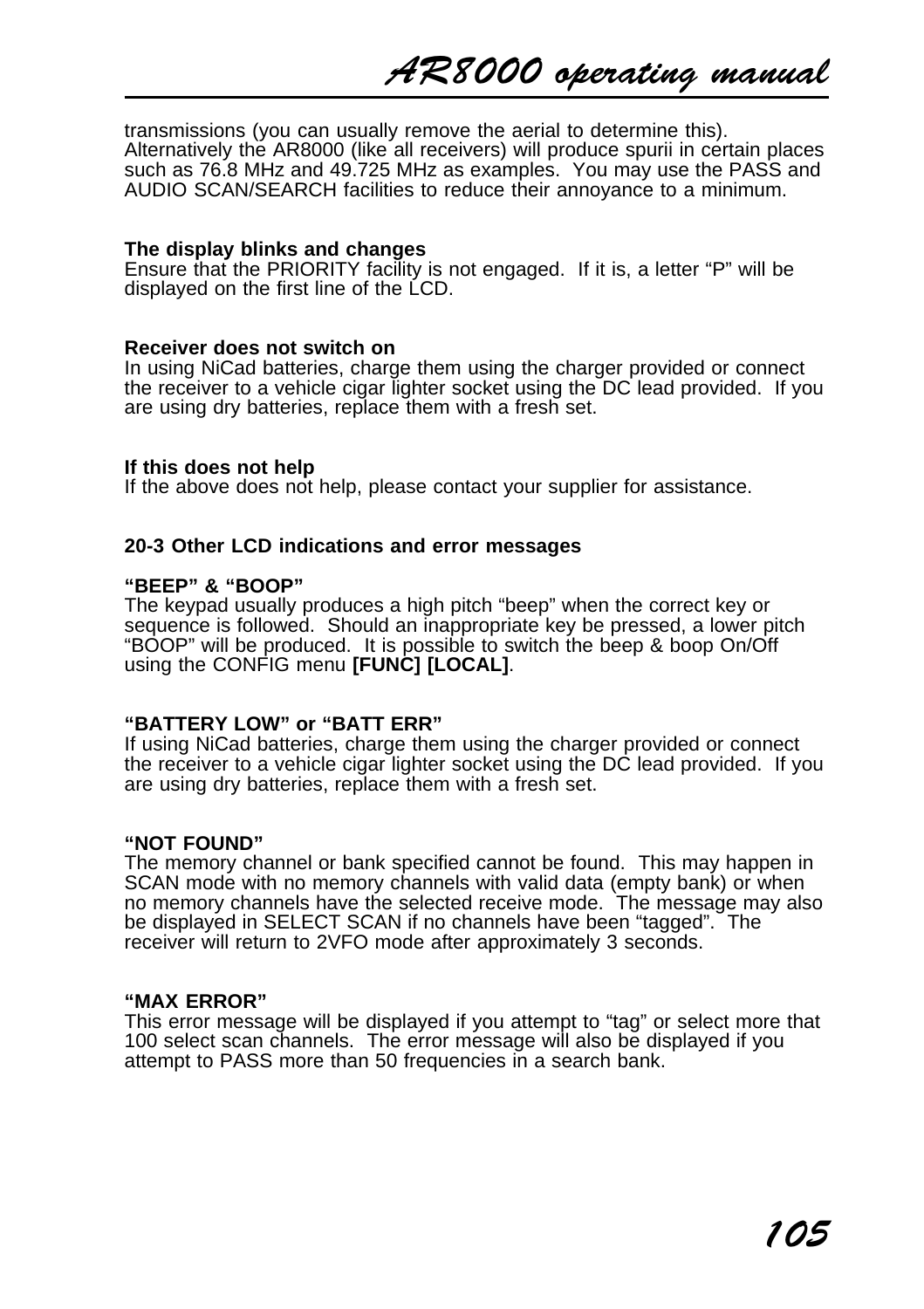transmissions (you can usually remove the aerial to determine this). Alternatively the AR8000 (like all receivers) will produce spurii in certain places such as 76.8 MHz and 49.725 MHz as examples. You may use the PASS and AUDIO SCAN/SEARCH facilities to reduce their annoyance to a minimum.

**The display blinks and changes**
Ensure that the PRIORITY facility is not engaged. If it is, a letter "P" will be displayed on the first line of the LCD.

**Receiver does not switch on**
In using NiCad batteries, charge them using the charger provided or connect the receiver to a vehicle cigar lighter socket using the DC lead provided. If you are using dry batteries, replace them with a fresh set.

**If this does not help**
If the above does not help, please contact your supplier for assistance.

## 20-3 Other LCD indications and error messages

**"BEEP" & "BOOP"**
The keypad usually produces a high pitch "beep" when the correct key or sequence is followed. Should an inappropriate key be pressed, a lower pitch "BOOP" will be produced. It is possible to switch the beep & boop On/Off using the CONFIG menu **[FUNC] [LOCAL]**.

**"BATTERY LOW" or "BATT ERR"**
If using NiCad batteries, charge them using the charger provided or connect the receiver to a vehicle cigar lighter socket using the DC lead provided. If you are using dry batteries, replace them with a fresh set.

**"NOT FOUND"**
The memory channel or bank specified cannot be found. This may happen in SCAN mode with no memory channels with valid data (empty bank) or when no memory channels have the selected receive mode. The message may also be displayed in SELECT SCAN if no channels have been "tagged". The receiver will return to 2VFO mode after approximately 3 seconds.

**"MAX ERROR"**
This error message will be displayed if you attempt to "tag" or select more that 100 select scan channels. The error message will also be displayed if you attempt to PASS more than 50 frequencies in a search bank.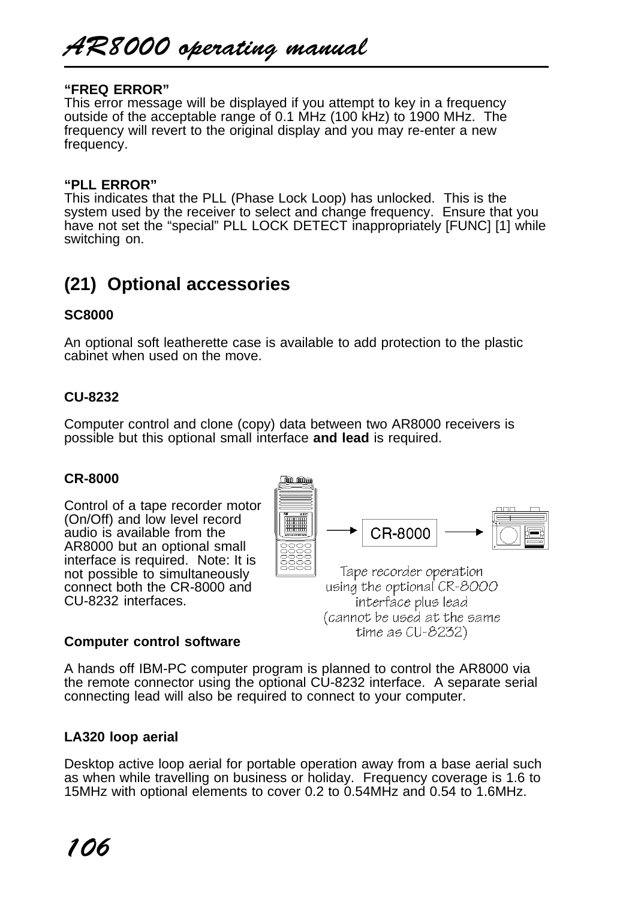**"FREQ ERROR"**
This error message will be displayed if you attempt to key in a frequency outside of the acceptable range of 0.1 MHz (100 kHz) to 1900 MHz. The frequency will revert to the original display and you may re-enter a new frequency.

**"PLL ERROR"**
This indicates that the PLL (Phase Lock Loop) has unlocked. This is the system used by the receiver to select and change frequency. Ensure that you have not set the "special" PLL LOCK DETECT inappropriately [FUNC] [1] while switching on.

## (21) Optional accessories

**SC8000**

An optional soft leatherette case is available to add protection to the plastic cabinet when used on the move.

**CU-8232**

Computer control and clone (copy) data between two AR8000 receivers is possible but this optional small interface **and lead** is required.

**CR-8000**

Control of a tape recorder motor (On/Off) and low level record audio is available from the AR8000 but an optional small interface is required. Note: It is not possible to simultaneously connect both the CR-8000 and CU-8232 interfaces.

CR-8000

Tape recorder operation using the optional CR-8000 interface plus lead (cannot be used at the same time as CU-8232)

**Computer control software**

A hands off IBM-PC computer program is planned to control the AR8000 via the remote connector using the optional CU-8232 interface. A separate serial connecting lead will also be required to connect to your computer.

**LA320 loop aerial**

Desktop active loop aerial for portable operation away from a base aerial such as when while travelling on business or holiday. Frequency coverage is 1.6 to 15MHz with optional elements to cover 0.2 to 0.54MHz and 0.54 to 1.6MHz.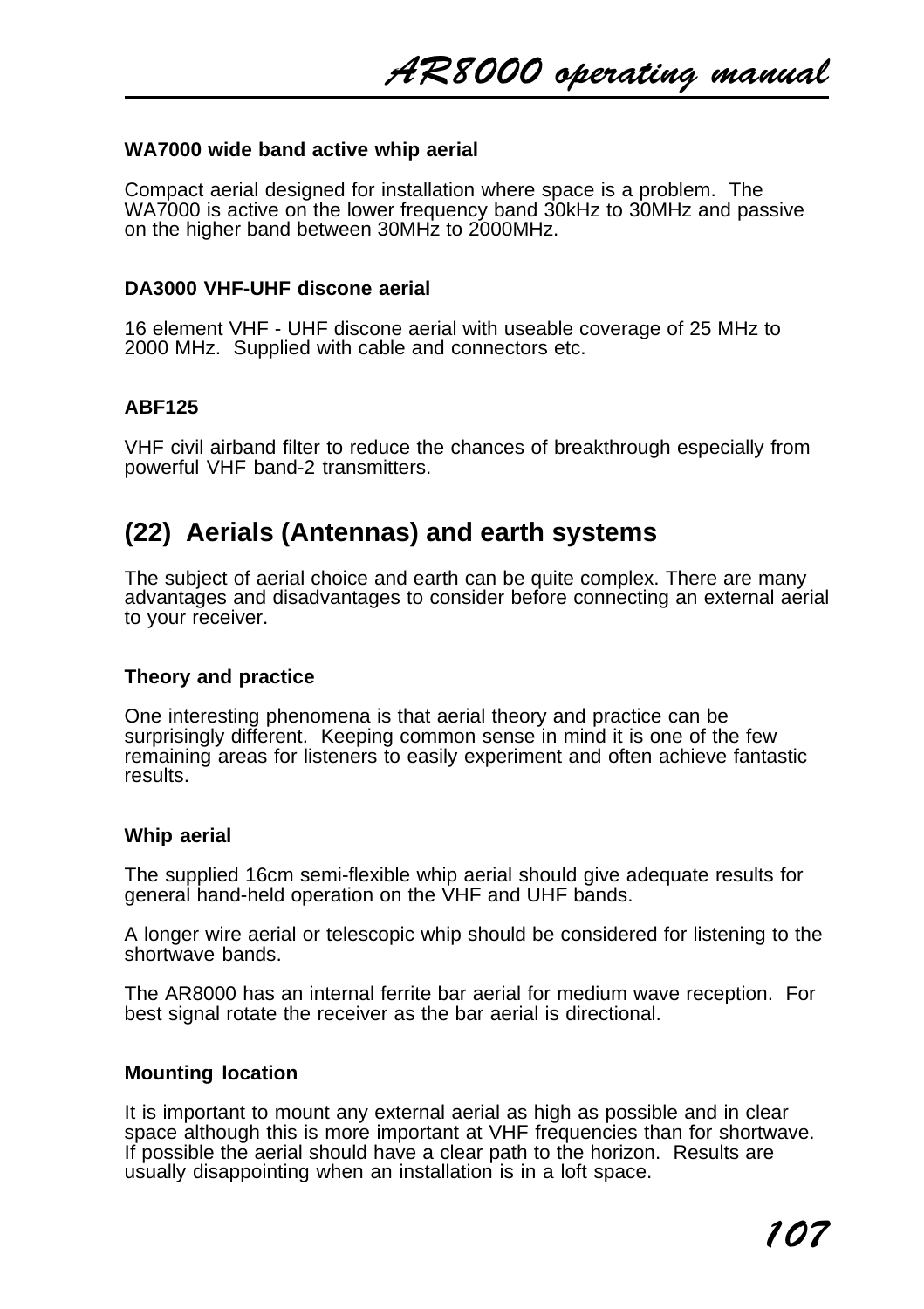### WA7000 wide band active whip aerial

Compact aerial designed for installation where space is a problem. The WA7000 is active on the lower frequency band 30kHz to 30MHz and passive on the higher band between 30MHz to 2000MHz.

### DA3000 VHF-UHF discone aerial

16 element VHF - UHF discone aerial with useable coverage of 25 MHz to 2000 MHz. Supplied with cable and connectors etc.

### ABF125

VHF civil airband filter to reduce the chances of breakthrough especially from powerful VHF band-2 transmitters.

## (22) Aerials (Antennas) and earth systems

The subject of aerial choice and earth can be quite complex. There are many advantages and disadvantages to consider before connecting an external aerial to your receiver.

### Theory and practice

One interesting phenomena is that aerial theory and practice can be surprisingly different. Keeping common sense in mind it is one of the few remaining areas for listeners to easily experiment and often achieve fantastic results.

### Whip aerial

The supplied 16cm semi-flexible whip aerial should give adequate results for general hand-held operation on the VHF and UHF bands.

A longer wire aerial or telescopic whip should be considered for listening to the shortwave bands.

The AR8000 has an internal ferrite bar aerial for medium wave reception. For best signal rotate the receiver as the bar aerial is directional.

### Mounting location

It is important to mount any external aerial as high as possible and in clear space although this is more important at VHF frequencies than for shortwave. If possible the aerial should have a clear path to the horizon. Results are usually disappointing when an installation is in a loft space.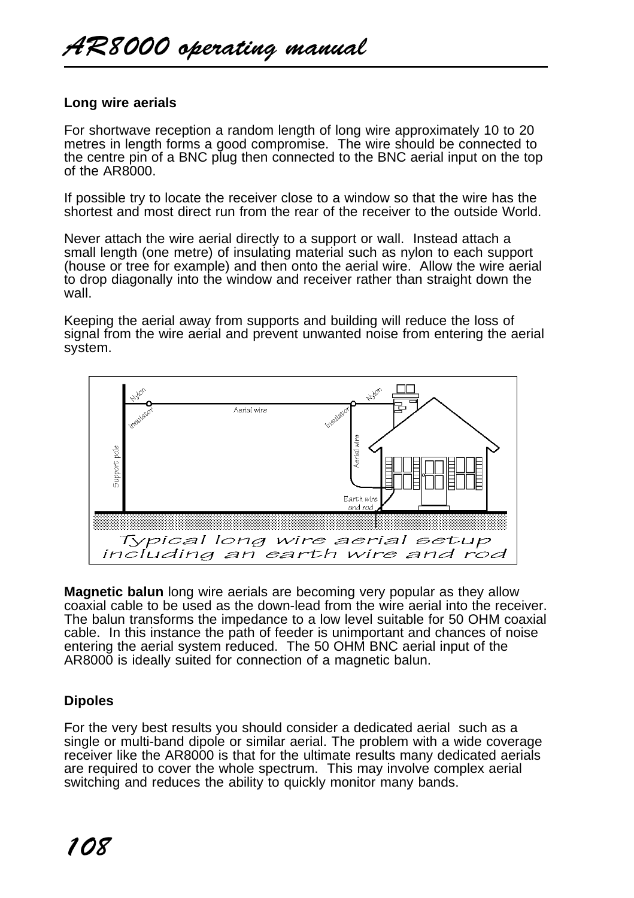### Long wire aerials

For shortwave reception a random length of long wire approximately 10 to 20 metres in length forms a good compromise. The wire should be connected to the centre pin of a BNC plug then connected to the BNC aerial input on the top of the AR8000.

If possible try to locate the receiver close to a window so that the wire has the shortest and most direct run from the rear of the receiver to the outside World.

Never attach the wire aerial directly to a support or wall. Instead attach a small length (one metre) of insulating material such as nylon to each support (house or tree for example) and then onto the aerial wire. Allow the wire aerial to drop diagonally into the window and receiver rather than straight down the wall.

Keeping the aerial away from supports and building will reduce the loss of signal from the wire aerial and prevent unwanted noise from entering the aerial system.

Typical long wire aerial setup including an earth wire and rod

**Magnetic balun** long wire aerials are becoming very popular as they allow coaxial cable to be used as the down-lead from the wire aerial into the receiver. The balun transforms the impedance to a low level suitable for 50 OHM coaxial cable. In this instance the path of feeder is unimportant and chances of noise entering the aerial system reduced. The 50 OHM BNC aerial input of the AR8000 is ideally suited for connection of a magnetic balun.

### Dipoles

For the very best results you should consider a dedicated aerial such as a single or multi-band dipole or similar aerial. The problem with a wide coverage receiver like the AR8000 is that for the ultimate results many dedicated aerials are required to cover the whole spectrum. This may involve complex aerial switching and reduces the ability to quickly monitor many bands.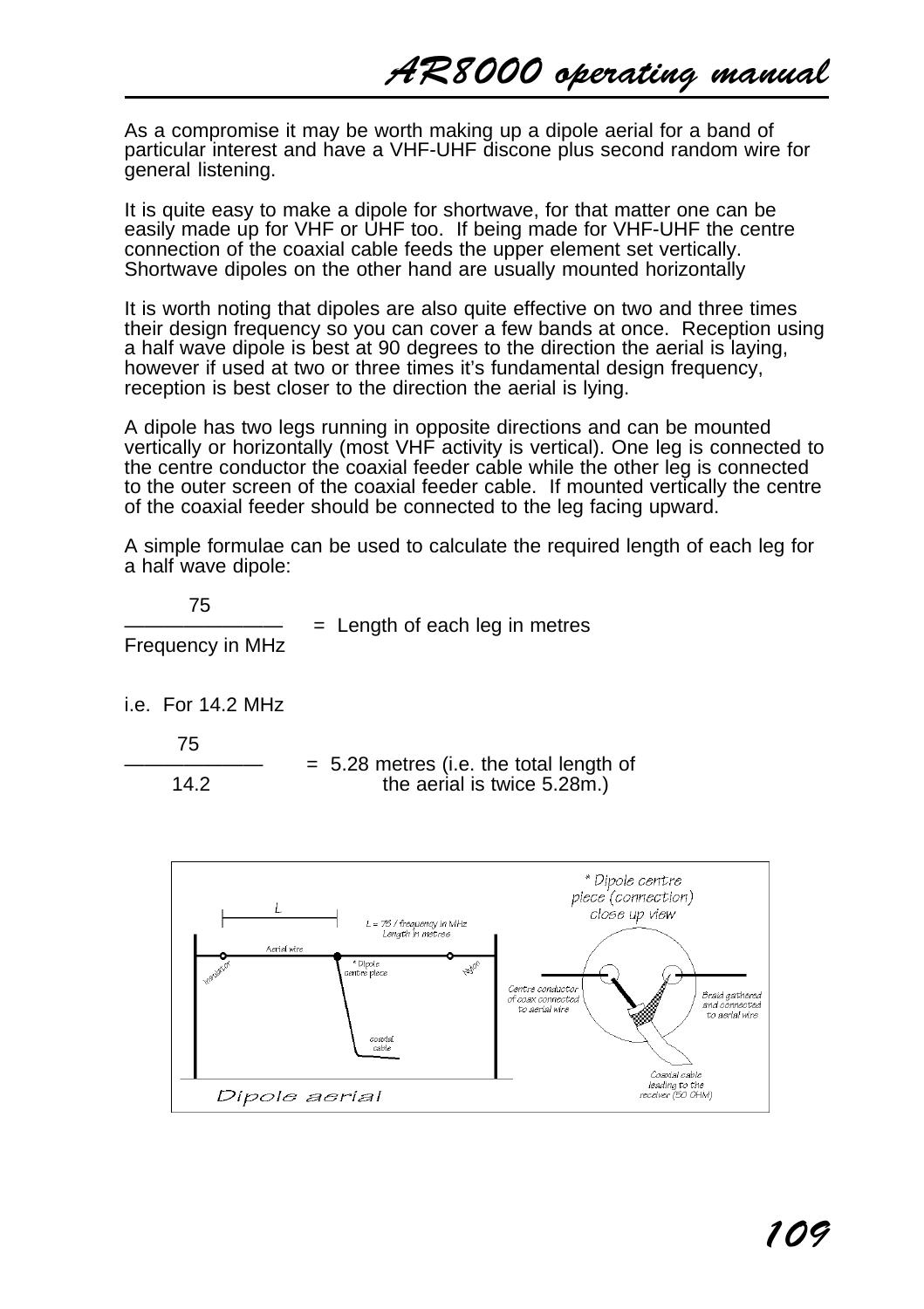As a compromise it may be worth making up a dipole aerial for a band of particular interest and have a VHF-UHF discone plus second random wire for general listening.

It is quite easy to make a dipole for shortwave, for that matter one can be easily made up for VHF or UHF too. If being made for VHF-UHF the centre connection of the coaxial cable feeds the upper element set vertically. Shortwave dipoles on the other hand are usually mounted horizontally

It is worth noting that dipoles are also quite effective on two and three times their design frequency so you can cover a few bands at once. Reception using a half wave dipole is best at 90 degrees to the direction the aerial is laying, however if used at two or three times it's fundamental design frequency, reception is best closer to the direction the aerial is lying.

A dipole has two legs running in opposite directions and can be mounted vertically or horizontally (most VHF activity is vertical). One leg is connected to the centre conductor the coaxial feeder cable while the other leg is connected to the outer screen of the coaxial feeder cable. If mounted vertically the centre of the coaxial feeder should be connected to the leg facing upward.

A simple formulae can be used to calculate the required length of each leg for a half wave dipole:

$$\frac{75}{\text{Frequency in MHz}} = \text{Length of each leg in metres}$$

i.e. For 14.2 MHz

$$\frac{75}{14.2} = 5.28 \text{ metres}$$

(i.e. the total length of the aerial is twice 5.28m.)

L = 75 / frequency in MHz
Length in metres

Aerial wire · Insulator · * Dipole centre piece · Nylon · coaxial cable

* Dipole centre piece (connection) close up view

Centre conductor of coax connected to aerial wire

Braid gathered and connected to aerial wire

Coaxial cable leading to the receiver (50 OHM)

Dipole aerial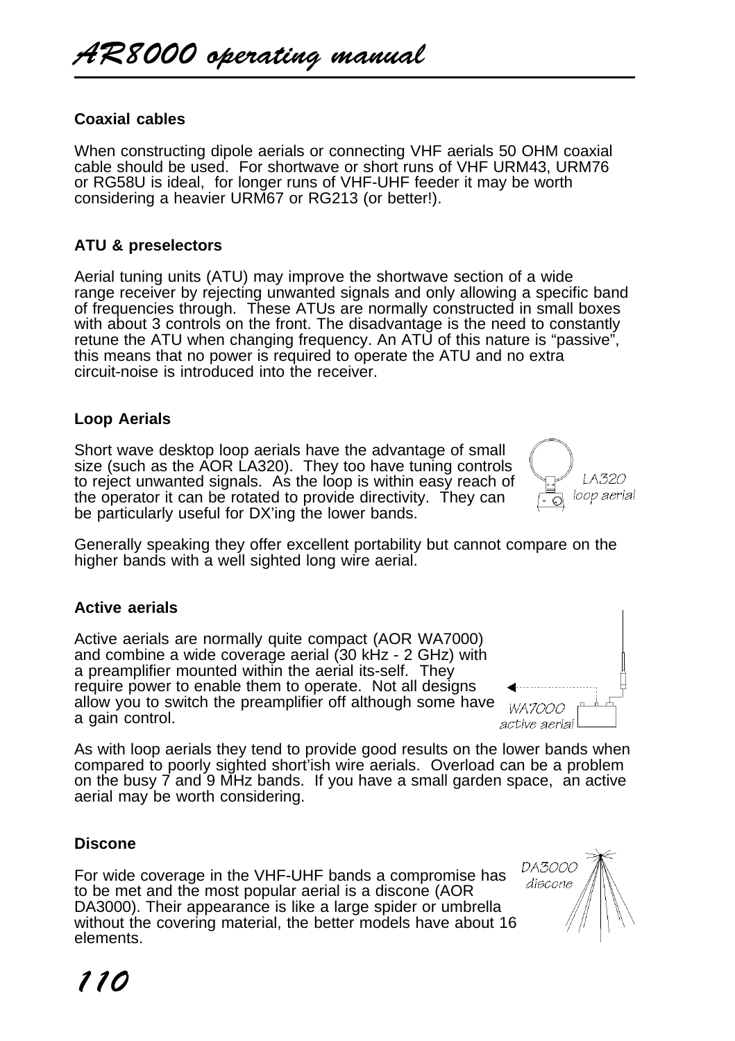### Coaxial cables

When constructing dipole aerials or connecting VHF aerials 50 OHM coaxial cable should be used. For shortwave or short runs of VHF URM43, URM76 or RG58U is ideal, for longer runs of VHF-UHF feeder it may be worth considering a heavier URM67 or RG213 (or better!).

### ATU & preselectors

Aerial tuning units (ATU) may improve the shortwave section of a wide range receiver by rejecting unwanted signals and only allowing a specific band of frequencies through. These ATUs are normally constructed in small boxes with about 3 controls on the front. The disadvantage is the need to constantly retune the ATU when changing frequency. An ATU of this nature is “passive”, this means that no power is required to operate the ATU and no extra circuit-noise is introduced into the receiver.

### Loop Aerials

Short wave desktop loop aerials have the advantage of small size (such as the AOR LA320). They too have tuning controls to reject unwanted signals. As the loop is within easy reach of the operator it can be rotated to provide directivity. They can be particularly useful for DX’ing the lower bands.

LA320 loop aerial

Generally speaking they offer excellent portability but cannot compare on the higher bands with a well sighted long wire aerial.

### Active aerials

Active aerials are normally quite compact (AOR WA7000) and combine a wide coverage aerial (30 kHz - 2 GHz) with a preamplifier mounted within the aerial its-self. They require power to enable them to operate. Not all designs allow you to switch the preamplifier off although some have a gain control.

WA7000 active aerial

As with loop aerials they tend to provide good results on the lower bands when compared to poorly sighted short’ish wire aerials. Overload can be a problem on the busy 7 and 9 MHz bands. If you have a small garden space, an active aerial may be worth considering.

### Discone

For wide coverage in the VHF-UHF bands a compromise has to be met and the most popular aerial is a discone (AOR DA3000). Their appearance is like a large spider or umbrella without the covering material, the better models have about 16 elements.

DA3000 discone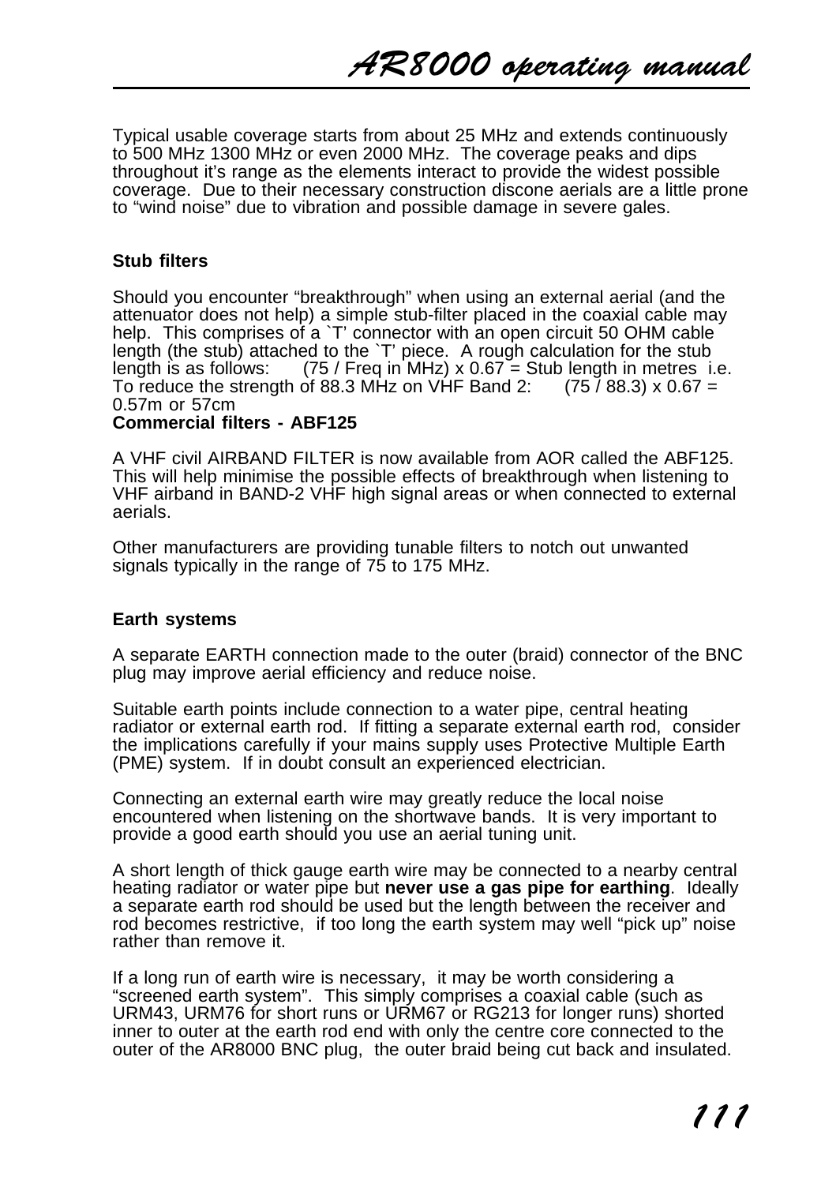Typical usable coverage starts from about 25 MHz and extends continuously to 500 MHz 1300 MHz or even 2000 MHz. The coverage peaks and dips throughout it's range as the elements interact to provide the widest possible coverage. Due to their necessary construction discone aerials are a little prone to “wind noise” due to vibration and possible damage in severe gales.

**Stub filters**

Should you encounter “breakthrough” when using an external aerial (and the attenuator does not help) a simple stub-filter placed in the coaxial cable may help. This comprises of a `T’ connector with an open circuit 50 OHM cable length (the stub) attached to the `T’ piece. A rough calculation for the stub length is as follows: (75 / Freq in MHz) x 0.67 = Stub length in metres i.e. To reduce the strength of 88.3 MHz on VHF Band 2: (75 / 88.3) x 0.67 = 0.57m or 57cm

**Commercial filters - ABF125**

A VHF civil AIRBAND FILTER is now available from AOR called the ABF125. This will help minimise the possible effects of breakthrough when listening to VHF airband in BAND-2 VHF high signal areas or when connected to external aerials.

Other manufacturers are providing tunable filters to notch out unwanted signals typically in the range of 75 to 175 MHz.

**Earth systems**

A separate EARTH connection made to the outer (braid) connector of the BNC plug may improve aerial efficiency and reduce noise.

Suitable earth points include connection to a water pipe, central heating radiator or external earth rod. If fitting a separate external earth rod, consider the implications carefully if your mains supply uses Protective Multiple Earth (PME) system. If in doubt consult an experienced electrician.

Connecting an external earth wire may greatly reduce the local noise encountered when listening on the shortwave bands. It is very important to provide a good earth should you use an aerial tuning unit.

A short length of thick gauge earth wire may be connected to a nearby central heating radiator or water pipe but **never use a gas pipe for earthing**. Ideally a separate earth rod should be used but the length between the receiver and rod becomes restrictive, if too long the earth system may well “pick up” noise rather than remove it.

If a long run of earth wire is necessary, it may be worth considering a “screened earth system”. This simply comprises a coaxial cable (such as URM43, URM76 for short runs or URM67 or RG213 for longer runs) shorted inner to outer at the earth rod end with only the centre core connected to the outer of the AR8000 BNC plug, the outer braid being cut back and insulated.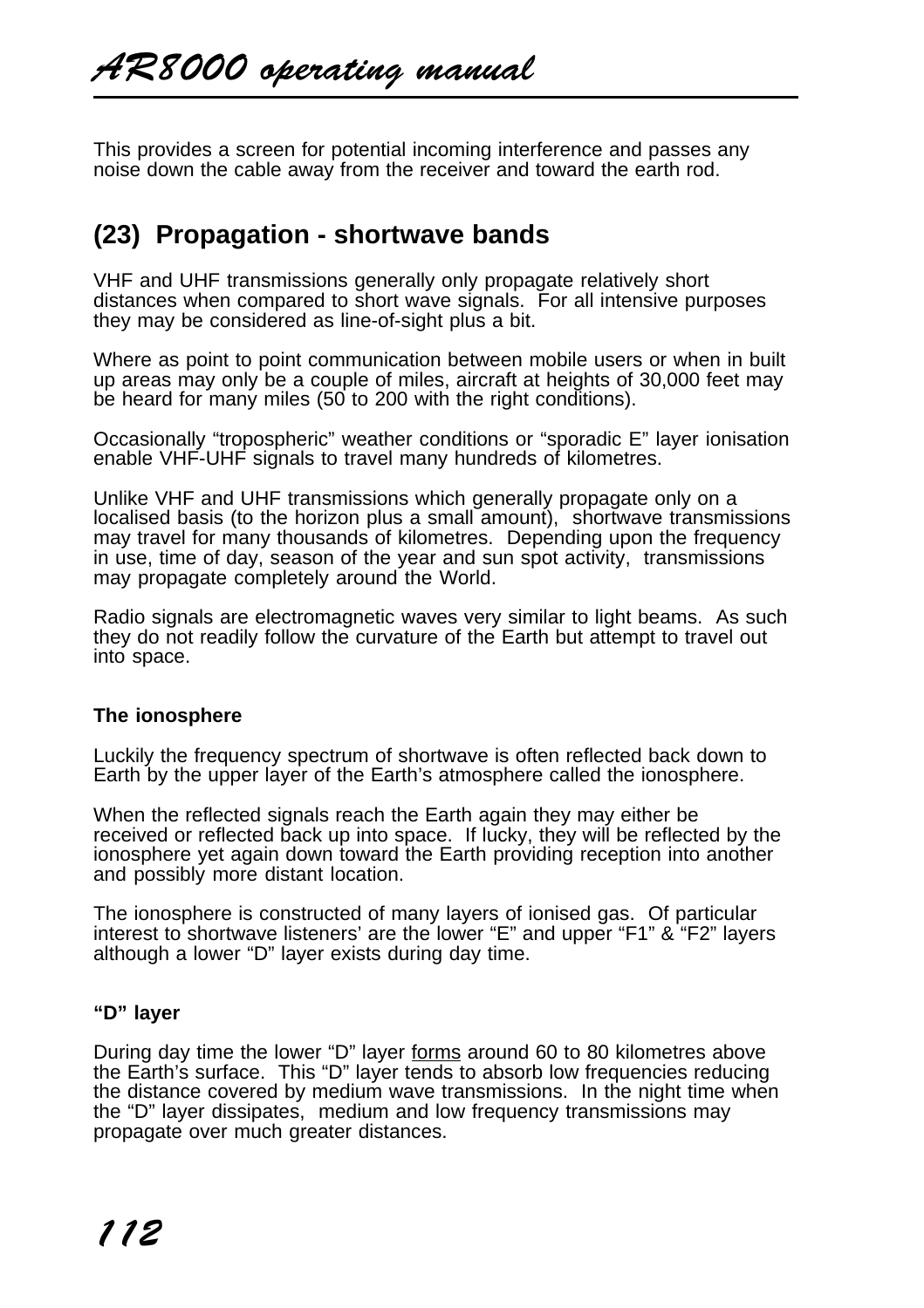This provides a screen for potential incoming interference and passes any noise down the cable away from the receiver and toward the earth rod.

## (23) Propagation - shortwave bands

VHF and UHF transmissions generally only propagate relatively short distances when compared to short wave signals. For all intensive purposes they may be considered as line-of-sight plus a bit.

Where as point to point communication between mobile users or when in built up areas may only be a couple of miles, aircraft at heights of 30,000 feet may be heard for many miles (50 to 200 with the right conditions).

Occasionally "tropospheric" weather conditions or "sporadic E" layer ionisation enable VHF-UHF signals to travel many hundreds of kilometres.

Unlike VHF and UHF transmissions which generally propagate only on a localised basis (to the horizon plus a small amount), shortwave transmissions may travel for many thousands of kilometres. Depending upon the frequency in use, time of day, season of the year and sun spot activity, transmissions may propagate completely around the World.

Radio signals are electromagnetic waves very similar to light beams. As such they do not readily follow the curvature of the Earth but attempt to travel out into space.

### The ionosphere

Luckily the frequency spectrum of shortwave is often reflected back down to Earth by the upper layer of the Earth's atmosphere called the ionosphere.

When the reflected signals reach the Earth again they may either be received or reflected back up into space. If lucky, they will be reflected by the ionosphere yet again down toward the Earth providing reception into another and possibly more distant location.

The ionosphere is constructed of many layers of ionised gas. Of particular interest to shortwave listeners' are the lower "E" and upper "F1" & "F2" layers although a lower "D" layer exists during day time.

### "D" layer

During day time the lower "D" layer <u>forms</u> around 60 to 80 kilometres above the Earth's surface. This "D" layer tends to absorb low frequencies reducing the distance covered by medium wave transmissions. In the night time when the "D" layer dissipates, medium and low frequency transmissions may propagate over much greater distances.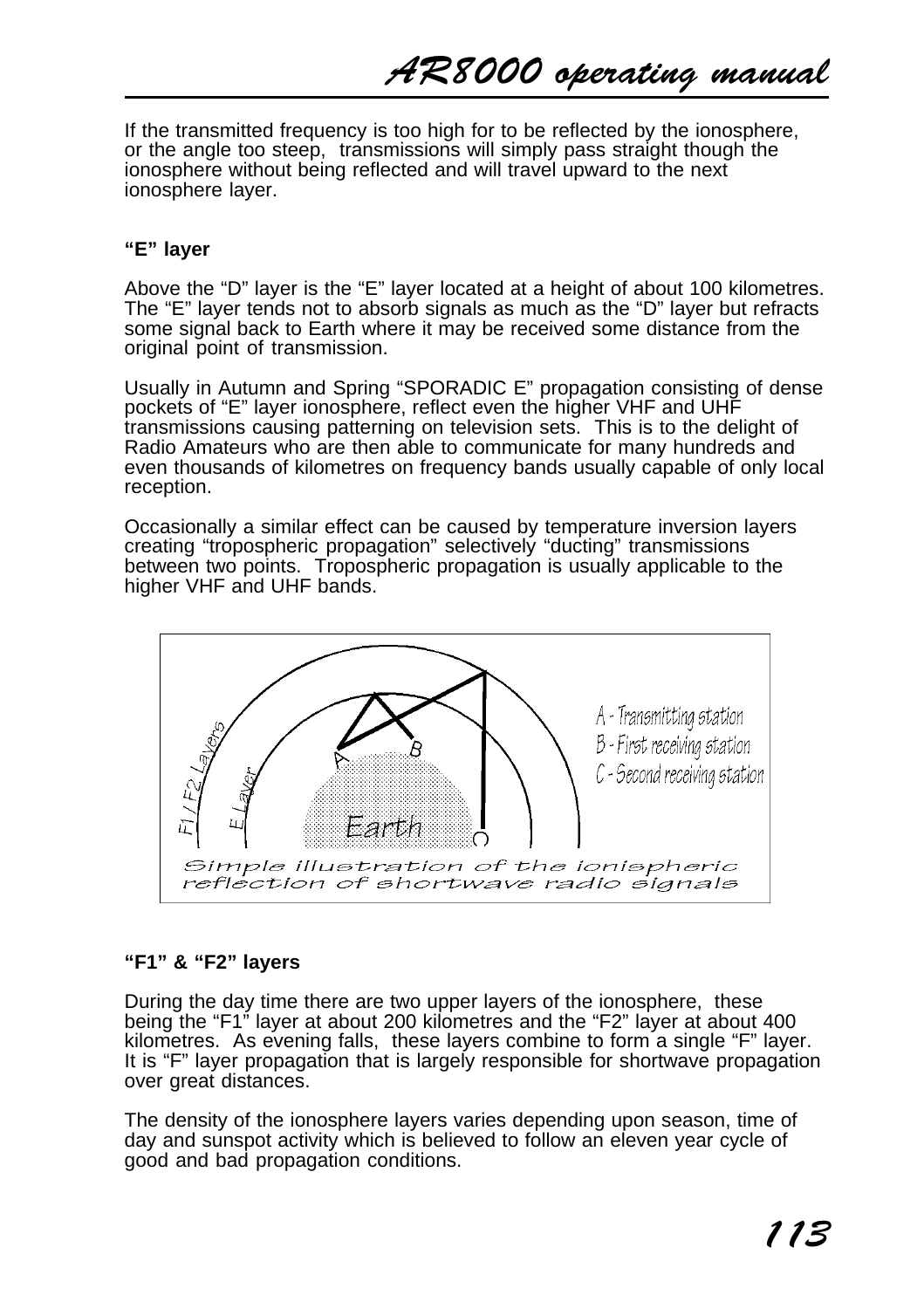If the transmitted frequency is too high for to be reflected by the ionosphere, or the angle too steep, transmissions will simply pass straight though the ionosphere without being reflected and will travel upward to the next ionosphere layer.

### “E” layer

Above the “D” layer is the “E” layer located at a height of about 100 kilometres. The “E” layer tends not to absorb signals as much as the “D” layer but refracts some signal back to Earth where it may be received some distance from the original point of transmission.

Usually in Autumn and Spring “SPORADIC E” propagation consisting of dense pockets of “E” layer ionosphere, reflect even the higher VHF and UHF transmissions causing patterning on television sets. This is to the delight of Radio Amateurs who are then able to communicate for many hundreds and even thousands of kilometres on frequency bands usually capable of only local reception.

Occasionally a similar effect can be caused by temperature inversion layers creating “tropospheric propagation” selectively “ducting” transmissions between two points. Tropospheric propagation is usually applicable to the higher VHF and UHF bands.

F1 / F2 Layers

E Layer

Earth

A - Transmitting station
B - First receiving station
C - Second receiving station

Simple illustration of the ionispheric reflection of shortwave radio signals

### “F1” & “F2” layers

During the day time there are two upper layers of the ionosphere, these being the “F1” layer at about 200 kilometres and the “F2” layer at about 400 kilometres. As evening falls, these layers combine to form a single “F” layer. It is “F” layer propagation that is largely responsible for shortwave propagation over great distances.

The density of the ionosphere layers varies depending upon season, time of day and sunspot activity which is believed to follow an eleven year cycle of good and bad propagation conditions.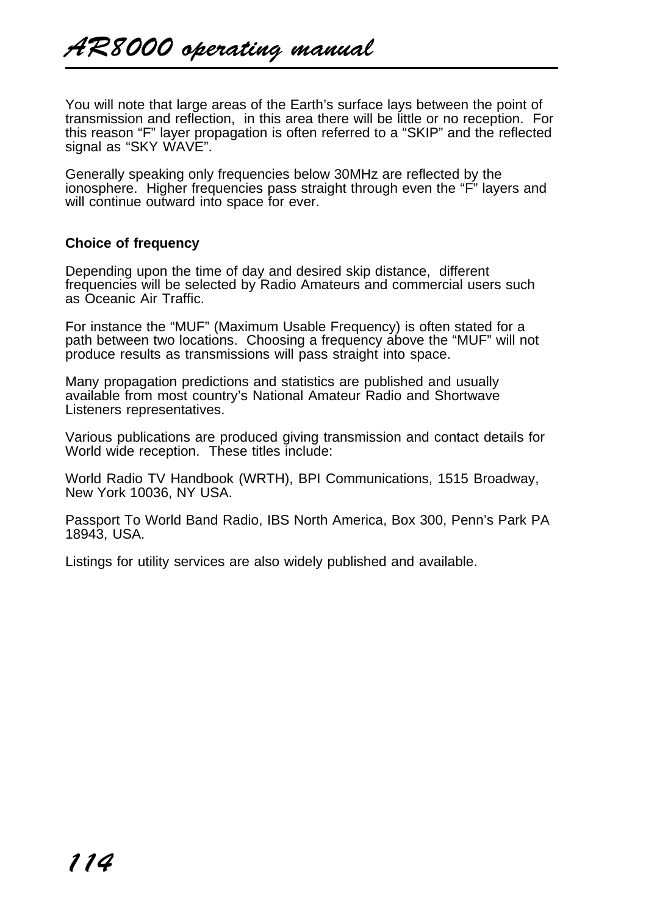You will note that large areas of the Earth's surface lays between the point of transmission and reflection, in this area there will be little or no reception. For this reason "F" layer propagation is often referred to a "SKIP" and the reflected signal as "SKY WAVE".

Generally speaking only frequencies below 30MHz are reflected by the ionosphere. Higher frequencies pass straight through even the "F" layers and will continue outward into space for ever.

**Choice of frequency**

Depending upon the time of day and desired skip distance, different frequencies will be selected by Radio Amateurs and commercial users such as Oceanic Air Traffic.

For instance the "MUF" (Maximum Usable Frequency) is often stated for a path between two locations. Choosing a frequency above the "MUF" will not produce results as transmissions will pass straight into space.

Many propagation predictions and statistics are published and usually available from most country's National Amateur Radio and Shortwave Listeners representatives.

Various publications are produced giving transmission and contact details for World wide reception. These titles include:

World Radio TV Handbook (WRTH), BPI Communications, 1515 Broadway, New York 10036, NY USA.

Passport To World Band Radio, IBS North America, Box 300, Penn's Park PA 18943, USA.

Listings for utility services are also widely published and available.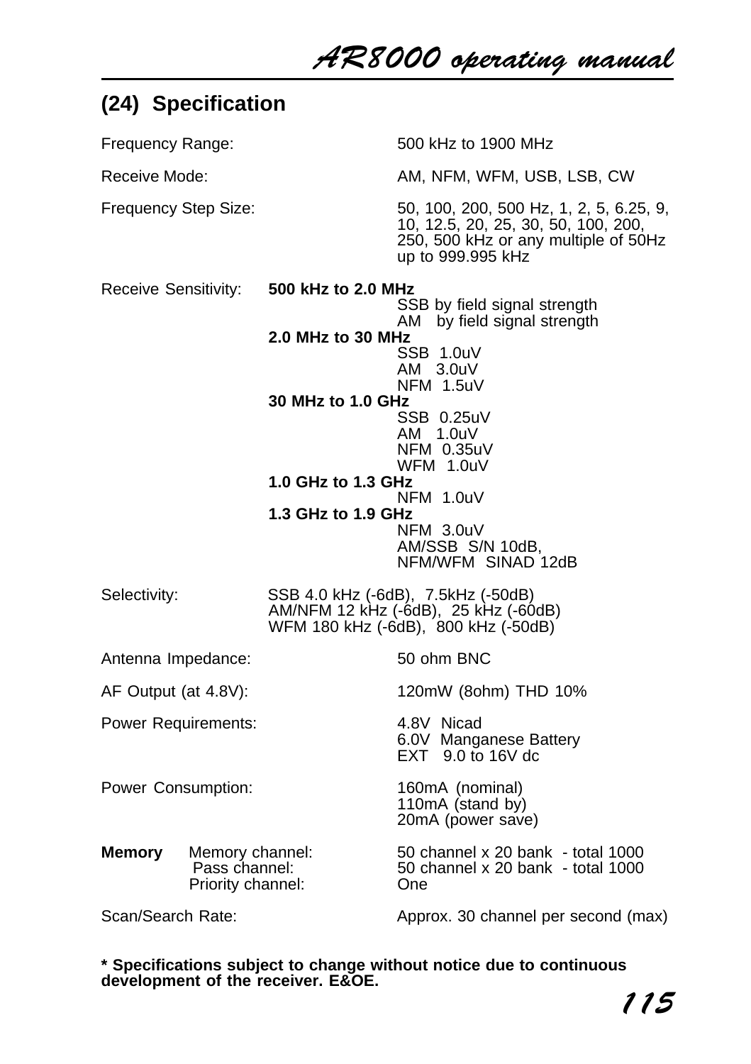## (24) Specification

| | | |
|---|---|---|
| Frequency Range: | | 500 kHz to 1900 MHz |
| Receive Mode: | | AM, NFM, WFM, USB, LSB, CW |
| Frequency Step Size: | | 50, 100, 200, 500 Hz, 1, 2, 5, 6.25, 9, 10, 12.5, 20, 25, 30, 50, 100, 200, 250, 500 kHz or any multiple of 50Hz up to 999.995 kHz |
| Receive Sensitivity: | **500 kHz to 2.0 MHz** | SSB by field signal strength<br>AM by field signal strength |
| | **2.0 MHz to 30 MHz** | SSB 1.0uV<br>AM 3.0uV<br>NFM 1.5uV |
| | **30 MHz to 1.0 GHz** | SSB 0.25uV<br>AM 1.0uV<br>NFM 0.35uV<br>WFM 1.0uV |
| | **1.0 GHz to 1.3 GHz** | NFM 1.0uV |
| | **1.3 GHz to 1.9 GHz** | NFM 3.0uV<br>AM/SSB S/N 10dB,<br>NFM/WFM SINAD 12dB |
| Selectivity: | SSB 4.0 kHz (-6dB), 7.5kHz (-50dB)<br>AM/NFM 12 kHz (-6dB), 25 kHz (-60dB)<br>WFM 180 kHz (-6dB), 800 kHz (-50dB) | |
| Antenna Impedance: | | 50 ohm BNC |
| AF Output (at 4.8V): | | 120mW (8ohm) THD 10% |
| Power Requirements: | | 4.8V Nicad<br>6.0V Manganese Battery<br>EXT 9.0 to 16V dc |
| Power Consumption: | | 160mA (nominal)<br>110mA (stand by)<br>20mA (power save) |
| **Memory** | Memory channel:<br>Pass channel:<br>Priority channel: | 50 channel x 20 bank - total 1000<br>50 channel x 20 bank - total 1000<br>One |
| Scan/Search Rate: | | Approx. 30 channel per second (max) |

**\* Specifications subject to change without notice due to continuous development of the receiver. E&OE.**